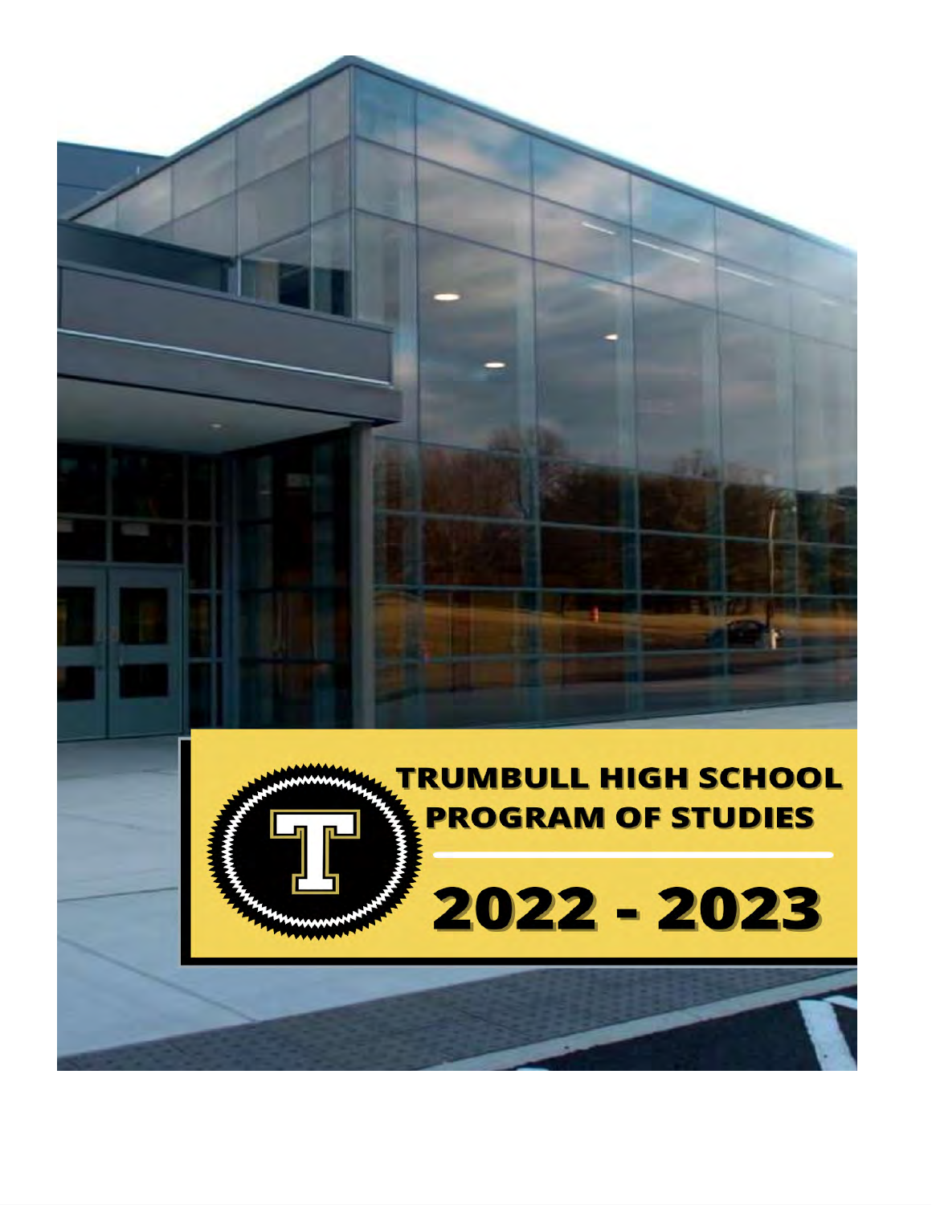# TRUMBULL HIGH SCHOOL PROGRAM OF STUDIES

# 2022 - 2023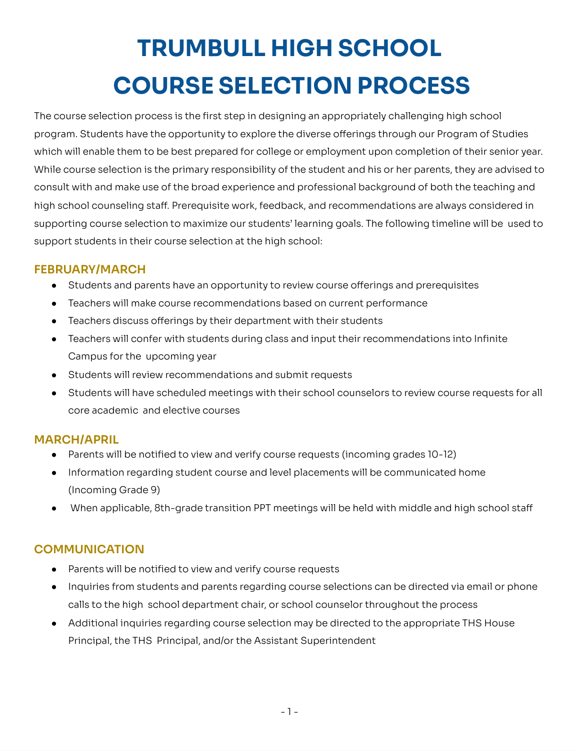# TRUMBULL HIGH SCHOOL COURSE SELECTION PROCESS

The course selection process is the first step in designing an appropriately challenging high school program. Students have the opportunity to explore the diverse offerings through our Program of Studies which will enable them to be best prepared for college or employment upon completion of their senior year. While course selection is the primary responsibility of the student and his or her parents, they are advised to consult with and make use of the broad experience and professional background of both the teaching and high school counseling staff. Prerequisite work, feedback, and recommendations are always considered in supporting course selection to maximize our students' learning goals. The following timeline will be used to support students in their course selection at the high school:

## FEBRUARY/MARCH

- Students and parents have an opportunity to review course offerings and prerequisites
- Teachers will make course recommendations based on current performance
- Teachers discuss offerings by their department with their students
- Teachers will confer with students during class and input their recommendations into Infinite Campus for the upcoming year
- Students will review recommendations and submit requests
- Students will have scheduled meetings with their school counselors to review course requests for all core academic and elective courses

## MARCH/APRIL

- Parents will be notified to view and verify course requests (incoming grades 10-12)
- Information regarding student course and level placements will be communicated home (Incoming Grade 9)
- When applicable, 8th-grade transition PPT meetings will be held with middle and high school staff

## COMMUNICATION

- Parents will be notified to view and verify course requests
- Inquiries from students and parents regarding course selections can be directed via email or phone calls to the high school department chair, or school counselor throughout the process
- Additional inquiries regarding course selection may be directed to the appropriate THS House Principal, the THS Principal, and/or the Assistant Superintendent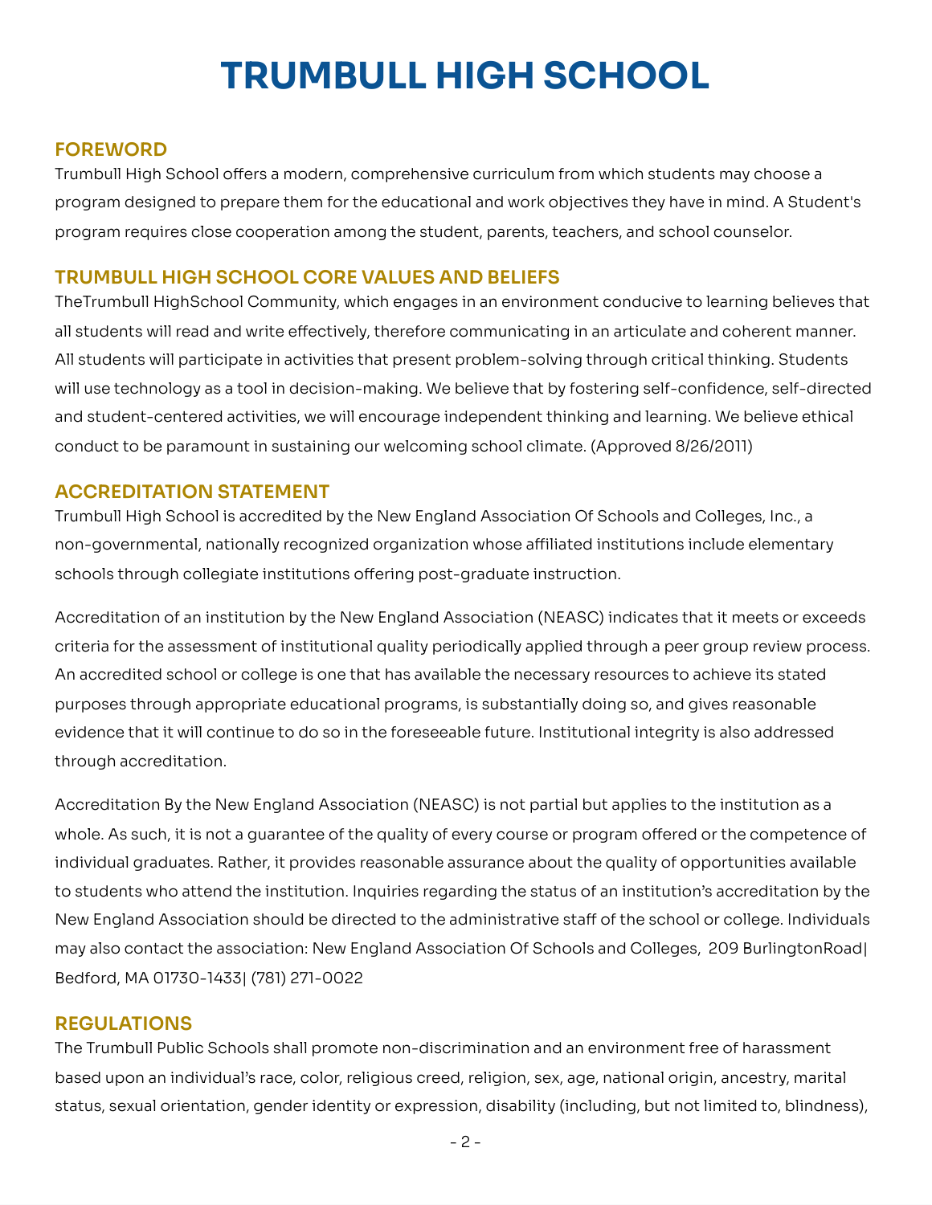# TRUMBULL HIGH SCHOOL

## FOREWORD

Trumbull High School offers a modern, comprehensive curriculum from which students may choose a program designed to prepare them for the educational and work objectives they have in mind. A Student's program requires close cooperation among the student, parents, teachers, and school counselor.

## TRUMBULL HIGH SCHOOL CORE VALUES AND BELIEFS

TheTrumbull HighSchool Community, which engages in an environment conducive to learning believes that all students will read and write effectively, therefore communicating in an articulate and coherent manner. All students will participate in activities that present problem-solving through critical thinking. Students will use technology as a tool in decision-making. We believe that by fostering self-confidence, self-directed and student-centered activities, we will encourage independent thinking and learning. We believe ethical conduct to be paramount in sustaining our welcoming school climate. (Approved 8/26/2011)

## ACCREDITATION STATEMENT

Trumbull High School is accredited by the New England Association Of Schools and Colleges, Inc., a non-governmental, nationally recognized organization whose affiliated institutions include elementary schools through collegiate institutions offering post-graduate instruction.

Accreditation of an institution by the New England Association (NEASC) indicates that it meets or exceeds criteria for the assessment of institutional quality periodically applied through a peer group review process. An accredited school or college is one that has available the necessary resources to achieve its stated purposes through appropriate educational programs, is substantially doing so, and gives reasonable evidence that it will continue to do so in the foreseeable future. Institutional integrity is also addressed through accreditation.

Accreditation By the New England Association (NEASC) is not partial but applies to the institution as a whole. As such, it is not a guarantee of the quality of every course or program offered or the competence of individual graduates. Rather, it provides reasonable assurance about the quality of opportunities available to students who attend the institution. Inquiries regarding the status of an institution's accreditation by the New England Association should be directed to the administrative staff of the school or college. Individuals may also contact the association: New England Association Of Schools and Colleges, 209 BurlingtonRoad| Bedford, MA 01730-1433| (781) 271-0022

## REGULATIONS

The Trumbull Public Schools shall promote non-discrimination and an environment free of harassment based upon an individual's race, color, religious creed, religion, sex, age, national origin, ancestry, marital status, sexual orientation, gender identity or expression, disability (including, but not limited to, blindness),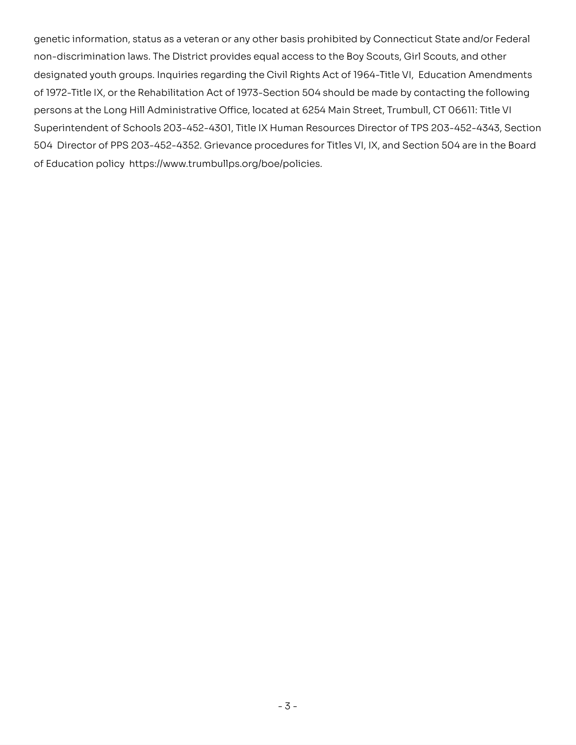genetic information, status as a veteran or any other basis prohibited by Connecticut State and/or Federal non-discrimination laws. The District provides equal access to the Boy Scouts, Girl Scouts, and other designated youth groups. Inquiries regarding the Civil Rights Act of 1964-Title VI, Education Amendments of 1972-Title IX, or the Rehabilitation Act of 1973-Section 504 should be made by contacting the following persons at the Long Hill Administrative Office, located at 6254 Main Street, Trumbull, CT 06611: Title VI Superintendent of Schools 203-452-4301, Title IX Human Resources Director of TPS 203-452-4343, Section 504 Director of PPS 203-452-4352. Grievance procedures for Titles VI, IX, and Section 504 are in the Board of Education policy https://www.trumbullps.org/boe/policies.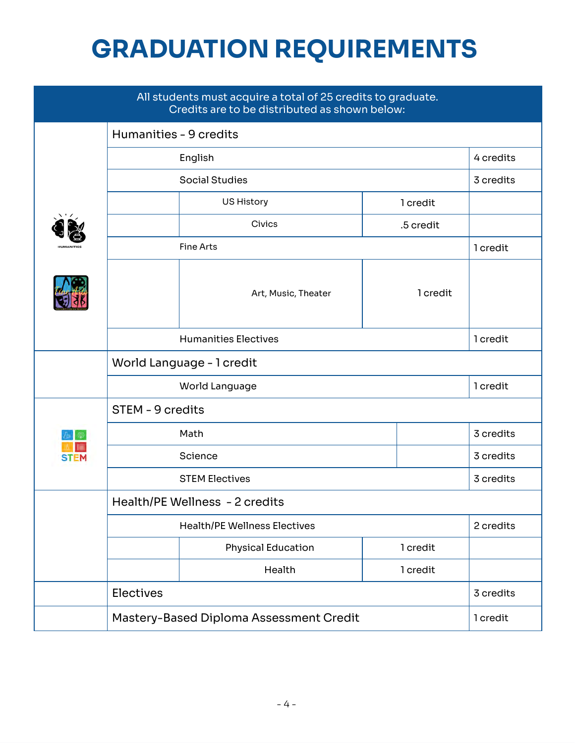# GRADUATION REQUIREMENTS

All students must acquire a total of 25 credits to graduate.
Credits are to be distributed as shown below:

| Category | Course | | Sub-credit | Credits |
|---|---|---|---|---|
| **Humanities - 9 credits** | | | | |
| | English | | | 4 credits |
| | Social Studies | | | 3 credits |
| | | US History | 1 credit | |
| | | Civics | .5 credit | |
| | Fine Arts | | | 1 credit |
| | | Art, Music, Theater | 1 credit | |
| | Humanities Electives | | | 1 credit |
| **World Language - 1 credit** | | | | |
| | World Language | | | 1 credit |
| **STEM - 9 credits** | | | | |
| | Math | | | 3 credits |
| | Science | | | 3 credits |
| | STEM Electives | | | 3 credits |
| **Health/PE Wellness - 2 credits** | | | | |
| | Health/PE Wellness Electives | | | 2 credits |
| | | Physical Education | 1 credit | |
| | | Health | 1 credit | |
| **Electives** | | | | 3 credits |
| **Mastery-Based Diploma Assessment Credit** | | | | 1 credit |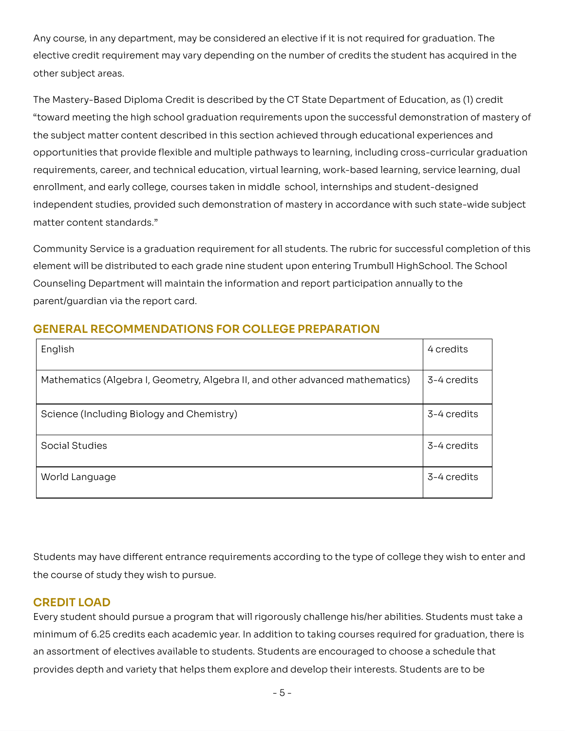Any course, in any department, may be considered an elective if it is not required for graduation. The elective credit requirement may vary depending on the number of credits the student has acquired in the other subject areas.

The Mastery-Based Diploma Credit is described by the CT State Department of Education, as (1) credit "toward meeting the high school graduation requirements upon the successful demonstration of mastery of the subject matter content described in this section achieved through educational experiences and opportunities that provide flexible and multiple pathways to learning, including cross-curricular graduation requirements, career, and technical education, virtual learning, work-based learning, service learning, dual enrollment, and early college, courses taken in middle school, internships and student-designed independent studies, provided such demonstration of mastery in accordance with such state-wide subject matter content standards."

Community Service is a graduation requirement for all students. The rubric for successful completion of this element will be distributed to each grade nine student upon entering Trumbull HighSchool. The School Counseling Department will maintain the information and report participation annually to the parent/guardian via the report card.

## GENERAL RECOMMENDATIONS FOR COLLEGE PREPARATION

| | |
|---|---|
| English | 4 credits |
| Mathematics (Algebra I, Geometry, Algebra II, and other advanced mathematics) | 3-4 credits |
| Science (Including Biology and Chemistry) | 3-4 credits |
| Social Studies | 3-4 credits |
| World Language | 3-4 credits |

Students may have different entrance requirements according to the type of college they wish to enter and the course of study they wish to pursue.

## CREDIT LOAD

Every student should pursue a program that will rigorously challenge his/her abilities. Students must take a minimum of 6.25 credits each academic year. In addition to taking courses required for graduation, there is an assortment of electives available to students. Students are encouraged to choose a schedule that provides depth and variety that helps them explore and develop their interests. Students are to be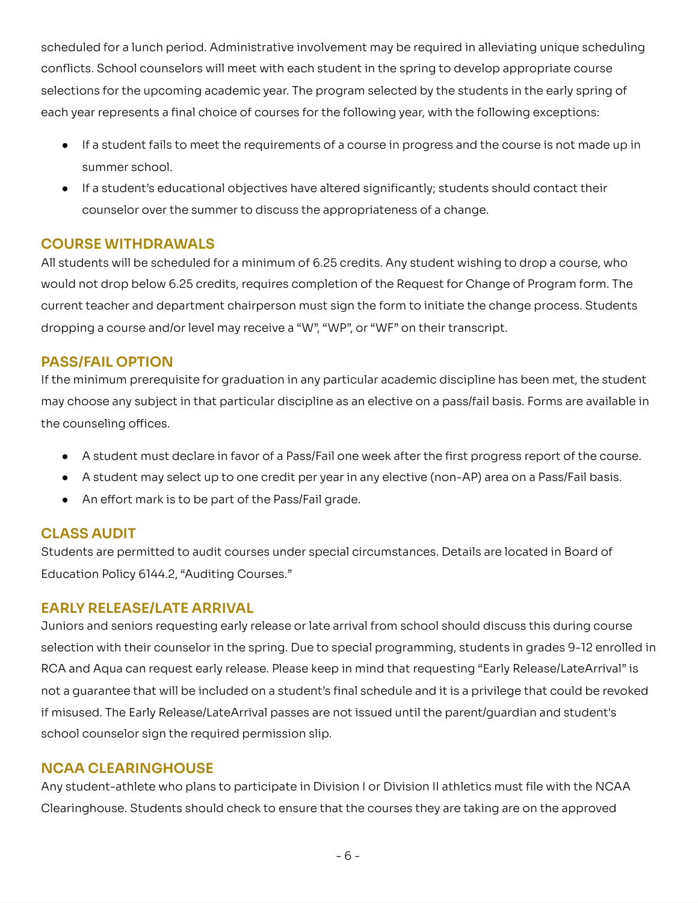scheduled for a lunch period. Administrative involvement may be required in alleviating unique scheduling conflicts. School counselors will meet with each student in the spring to develop appropriate course selections for the upcoming academic year. The program selected by the students in the early spring of each year represents a final choice of courses for the following year, with the following exceptions:

- If a student fails to meet the requirements of a course in progress and the course is not made up in summer school.
- If a student's educational objectives have altered significantly; students should contact their counselor over the summer to discuss the appropriateness of a change.

## COURSE WITHDRAWALS

All students will be scheduled for a minimum of 6.25 credits. Any student wishing to drop a course, who would not drop below 6.25 credits, requires completion of the Request for Change of Program form. The current teacher and department chairperson must sign the form to initiate the change process. Students dropping a course and/or level may receive a "W", "WP", or "WF" on their transcript.

## PASS/FAIL OPTION

If the minimum prerequisite for graduation in any particular academic discipline has been met, the student may choose any subject in that particular discipline as an elective on a pass/fail basis. Forms are available in the counseling offices.

- A student must declare in favor of a Pass/Fail one week after the first progress report of the course.
- A student may select up to one credit per year in any elective (non-AP) area on a Pass/Fail basis.
- An effort mark is to be part of the Pass/Fail grade.

## CLASS AUDIT

Students are permitted to audit courses under special circumstances. Details are located in Board of Education Policy 6144.2, "Auditing Courses."

## EARLY RELEASE/LATE ARRIVAL

Juniors and seniors requesting early release or late arrival from school should discuss this during course selection with their counselor in the spring. Due to special programming, students in grades 9-12 enrolled in RCA and Aqua can request early release. Please keep in mind that requesting "Early Release/LateArrival" is not a guarantee that will be included on a student's final schedule and it is a privilege that could be revoked if misused. The Early Release/LateArrival passes are not issued until the parent/guardian and student's school counselor sign the required permission slip.

## NCAA CLEARINGHOUSE

Any student-athlete who plans to participate in Division I or Division II athletics must file with the NCAA Clearinghouse. Students should check to ensure that the courses they are taking are on the approved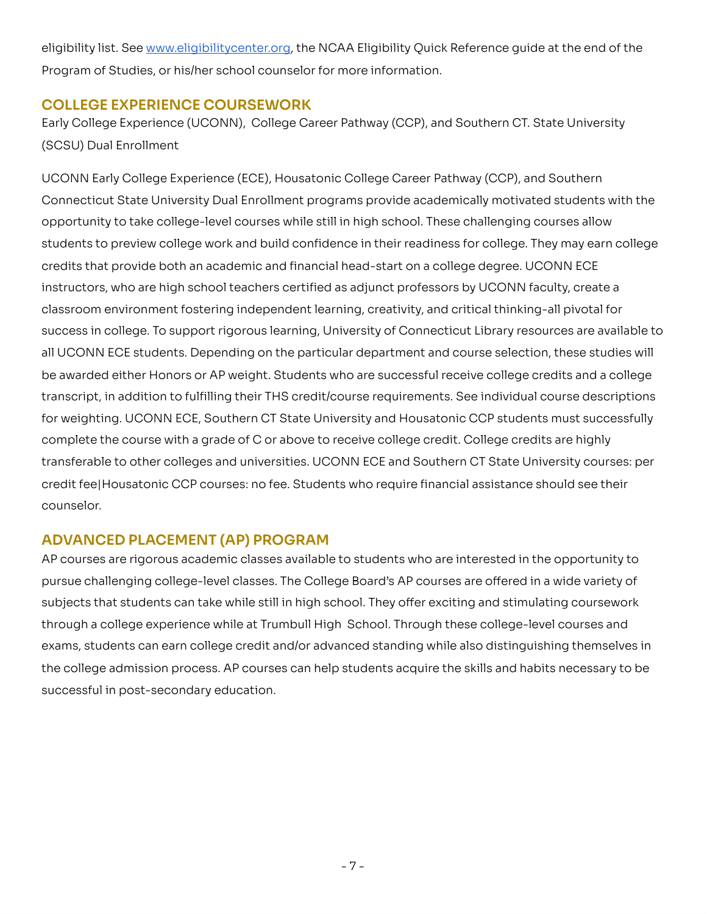eligibility list. See [www.eligibilitycenter.org](http://www.eligibilitycenter.org), the NCAA Eligibility Quick Reference guide at the end of the Program of Studies, or his/her school counselor for more information.

## COLLEGE EXPERIENCE COURSEWORK

Early College Experience (UCONN), College Career Pathway (CCP), and Southern CT. State University (SCSU) Dual Enrollment

UCONN Early College Experience (ECE), Housatonic College Career Pathway (CCP), and Southern Connecticut State University Dual Enrollment programs provide academically motivated students with the opportunity to take college-level courses while still in high school. These challenging courses allow students to preview college work and build confidence in their readiness for college. They may earn college credits that provide both an academic and financial head-start on a college degree. UCONN ECE instructors, who are high school teachers certified as adjunct professors by UCONN faculty, create a classroom environment fostering independent learning, creativity, and critical thinking-all pivotal for success in college. To support rigorous learning, University of Connecticut Library resources are available to all UCONN ECE students. Depending on the particular department and course selection, these studies will be awarded either Honors or AP weight. Students who are successful receive college credits and a college transcript, in addition to fulfilling their THS credit/course requirements. See individual course descriptions for weighting. UCONN ECE, Southern CT State University and Housatonic CCP students must successfully complete the course with a grade of C or above to receive college credit. College credits are highly transferable to other colleges and universities. UCONN ECE and Southern CT State University courses: per credit fee|Housatonic CCP courses: no fee. Students who require financial assistance should see their counselor.

## ADVANCED PLACEMENT (AP) PROGRAM

AP courses are rigorous academic classes available to students who are interested in the opportunity to pursue challenging college-level classes. The College Board's AP courses are offered in a wide variety of subjects that students can take while still in high school. They offer exciting and stimulating coursework through a college experience while at Trumbull High School. Through these college-level courses and exams, students can earn college credit and/or advanced standing while also distinguishing themselves in the college admission process. AP courses can help students acquire the skills and habits necessary to be successful in post-secondary education.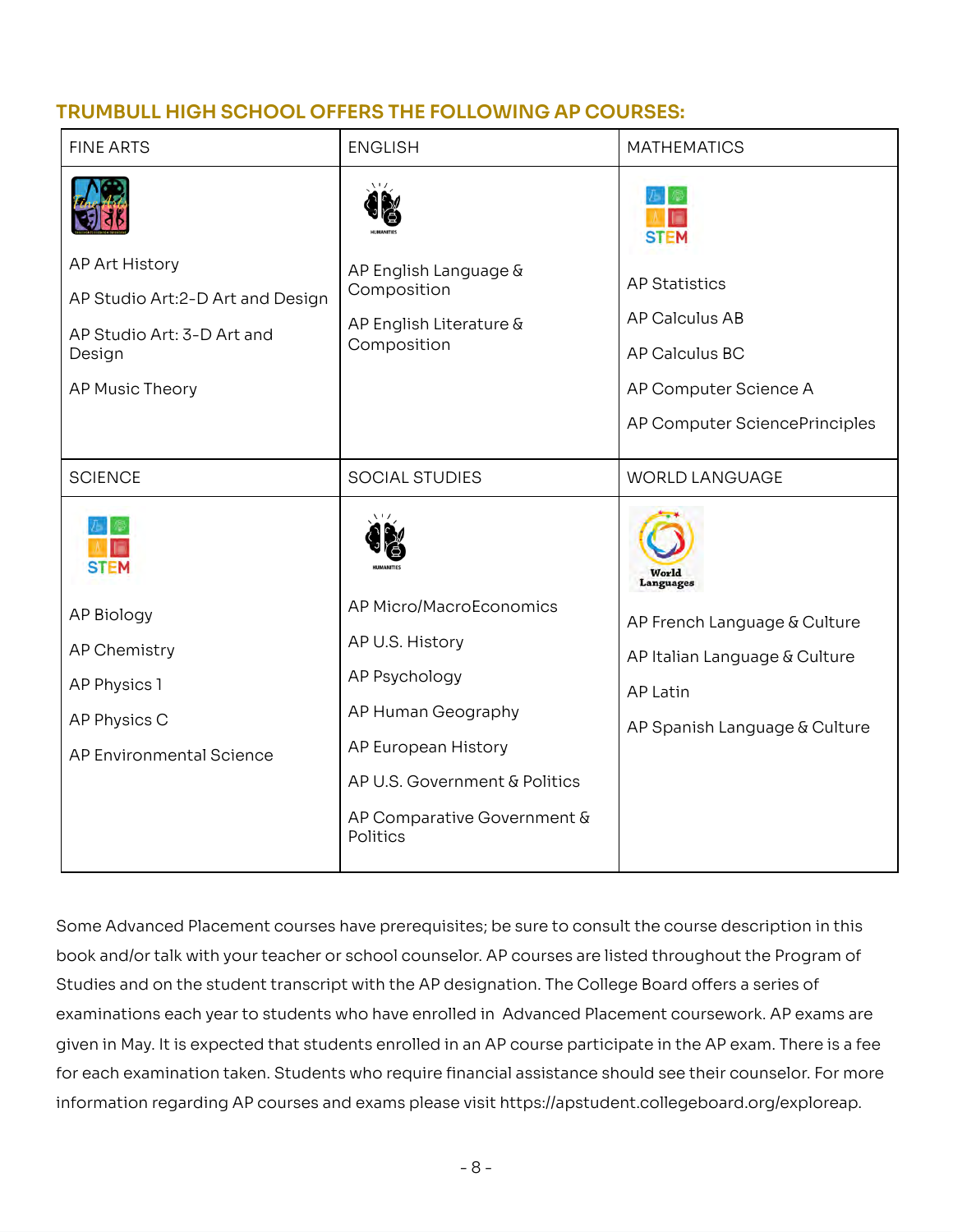## TRUMBULL HIGH SCHOOL OFFERS THE FOLLOWING AP COURSES:

| FINE ARTS | ENGLISH | MATHEMATICS |
|---|---|---|
| AP Art History<br>AP Studio Art:2-D Art and Design<br>AP Studio Art: 3-D Art and Design<br>AP Music Theory | AP English Language & Composition<br>AP English Literature & Composition | AP Statistics<br>AP Calculus AB<br>AP Calculus BC<br>AP Computer Science A<br>AP Computer SciencePrinciples |
| **SCIENCE** | **SOCIAL STUDIES** | **WORLD LANGUAGE** |
| AP Biology<br>AP Chemistry<br>AP Physics 1<br>AP Physics C<br>AP Environmental Science | AP Micro/MacroEconomics<br>AP U.S. History<br>AP Psychology<br>AP Human Geography<br>AP European History<br>AP U.S. Government & Politics<br>AP Comparative Government & Politics | AP French Language & Culture<br>AP Italian Language & Culture<br>AP Latin<br>AP Spanish Language & Culture |

Some Advanced Placement courses have prerequisites; be sure to consult the course description in this book and/or talk with your teacher or school counselor. AP courses are listed throughout the Program of Studies and on the student transcript with the AP designation. The College Board offers a series of examinations each year to students who have enrolled in Advanced Placement coursework. AP exams are given in May. It is expected that students enrolled in an AP course participate in the AP exam. There is a fee for each examination taken. Students who require financial assistance should see their counselor. For more information regarding AP courses and exams please visit https://apstudent.collegeboard.org/exploreap.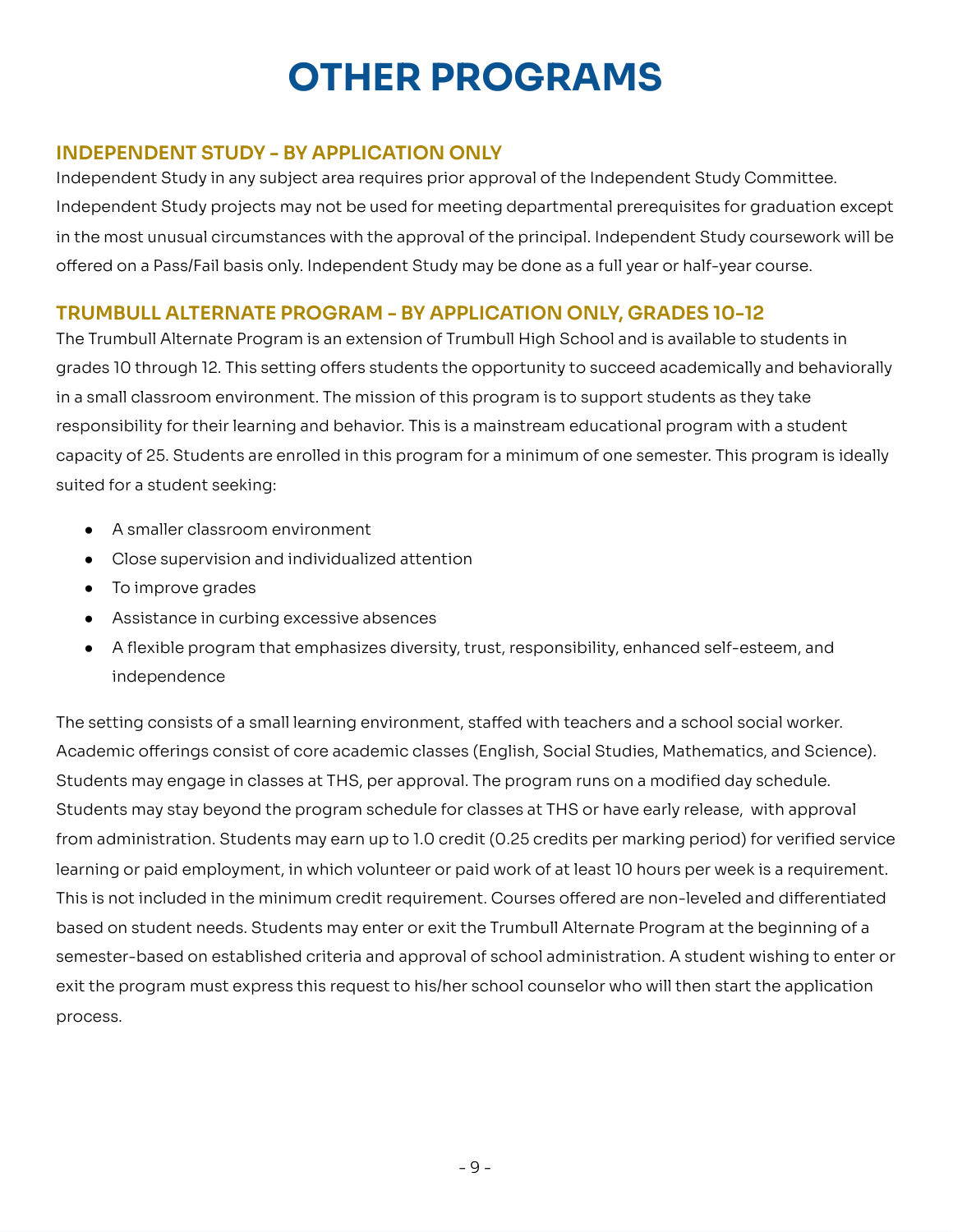# OTHER PROGRAMS

## INDEPENDENT STUDY - BY APPLICATION ONLY

Independent Study in any subject area requires prior approval of the Independent Study Committee. Independent Study projects may not be used for meeting departmental prerequisites for graduation except in the most unusual circumstances with the approval of the principal. Independent Study coursework will be offered on a Pass/Fail basis only. Independent Study may be done as a full year or half-year course.

## TRUMBULL ALTERNATE PROGRAM - BY APPLICATION ONLY, GRADES 10-12

The Trumbull Alternate Program is an extension of Trumbull High School and is available to students in grades 10 through 12. This setting offers students the opportunity to succeed academically and behaviorally in a small classroom environment. The mission of this program is to support students as they take responsibility for their learning and behavior. This is a mainstream educational program with a student capacity of 25. Students are enrolled in this program for a minimum of one semester. This program is ideally suited for a student seeking:

- A smaller classroom environment
- Close supervision and individualized attention
- To improve grades
- Assistance in curbing excessive absences
- A flexible program that emphasizes diversity, trust, responsibility, enhanced self-esteem, and independence

The setting consists of a small learning environment, staffed with teachers and a school social worker. Academic offerings consist of core academic classes (English, Social Studies, Mathematics, and Science). Students may engage in classes at THS, per approval. The program runs on a modified day schedule. Students may stay beyond the program schedule for classes at THS or have early release, with approval from administration. Students may earn up to 1.0 credit (0.25 credits per marking period) for verified service learning or paid employment, in which volunteer or paid work of at least 10 hours per week is a requirement. This is not included in the minimum credit requirement. Courses offered are non-leveled and differentiated based on student needs. Students may enter or exit the Trumbull Alternate Program at the beginning of a semester-based on established criteria and approval of school administration. A student wishing to enter or exit the program must express this request to his/her school counselor who will then start the application process.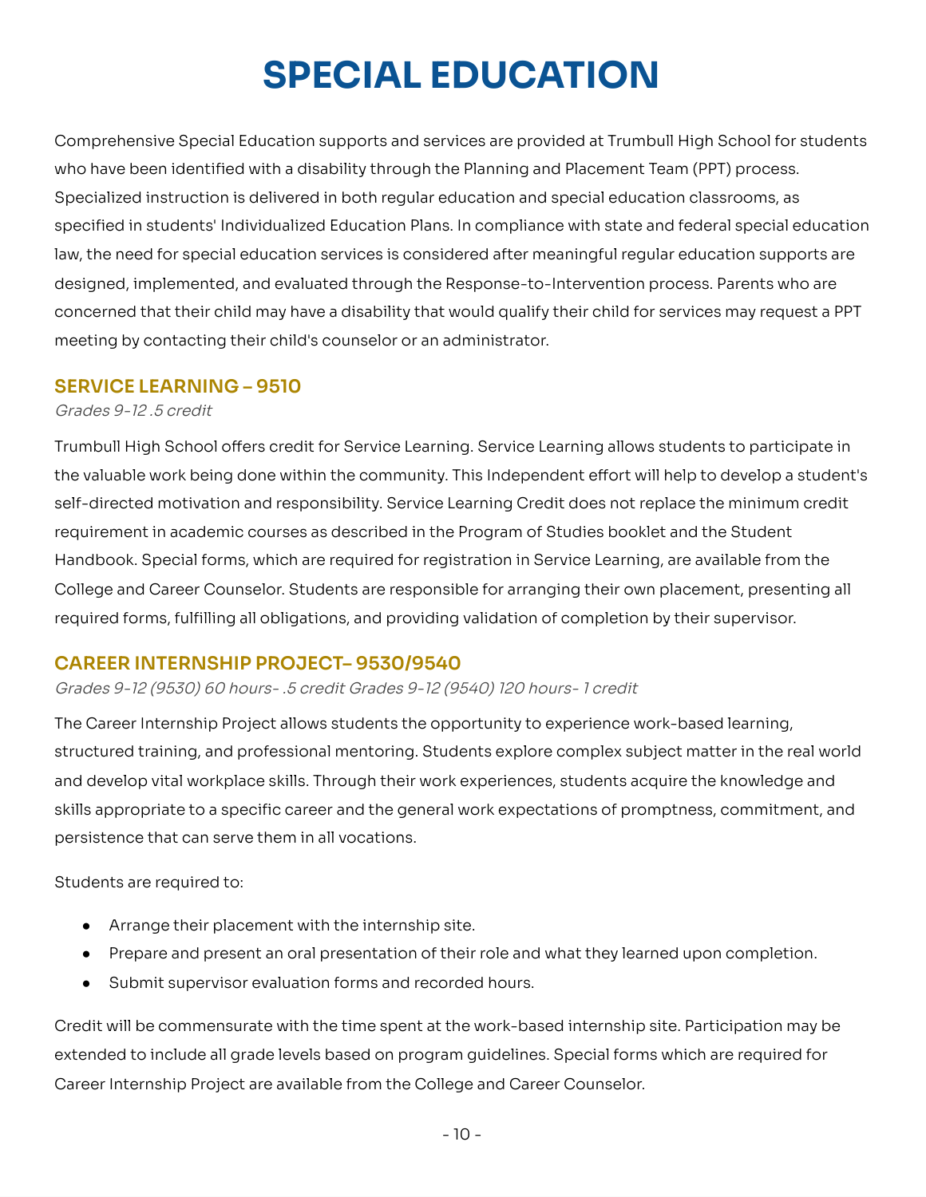# SPECIAL EDUCATION

Comprehensive Special Education supports and services are provided at Trumbull High School for students who have been identified with a disability through the Planning and Placement Team (PPT) process. Specialized instruction is delivered in both regular education and special education classrooms, as specified in students' Individualized Education Plans. In compliance with state and federal special education law, the need for special education services is considered after meaningful regular education supports are designed, implemented, and evaluated through the Response-to-Intervention process. Parents who are concerned that their child may have a disability that would qualify their child for services may request a PPT meeting by contacting their child's counselor or an administrator.

### SERVICE LEARNING – 9510

*Grades 9-12 .5 credit*

Trumbull High School offers credit for Service Learning. Service Learning allows students to participate in the valuable work being done within the community. This Independent effort will help to develop a student's self-directed motivation and responsibility. Service Learning Credit does not replace the minimum credit requirement in academic courses as described in the Program of Studies booklet and the Student Handbook. Special forms, which are required for registration in Service Learning, are available from the College and Career Counselor. Students are responsible for arranging their own placement, presenting all required forms, fulfilling all obligations, and providing validation of completion by their supervisor.

### CAREER INTERNSHIP PROJECT– 9530/9540

*Grades 9-12 (9530) 60 hours- .5 credit Grades 9-12 (9540) 120 hours- 1 credit*

The Career Internship Project allows students the opportunity to experience work-based learning, structured training, and professional mentoring. Students explore complex subject matter in the real world and develop vital workplace skills. Through their work experiences, students acquire the knowledge and skills appropriate to a specific career and the general work expectations of promptness, commitment, and persistence that can serve them in all vocations.

Students are required to:

- Arrange their placement with the internship site.
- Prepare and present an oral presentation of their role and what they learned upon completion.
- Submit supervisor evaluation forms and recorded hours.

Credit will be commensurate with the time spent at the work-based internship site. Participation may be extended to include all grade levels based on program guidelines. Special forms which are required for Career Internship Project are available from the College and Career Counselor.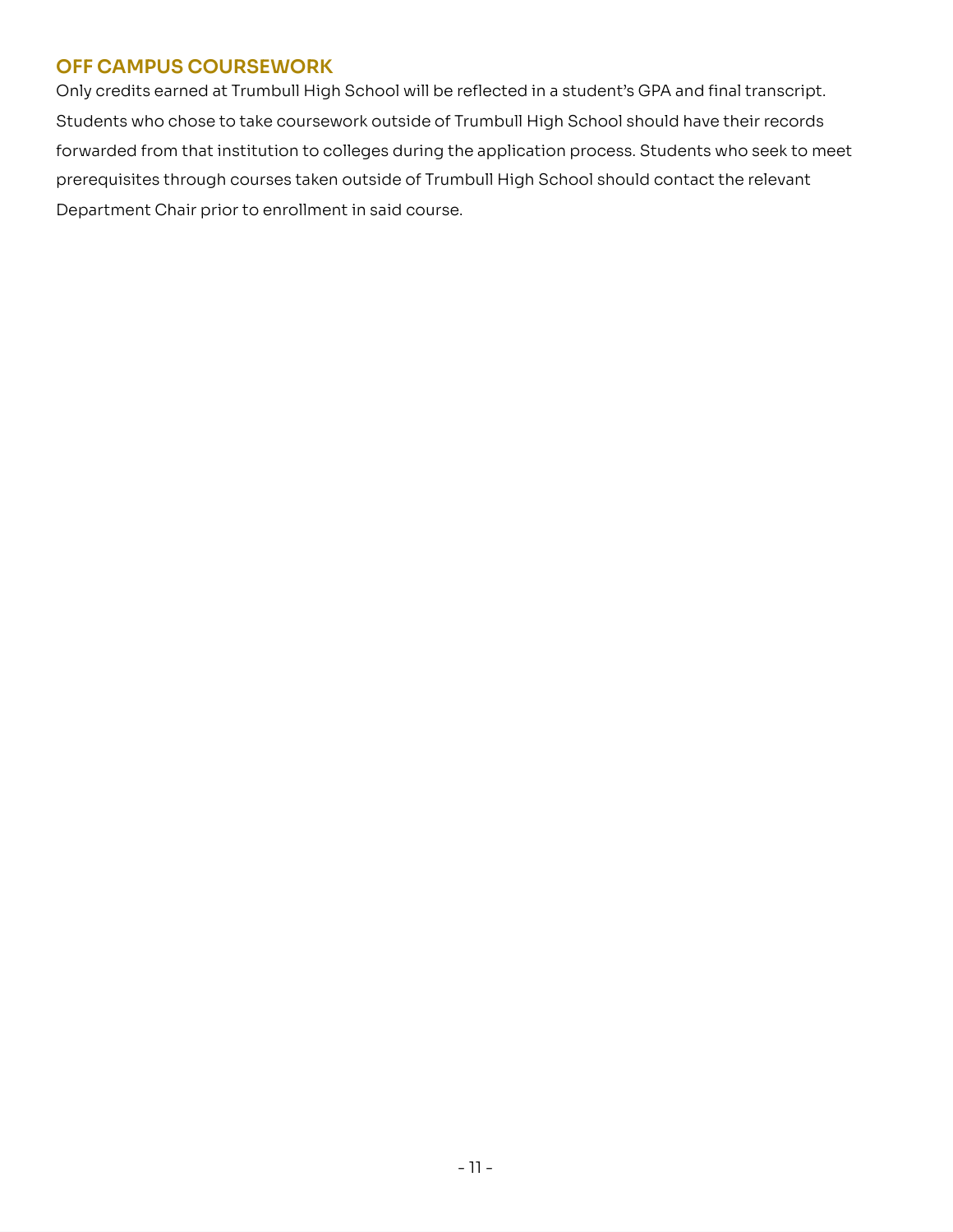## OFF CAMPUS COURSEWORK

Only credits earned at Trumbull High School will be reflected in a student's GPA and final transcript. Students who chose to take coursework outside of Trumbull High School should have their records forwarded from that institution to colleges during the application process. Students who seek to meet prerequisites through courses taken outside of Trumbull High School should contact the relevant Department Chair prior to enrollment in said course.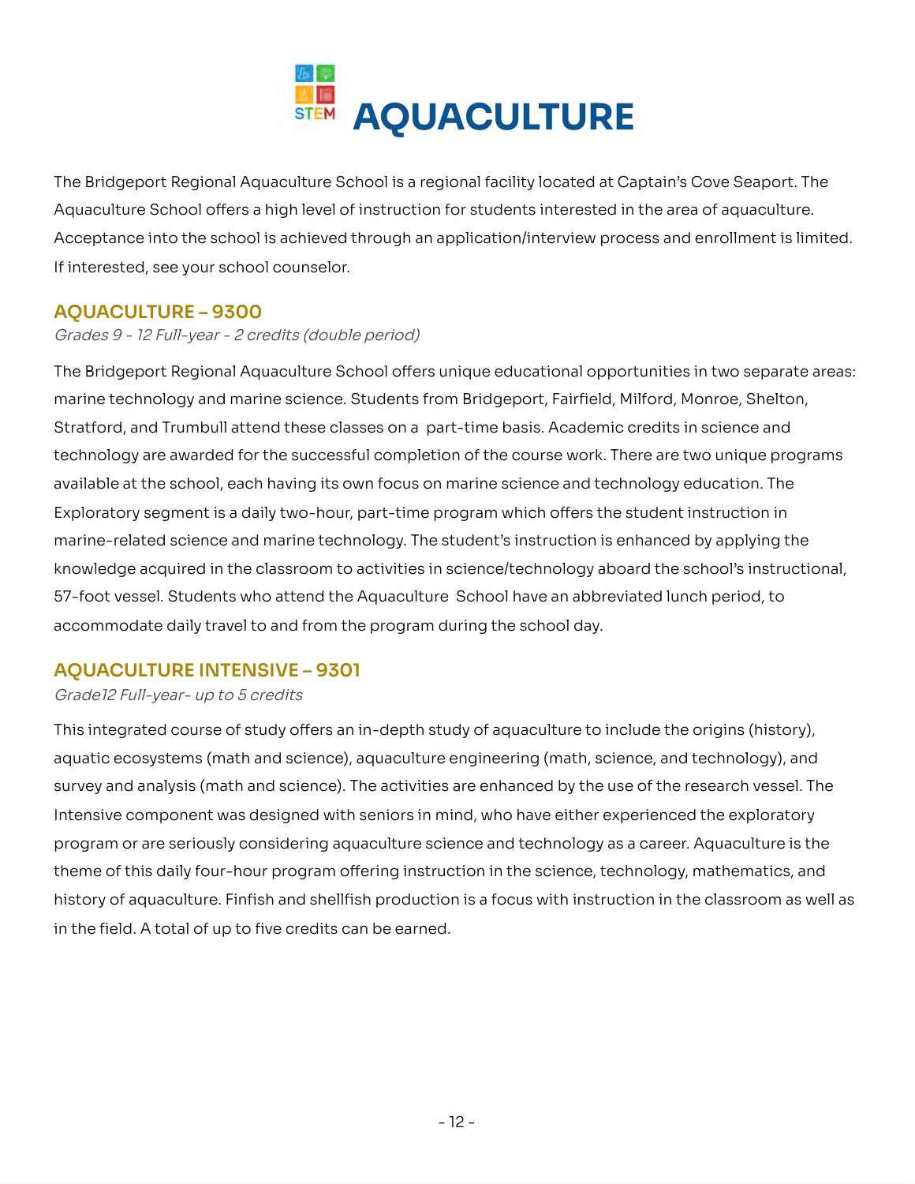# AQUACULTURE

The Bridgeport Regional Aquaculture School is a regional facility located at Captain's Cove Seaport. The Aquaculture School offers a high level of instruction for students interested in the area of aquaculture. Acceptance into the school is achieved through an application/interview process and enrollment is limited. If interested, see your school counselor.

## AQUACULTURE – 9300

*Grades 9 - 12 Full-year - 2 credits (double period)*

The Bridgeport Regional Aquaculture School offers unique educational opportunities in two separate areas: marine technology and marine science. Students from Bridgeport, Fairfield, Milford, Monroe, Shelton, Stratford, and Trumbull attend these classes on a part-time basis. Academic credits in science and technology are awarded for the successful completion of the course work. There are two unique programs available at the school, each having its own focus on marine science and technology education. The Exploratory segment is a daily two-hour, part-time program which offers the student instruction in marine-related science and marine technology. The student's instruction is enhanced by applying the knowledge acquired in the classroom to activities in science/technology aboard the school's instructional, 57-foot vessel. Students who attend the Aquaculture School have an abbreviated lunch period, to accommodate daily travel to and from the program during the school day.

## AQUACULTURE INTENSIVE – 9301

*Grade12 Full-year- up to 5 credits*

This integrated course of study offers an in-depth study of aquaculture to include the origins (history), aquatic ecosystems (math and science), aquaculture engineering (math, science, and technology), and survey and analysis (math and science). The activities are enhanced by the use of the research vessel. The Intensive component was designed with seniors in mind, who have either experienced the exploratory program or are seriously considering aquaculture science and technology as a career. Aquaculture is the theme of this daily four-hour program offering instruction in the science, technology, mathematics, and history of aquaculture. Finfish and shellfish production is a focus with instruction in the classroom as well as in the field. A total of up to five credits can be earned.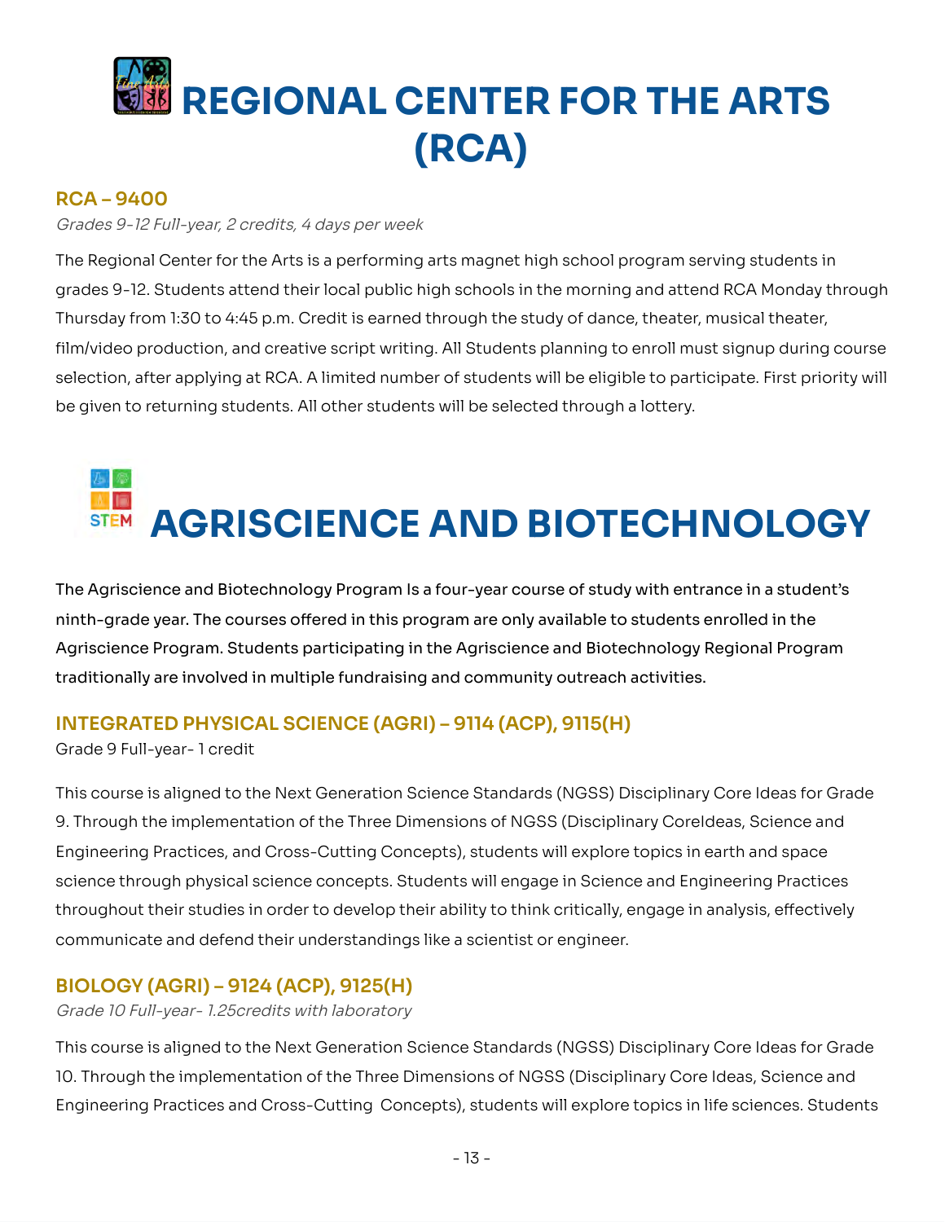# REGIONAL CENTER FOR THE ARTS (RCA)

### RCA – 9400

*Grades 9-12 Full-year, 2 credits, 4 days per week*

The Regional Center for the Arts is a performing arts magnet high school program serving students in grades 9-12. Students attend their local public high schools in the morning and attend RCA Monday through Thursday from 1:30 to 4:45 p.m. Credit is earned through the study of dance, theater, musical theater, film/video production, and creative script writing. All Students planning to enroll must signup during course selection, after applying at RCA. A limited number of students will be eligible to participate. First priority will be given to returning students. All other students will be selected through a lottery.

# AGRISCIENCE AND BIOTECHNOLOGY

The Agriscience and Biotechnology Program Is a four-year course of study with entrance in a student's ninth-grade year. The courses offered in this program are only available to students enrolled in the Agriscience Program. Students participating in the Agriscience and Biotechnology Regional Program traditionally are involved in multiple fundraising and community outreach activities.

### INTEGRATED PHYSICAL SCIENCE (AGRI) – 9114 (ACP), 9115(H)

Grade 9 Full-year- 1 credit

This course is aligned to the Next Generation Science Standards (NGSS) Disciplinary Core Ideas for Grade 9. Through the implementation of the Three Dimensions of NGSS (Disciplinary CoreIdeas, Science and Engineering Practices, and Cross-Cutting Concepts), students will explore topics in earth and space science through physical science concepts. Students will engage in Science and Engineering Practices throughout their studies in order to develop their ability to think critically, engage in analysis, effectively communicate and defend their understandings like a scientist or engineer.

### BIOLOGY (AGRI) – 9124 (ACP), 9125(H)

*Grade 10 Full-year- 1.25credits with laboratory*

This course is aligned to the Next Generation Science Standards (NGSS) Disciplinary Core Ideas for Grade 10. Through the implementation of the Three Dimensions of NGSS (Disciplinary Core Ideas, Science and Engineering Practices and Cross-Cutting Concepts), students will explore topics in life sciences. Students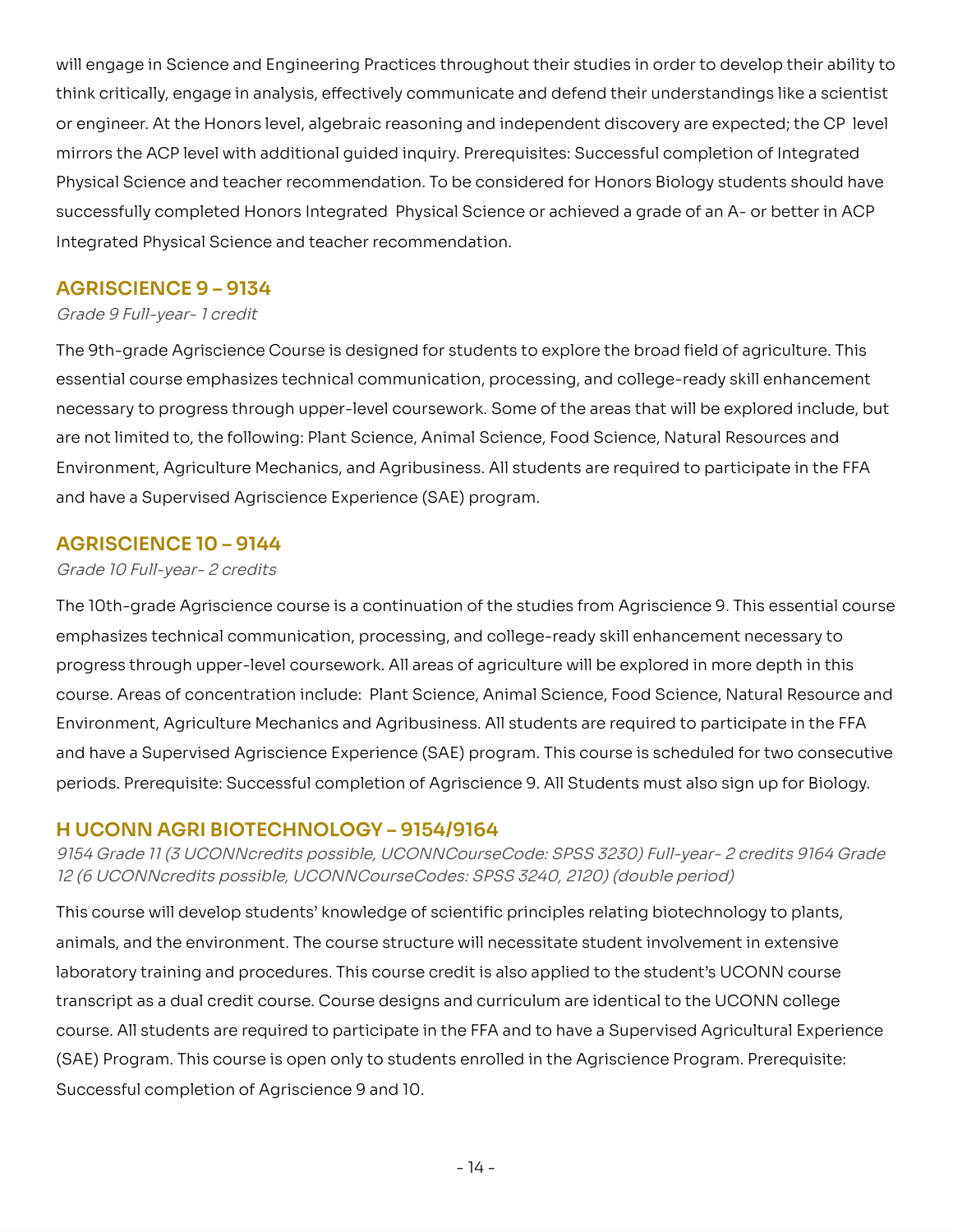will engage in Science and Engineering Practices throughout their studies in order to develop their ability to think critically, engage in analysis, effectively communicate and defend their understandings like a scientist or engineer. At the Honors level, algebraic reasoning and independent discovery are expected; the CP level mirrors the ACP level with additional guided inquiry. Prerequisites: Successful completion of Integrated Physical Science and teacher recommendation. To be considered for Honors Biology students should have successfully completed Honors Integrated Physical Science or achieved a grade of an A- or better in ACP Integrated Physical Science and teacher recommendation.

## AGRISCIENCE 9 – 9134

*Grade 9 Full-year- 1 credit*

The 9th-grade Agriscience Course is designed for students to explore the broad field of agriculture. This essential course emphasizes technical communication, processing, and college-ready skill enhancement necessary to progress through upper-level coursework. Some of the areas that will be explored include, but are not limited to, the following: Plant Science, Animal Science, Food Science, Natural Resources and Environment, Agriculture Mechanics, and Agribusiness. All students are required to participate in the FFA and have a Supervised Agriscience Experience (SAE) program.

## AGRISCIENCE 10 – 9144

*Grade 10 Full-year- 2 credits*

The 10th-grade Agriscience course is a continuation of the studies from Agriscience 9. This essential course emphasizes technical communication, processing, and college-ready skill enhancement necessary to progress through upper-level coursework. All areas of agriculture will be explored in more depth in this course. Areas of concentration include: Plant Science, Animal Science, Food Science, Natural Resource and Environment, Agriculture Mechanics and Agribusiness. All students are required to participate in the FFA and have a Supervised Agriscience Experience (SAE) program. This course is scheduled for two consecutive periods. Prerequisite: Successful completion of Agriscience 9. All Students must also sign up for Biology.

## H UCONN AGRI BIOTECHNOLOGY – 9154/9164

*9154 Grade 11 (3 UCONNcredits possible, UCONNCourseCode: SPSS 3230) Full-year- 2 credits 9164 Grade 12 (6 UCONNcredits possible, UCONNCourseCodes: SPSS 3240, 2120) (double period)*

This course will develop students' knowledge of scientific principles relating biotechnology to plants, animals, and the environment. The course structure will necessitate student involvement in extensive laboratory training and procedures. This course credit is also applied to the student's UCONN course transcript as a dual credit course. Course designs and curriculum are identical to the UCONN college course. All students are required to participate in the FFA and to have a Supervised Agricultural Experience (SAE) Program. This course is open only to students enrolled in the Agriscience Program. Prerequisite: Successful completion of Agriscience 9 and 10.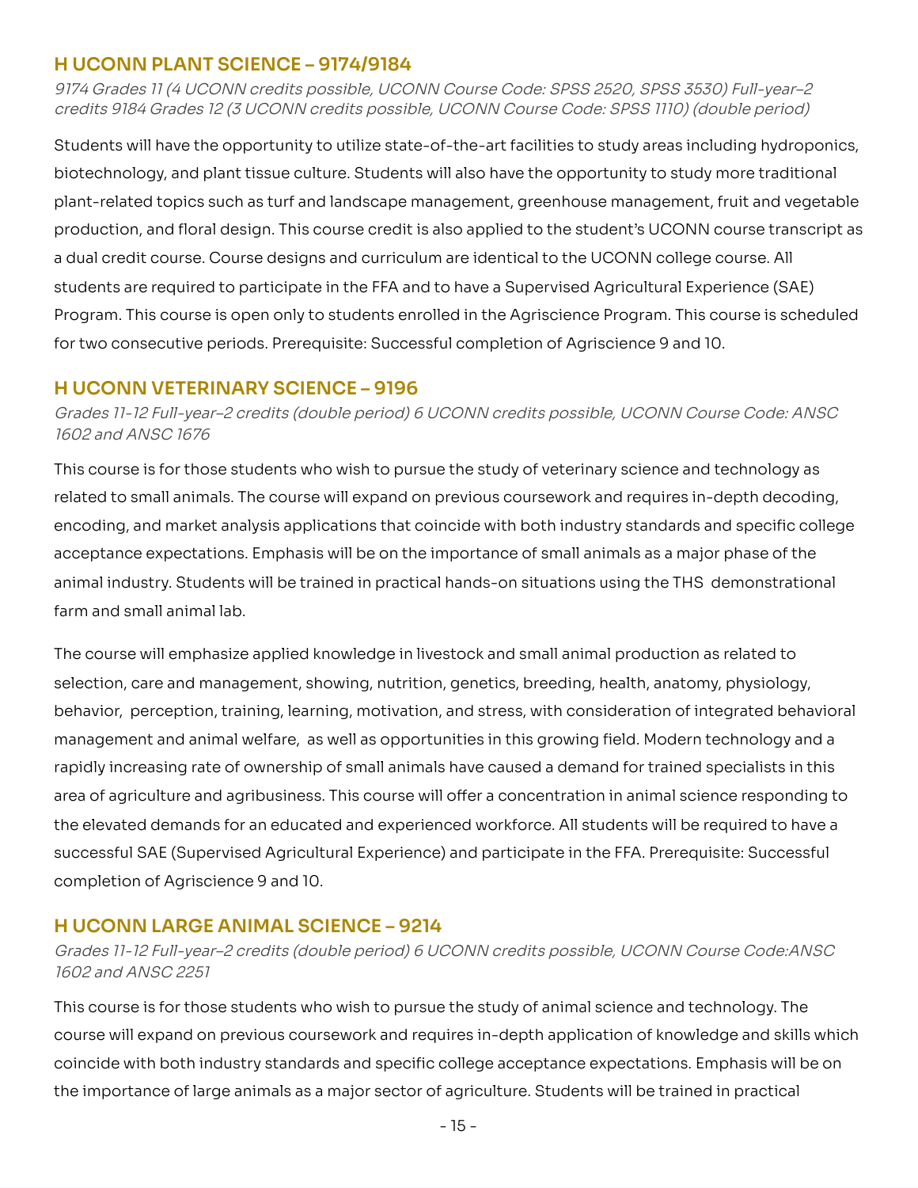## H UCONN PLANT SCIENCE – 9174/9184

*9174 Grades 11 (4 UCONN credits possible, UCONN Course Code: SPSS 2520, SPSS 3530) Full-year–2 credits 9184 Grades 12 (3 UCONN credits possible, UCONN Course Code: SPSS 1110) (double period)*

Students will have the opportunity to utilize state-of-the-art facilities to study areas including hydroponics, biotechnology, and plant tissue culture. Students will also have the opportunity to study more traditional plant-related topics such as turf and landscape management, greenhouse management, fruit and vegetable production, and floral design. This course credit is also applied to the student's UCONN course transcript as a dual credit course. Course designs and curriculum are identical to the UCONN college course. All students are required to participate in the FFA and to have a Supervised Agricultural Experience (SAE) Program. This course is open only to students enrolled in the Agriscience Program. This course is scheduled for two consecutive periods. Prerequisite: Successful completion of Agriscience 9 and 10.

## H UCONN VETERINARY SCIENCE – 9196

*Grades 11-12 Full-year–2 credits (double period) 6 UCONN credits possible, UCONN Course Code: ANSC 1602 and ANSC 1676*

This course is for those students who wish to pursue the study of veterinary science and technology as related to small animals. The course will expand on previous coursework and requires in-depth decoding, encoding, and market analysis applications that coincide with both industry standards and specific college acceptance expectations. Emphasis will be on the importance of small animals as a major phase of the animal industry. Students will be trained in practical hands-on situations using the THS demonstrational farm and small animal lab.

The course will emphasize applied knowledge in livestock and small animal production as related to selection, care and management, showing, nutrition, genetics, breeding, health, anatomy, physiology, behavior, perception, training, learning, motivation, and stress, with consideration of integrated behavioral management and animal welfare, as well as opportunities in this growing field. Modern technology and a rapidly increasing rate of ownership of small animals have caused a demand for trained specialists in this area of agriculture and agribusiness. This course will offer a concentration in animal science responding to the elevated demands for an educated and experienced workforce. All students will be required to have a successful SAE (Supervised Agricultural Experience) and participate in the FFA. Prerequisite: Successful completion of Agriscience 9 and 10.

## H UCONN LARGE ANIMAL SCIENCE – 9214

*Grades 11-12 Full-year–2 credits (double period) 6 UCONN credits possible, UCONN Course Code:ANSC 1602 and ANSC 2251*

This course is for those students who wish to pursue the study of animal science and technology. The course will expand on previous coursework and requires in-depth application of knowledge and skills which coincide with both industry standards and specific college acceptance expectations. Emphasis will be on the importance of large animals as a major sector of agriculture. Students will be trained in practical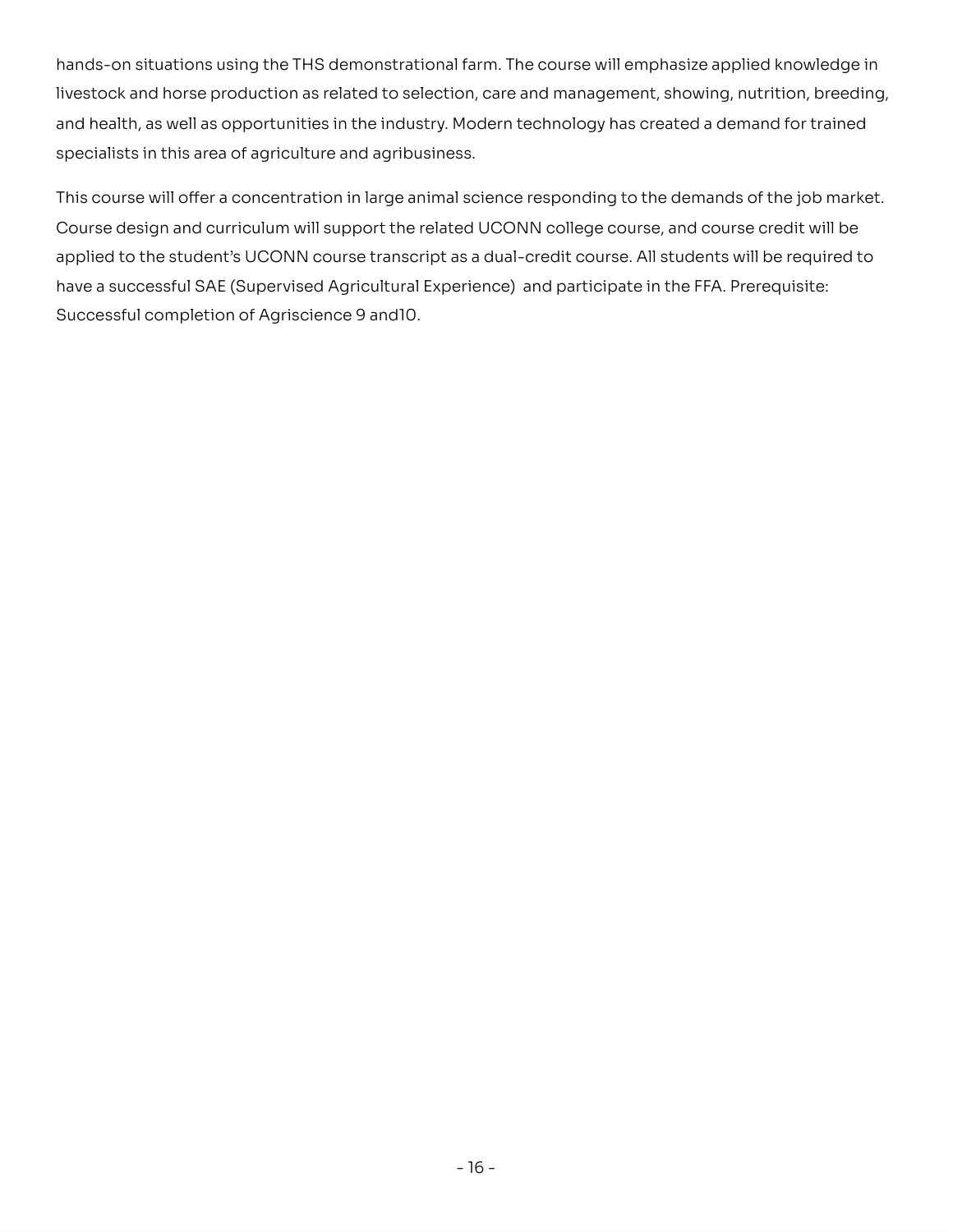hands-on situations using the THS demonstrational farm. The course will emphasize applied knowledge in livestock and horse production as related to selection, care and management, showing, nutrition, breeding, and health, as well as opportunities in the industry. Modern technology has created a demand for trained specialists in this area of agriculture and agribusiness.

This course will offer a concentration in large animal science responding to the demands of the job market. Course design and curriculum will support the related UCONN college course, and course credit will be applied to the student's UCONN course transcript as a dual-credit course. All students will be required to have a successful SAE (Supervised Agricultural Experience) and participate in the FFA. Prerequisite: Successful completion of Agriscience 9 and10.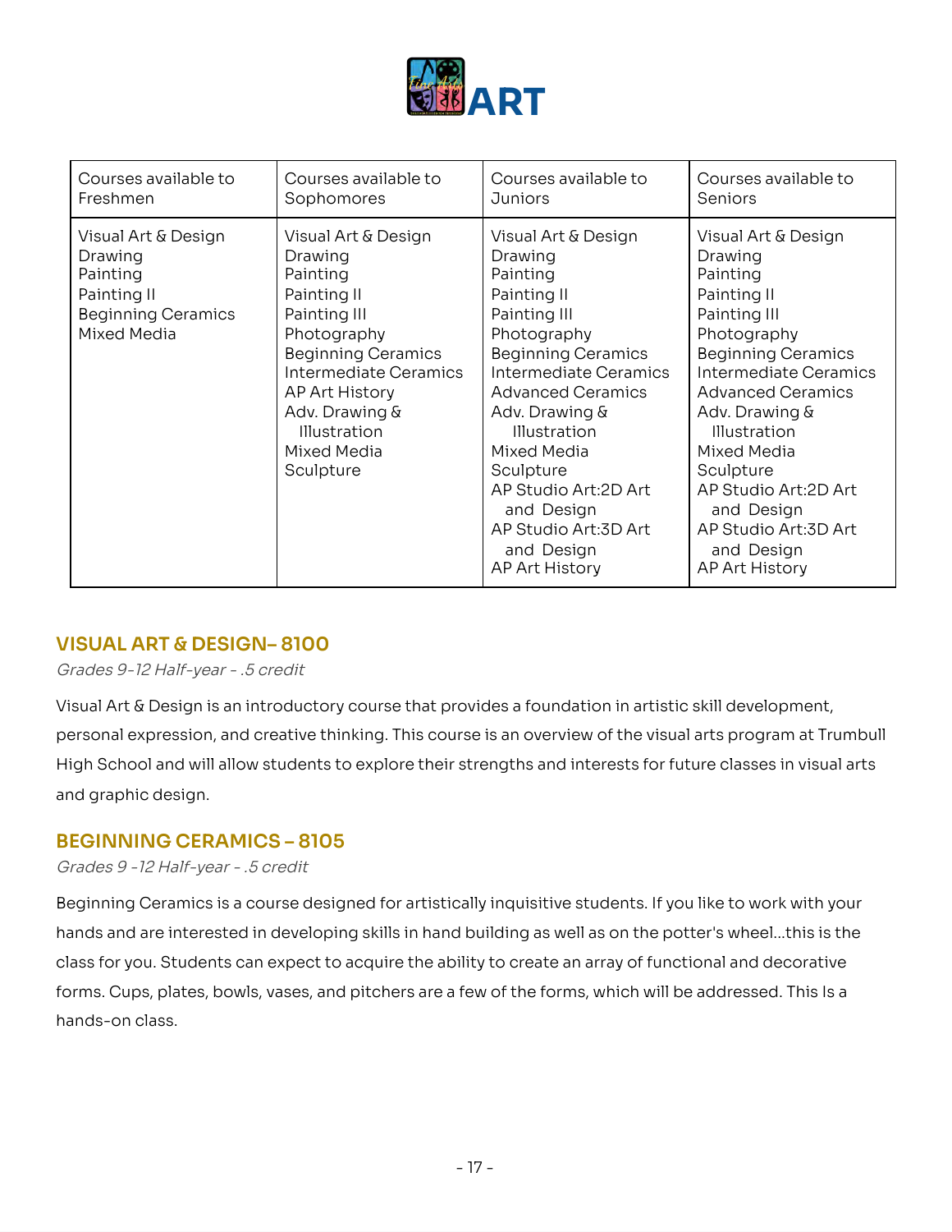# ART

| Courses available to Freshmen | Courses available to Sophomores | Courses available to Juniors | Courses available to Seniors |
|---|---|---|---|
| Visual Art & Design<br>Drawing<br>Painting<br>Painting II<br>Beginning Ceramics<br>Mixed Media | Visual Art & Design<br>Drawing<br>Painting<br>Painting II<br>Painting III<br>Photography<br>Beginning Ceramics<br>Intermediate Ceramics<br>AP Art History<br>Adv. Drawing & Illustration<br>Mixed Media<br>Sculpture | Visual Art & Design<br>Drawing<br>Painting<br>Painting II<br>Painting III<br>Photography<br>Beginning Ceramics<br>Intermediate Ceramics<br>Advanced Ceramics<br>Adv. Drawing & Illustration<br>Mixed Media<br>Sculpture<br>AP Studio Art:2D Art and Design<br>AP Studio Art:3D Art and Design<br>AP Art History | Visual Art & Design<br>Drawing<br>Painting<br>Painting II<br>Painting III<br>Photography<br>Beginning Ceramics<br>Intermediate Ceramics<br>Advanced Ceramics<br>Adv. Drawing & Illustration<br>Mixed Media<br>Sculpture<br>AP Studio Art:2D Art and Design<br>AP Studio Art:3D Art and Design<br>AP Art History |

## VISUAL ART & DESIGN– 8100

*Grades 9-12 Half-year - .5 credit*

Visual Art & Design is an introductory course that provides a foundation in artistic skill development, personal expression, and creative thinking. This course is an overview of the visual arts program at Trumbull High School and will allow students to explore their strengths and interests for future classes in visual arts and graphic design.

## BEGINNING CERAMICS – 8105

*Grades 9 -12 Half-year - .5 credit*

Beginning Ceramics is a course designed for artistically inquisitive students. If you like to work with your hands and are interested in developing skills in hand building as well as on the potter's wheel...this is the class for you. Students can expect to acquire the ability to create an array of functional and decorative forms. Cups, plates, bowls, vases, and pitchers are a few of the forms, which will be addressed. This Is a hands-on class.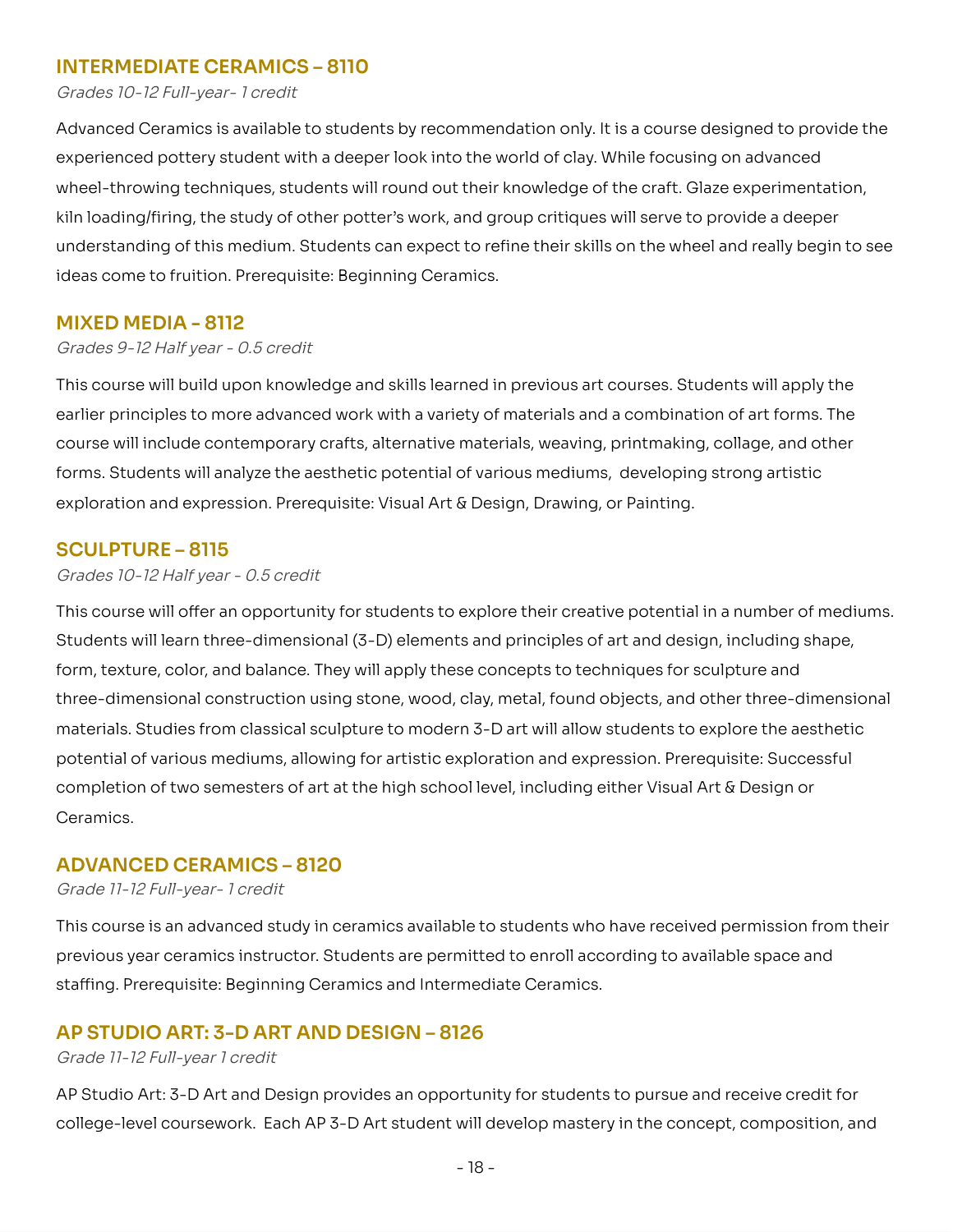## INTERMEDIATE CERAMICS – 8110

*Grades 10-12 Full-year- 1 credit*

Advanced Ceramics is available to students by recommendation only. It is a course designed to provide the experienced pottery student with a deeper look into the world of clay. While focusing on advanced wheel-throwing techniques, students will round out their knowledge of the craft. Glaze experimentation, kiln loading/firing, the study of other potter's work, and group critiques will serve to provide a deeper understanding of this medium. Students can expect to refine their skills on the wheel and really begin to see ideas come to fruition. Prerequisite: Beginning Ceramics.

## MIXED MEDIA - 8112

*Grades 9-12 Half year - 0.5 credit*

This course will build upon knowledge and skills learned in previous art courses. Students will apply the earlier principles to more advanced work with a variety of materials and a combination of art forms. The course will include contemporary crafts, alternative materials, weaving, printmaking, collage, and other forms. Students will analyze the aesthetic potential of various mediums, developing strong artistic exploration and expression. Prerequisite: Visual Art & Design, Drawing, or Painting.

## SCULPTURE – 8115

*Grades 10-12 Half year - 0.5 credit*

This course will offer an opportunity for students to explore their creative potential in a number of mediums. Students will learn three-dimensional (3-D) elements and principles of art and design, including shape, form, texture, color, and balance. They will apply these concepts to techniques for sculpture and three-dimensional construction using stone, wood, clay, metal, found objects, and other three-dimensional materials. Studies from classical sculpture to modern 3-D art will allow students to explore the aesthetic potential of various mediums, allowing for artistic exploration and expression. Prerequisite: Successful completion of two semesters of art at the high school level, including either Visual Art & Design or Ceramics.

## ADVANCED CERAMICS – 8120

*Grade 11-12 Full-year- 1 credit*

This course is an advanced study in ceramics available to students who have received permission from their previous year ceramics instructor. Students are permitted to enroll according to available space and staffing. Prerequisite: Beginning Ceramics and Intermediate Ceramics.

## AP STUDIO ART: 3-D ART AND DESIGN – 8126

*Grade 11-12 Full-year 1 credit*

AP Studio Art: 3-D Art and Design provides an opportunity for students to pursue and receive credit for college-level coursework. Each AP 3-D Art student will develop mastery in the concept, composition, and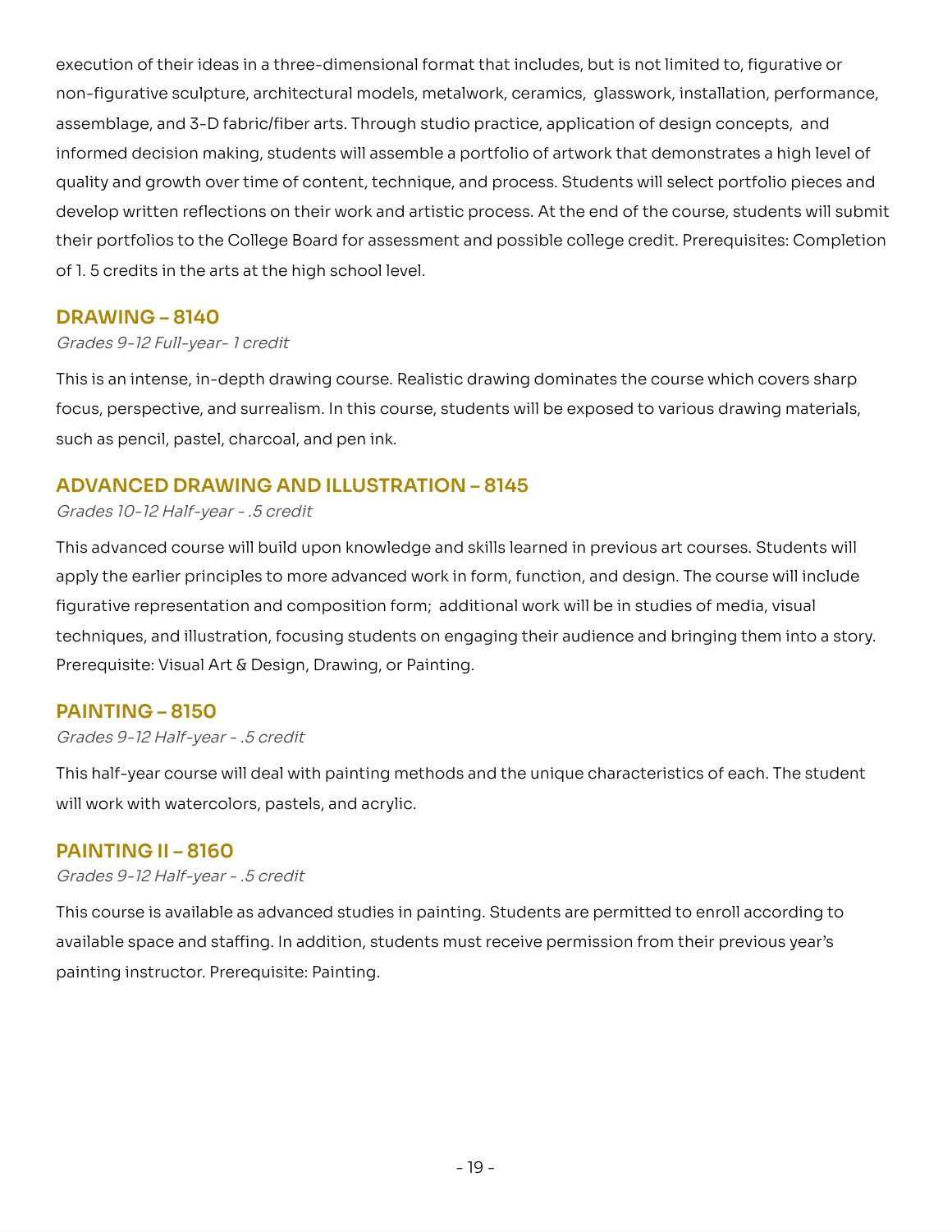execution of their ideas in a three-dimensional format that includes, but is not limited to, figurative or non-figurative sculpture, architectural models, metalwork, ceramics, glasswork, installation, performance, assemblage, and 3-D fabric/fiber arts. Through studio practice, application of design concepts, and informed decision making, students will assemble a portfolio of artwork that demonstrates a high level of quality and growth over time of content, technique, and process. Students will select portfolio pieces and develop written reflections on their work and artistic process. At the end of the course, students will submit their portfolios to the College Board for assessment and possible college credit. Prerequisites: Completion of 1. 5 credits in the arts at the high school level.

## DRAWING – 8140

*Grades 9-12 Full-year- 1 credit*

This is an intense, in-depth drawing course. Realistic drawing dominates the course which covers sharp focus, perspective, and surrealism. In this course, students will be exposed to various drawing materials, such as pencil, pastel, charcoal, and pen ink.

## ADVANCED DRAWING AND ILLUSTRATION – 8145

*Grades 10-12 Half-year - .5 credit*

This advanced course will build upon knowledge and skills learned in previous art courses. Students will apply the earlier principles to more advanced work in form, function, and design. The course will include figurative representation and composition form; additional work will be in studies of media, visual techniques, and illustration, focusing students on engaging their audience and bringing them into a story. Prerequisite: Visual Art & Design, Drawing, or Painting.

## PAINTING – 8150

*Grades 9-12 Half-year - .5 credit*

This half-year course will deal with painting methods and the unique characteristics of each. The student will work with watercolors, pastels, and acrylic.

## PAINTING II – 8160

*Grades 9-12 Half-year - .5 credit*

This course is available as advanced studies in painting. Students are permitted to enroll according to available space and staffing. In addition, students must receive permission from their previous year's painting instructor. Prerequisite: Painting.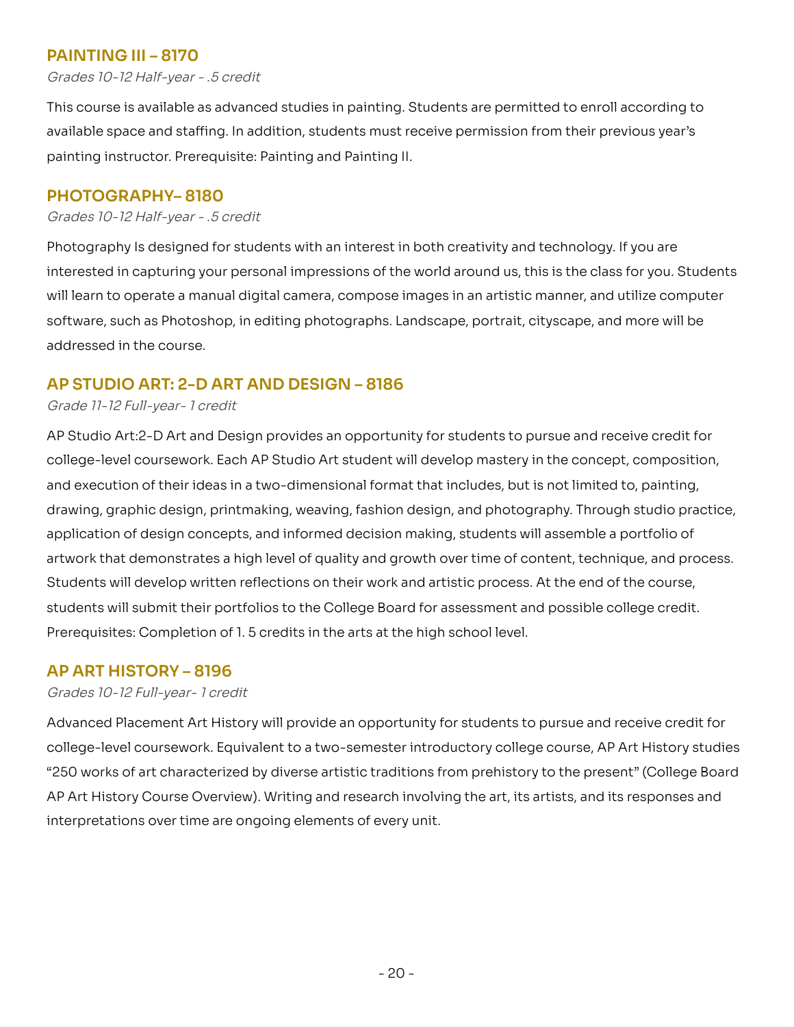## PAINTING III – 8170

*Grades 10-12 Half-year - .5 credit*

This course is available as advanced studies in painting. Students are permitted to enroll according to available space and staffing. In addition, students must receive permission from their previous year's painting instructor. Prerequisite: Painting and Painting II.

## PHOTOGRAPHY– 8180

*Grades 10-12 Half-year - .5 credit*

Photography Is designed for students with an interest in both creativity and technology. If you are interested in capturing your personal impressions of the world around us, this is the class for you. Students will learn to operate a manual digital camera, compose images in an artistic manner, and utilize computer software, such as Photoshop, in editing photographs. Landscape, portrait, cityscape, and more will be addressed in the course.

## AP STUDIO ART: 2-D ART AND DESIGN – 8186

*Grade 11-12 Full-year- 1 credit*

AP Studio Art:2-D Art and Design provides an opportunity for students to pursue and receive credit for college-level coursework. Each AP Studio Art student will develop mastery in the concept, composition, and execution of their ideas in a two-dimensional format that includes, but is not limited to, painting, drawing, graphic design, printmaking, weaving, fashion design, and photography. Through studio practice, application of design concepts, and informed decision making, students will assemble a portfolio of artwork that demonstrates a high level of quality and growth over time of content, technique, and process. Students will develop written reflections on their work and artistic process. At the end of the course, students will submit their portfolios to the College Board for assessment and possible college credit. Prerequisites: Completion of 1. 5 credits in the arts at the high school level.

## AP ART HISTORY – 8196

*Grades 10-12 Full-year- 1 credit*

Advanced Placement Art History will provide an opportunity for students to pursue and receive credit for college-level coursework. Equivalent to a two-semester introductory college course, AP Art History studies "250 works of art characterized by diverse artistic traditions from prehistory to the present" (College Board AP Art History Course Overview). Writing and research involving the art, its artists, and its responses and interpretations over time are ongoing elements of every unit.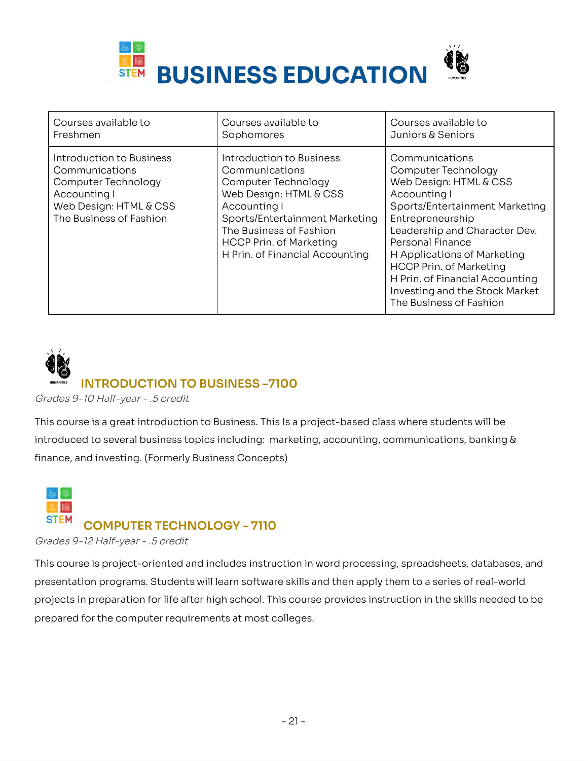# BUSINESS EDUCATION

| Courses available to Freshmen | Courses available to Sophomores | Courses available to Juniors & Seniors |
|---|---|---|
| Introduction to Business<br>Communications<br>Computer Technology<br>Accounting I<br>Web Design: HTML & CSS<br>The Business of Fashion | Introduction to Business<br>Communications<br>Computer Technology<br>Web Design: HTML & CSS<br>Accounting I<br>Sports/Entertainment Marketing<br>The Business of Fashion<br>HCCP Prin. of Marketing<br>H Prin. of Financial Accounting | Communications<br>Computer Technology<br>Web Design: HTML & CSS<br>Accounting I<br>Sports/Entertainment Marketing<br>Entrepreneurship<br>Leadership and Character Dev.<br>Personal Finance<br>H Applications of Marketing<br>HCCP Prin. of Marketing<br>H Prin. of Financial Accounting<br>Investing and the Stock Market<br>The Business of Fashion |

## INTRODUCTION TO BUSINESS –7100

*Grades 9-10 Half-year - .5 credit*

This course is a great introduction to Business. This Is a project-based class where students will be introduced to several business topics including: marketing, accounting, communications, banking & finance, and investing. (Formerly Business Concepts)

## COMPUTER TECHNOLOGY – 7110

*Grades 9-12 Half-year - .5 credit*

This course is project-oriented and includes instruction in word processing, spreadsheets, databases, and presentation programs. Students will learn software skills and then apply them to a series of real-world projects in preparation for life after high school. This course provides instruction in the skills needed to be prepared for the computer requirements at most colleges.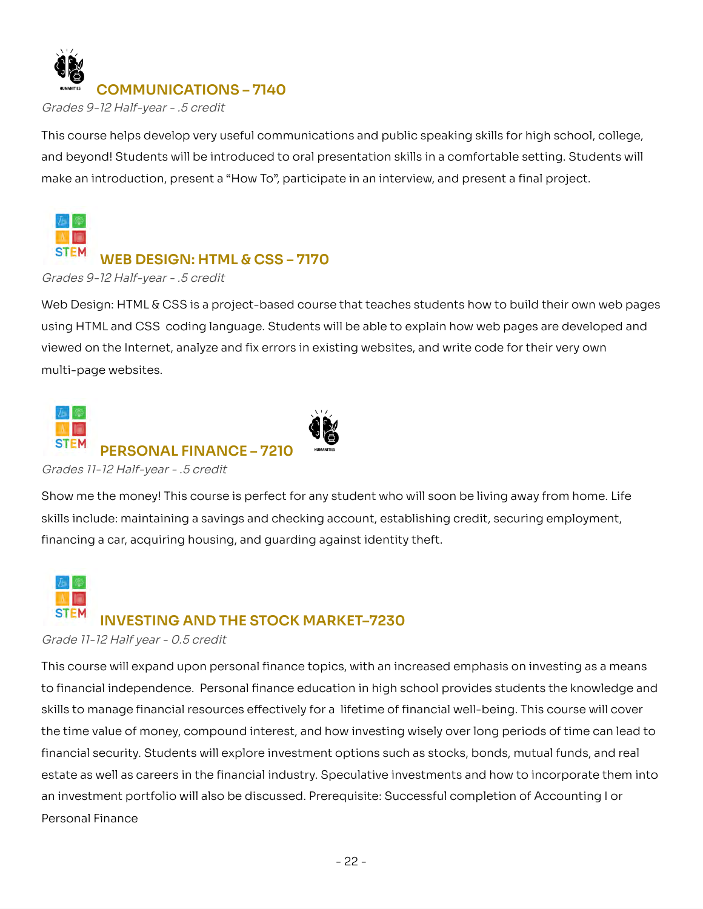## COMMUNICATIONS – 7140

*Grades 9-12 Half-year - .5 credit*

This course helps develop very useful communications and public speaking skills for high school, college, and beyond! Students will be introduced to oral presentation skills in a comfortable setting. Students will make an introduction, present a "How To", participate in an interview, and present a final project.

## WEB DESIGN: HTML & CSS – 7170

*Grades 9-12 Half-year - .5 credit*

Web Design: HTML & CSS is a project-based course that teaches students how to build their own web pages using HTML and CSS coding language. Students will be able to explain how web pages are developed and viewed on the Internet, analyze and fix errors in existing websites, and write code for their very own multi-page websites.

## PERSONAL FINANCE – 7210

*Grades 11-12 Half-year - .5 credit*

Show me the money! This course is perfect for any student who will soon be living away from home. Life skills include: maintaining a savings and checking account, establishing credit, securing employment, financing a car, acquiring housing, and guarding against identity theft.

## INVESTING AND THE STOCK MARKET–7230

*Grade 11-12 Half year - 0.5 credit*

This course will expand upon personal finance topics, with an increased emphasis on investing as a means to financial independence. Personal finance education in high school provides students the knowledge and skills to manage financial resources effectively for a lifetime of financial well-being. This course will cover the time value of money, compound interest, and how investing wisely over long periods of time can lead to financial security. Students will explore investment options such as stocks, bonds, mutual funds, and real estate as well as careers in the financial industry. Speculative investments and how to incorporate them into an investment portfolio will also be discussed. Prerequisite: Successful completion of Accounting I or Personal Finance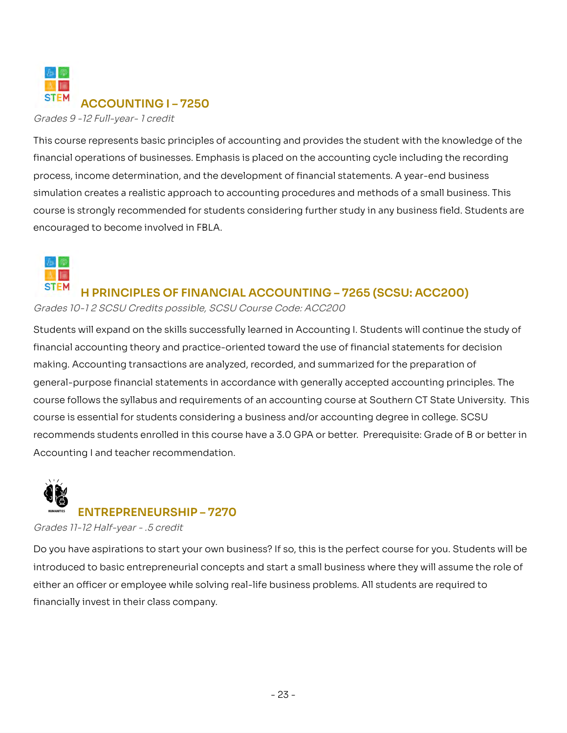## ACCOUNTING I – 7250

*Grades 9 -12 Full-year- 1 credit*

This course represents basic principles of accounting and provides the student with the knowledge of the financial operations of businesses. Emphasis is placed on the accounting cycle including the recording process, income determination, and the development of financial statements. A year-end business simulation creates a realistic approach to accounting procedures and methods of a small business. This course is strongly recommended for students considering further study in any business field. Students are encouraged to become involved in FBLA.

## H PRINCIPLES OF FINANCIAL ACCOUNTING – 7265 (SCSU: ACC200)

*Grades 10-1 2 SCSU Credits possible, SCSU Course Code: ACC200*

Students will expand on the skills successfully learned in Accounting I. Students will continue the study of financial accounting theory and practice-oriented toward the use of financial statements for decision making. Accounting transactions are analyzed, recorded, and summarized for the preparation of general-purpose financial statements in accordance with generally accepted accounting principles. The course follows the syllabus and requirements of an accounting course at Southern CT State University. This course is essential for students considering a business and/or accounting degree in college. SCSU recommends students enrolled in this course have a 3.0 GPA or better. Prerequisite: Grade of B or better in Accounting I and teacher recommendation.

## ENTREPRENEURSHIP – 7270

*Grades 11-12 Half-year - .5 credit*

Do you have aspirations to start your own business? If so, this is the perfect course for you. Students will be introduced to basic entrepreneurial concepts and start a small business where they will assume the role of either an officer or employee while solving real-life business problems. All students are required to financially invest in their class company.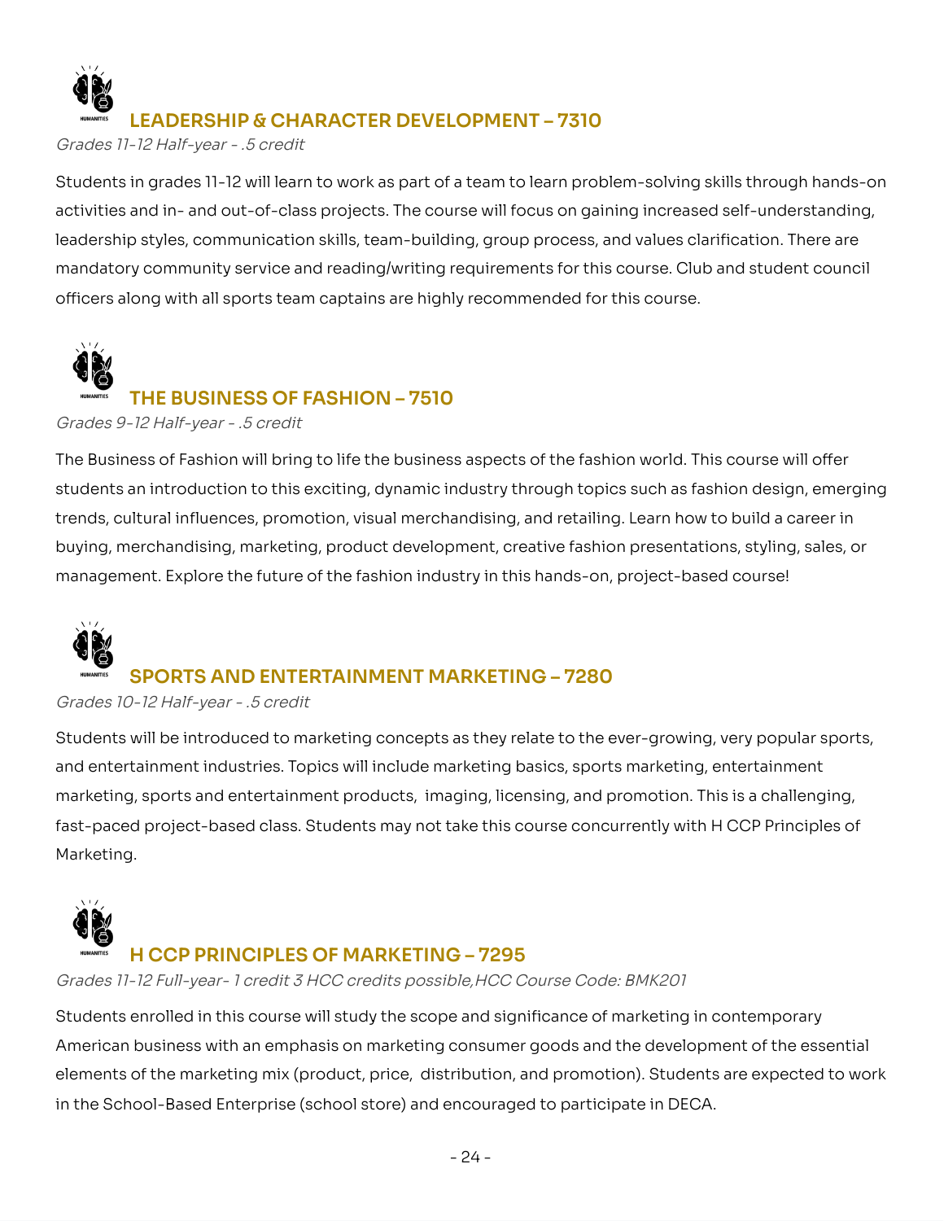## LEADERSHIP & CHARACTER DEVELOPMENT – 7310

*Grades 11-12 Half-year - .5 credit*

Students in grades 11-12 will learn to work as part of a team to learn problem-solving skills through hands-on activities and in- and out-of-class projects. The course will focus on gaining increased self-understanding, leadership styles, communication skills, team-building, group process, and values clarification. There are mandatory community service and reading/writing requirements for this course. Club and student council officers along with all sports team captains are highly recommended for this course.

## THE BUSINESS OF FASHION – 7510

*Grades 9-12 Half-year - .5 credit*

The Business of Fashion will bring to life the business aspects of the fashion world. This course will offer students an introduction to this exciting, dynamic industry through topics such as fashion design, emerging trends, cultural influences, promotion, visual merchandising, and retailing. Learn how to build a career in buying, merchandising, marketing, product development, creative fashion presentations, styling, sales, or management. Explore the future of the fashion industry in this hands-on, project-based course!

## SPORTS AND ENTERTAINMENT MARKETING – 7280

*Grades 10-12 Half-year - .5 credit*

Students will be introduced to marketing concepts as they relate to the ever-growing, very popular sports, and entertainment industries. Topics will include marketing basics, sports marketing, entertainment marketing, sports and entertainment products, imaging, licensing, and promotion. This is a challenging, fast-paced project-based class. Students may not take this course concurrently with H CCP Principles of Marketing.

## H CCP PRINCIPLES OF MARKETING – 7295

*Grades 11-12 Full-year- 1 credit 3 HCC credits possible,HCC Course Code: BMK201*

Students enrolled in this course will study the scope and significance of marketing in contemporary American business with an emphasis on marketing consumer goods and the development of the essential elements of the marketing mix (product, price, distribution, and promotion). Students are expected to work in the School-Based Enterprise (school store) and encouraged to participate in DECA.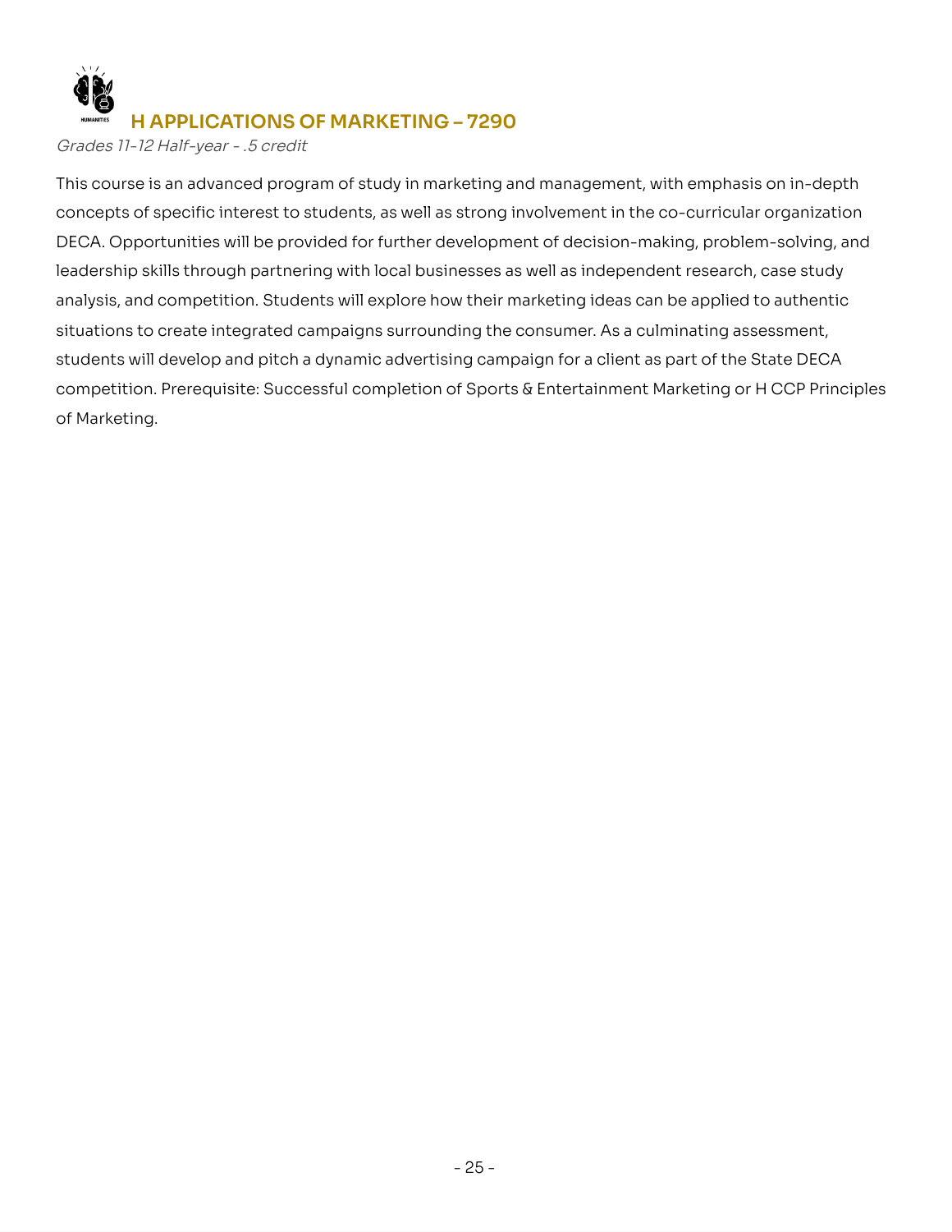## H APPLICATIONS OF MARKETING – 7290

*Grades 11-12 Half-year - .5 credit*

This course is an advanced program of study in marketing and management, with emphasis on in-depth concepts of specific interest to students, as well as strong involvement in the co-curricular organization DECA. Opportunities will be provided for further development of decision-making, problem-solving, and leadership skills through partnering with local businesses as well as independent research, case study analysis, and competition. Students will explore how their marketing ideas can be applied to authentic situations to create integrated campaigns surrounding the consumer. As a culminating assessment, students will develop and pitch a dynamic advertising campaign for a client as part of the State DECA competition. Prerequisite: Successful completion of Sports & Entertainment Marketing or H CCP Principles of Marketing.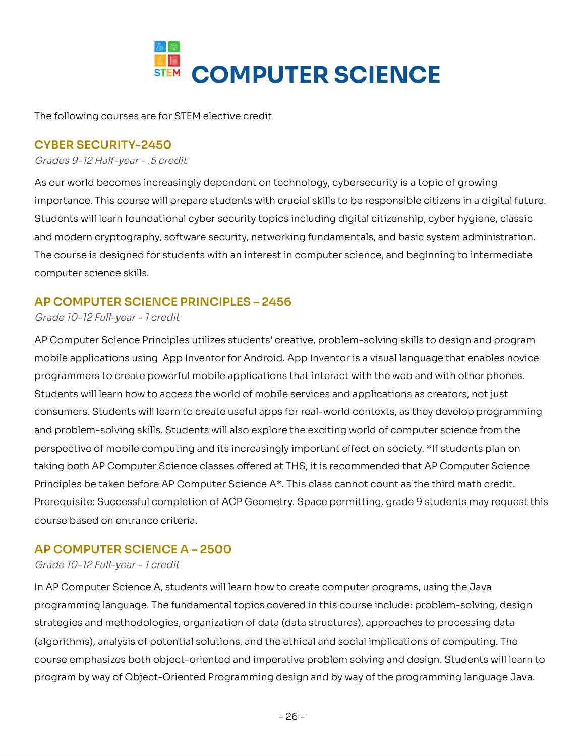# COMPUTER SCIENCE

The following courses are for STEM elective credit

## CYBER SECURITY-2450

*Grades 9-12 Half-year - .5 credit*

As our world becomes increasingly dependent on technology, cybersecurity is a topic of growing importance. This course will prepare students with crucial skills to be responsible citizens in a digital future. Students will learn foundational cyber security topics including digital citizenship, cyber hygiene, classic and modern cryptography, software security, networking fundamentals, and basic system administration. The course is designed for students with an interest in computer science, and beginning to intermediate computer science skills.

## AP COMPUTER SCIENCE PRINCIPLES – 2456

*Grade 10-12 Full-year - 1 credit*

AP Computer Science Principles utilizes students' creative, problem-solving skills to design and program mobile applications using App Inventor for Android. App Inventor is a visual language that enables novice programmers to create powerful mobile applications that interact with the web and with other phones. Students will learn how to access the world of mobile services and applications as creators, not just consumers. Students will learn to create useful apps for real-world contexts, as they develop programming and problem-solving skills. Students will also explore the exciting world of computer science from the perspective of mobile computing and its increasingly important effect on society. *If students plan on taking both AP Computer Science classes offered at THS, it is recommended that AP Computer Science Principles be taken before AP Computer Science A*. This class cannot count as the third math credit. Prerequisite: Successful completion of ACP Geometry. Space permitting, grade 9 students may request this course based on entrance criteria.

## AP COMPUTER SCIENCE A – 2500

*Grade 10-12 Full-year - 1 credit*

In AP Computer Science A, students will learn how to create computer programs, using the Java programming language. The fundamental topics covered in this course include: problem-solving, design strategies and methodologies, organization of data (data structures), approaches to processing data (algorithms), analysis of potential solutions, and the ethical and social implications of computing. The course emphasizes both object-oriented and imperative problem solving and design. Students will learn to program by way of Object-Oriented Programming design and by way of the programming language Java.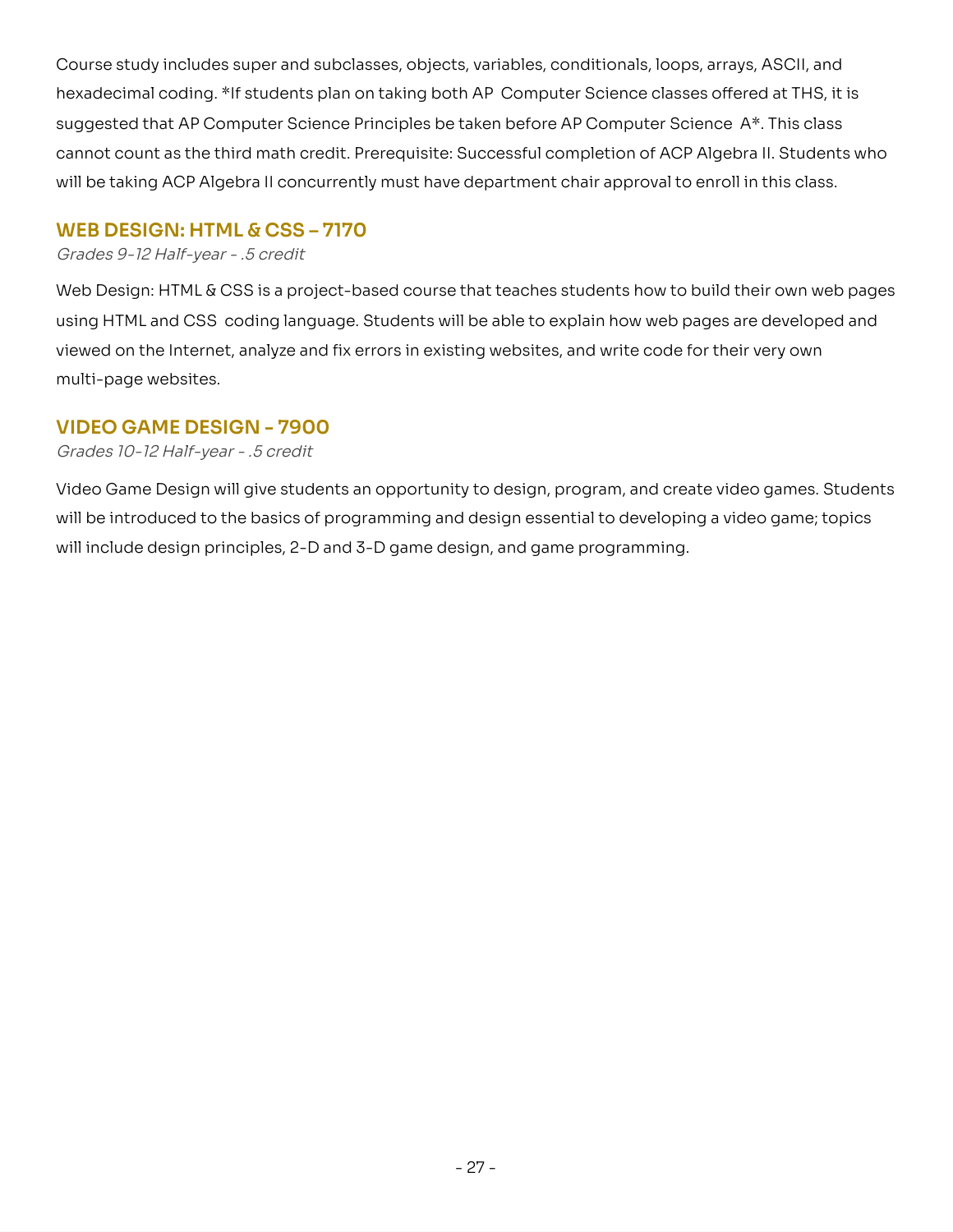Course study includes super and subclasses, objects, variables, conditionals, loops, arrays, ASCII, and hexadecimal coding. *If students plan on taking both AP Computer Science classes offered at THS, it is suggested that AP Computer Science Principles be taken before AP Computer Science A*. This class cannot count as the third math credit. Prerequisite: Successful completion of ACP Algebra II. Students who will be taking ACP Algebra II concurrently must have department chair approval to enroll in this class.

### WEB DESIGN: HTML & CSS – 7170

*Grades 9-12 Half-year - .5 credit*

Web Design: HTML & CSS is a project-based course that teaches students how to build their own web pages using HTML and CSS coding language. Students will be able to explain how web pages are developed and viewed on the Internet, analyze and fix errors in existing websites, and write code for their very own multi-page websites.

### VIDEO GAME DESIGN - 7900

*Grades 10-12 Half-year - .5 credit*

Video Game Design will give students an opportunity to design, program, and create video games. Students will be introduced to the basics of programming and design essential to developing a video game; topics will include design principles, 2-D and 3-D game design, and game programming.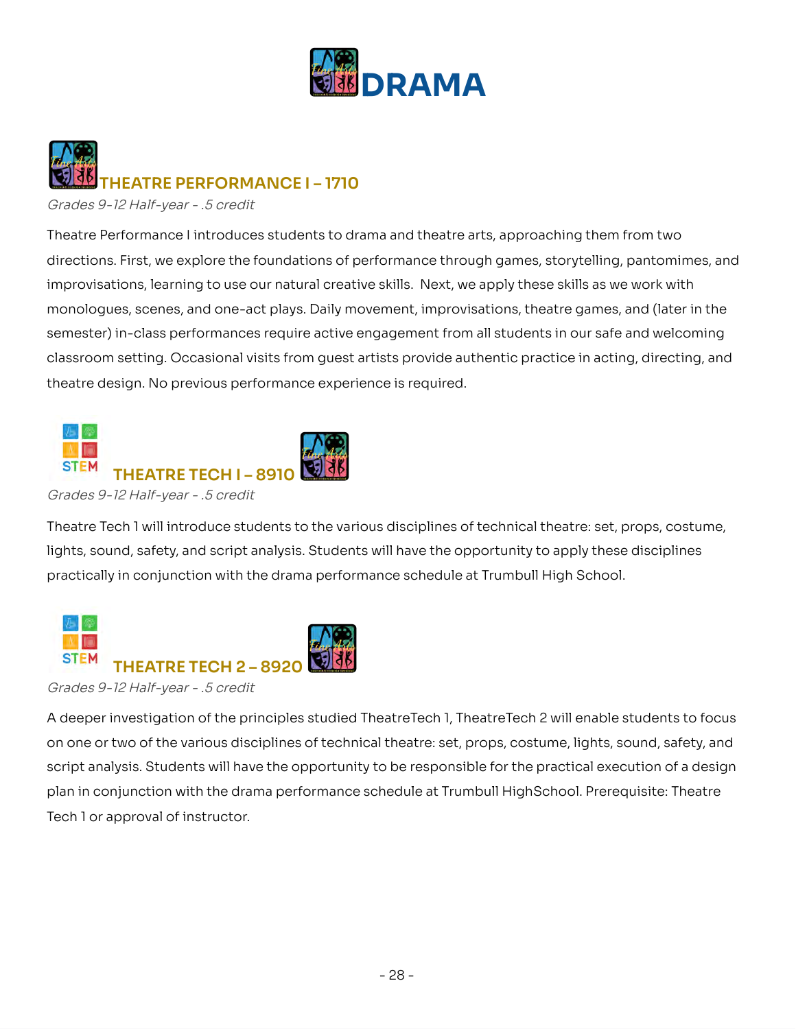# DRAMA

## THEATRE PERFORMANCE I – 1710

*Grades 9-12 Half-year - .5 credit*

Theatre Performance I introduces students to drama and theatre arts, approaching them from two directions. First, we explore the foundations of performance through games, storytelling, pantomimes, and improvisations, learning to use our natural creative skills. Next, we apply these skills as we work with monologues, scenes, and one-act plays. Daily movement, improvisations, theatre games, and (later in the semester) in-class performances require active engagement from all students in our safe and welcoming classroom setting. Occasional visits from guest artists provide authentic practice in acting, directing, and theatre design. No previous performance experience is required.

## THEATRE TECH I – 8910

*Grades 9-12 Half-year - .5 credit*

Theatre Tech 1 will introduce students to the various disciplines of technical theatre: set, props, costume, lights, sound, safety, and script analysis. Students will have the opportunity to apply these disciplines practically in conjunction with the drama performance schedule at Trumbull High School.

## THEATRE TECH 2 – 8920

*Grades 9-12 Half-year - .5 credit*

A deeper investigation of the principles studied TheatreTech 1, TheatreTech 2 will enable students to focus on one or two of the various disciplines of technical theatre: set, props, costume, lights, sound, safety, and script analysis. Students will have the opportunity to be responsible for the practical execution of a design plan in conjunction with the drama performance schedule at Trumbull HighSchool. Prerequisite: Theatre Tech 1 or approval of instructor.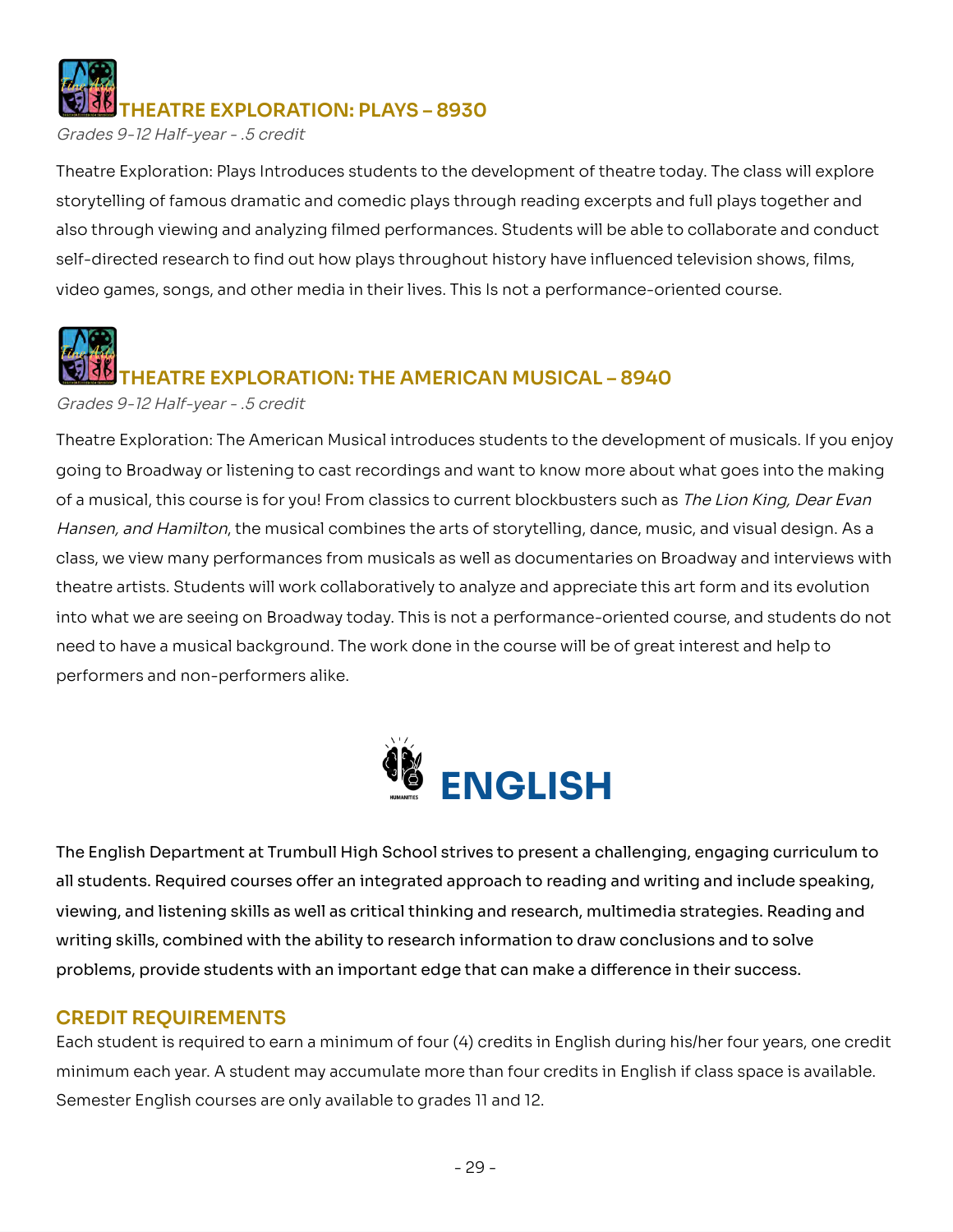### THEATRE EXPLORATION: PLAYS – 8930

*Grades 9-12 Half-year - .5 credit*

Theatre Exploration: Plays Introduces students to the development of theatre today. The class will explore storytelling of famous dramatic and comedic plays through reading excerpts and full plays together and also through viewing and analyzing filmed performances. Students will be able to collaborate and conduct self-directed research to find out how plays throughout history have influenced television shows, films, video games, songs, and other media in their lives. This Is not a performance-oriented course.

### THEATRE EXPLORATION: THE AMERICAN MUSICAL – 8940

*Grades 9-12 Half-year - .5 credit*

Theatre Exploration: The American Musical introduces students to the development of musicals. If you enjoy going to Broadway or listening to cast recordings and want to know more about what goes into the making of a musical, this course is for you! From classics to current blockbusters such as *The Lion King, Dear Evan Hansen, and Hamilton*, the musical combines the arts of storytelling, dance, music, and visual design. As a class, we view many performances from musicals as well as documentaries on Broadway and interviews with theatre artists. Students will work collaboratively to analyze and appreciate this art form and its evolution into what we are seeing on Broadway today. This is not a performance-oriented course, and students do not need to have a musical background. The work done in the course will be of great interest and help to performers and non-performers alike.

# ENGLISH

The English Department at Trumbull High School strives to present a challenging, engaging curriculum to all students. Required courses offer an integrated approach to reading and writing and include speaking, viewing, and listening skills as well as critical thinking and research, multimedia strategies. Reading and writing skills, combined with the ability to research information to draw conclusions and to solve problems, provide students with an important edge that can make a difference in their success.

## CREDIT REQUIREMENTS

Each student is required to earn a minimum of four (4) credits in English during his/her four years, one credit minimum each year. A student may accumulate more than four credits in English if class space is available. Semester English courses are only available to grades 11 and 12.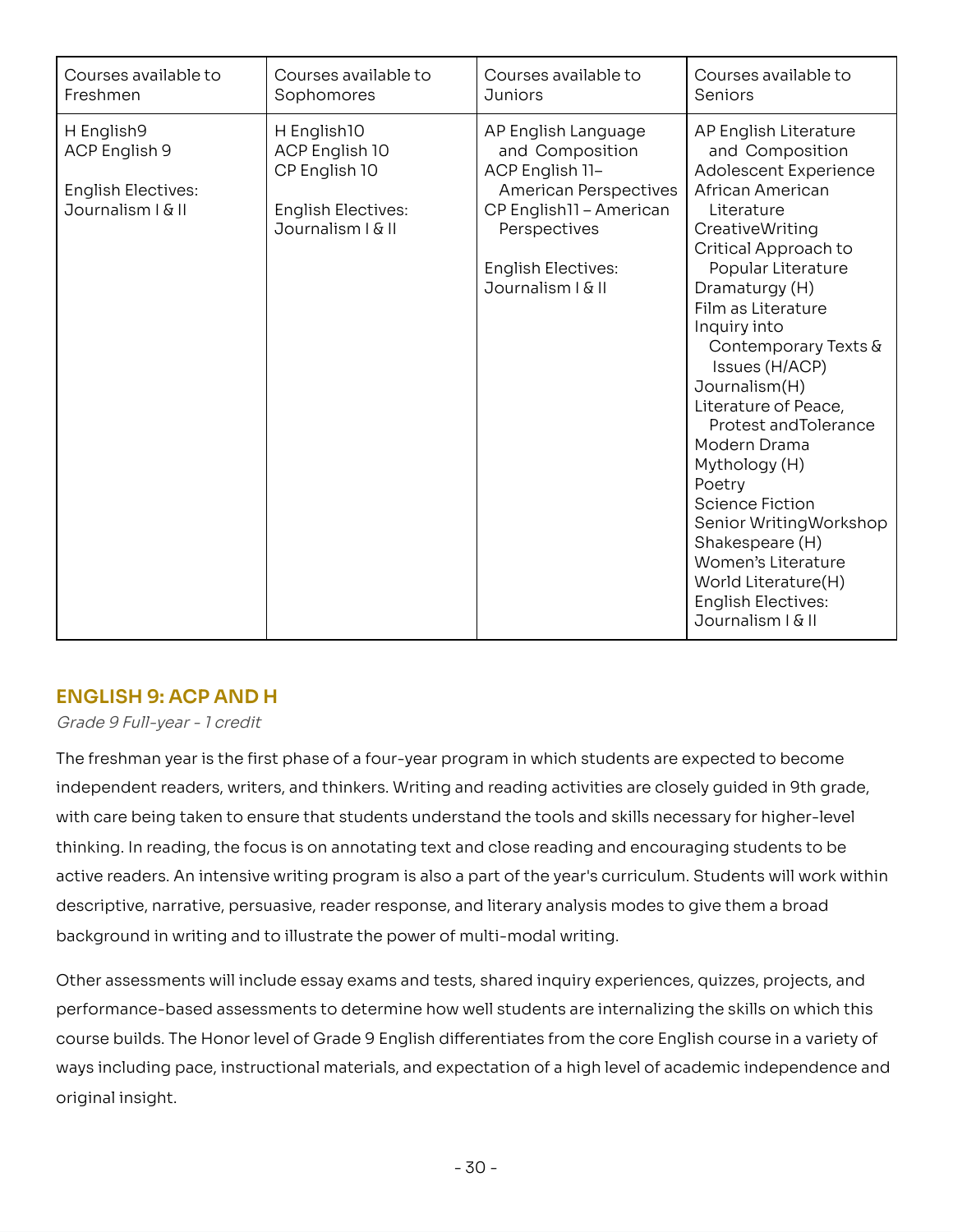| Courses available to Freshmen | Courses available to Sophomores | Courses available to Juniors | Courses available to Seniors |
|---|---|---|---|
| H English9<br>ACP English 9<br><br>English Electives:<br>Journalism I & II | H English10<br>ACP English 10<br>CP English 10<br><br>English Electives:<br>Journalism I & II | AP English Language and Composition<br>ACP English 11–American Perspectives<br>CP English11 – American Perspectives<br><br>English Electives:<br>Journalism I & II | AP English Literature and Composition<br>Adolescent Experience<br>African American Literature<br>CreativeWriting<br>Critical Approach to Popular Literature<br>Dramaturgy (H)<br>Film as Literature<br>Inquiry into Contemporary Texts & Issues (H/ACP)<br>Journalism(H)<br>Literature of Peace, Protest andTolerance<br>Modern Drama<br>Mythology (H)<br>Poetry<br>Science Fiction<br>Senior WritingWorkshop<br>Shakespeare (H)<br>Women's Literature<br>World Literature(H)<br>English Electives:<br>Journalism I & II |

## ENGLISH 9: ACP AND H

*Grade 9 Full-year - 1 credit*

The freshman year is the first phase of a four-year program in which students are expected to become independent readers, writers, and thinkers. Writing and reading activities are closely guided in 9th grade, with care being taken to ensure that students understand the tools and skills necessary for higher-level thinking. In reading, the focus is on annotating text and close reading and encouraging students to be active readers. An intensive writing program is also a part of the year's curriculum. Students will work within descriptive, narrative, persuasive, reader response, and literary analysis modes to give them a broad background in writing and to illustrate the power of multi-modal writing.

Other assessments will include essay exams and tests, shared inquiry experiences, quizzes, projects, and performance-based assessments to determine how well students are internalizing the skills on which this course builds. The Honor level of Grade 9 English differentiates from the core English course in a variety of ways including pace, instructional materials, and expectation of a high level of academic independence and original insight.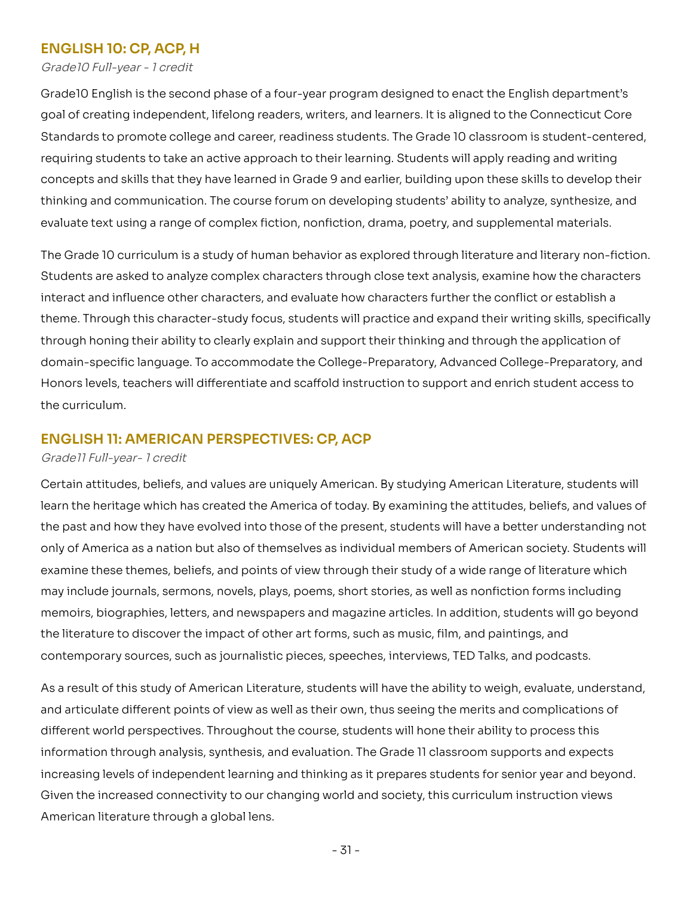## ENGLISH 10: CP, ACP, H

*Grade10 Full-year - 1 credit*

Grade10 English is the second phase of a four-year program designed to enact the English department's goal of creating independent, lifelong readers, writers, and learners. It is aligned to the Connecticut Core Standards to promote college and career, readiness students. The Grade 10 classroom is student-centered, requiring students to take an active approach to their learning. Students will apply reading and writing concepts and skills that they have learned in Grade 9 and earlier, building upon these skills to develop their thinking and communication. The course forum on developing students' ability to analyze, synthesize, and evaluate text using a range of complex fiction, nonfiction, drama, poetry, and supplemental materials.

The Grade 10 curriculum is a study of human behavior as explored through literature and literary non-fiction. Students are asked to analyze complex characters through close text analysis, examine how the characters interact and influence other characters, and evaluate how characters further the conflict or establish a theme. Through this character-study focus, students will practice and expand their writing skills, specifically through honing their ability to clearly explain and support their thinking and through the application of domain-specific language. To accommodate the College-Preparatory, Advanced College-Preparatory, and Honors levels, teachers will differentiate and scaffold instruction to support and enrich student access to the curriculum.

## ENGLISH 11: AMERICAN PERSPECTIVES: CP, ACP

*Grade11 Full-year- 1 credit*

Certain attitudes, beliefs, and values are uniquely American. By studying American Literature, students will learn the heritage which has created the America of today. By examining the attitudes, beliefs, and values of the past and how they have evolved into those of the present, students will have a better understanding not only of America as a nation but also of themselves as individual members of American society. Students will examine these themes, beliefs, and points of view through their study of a wide range of literature which may include journals, sermons, novels, plays, poems, short stories, as well as nonfiction forms including memoirs, biographies, letters, and newspapers and magazine articles. In addition, students will go beyond the literature to discover the impact of other art forms, such as music, film, and paintings, and contemporary sources, such as journalistic pieces, speeches, interviews, TED Talks, and podcasts.

As a result of this study of American Literature, students will have the ability to weigh, evaluate, understand, and articulate different points of view as well as their own, thus seeing the merits and complications of different world perspectives. Throughout the course, students will hone their ability to process this information through analysis, synthesis, and evaluation. The Grade 11 classroom supports and expects increasing levels of independent learning and thinking as it prepares students for senior year and beyond. Given the increased connectivity to our changing world and society, this curriculum instruction views American literature through a global lens.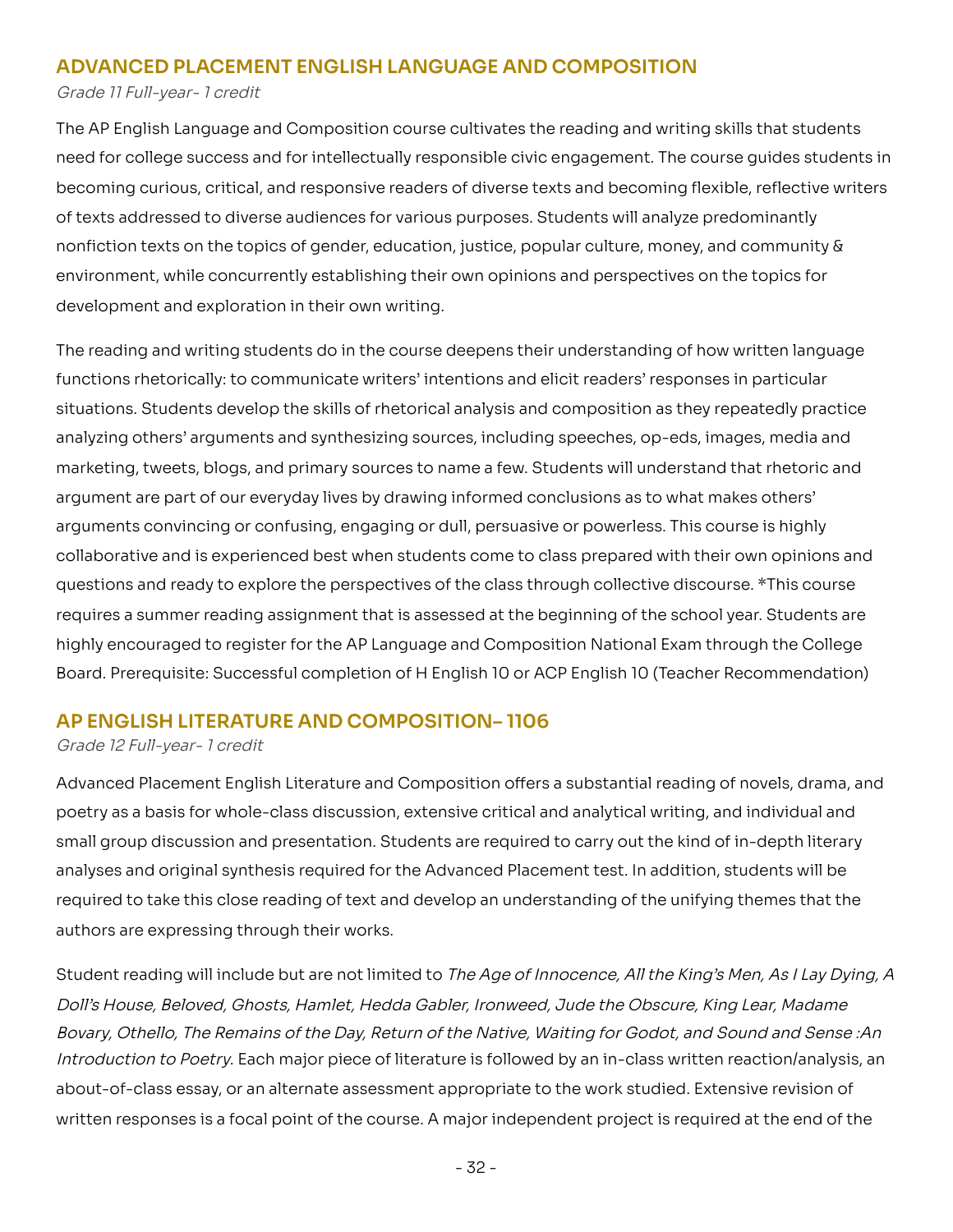## ADVANCED PLACEMENT ENGLISH LANGUAGE AND COMPOSITION

*Grade 11 Full-year- 1 credit*

The AP English Language and Composition course cultivates the reading and writing skills that students need for college success and for intellectually responsible civic engagement. The course guides students in becoming curious, critical, and responsive readers of diverse texts and becoming flexible, reflective writers of texts addressed to diverse audiences for various purposes. Students will analyze predominantly nonfiction texts on the topics of gender, education, justice, popular culture, money, and community & environment, while concurrently establishing their own opinions and perspectives on the topics for development and exploration in their own writing.

The reading and writing students do in the course deepens their understanding of how written language functions rhetorically: to communicate writers' intentions and elicit readers' responses in particular situations. Students develop the skills of rhetorical analysis and composition as they repeatedly practice analyzing others' arguments and synthesizing sources, including speeches, op-eds, images, media and marketing, tweets, blogs, and primary sources to name a few. Students will understand that rhetoric and argument are part of our everyday lives by drawing informed conclusions as to what makes others' arguments convincing or confusing, engaging or dull, persuasive or powerless. This course is highly collaborative and is experienced best when students come to class prepared with their own opinions and questions and ready to explore the perspectives of the class through collective discourse. *This course requires a summer reading assignment that is assessed at the beginning of the school year. Students are highly encouraged to register for the AP Language and Composition National Exam through the College Board. Prerequisite: Successful completion of H English 10 or ACP English 10 (Teacher Recommendation)

## AP ENGLISH LITERATURE AND COMPOSITION– 1106

*Grade 12 Full-year- 1 credit*

Advanced Placement English Literature and Composition offers a substantial reading of novels, drama, and poetry as a basis for whole-class discussion, extensive critical and analytical writing, and individual and small group discussion and presentation. Students are required to carry out the kind of in-depth literary analyses and original synthesis required for the Advanced Placement test. In addition, students will be required to take this close reading of text and develop an understanding of the unifying themes that the authors are expressing through their works.

Student reading will include but are not limited to *The Age of Innocence, All the King's Men, As I Lay Dying, A Doll's House, Beloved, Ghosts, Hamlet, Hedda Gabler, Ironweed, Jude the Obscure, King Lear, Madame Bovary, Othello, The Remains of the Day, Return of the Native, Waiting for Godot, and Sound and Sense :An Introduction to Poetry*. Each major piece of literature is followed by an in-class written reaction/analysis, an about-of-class essay, or an alternate assessment appropriate to the work studied. Extensive revision of written responses is a focal point of the course. A major independent project is required at the end of the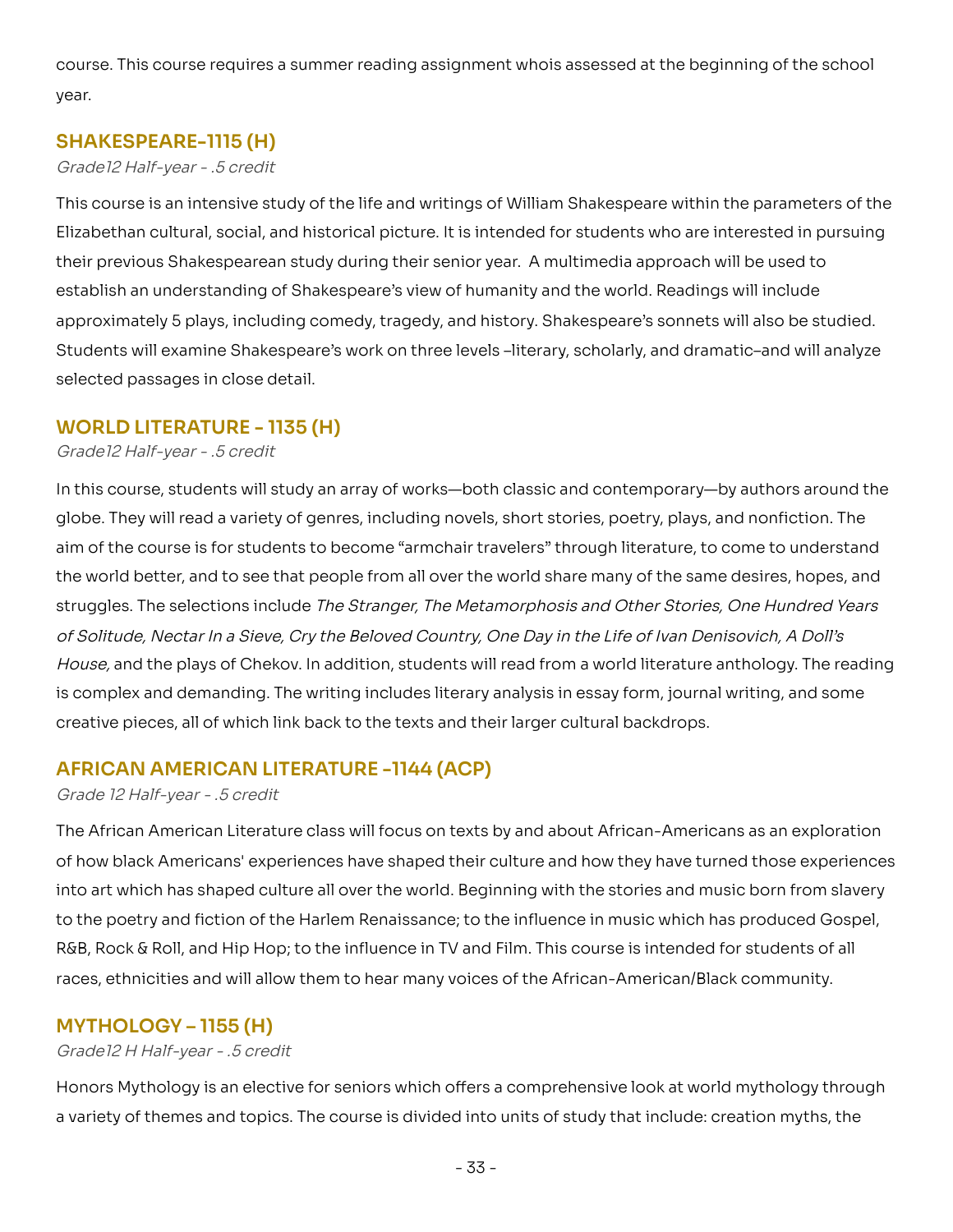course. This course requires a summer reading assignment whois assessed at the beginning of the school year.

## SHAKESPEARE-1115 (H)

*Grade12 Half-year - .5 credit*

This course is an intensive study of the life and writings of William Shakespeare within the parameters of the Elizabethan cultural, social, and historical picture. It is intended for students who are interested in pursuing their previous Shakespearean study during their senior year.  A multimedia approach will be used to establish an understanding of Shakespeare's view of humanity and the world. Readings will include approximately 5 plays, including comedy, tragedy, and history. Shakespeare's sonnets will also be studied. Students will examine Shakespeare's work on three levels –literary, scholarly, and dramatic–and will analyze selected passages in close detail.

## WORLD LITERATURE - 1135 (H)

*Grade12 Half-year - .5 credit*

In this course, students will study an array of works—both classic and contemporary—by authors around the globe. They will read a variety of genres, including novels, short stories, poetry, plays, and nonfiction. The aim of the course is for students to become "armchair travelers" through literature, to come to understand the world better, and to see that people from all over the world share many of the same desires, hopes, and struggles. The selections include *The Stranger, The Metamorphosis and Other Stories, One Hundred Years of Solitude, Nectar In a Sieve, Cry the Beloved Country, One Day in the Life of Ivan Denisovich, A Doll's House,* and the plays of Chekov. In addition, students will read from a world literature anthology. The reading is complex and demanding. The writing includes literary analysis in essay form, journal writing, and some creative pieces, all of which link back to the texts and their larger cultural backdrops.

## AFRICAN AMERICAN LITERATURE -1144 (ACP)

*Grade 12 Half-year - .5 credit*

The African American Literature class will focus on texts by and about African-Americans as an exploration of how black Americans' experiences have shaped their culture and how they have turned those experiences into art which has shaped culture all over the world. Beginning with the stories and music born from slavery to the poetry and fiction of the Harlem Renaissance; to the influence in music which has produced Gospel, R&B, Rock & Roll, and Hip Hop; to the influence in TV and Film. This course is intended for students of all races, ethnicities and will allow them to hear many voices of the African-American/Black community.

## MYTHOLOGY – 1155 (H)

*Grade12 H Half-year - .5 credit*

Honors Mythology is an elective for seniors which offers a comprehensive look at world mythology through a variety of themes and topics. The course is divided into units of study that include: creation myths, the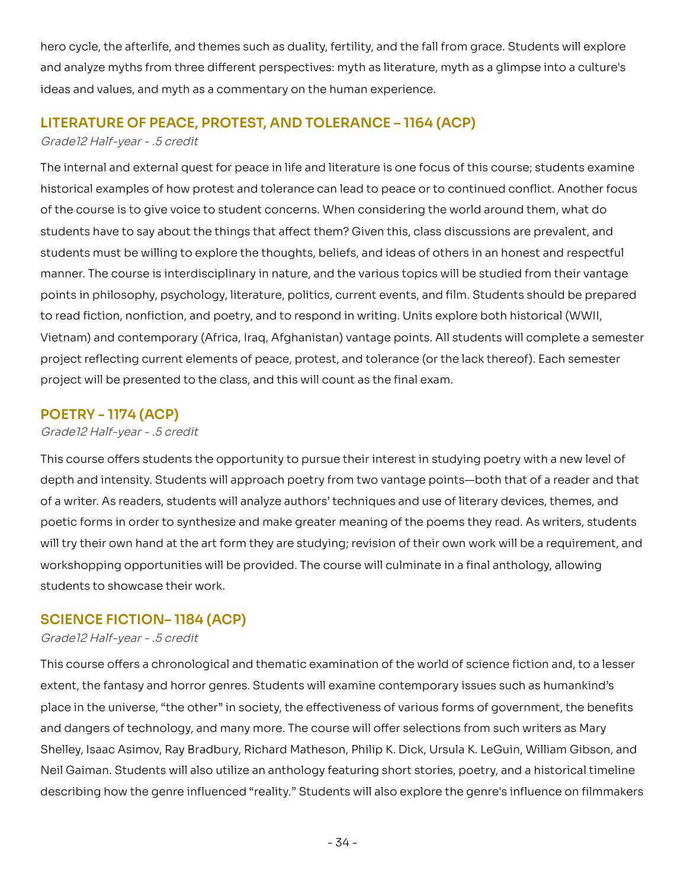hero cycle, the afterlife, and themes such as duality, fertility, and the fall from grace. Students will explore and analyze myths from three different perspectives: myth as literature, myth as a glimpse into a culture's ideas and values, and myth as a commentary on the human experience.

### LITERATURE OF PEACE, PROTEST, AND TOLERANCE – 1164 (ACP)

*Grade12 Half-year - .5 credit*

The internal and external quest for peace in life and literature is one focus of this course; students examine historical examples of how protest and tolerance can lead to peace or to continued conflict. Another focus of the course is to give voice to student concerns. When considering the world around them, what do students have to say about the things that affect them? Given this, class discussions are prevalent, and students must be willing to explore the thoughts, beliefs, and ideas of others in an honest and respectful manner. The course is interdisciplinary in nature, and the various topics will be studied from their vantage points in philosophy, psychology, literature, politics, current events, and film. Students should be prepared to read fiction, nonfiction, and poetry, and to respond in writing. Units explore both historical (WWII, Vietnam) and contemporary (Africa, Iraq, Afghanistan) vantage points. All students will complete a semester project reflecting current elements of peace, protest, and tolerance (or the lack thereof). Each semester project will be presented to the class, and this will count as the final exam.

### POETRY - 1174 (ACP)

*Grade12 Half-year - .5 credit*

This course offers students the opportunity to pursue their interest in studying poetry with a new level of depth and intensity. Students will approach poetry from two vantage points—both that of a reader and that of a writer. As readers, students will analyze authors' techniques and use of literary devices, themes, and poetic forms in order to synthesize and make greater meaning of the poems they read. As writers, students will try their own hand at the art form they are studying; revision of their own work will be a requirement, and workshopping opportunities will be provided. The course will culminate in a final anthology, allowing students to showcase their work.

### SCIENCE FICTION– 1184 (ACP)

*Grade12 Half-year - .5 credit*

This course offers a chronological and thematic examination of the world of science fiction and, to a lesser extent, the fantasy and horror genres. Students will examine contemporary issues such as humankind's place in the universe, "the other" in society, the effectiveness of various forms of government, the benefits and dangers of technology, and many more. The course will offer selections from such writers as Mary Shelley, Isaac Asimov, Ray Bradbury, Richard Matheson, Philip K. Dick, Ursula K. LeGuin, William Gibson, and Neil Gaiman. Students will also utilize an anthology featuring short stories, poetry, and a historical timeline describing how the genre influenced "reality." Students will also explore the genre's influence on filmmakers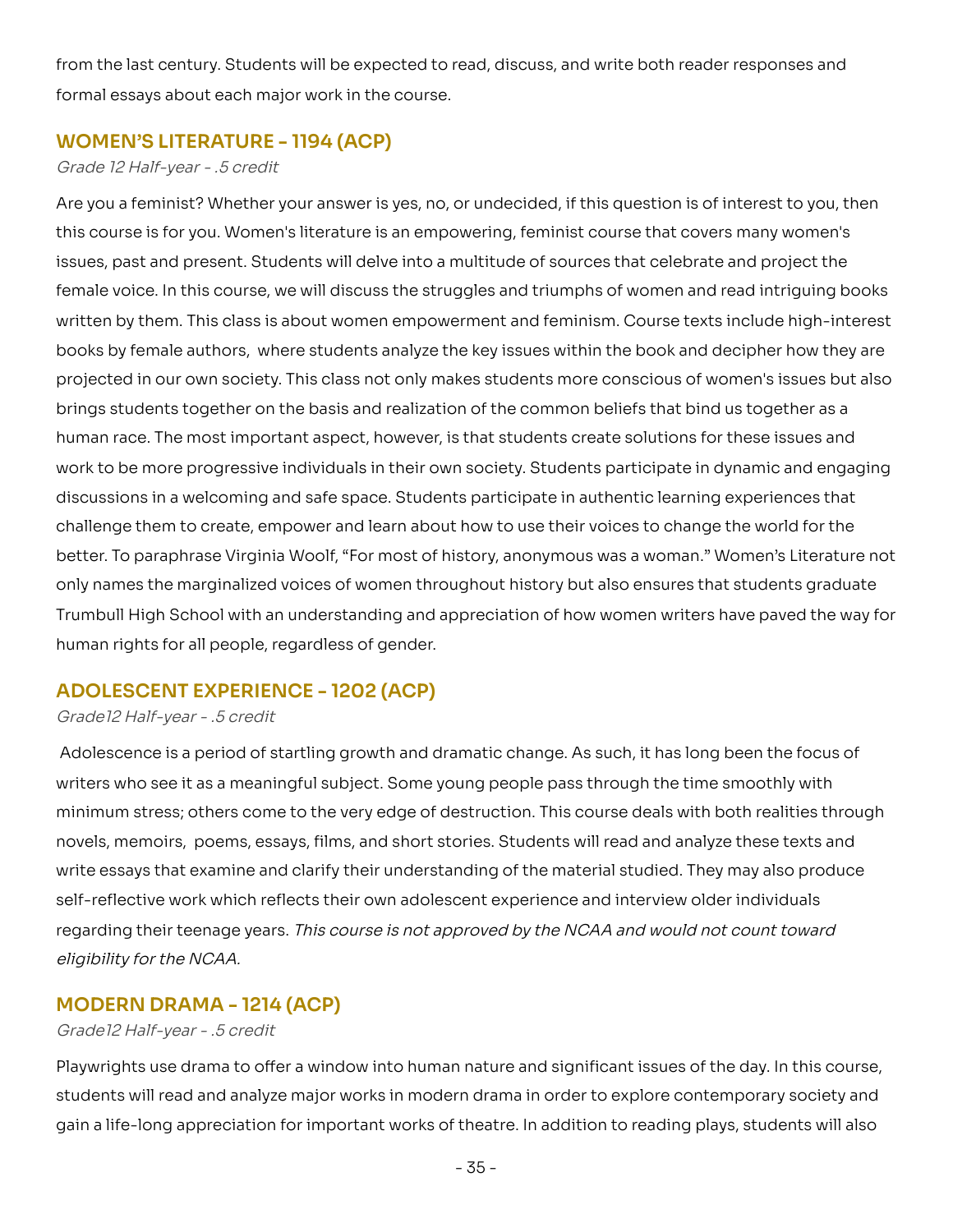from the last century. Students will be expected to read, discuss, and write both reader responses and formal essays about each major work in the course.

## WOMEN'S LITERATURE - 1194 (ACP)

*Grade 12 Half-year - .5 credit*

Are you a feminist? Whether your answer is yes, no, or undecided, if this question is of interest to you, then this course is for you. Women's literature is an empowering, feminist course that covers many women's issues, past and present. Students will delve into a multitude of sources that celebrate and project the female voice. In this course, we will discuss the struggles and triumphs of women and read intriguing books written by them. This class is about women empowerment and feminism. Course texts include high-interest books by female authors, where students analyze the key issues within the book and decipher how they are projected in our own society. This class not only makes students more conscious of women's issues but also brings students together on the basis and realization of the common beliefs that bind us together as a human race. The most important aspect, however, is that students create solutions for these issues and work to be more progressive individuals in their own society. Students participate in dynamic and engaging discussions in a welcoming and safe space. Students participate in authentic learning experiences that challenge them to create, empower and learn about how to use their voices to change the world for the better. To paraphrase Virginia Woolf, "For most of history, anonymous was a woman." Women's Literature not only names the marginalized voices of women throughout history but also ensures that students graduate Trumbull High School with an understanding and appreciation of how women writers have paved the way for human rights for all people, regardless of gender.

## ADOLESCENT EXPERIENCE - 1202 (ACP)

*Grade12 Half-year - .5 credit*

Adolescence is a period of startling growth and dramatic change. As such, it has long been the focus of writers who see it as a meaningful subject. Some young people pass through the time smoothly with minimum stress; others come to the very edge of destruction. This course deals with both realities through novels, memoirs, poems, essays, films, and short stories. Students will read and analyze these texts and write essays that examine and clarify their understanding of the material studied. They may also produce self-reflective work which reflects their own adolescent experience and interview older individuals regarding their teenage years. *This course is not approved by the NCAA and would not count toward eligibility for the NCAA.*

## MODERN DRAMA - 1214 (ACP)

*Grade12 Half-year - .5 credit*

Playwrights use drama to offer a window into human nature and significant issues of the day. In this course, students will read and analyze major works in modern drama in order to explore contemporary society and gain a life-long appreciation for important works of theatre. In addition to reading plays, students will also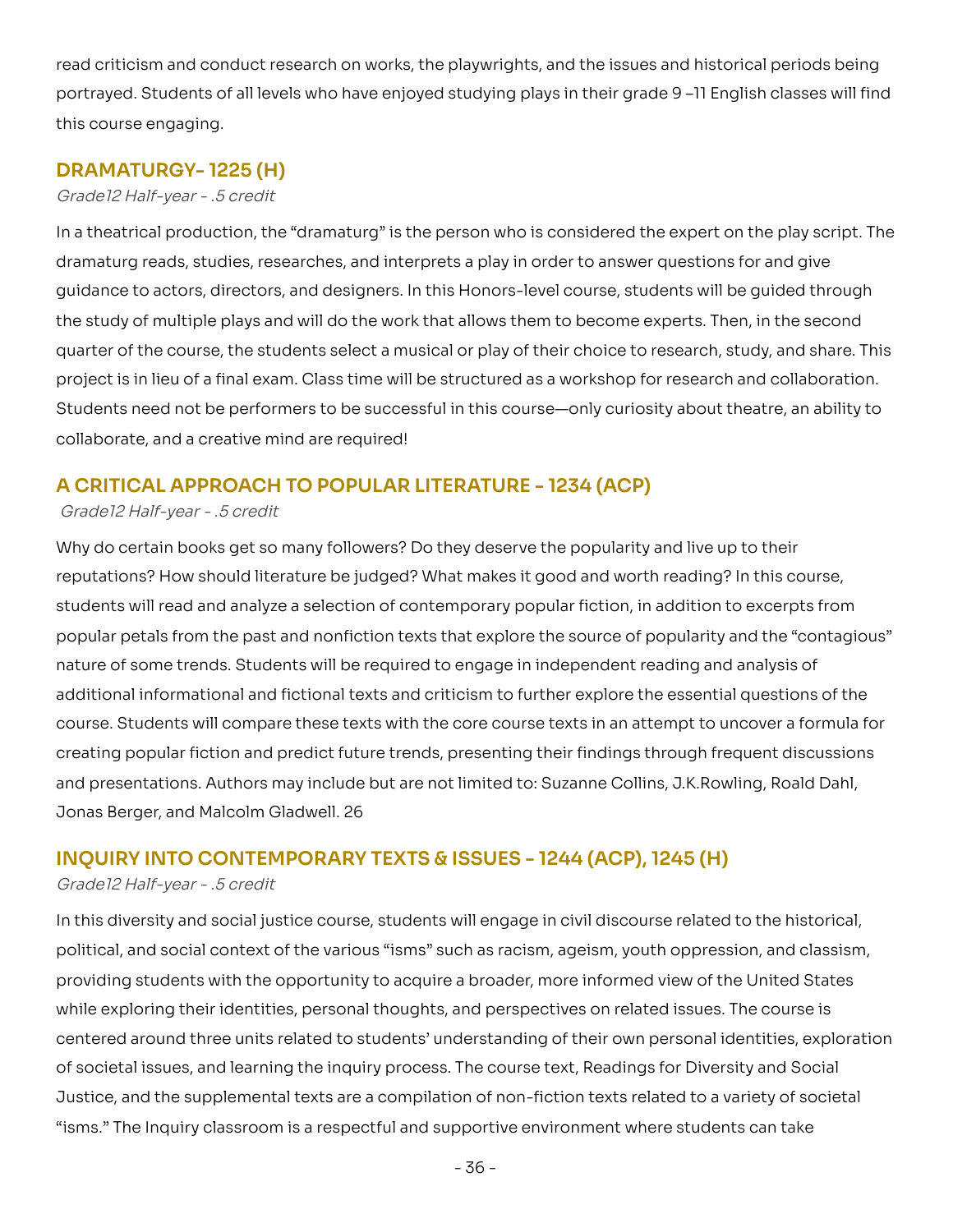read criticism and conduct research on works, the playwrights, and the issues and historical periods being portrayed. Students of all levels who have enjoyed studying plays in their grade 9 –11 English classes will find this course engaging.

## DRAMATURGY- 1225 (H)

*Grade12 Half-year - .5 credit*

In a theatrical production, the "dramaturg" is the person who is considered the expert on the play script. The dramaturg reads, studies, researches, and interprets a play in order to answer questions for and give guidance to actors, directors, and designers. In this Honors-level course, students will be guided through the study of multiple plays and will do the work that allows them to become experts. Then, in the second quarter of the course, the students select a musical or play of their choice to research, study, and share. This project is in lieu of a final exam. Class time will be structured as a workshop for research and collaboration. Students need not be performers to be successful in this course—only curiosity about theatre, an ability to collaborate, and a creative mind are required!

## A CRITICAL APPROACH TO POPULAR LITERATURE - 1234 (ACP)

*Grade12 Half-year - .5 credit*

Why do certain books get so many followers? Do they deserve the popularity and live up to their reputations? How should literature be judged? What makes it good and worth reading? In this course, students will read and analyze a selection of contemporary popular fiction, in addition to excerpts from popular petals from the past and nonfiction texts that explore the source of popularity and the "contagious" nature of some trends. Students will be required to engage in independent reading and analysis of additional informational and fictional texts and criticism to further explore the essential questions of the course. Students will compare these texts with the core course texts in an attempt to uncover a formula for creating popular fiction and predict future trends, presenting their findings through frequent discussions and presentations. Authors may include but are not limited to: Suzanne Collins, J.K.Rowling, Roald Dahl, Jonas Berger, and Malcolm Gladwell. 26

## INQUIRY INTO CONTEMPORARY TEXTS & ISSUES - 1244 (ACP), 1245 (H)

*Grade12 Half-year - .5 credit*

In this diversity and social justice course, students will engage in civil discourse related to the historical, political, and social context of the various "isms" such as racism, ageism, youth oppression, and classism, providing students with the opportunity to acquire a broader, more informed view of the United States while exploring their identities, personal thoughts, and perspectives on related issues. The course is centered around three units related to students' understanding of their own personal identities, exploration of societal issues, and learning the inquiry process. The course text, Readings for Diversity and Social Justice, and the supplemental texts are a compilation of non-fiction texts related to a variety of societal "isms." The Inquiry classroom is a respectful and supportive environment where students can take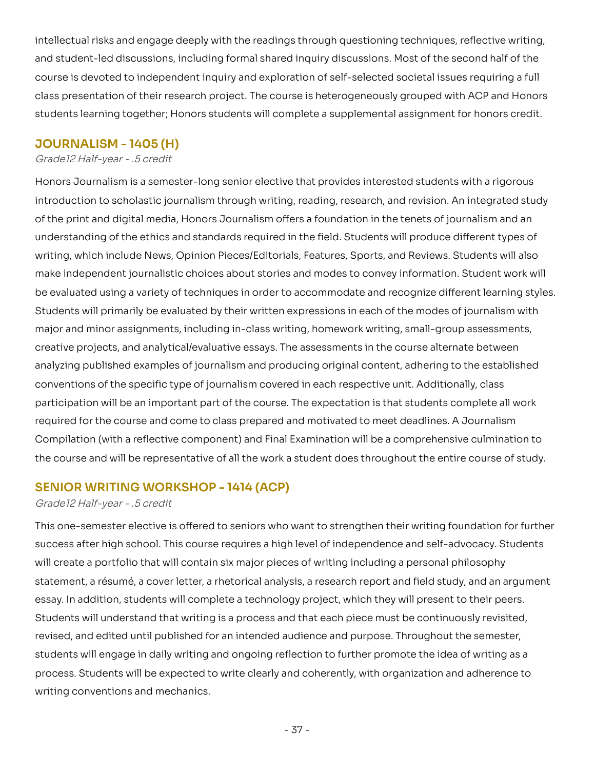intellectual risks and engage deeply with the readings through questioning techniques, reflective writing, and student-led discussions, including formal shared inquiry discussions. Most of the second half of the course is devoted to independent inquiry and exploration of self-selected societal issues requiring a full class presentation of their research project. The course is heterogeneously grouped with ACP and Honors students learning together; Honors students will complete a supplemental assignment for honors credit.

## JOURNALISM - 1405 (H)

*Grade12 Half-year - .5 credit*

Honors Journalism is a semester-long senior elective that provides interested students with a rigorous introduction to scholastic journalism through writing, reading, research, and revision. An integrated study of the print and digital media, Honors Journalism offers a foundation in the tenets of journalism and an understanding of the ethics and standards required in the field. Students will produce different types of writing, which include News, Opinion Pieces/Editorials, Features, Sports, and Reviews. Students will also make independent journalistic choices about stories and modes to convey information. Student work will be evaluated using a variety of techniques in order to accommodate and recognize different learning styles. Students will primarily be evaluated by their written expressions in each of the modes of journalism with major and minor assignments, including in-class writing, homework writing, small-group assessments, creative projects, and analytical/evaluative essays. The assessments in the course alternate between analyzing published examples of journalism and producing original content, adhering to the established conventions of the specific type of journalism covered in each respective unit. Additionally, class participation will be an important part of the course. The expectation is that students complete all work required for the course and come to class prepared and motivated to meet deadlines. A Journalism Compilation (with a reflective component) and Final Examination will be a comprehensive culmination to the course and will be representative of all the work a student does throughout the entire course of study.

## SENIOR WRITING WORKSHOP - 1414 (ACP)

*Grade12 Half-year - .5 credit*

This one-semester elective is offered to seniors who want to strengthen their writing foundation for further success after high school. This course requires a high level of independence and self-advocacy. Students will create a portfolio that will contain six major pieces of writing including a personal philosophy statement, a résumé, a cover letter, a rhetorical analysis, a research report and field study, and an argument essay. In addition, students will complete a technology project, which they will present to their peers. Students will understand that writing is a process and that each piece must be continuously revisited, revised, and edited until published for an intended audience and purpose. Throughout the semester, students will engage in daily writing and ongoing reflection to further promote the idea of writing as a process. Students will be expected to write clearly and coherently, with organization and adherence to writing conventions and mechanics.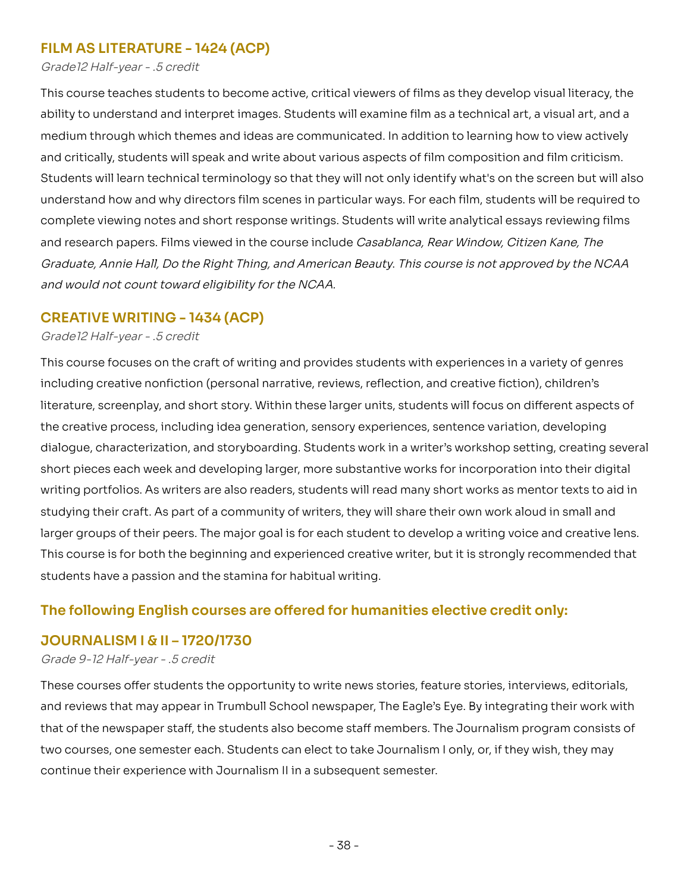## FILM AS LITERATURE - 1424 (ACP)

*Grade12 Half-year - .5 credit*

This course teaches students to become active, critical viewers of films as they develop visual literacy, the ability to understand and interpret images. Students will examine film as a technical art, a visual art, and a medium through which themes and ideas are communicated. In addition to learning how to view actively and critically, students will speak and write about various aspects of film composition and film criticism. Students will learn technical terminology so that they will not only identify what's on the screen but will also understand how and why directors film scenes in particular ways. For each film, students will be required to complete viewing notes and short response writings. Students will write analytical essays reviewing films and research papers. Films viewed in the course include *Casablanca, Rear Window, Citizen Kane, The Graduate, Annie Hall, Do the Right Thing, and American Beauty. This course is not approved by the NCAA and would not count toward eligibility for the NCAA.*

## CREATIVE WRITING - 1434 (ACP)

*Grade12 Half-year - .5 credit*

This course focuses on the craft of writing and provides students with experiences in a variety of genres including creative nonfiction (personal narrative, reviews, reflection, and creative fiction), children's literature, screenplay, and short story. Within these larger units, students will focus on different aspects of the creative process, including idea generation, sensory experiences, sentence variation, developing dialogue, characterization, and storyboarding. Students work in a writer's workshop setting, creating several short pieces each week and developing larger, more substantive works for incorporation into their digital writing portfolios. As writers are also readers, students will read many short works as mentor texts to aid in studying their craft. As part of a community of writers, they will share their own work aloud in small and larger groups of their peers. The major goal is for each student to develop a writing voice and creative lens. This course is for both the beginning and experienced creative writer, but it is strongly recommended that students have a passion and the stamina for habitual writing.

### The following English courses are offered for humanities elective credit only:

## JOURNALISM I & II – 1720/1730

*Grade 9-12 Half-year - .5 credit*

These courses offer students the opportunity to write news stories, feature stories, interviews, editorials, and reviews that may appear in Trumbull School newspaper, The Eagle's Eye. By integrating their work with that of the newspaper staff, the students also become staff members. The Journalism program consists of two courses, one semester each. Students can elect to take Journalism I only, or, if they wish, they may continue their experience with Journalism II in a subsequent semester.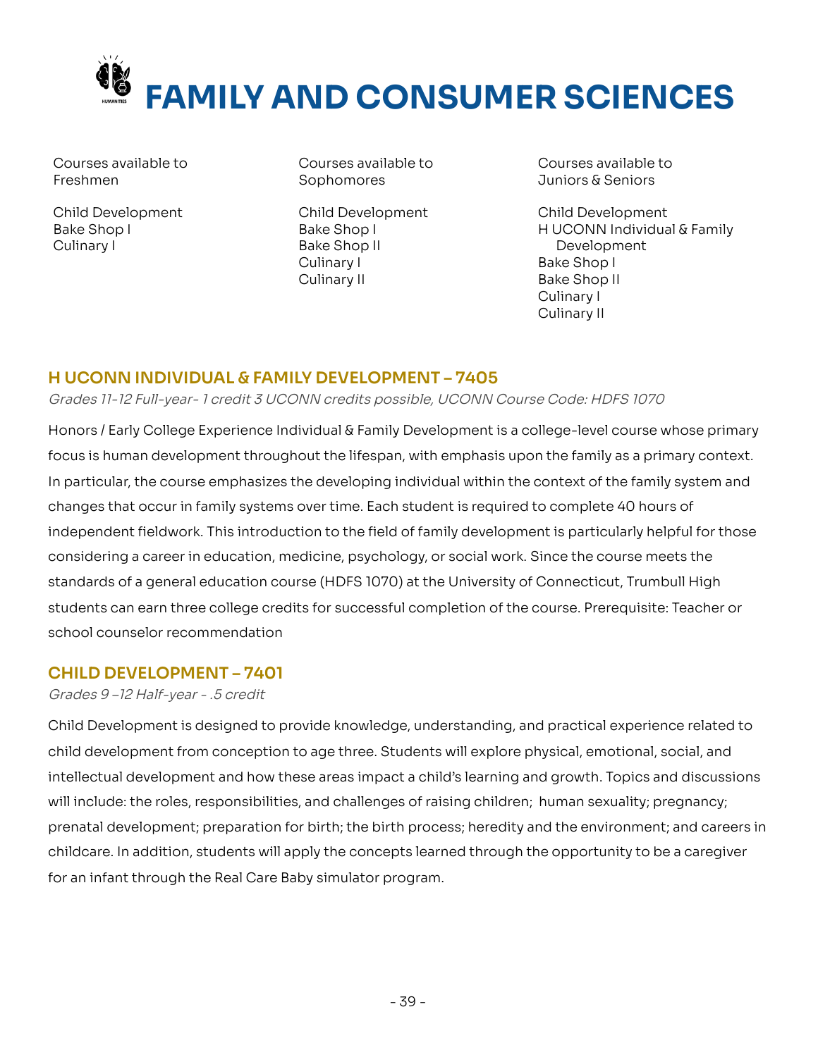# FAMILY AND CONSUMER SCIENCES

| Courses available to Freshmen | Courses available to Sophomores | Courses available to Juniors & Seniors |
|---|---|---|
| Child Development | Child Development | Child Development |
| Bake Shop I | Bake Shop I | H UCONN Individual & Family Development |
| Culinary I | Bake Shop II | Bake Shop I |
| | Culinary I | Bake Shop II |
| | Culinary II | Culinary I |
| | | Culinary II |

## H UCONN INDIVIDUAL & FAMILY DEVELOPMENT – 7405

*Grades 11-12 Full-year- 1 credit 3 UCONN credits possible, UCONN Course Code: HDFS 1070*

Honors / Early College Experience Individual & Family Development is a college-level course whose primary focus is human development throughout the lifespan, with emphasis upon the family as a primary context. In particular, the course emphasizes the developing individual within the context of the family system and changes that occur in family systems over time. Each student is required to complete 40 hours of independent fieldwork. This introduction to the field of family development is particularly helpful for those considering a career in education, medicine, psychology, or social work. Since the course meets the standards of a general education course (HDFS 1070) at the University of Connecticut, Trumbull High students can earn three college credits for successful completion of the course. Prerequisite: Teacher or school counselor recommendation

## CHILD DEVELOPMENT – 7401

*Grades 9 –12 Half-year - .5 credit*

Child Development is designed to provide knowledge, understanding, and practical experience related to child development from conception to age three. Students will explore physical, emotional, social, and intellectual development and how these areas impact a child's learning and growth. Topics and discussions will include: the roles, responsibilities, and challenges of raising children; human sexuality; pregnancy; prenatal development; preparation for birth; the birth process; heredity and the environment; and careers in childcare. In addition, students will apply the concepts learned through the opportunity to be a caregiver for an infant through the Real Care Baby simulator program.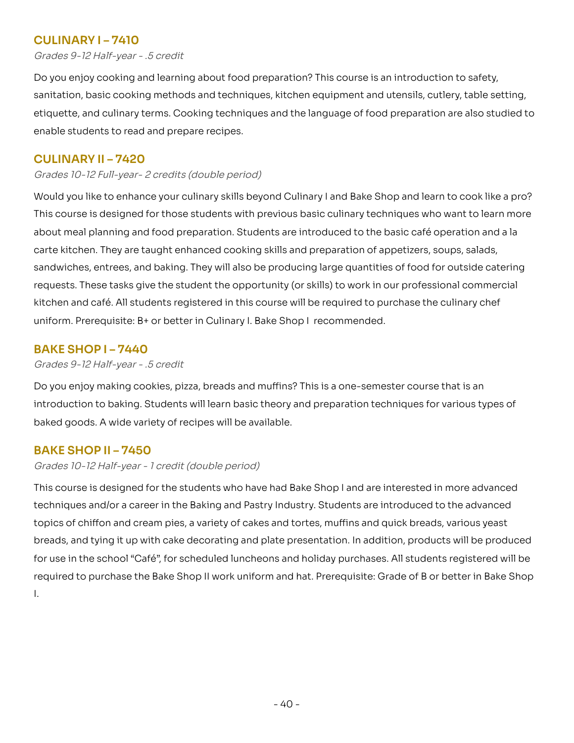## CULINARY I – 7410

*Grades 9-12 Half-year - .5 credit*

Do you enjoy cooking and learning about food preparation? This course is an introduction to safety, sanitation, basic cooking methods and techniques, kitchen equipment and utensils, cutlery, table setting, etiquette, and culinary terms. Cooking techniques and the language of food preparation are also studied to enable students to read and prepare recipes.

## CULINARY II – 7420

*Grades 10-12 Full-year- 2 credits (double period)*

Would you like to enhance your culinary skills beyond Culinary I and Bake Shop and learn to cook like a pro? This course is designed for those students with previous basic culinary techniques who want to learn more about meal planning and food preparation. Students are introduced to the basic café operation and a la carte kitchen. They are taught enhanced cooking skills and preparation of appetizers, soups, salads, sandwiches, entrees, and baking. They will also be producing large quantities of food for outside catering requests. These tasks give the student the opportunity (or skills) to work in our professional commercial kitchen and café. All students registered in this course will be required to purchase the culinary chef uniform. Prerequisite: B+ or better in Culinary I. Bake Shop I recommended.

## BAKE SHOP I – 7440

*Grades 9-12 Half-year - .5 credit*

Do you enjoy making cookies, pizza, breads and muffins? This is a one-semester course that is an introduction to baking. Students will learn basic theory and preparation techniques for various types of baked goods. A wide variety of recipes will be available.

## BAKE SHOP II – 7450

*Grades 10-12 Half-year - 1 credit (double period)*

This course is designed for the students who have had Bake Shop I and are interested in more advanced techniques and/or a career in the Baking and Pastry Industry. Students are introduced to the advanced topics of chiffon and cream pies, a variety of cakes and tortes, muffins and quick breads, various yeast breads, and tying it up with cake decorating and plate presentation. In addition, products will be produced for use in the school "Café", for scheduled luncheons and holiday purchases. All students registered will be required to purchase the Bake Shop II work uniform and hat. Prerequisite: Grade of B or better in Bake Shop I.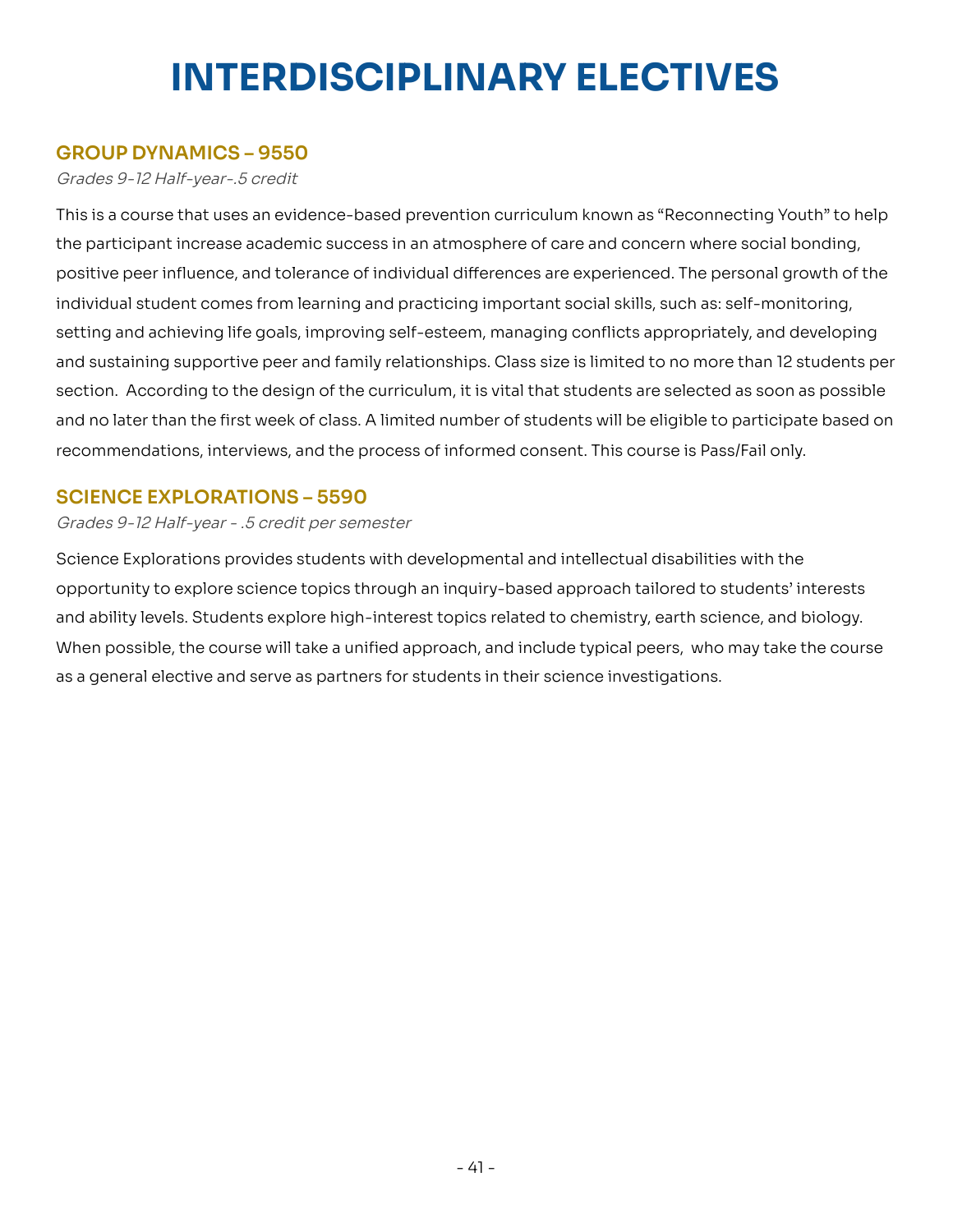# INTERDISCIPLINARY ELECTIVES

## GROUP DYNAMICS – 9550

*Grades 9-12 Half-year-.5 credit*

This is a course that uses an evidence-based prevention curriculum known as "Reconnecting Youth" to help the participant increase academic success in an atmosphere of care and concern where social bonding, positive peer influence, and tolerance of individual differences are experienced. The personal growth of the individual student comes from learning and practicing important social skills, such as: self-monitoring, setting and achieving life goals, improving self-esteem, managing conflicts appropriately, and developing and sustaining supportive peer and family relationships. Class size is limited to no more than 12 students per section. According to the design of the curriculum, it is vital that students are selected as soon as possible and no later than the first week of class. A limited number of students will be eligible to participate based on recommendations, interviews, and the process of informed consent. This course is Pass/Fail only.

## SCIENCE EXPLORATIONS – 5590

*Grades 9-12 Half-year - .5 credit per semester*

Science Explorations provides students with developmental and intellectual disabilities with the opportunity to explore science topics through an inquiry-based approach tailored to students' interests and ability levels. Students explore high-interest topics related to chemistry, earth science, and biology. When possible, the course will take a unified approach, and include typical peers, who may take the course as a general elective and serve as partners for students in their science investigations.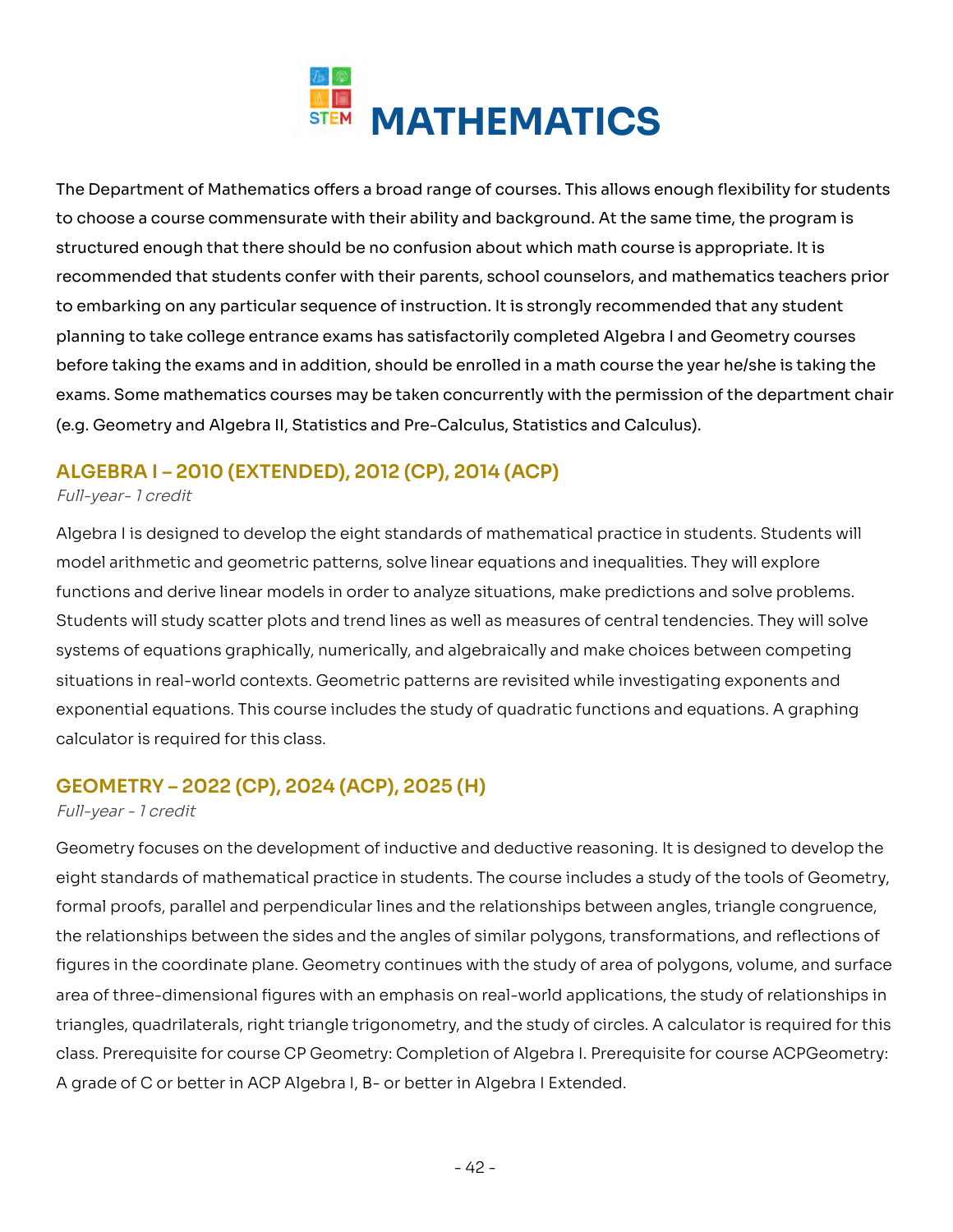# MATHEMATICS

The Department of Mathematics offers a broad range of courses. This allows enough flexibility for students to choose a course commensurate with their ability and background. At the same time, the program is structured enough that there should be no confusion about which math course is appropriate. It is recommended that students confer with their parents, school counselors, and mathematics teachers prior to embarking on any particular sequence of instruction. It is strongly recommended that any student planning to take college entrance exams has satisfactorily completed Algebra I and Geometry courses before taking the exams and in addition, should be enrolled in a math course the year he/she is taking the exams. Some mathematics courses may be taken concurrently with the permission of the department chair (e.g. Geometry and Algebra II, Statistics and Pre-Calculus, Statistics and Calculus).

## ALGEBRA I – 2010 (EXTENDED), 2012 (CP), 2014 (ACP)

*Full-year- 1 credit*

Algebra I is designed to develop the eight standards of mathematical practice in students. Students will model arithmetic and geometric patterns, solve linear equations and inequalities. They will explore functions and derive linear models in order to analyze situations, make predictions and solve problems. Students will study scatter plots and trend lines as well as measures of central tendencies. They will solve systems of equations graphically, numerically, and algebraically and make choices between competing situations in real-world contexts. Geometric patterns are revisited while investigating exponents and exponential equations. This course includes the study of quadratic functions and equations. A graphing calculator is required for this class.

## GEOMETRY – 2022 (CP), 2024 (ACP), 2025 (H)

*Full-year - 1 credit*

Geometry focuses on the development of inductive and deductive reasoning. It is designed to develop the eight standards of mathematical practice in students. The course includes a study of the tools of Geometry, formal proofs, parallel and perpendicular lines and the relationships between angles, triangle congruence, the relationships between the sides and the angles of similar polygons, transformations, and reflections of figures in the coordinate plane. Geometry continues with the study of area of polygons, volume, and surface area of three-dimensional figures with an emphasis on real-world applications, the study of relationships in triangles, quadrilaterals, right triangle trigonometry, and the study of circles. A calculator is required for this class. Prerequisite for course CP Geometry: Completion of Algebra I. Prerequisite for course ACPGeometry: A grade of C or better in ACP Algebra I, B- or better in Algebra I Extended.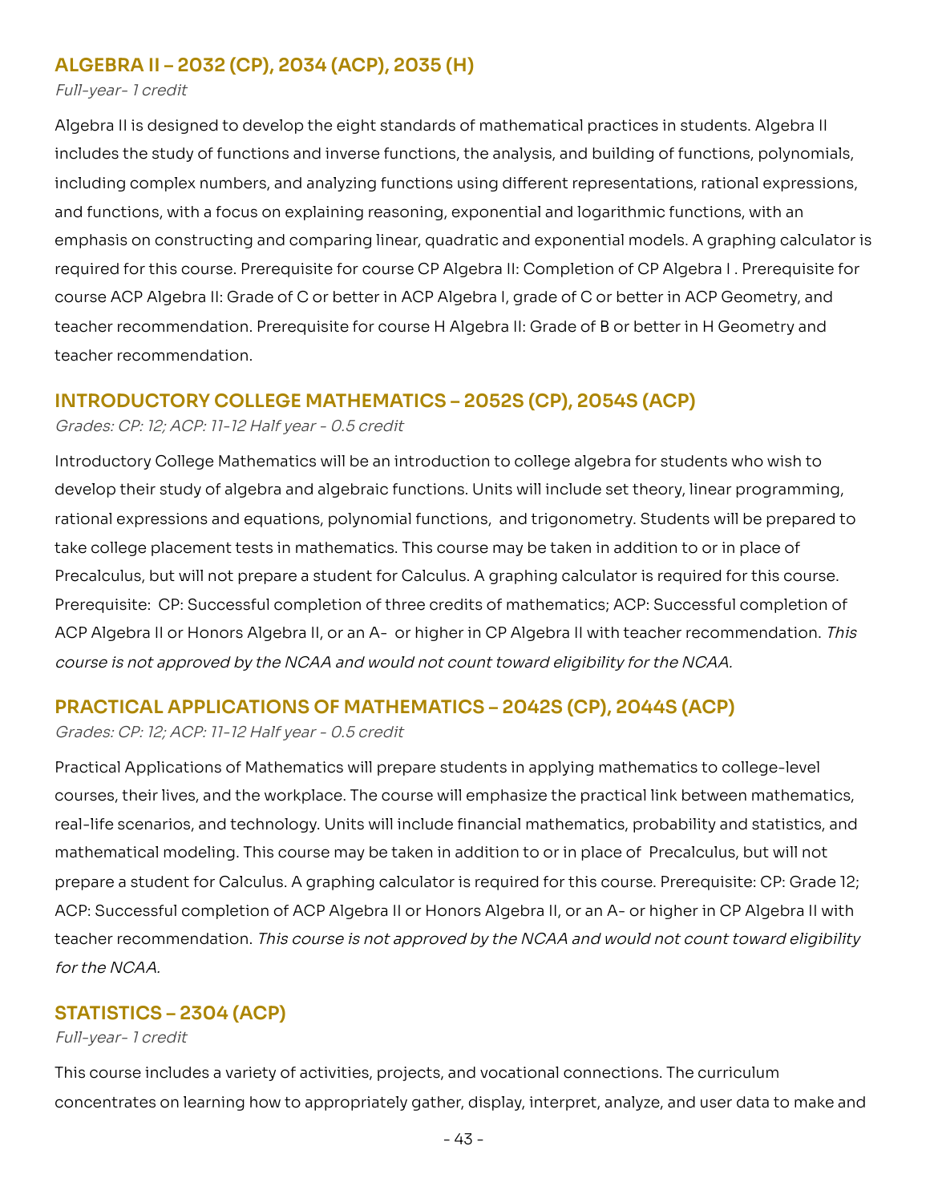## ALGEBRA II – 2032 (CP), 2034 (ACP), 2035 (H)

*Full-year- 1 credit*

Algebra II is designed to develop the eight standards of mathematical practices in students. Algebra II includes the study of functions and inverse functions, the analysis, and building of functions, polynomials, including complex numbers, and analyzing functions using different representations, rational expressions, and functions, with a focus on explaining reasoning, exponential and logarithmic functions, with an emphasis on constructing and comparing linear, quadratic and exponential models. A graphing calculator is required for this course. Prerequisite for course CP Algebra II: Completion of CP Algebra I . Prerequisite for course ACP Algebra II: Grade of C or better in ACP Algebra I, grade of C or better in ACP Geometry, and teacher recommendation. Prerequisite for course H Algebra II: Grade of B or better in H Geometry and teacher recommendation.

## INTRODUCTORY COLLEGE MATHEMATICS – 2052S (CP), 2054S (ACP)

*Grades: CP: 12; ACP: 11-12 Half year - 0.5 credit*

Introductory College Mathematics will be an introduction to college algebra for students who wish to develop their study of algebra and algebraic functions. Units will include set theory, linear programming, rational expressions and equations, polynomial functions, and trigonometry. Students will be prepared to take college placement tests in mathematics. This course may be taken in addition to or in place of Precalculus, but will not prepare a student for Calculus. A graphing calculator is required for this course. Prerequisite: CP: Successful completion of three credits of mathematics; ACP: Successful completion of ACP Algebra II or Honors Algebra II, or an A- or higher in CP Algebra II with teacher recommendation. *This course is not approved by the NCAA and would not count toward eligibility for the NCAA.*

## PRACTICAL APPLICATIONS OF MATHEMATICS – 2042S (CP), 2044S (ACP)

*Grades: CP: 12; ACP: 11-12 Half year - 0.5 credit*

Practical Applications of Mathematics will prepare students in applying mathematics to college-level courses, their lives, and the workplace. The course will emphasize the practical link between mathematics, real-life scenarios, and technology. Units will include financial mathematics, probability and statistics, and mathematical modeling. This course may be taken in addition to or in place of Precalculus, but will not prepare a student for Calculus. A graphing calculator is required for this course. Prerequisite: CP: Grade 12; ACP: Successful completion of ACP Algebra II or Honors Algebra II, or an A- or higher in CP Algebra II with teacher recommendation. *This course is not approved by the NCAA and would not count toward eligibility for the NCAA.*

## STATISTICS – 2304 (ACP)

*Full-year- 1 credit*

This course includes a variety of activities, projects, and vocational connections. The curriculum concentrates on learning how to appropriately gather, display, interpret, analyze, and user data to make and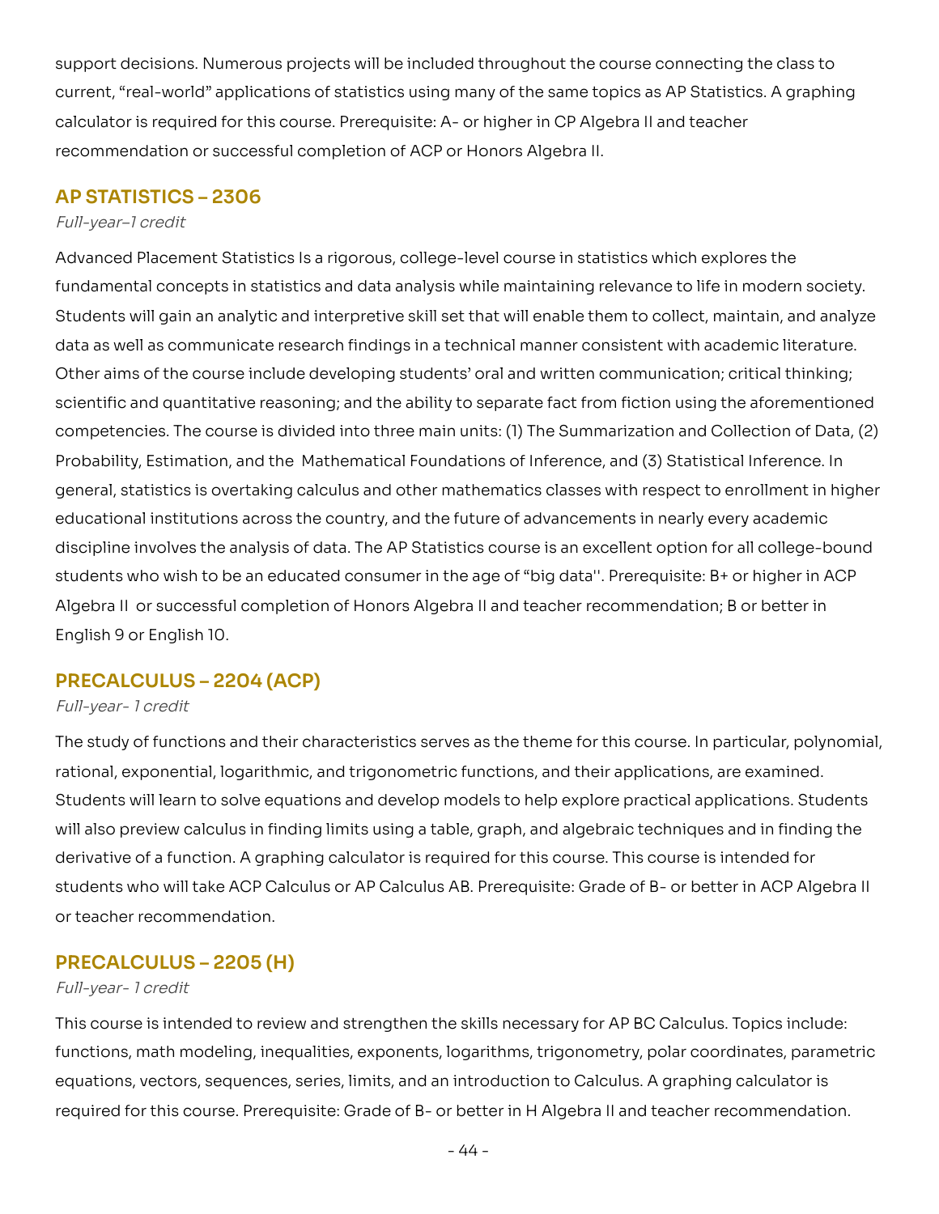support decisions. Numerous projects will be included throughout the course connecting the class to current, "real-world" applications of statistics using many of the same topics as AP Statistics. A graphing calculator is required for this course. Prerequisite: A- or higher in CP Algebra II and teacher recommendation or successful completion of ACP or Honors Algebra II.

## AP STATISTICS – 2306

*Full-year–1 credit*

Advanced Placement Statistics Is a rigorous, college-level course in statistics which explores the fundamental concepts in statistics and data analysis while maintaining relevance to life in modern society. Students will gain an analytic and interpretive skill set that will enable them to collect, maintain, and analyze data as well as communicate research findings in a technical manner consistent with academic literature. Other aims of the course include developing students' oral and written communication; critical thinking; scientific and quantitative reasoning; and the ability to separate fact from fiction using the aforementioned competencies. The course is divided into three main units: (1) The Summarization and Collection of Data, (2) Probability, Estimation, and the Mathematical Foundations of Inference, and (3) Statistical Inference. In general, statistics is overtaking calculus and other mathematics classes with respect to enrollment in higher educational institutions across the country, and the future of advancements in nearly every academic discipline involves the analysis of data. The AP Statistics course is an excellent option for all college-bound students who wish to be an educated consumer in the age of "big data''. Prerequisite: B+ or higher in ACP Algebra II or successful completion of Honors Algebra II and teacher recommendation; B or better in English 9 or English 10.

## PRECALCULUS – 2204 (ACP)

*Full-year- 1 credit*

The study of functions and their characteristics serves as the theme for this course. In particular, polynomial, rational, exponential, logarithmic, and trigonometric functions, and their applications, are examined. Students will learn to solve equations and develop models to help explore practical applications. Students will also preview calculus in finding limits using a table, graph, and algebraic techniques and in finding the derivative of a function. A graphing calculator is required for this course. This course is intended for students who will take ACP Calculus or AP Calculus AB. Prerequisite: Grade of B- or better in ACP Algebra II or teacher recommendation.

## PRECALCULUS – 2205 (H)

*Full-year- 1 credit*

This course is intended to review and strengthen the skills necessary for AP BC Calculus. Topics include: functions, math modeling, inequalities, exponents, logarithms, trigonometry, polar coordinates, parametric equations, vectors, sequences, series, limits, and an introduction to Calculus. A graphing calculator is required for this course. Prerequisite: Grade of B- or better in H Algebra II and teacher recommendation.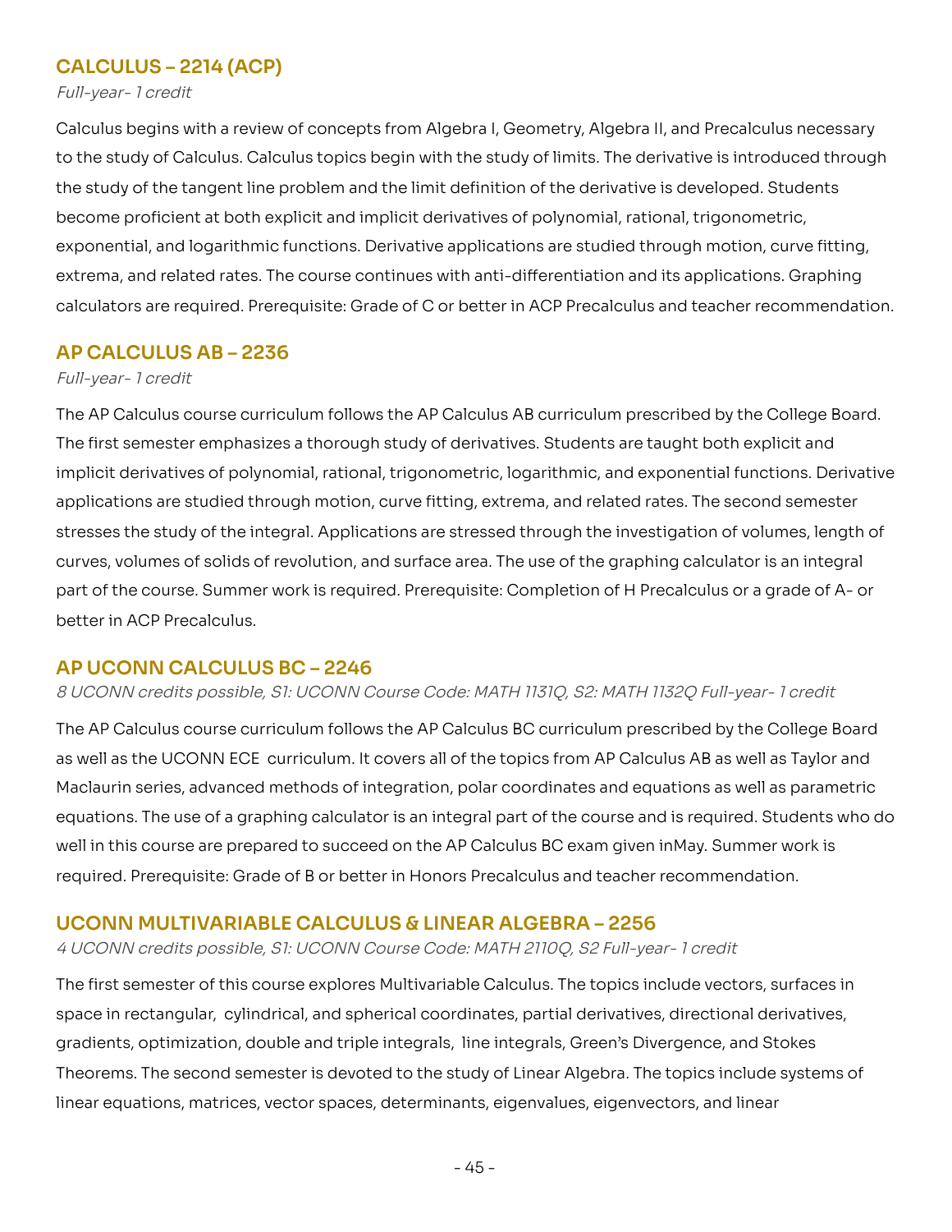## CALCULUS – 2214 (ACP)

*Full-year- 1 credit*

Calculus begins with a review of concepts from Algebra I, Geometry, Algebra II, and Precalculus necessary to the study of Calculus. Calculus topics begin with the study of limits. The derivative is introduced through the study of the tangent line problem and the limit definition of the derivative is developed. Students become proficient at both explicit and implicit derivatives of polynomial, rational, trigonometric, exponential, and logarithmic functions. Derivative applications are studied through motion, curve fitting, extrema, and related rates. The course continues with anti-differentiation and its applications. Graphing calculators are required. Prerequisite: Grade of C or better in ACP Precalculus and teacher recommendation.

## AP CALCULUS AB – 2236

*Full-year- 1 credit*

The AP Calculus course curriculum follows the AP Calculus AB curriculum prescribed by the College Board. The first semester emphasizes a thorough study of derivatives. Students are taught both explicit and implicit derivatives of polynomial, rational, trigonometric, logarithmic, and exponential functions. Derivative applications are studied through motion, curve fitting, extrema, and related rates. The second semester stresses the study of the integral. Applications are stressed through the investigation of volumes, length of curves, volumes of solids of revolution, and surface area. The use of the graphing calculator is an integral part of the course. Summer work is required. Prerequisite: Completion of H Precalculus or a grade of A- or better in ACP Precalculus.

## AP UCONN CALCULUS BC – 2246

*8 UCONN credits possible, S1: UCONN Course Code: MATH 1131Q, S2: MATH 1132Q Full-year- 1 credit*

The AP Calculus course curriculum follows the AP Calculus BC curriculum prescribed by the College Board as well as the UCONN ECE curriculum. It covers all of the topics from AP Calculus AB as well as Taylor and Maclaurin series, advanced methods of integration, polar coordinates and equations as well as parametric equations. The use of a graphing calculator is an integral part of the course and is required. Students who do well in this course are prepared to succeed on the AP Calculus BC exam given inMay. Summer work is required. Prerequisite: Grade of B or better in Honors Precalculus and teacher recommendation.

## UCONN MULTIVARIABLE CALCULUS & LINEAR ALGEBRA – 2256

*4 UCONN credits possible, S1: UCONN Course Code: MATH 2110Q, S2 Full-year- 1 credit*

The first semester of this course explores Multivariable Calculus. The topics include vectors, surfaces in space in rectangular, cylindrical, and spherical coordinates, partial derivatives, directional derivatives, gradients, optimization, double and triple integrals, line integrals, Green's Divergence, and Stokes Theorems. The second semester is devoted to the study of Linear Algebra. The topics include systems of linear equations, matrices, vector spaces, determinants, eigenvalues, eigenvectors, and linear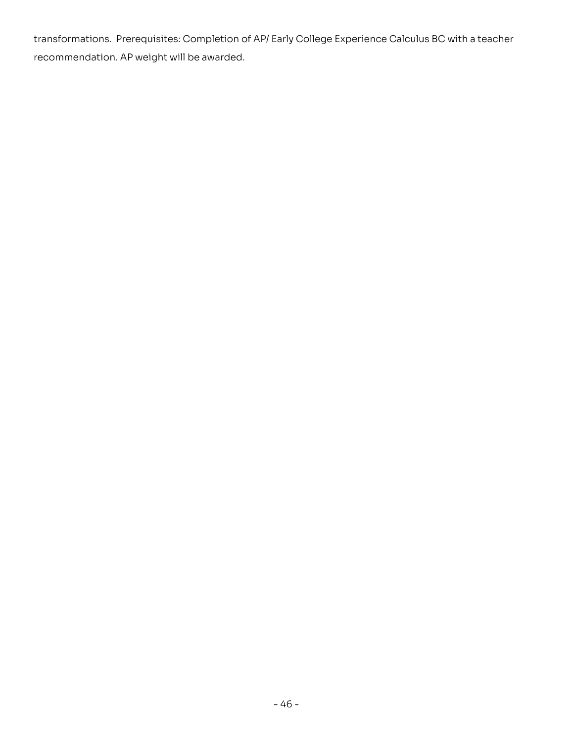transformations.  Prerequisites: Completion of AP/ Early College Experience Calculus BC with a teacher recommendation. AP weight will be awarded.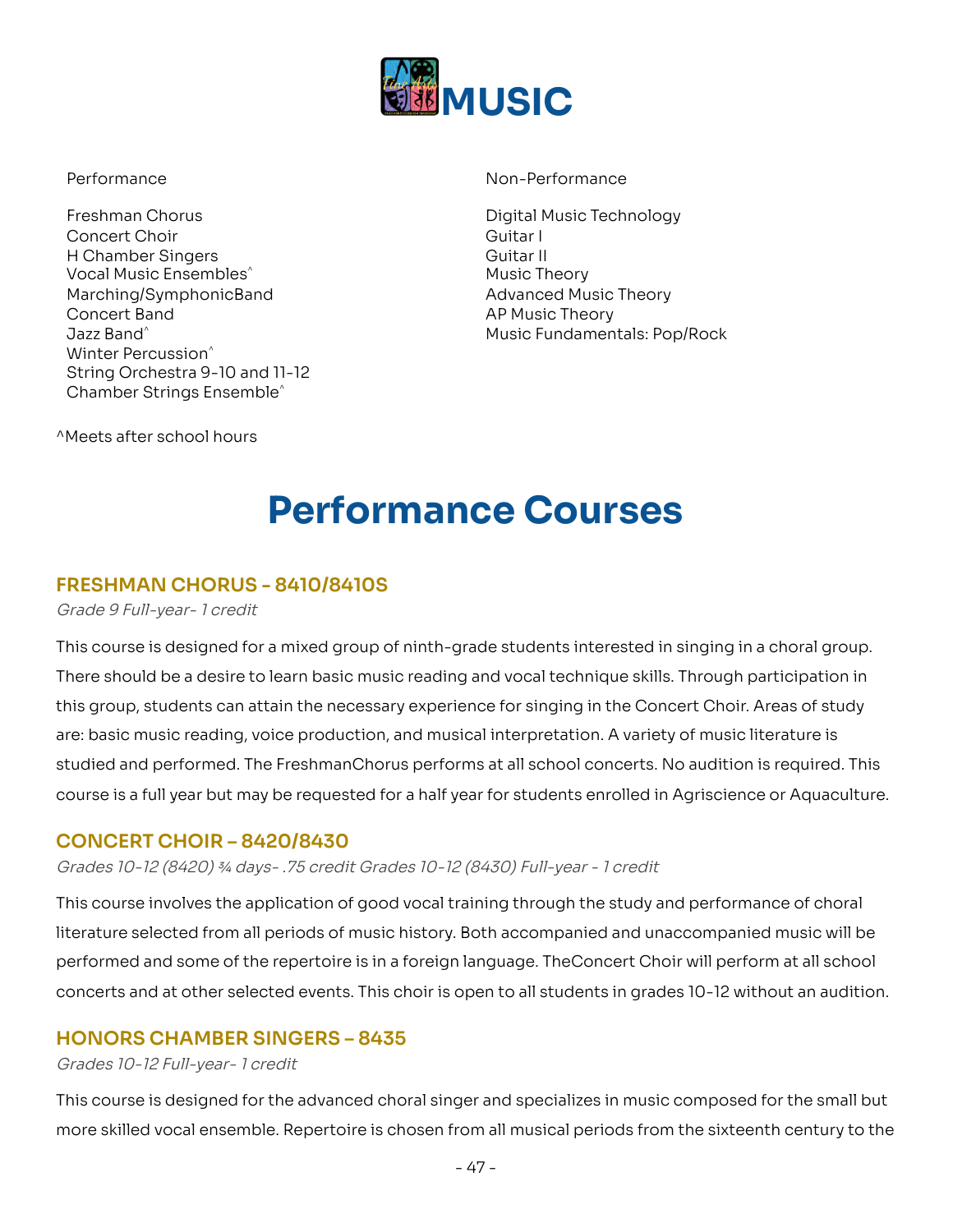# MUSIC

Performance

Freshman Chorus
Concert Choir
H Chamber Singers
Vocal Music Ensembles^
Marching/SymphonicBand
Concert Band
Jazz Band^
Winter Percussion^
String Orchestra 9-10 and 11-12
Chamber Strings Ensemble^

Non-Performance

Digital Music Technology
Guitar I
Guitar II
Music Theory
Advanced Music Theory
AP Music Theory
Music Fundamentals: Pop/Rock

^Meets after school hours

# Performance Courses

## FRESHMAN CHORUS - 8410/8410S

*Grade 9 Full-year- 1 credit*

This course is designed for a mixed group of ninth-grade students interested in singing in a choral group. There should be a desire to learn basic music reading and vocal technique skills. Through participation in this group, students can attain the necessary experience for singing in the Concert Choir. Areas of study are: basic music reading, voice production, and musical interpretation. A variety of music literature is studied and performed. The FreshmanChorus performs at all school concerts. No audition is required. This course is a full year but may be requested for a half year for students enrolled in Agriscience or Aquaculture.

## CONCERT CHOIR – 8420/8430

*Grades 10-12 (8420) ¾ days- .75 credit Grades 10-12 (8430) Full-year - 1 credit*

This course involves the application of good vocal training through the study and performance of choral literature selected from all periods of music history. Both accompanied and unaccompanied music will be performed and some of the repertoire is in a foreign language. TheConcert Choir will perform at all school concerts and at other selected events. This choir is open to all students in grades 10-12 without an audition.

## HONORS CHAMBER SINGERS – 8435

*Grades 10-12 Full-year- 1 credit*

This course is designed for the advanced choral singer and specializes in music composed for the small but more skilled vocal ensemble. Repertoire is chosen from all musical periods from the sixteenth century to the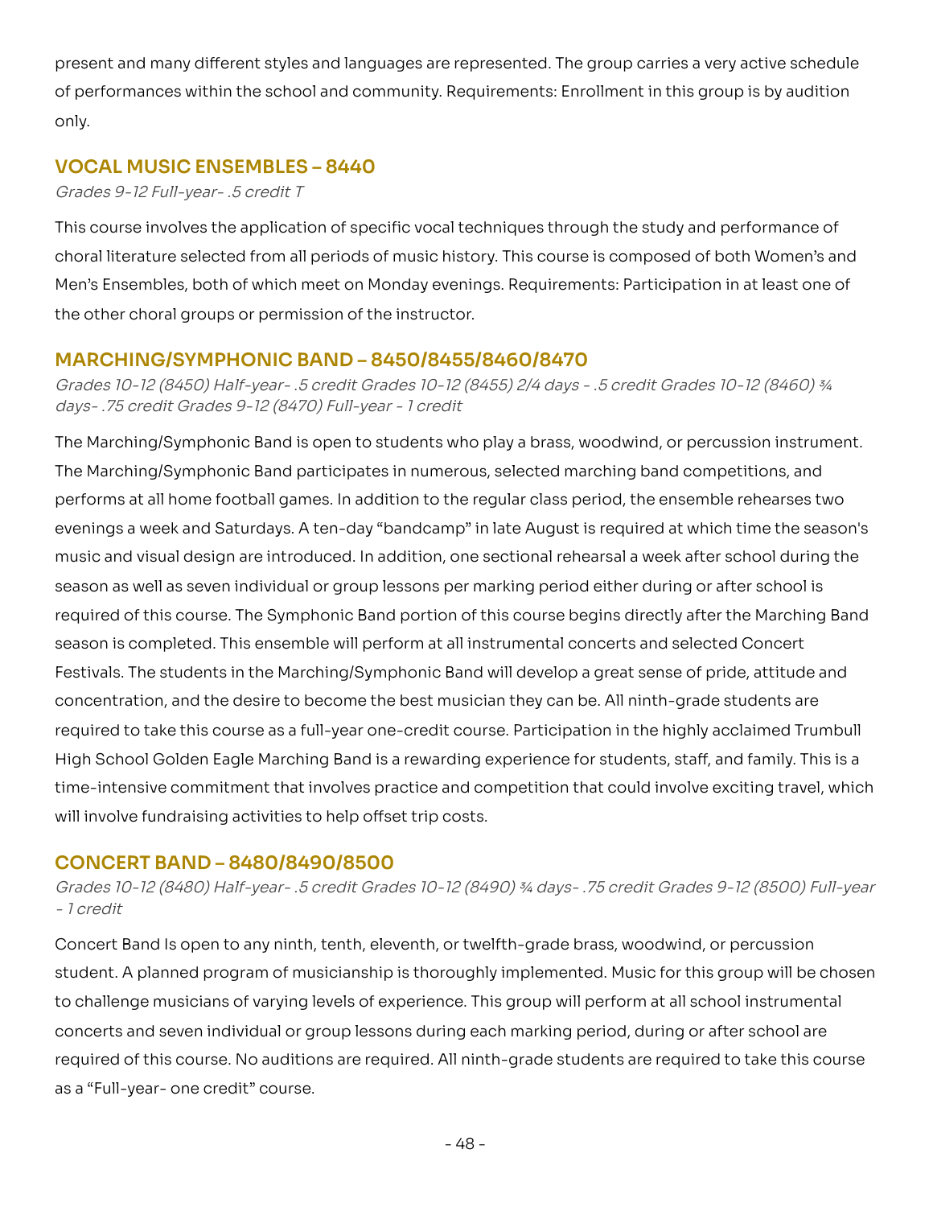present and many different styles and languages are represented. The group carries a very active schedule of performances within the school and community. Requirements: Enrollment in this group is by audition only.

## VOCAL MUSIC ENSEMBLES – 8440

*Grades 9-12 Full-year- .5 credit T*

This course involves the application of specific vocal techniques through the study and performance of choral literature selected from all periods of music history. This course is composed of both Women's and Men's Ensembles, both of which meet on Monday evenings. Requirements: Participation in at least one of the other choral groups or permission of the instructor.

## MARCHING/SYMPHONIC BAND – 8450/8455/8460/8470

*Grades 10-12 (8450) Half-year- .5 credit Grades 10-12 (8455) 2/4 days - .5 credit Grades 10-12 (8460) ¾ days- .75 credit Grades 9-12 (8470) Full-year - 1 credit*

The Marching/Symphonic Band is open to students who play a brass, woodwind, or percussion instrument. The Marching/Symphonic Band participates in numerous, selected marching band competitions, and performs at all home football games. In addition to the regular class period, the ensemble rehearses two evenings a week and Saturdays. A ten-day "bandcamp" in late August is required at which time the season's music and visual design are introduced. In addition, one sectional rehearsal a week after school during the season as well as seven individual or group lessons per marking period either during or after school is required of this course. The Symphonic Band portion of this course begins directly after the Marching Band season is completed. This ensemble will perform at all instrumental concerts and selected Concert Festivals. The students in the Marching/Symphonic Band will develop a great sense of pride, attitude and concentration, and the desire to become the best musician they can be. All ninth-grade students are required to take this course as a full-year one-credit course. Participation in the highly acclaimed Trumbull High School Golden Eagle Marching Band is a rewarding experience for students, staff, and family. This is a time-intensive commitment that involves practice and competition that could involve exciting travel, which will involve fundraising activities to help offset trip costs.

## CONCERT BAND – 8480/8490/8500

*Grades 10-12 (8480) Half-year- .5 credit Grades 10-12 (8490) ¾ days- .75 credit Grades 9-12 (8500) Full-year - 1 credit*

Concert Band Is open to any ninth, tenth, eleventh, or twelfth-grade brass, woodwind, or percussion student. A planned program of musicianship is thoroughly implemented. Music for this group will be chosen to challenge musicians of varying levels of experience. This group will perform at all school instrumental concerts and seven individual or group lessons during each marking period, during or after school are required of this course. No auditions are required. All ninth-grade students are required to take this course as a "Full-year- one credit" course.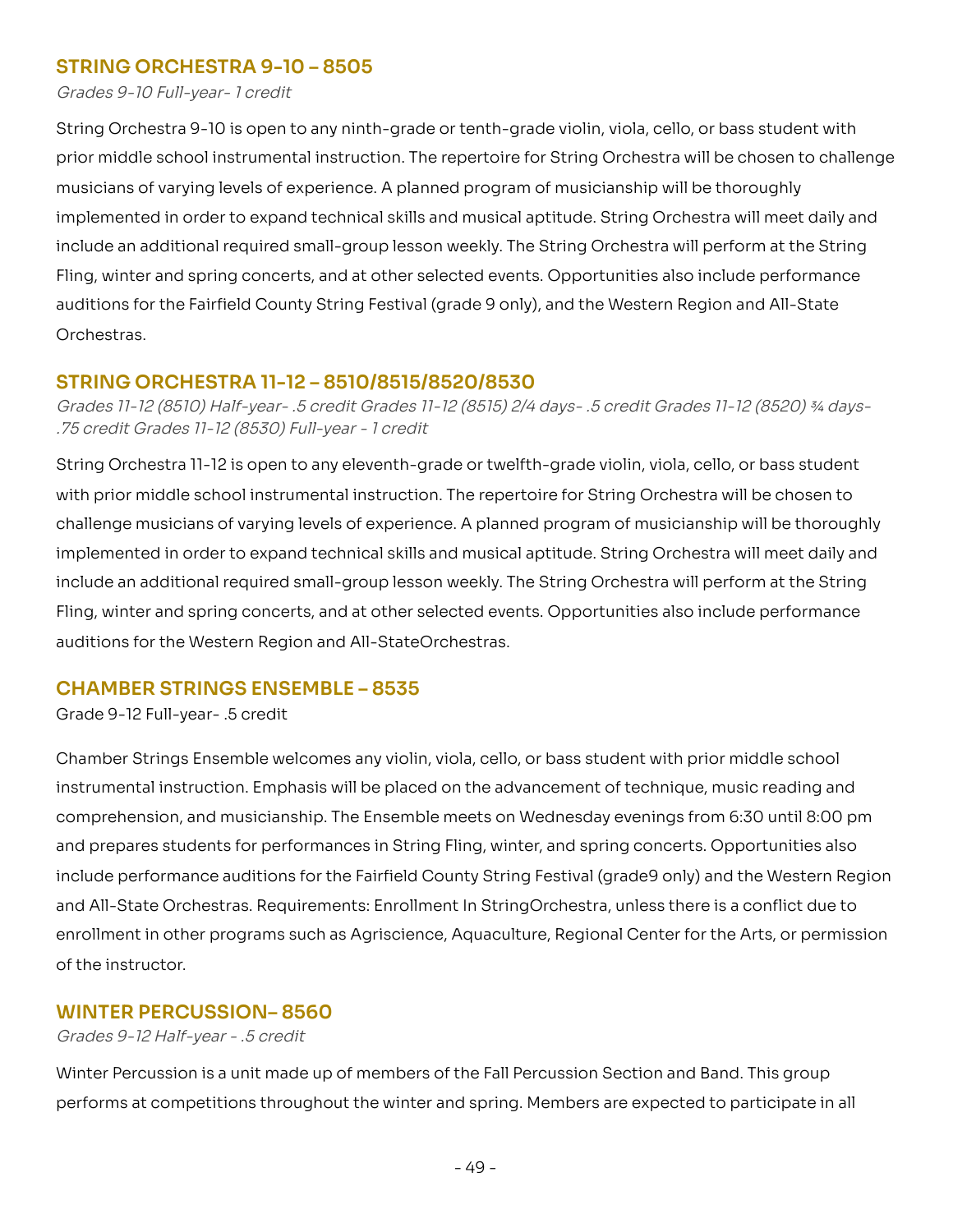## STRING ORCHESTRA 9-10 – 8505

*Grades 9-10 Full-year- 1 credit*

String Orchestra 9-10 is open to any ninth-grade or tenth-grade violin, viola, cello, or bass student with prior middle school instrumental instruction. The repertoire for String Orchestra will be chosen to challenge musicians of varying levels of experience. A planned program of musicianship will be thoroughly implemented in order to expand technical skills and musical aptitude. String Orchestra will meet daily and include an additional required small-group lesson weekly. The String Orchestra will perform at the String Fling, winter and spring concerts, and at other selected events. Opportunities also include performance auditions for the Fairfield County String Festival (grade 9 only), and the Western Region and All-State Orchestras.

## STRING ORCHESTRA 11-12 – 8510/8515/8520/8530

*Grades 11-12 (8510) Half-year- .5 credit Grades 11-12 (8515) 2/4 days- .5 credit Grades 11-12 (8520) ¾ days- .75 credit Grades 11-12 (8530) Full-year - 1 credit*

String Orchestra 11-12 is open to any eleventh-grade or twelfth-grade violin, viola, cello, or bass student with prior middle school instrumental instruction. The repertoire for String Orchestra will be chosen to challenge musicians of varying levels of experience. A planned program of musicianship will be thoroughly implemented in order to expand technical skills and musical aptitude. String Orchestra will meet daily and include an additional required small-group lesson weekly. The String Orchestra will perform at the String Fling, winter and spring concerts, and at other selected events. Opportunities also include performance auditions for the Western Region and All-StateOrchestras.

## CHAMBER STRINGS ENSEMBLE – 8535

Grade 9-12 Full-year- .5 credit

Chamber Strings Ensemble welcomes any violin, viola, cello, or bass student with prior middle school instrumental instruction. Emphasis will be placed on the advancement of technique, music reading and comprehension, and musicianship. The Ensemble meets on Wednesday evenings from 6:30 until 8:00 pm and prepares students for performances in String Fling, winter, and spring concerts. Opportunities also include performance auditions for the Fairfield County String Festival (grade9 only) and the Western Region and All-State Orchestras. Requirements: Enrollment In StringOrchestra, unless there is a conflict due to enrollment in other programs such as Agriscience, Aquaculture, Regional Center for the Arts, or permission of the instructor.

## WINTER PERCUSSION– 8560

*Grades 9-12 Half-year - .5 credit*

Winter Percussion is a unit made up of members of the Fall Percussion Section and Band. This group performs at competitions throughout the winter and spring. Members are expected to participate in all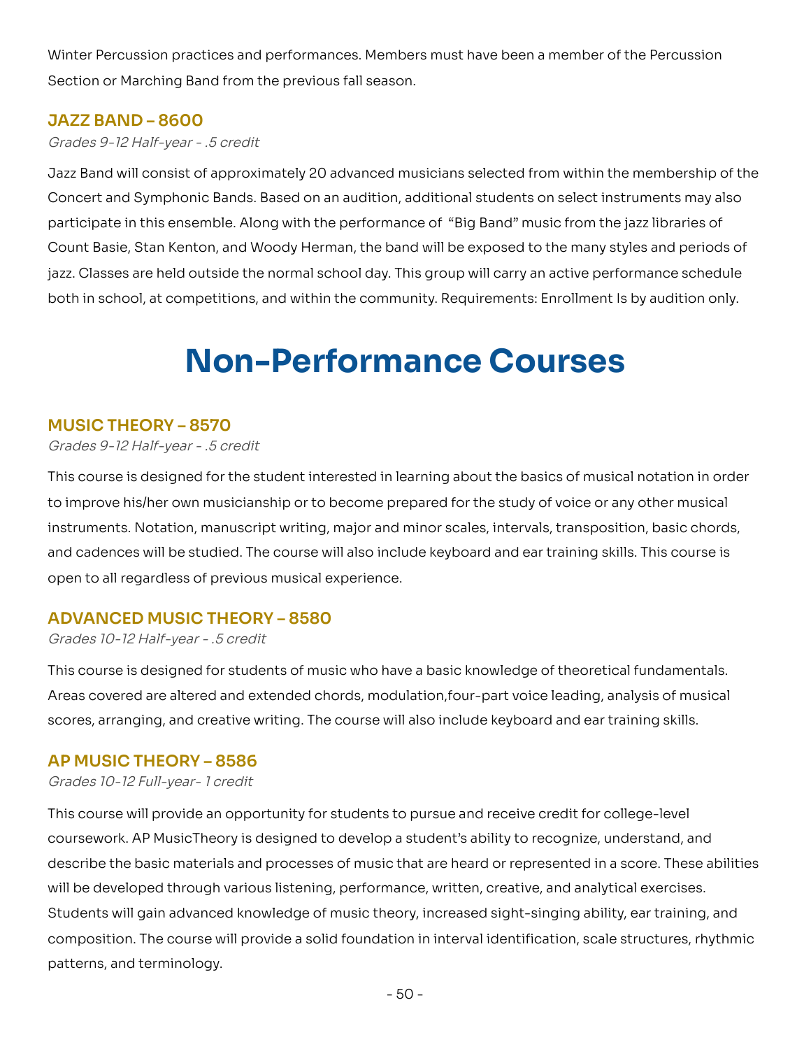Winter Percussion practices and performances. Members must have been a member of the Percussion Section or Marching Band from the previous fall season.

### JAZZ BAND – 8600

*Grades 9-12 Half-year - .5 credit*

Jazz Band will consist of approximately 20 advanced musicians selected from within the membership of the Concert and Symphonic Bands. Based on an audition, additional students on select instruments may also participate in this ensemble. Along with the performance of "Big Band" music from the jazz libraries of Count Basie, Stan Kenton, and Woody Herman, the band will be exposed to the many styles and periods of jazz. Classes are held outside the normal school day. This group will carry an active performance schedule both in school, at competitions, and within the community. Requirements: Enrollment Is by audition only.

## Non-Performance Courses

### MUSIC THEORY – 8570

*Grades 9-12 Half-year - .5 credit*

This course is designed for the student interested in learning about the basics of musical notation in order to improve his/her own musicianship or to become prepared for the study of voice or any other musical instruments. Notation, manuscript writing, major and minor scales, intervals, transposition, basic chords, and cadences will be studied. The course will also include keyboard and ear training skills. This course is open to all regardless of previous musical experience.

### ADVANCED MUSIC THEORY – 8580

*Grades 10-12 Half-year - .5 credit*

This course is designed for students of music who have a basic knowledge of theoretical fundamentals. Areas covered are altered and extended chords, modulation,four-part voice leading, analysis of musical scores, arranging, and creative writing. The course will also include keyboard and ear training skills.

### AP MUSIC THEORY – 8586

*Grades 10-12 Full-year- 1 credit*

This course will provide an opportunity for students to pursue and receive credit for college-level coursework. AP MusicTheory is designed to develop a student's ability to recognize, understand, and describe the basic materials and processes of music that are heard or represented in a score. These abilities will be developed through various listening, performance, written, creative, and analytical exercises. Students will gain advanced knowledge of music theory, increased sight-singing ability, ear training, and composition. The course will provide a solid foundation in interval identification, scale structures, rhythmic patterns, and terminology.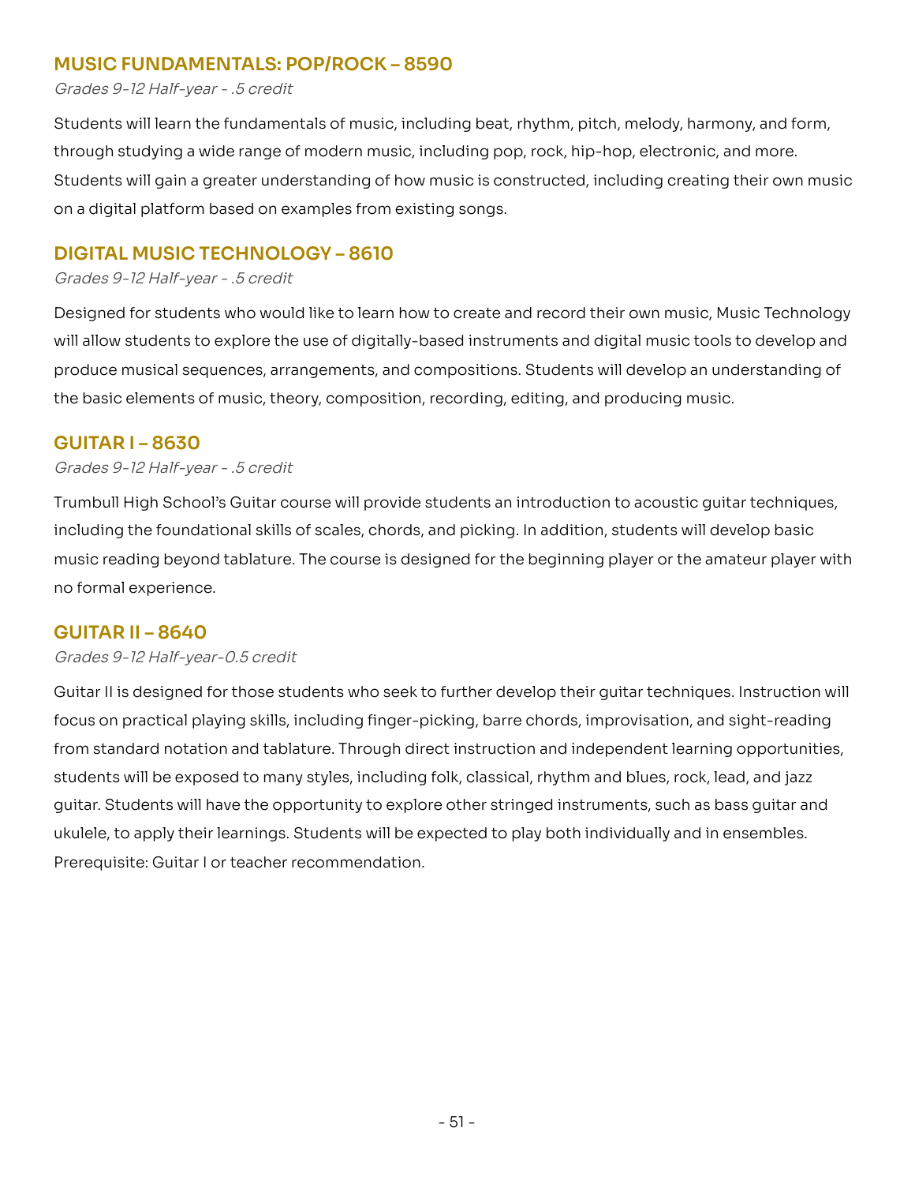## MUSIC FUNDAMENTALS: POP/ROCK – 8590

*Grades 9-12 Half-year - .5 credit*

Students will learn the fundamentals of music, including beat, rhythm, pitch, melody, harmony, and form, through studying a wide range of modern music, including pop, rock, hip-hop, electronic, and more. Students will gain a greater understanding of how music is constructed, including creating their own music on a digital platform based on examples from existing songs.

## DIGITAL MUSIC TECHNOLOGY – 8610

*Grades 9-12 Half-year - .5 credit*

Designed for students who would like to learn how to create and record their own music, Music Technology will allow students to explore the use of digitally-based instruments and digital music tools to develop and produce musical sequences, arrangements, and compositions. Students will develop an understanding of the basic elements of music, theory, composition, recording, editing, and producing music.

## GUITAR I – 8630

*Grades 9-12 Half-year - .5 credit*

Trumbull High School's Guitar course will provide students an introduction to acoustic guitar techniques, including the foundational skills of scales, chords, and picking. In addition, students will develop basic music reading beyond tablature. The course is designed for the beginning player or the amateur player with no formal experience.

## GUITAR II – 8640

*Grades 9-12 Half-year-0.5 credit*

Guitar II is designed for those students who seek to further develop their guitar techniques. Instruction will focus on practical playing skills, including finger-picking, barre chords, improvisation, and sight-reading from standard notation and tablature. Through direct instruction and independent learning opportunities, students will be exposed to many styles, including folk, classical, rhythm and blues, rock, lead, and jazz guitar. Students will have the opportunity to explore other stringed instruments, such as bass guitar and ukulele, to apply their learnings. Students will be expected to play both individually and in ensembles. Prerequisite: Guitar I or teacher recommendation.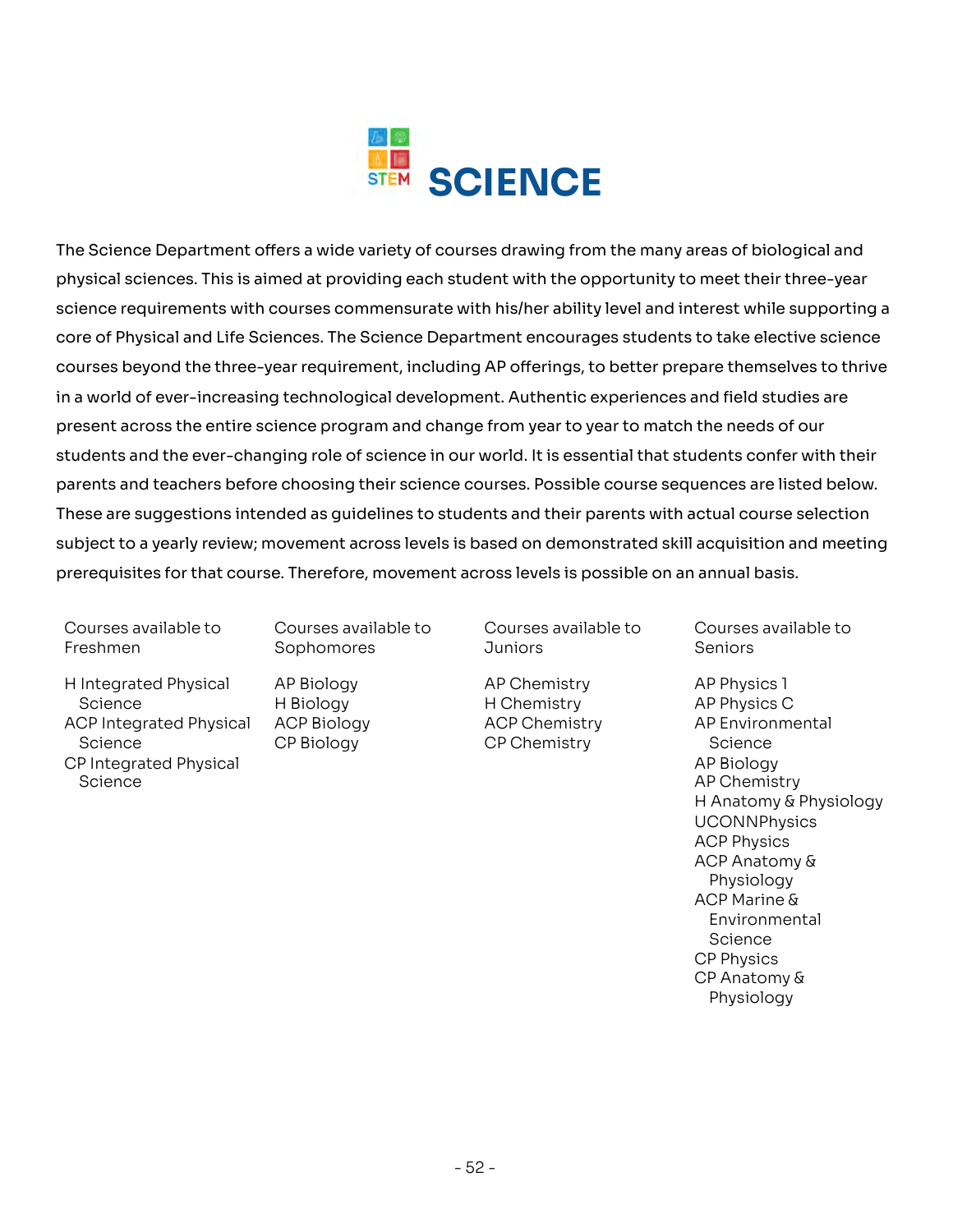# SCIENCE

The Science Department offers a wide variety of courses drawing from the many areas of biological and physical sciences. This is aimed at providing each student with the opportunity to meet their three-year science requirements with courses commensurate with his/her ability level and interest while supporting a core of Physical and Life Sciences. The Science Department encourages students to take elective science courses beyond the three-year requirement, including AP offerings, to better prepare themselves to thrive in a world of ever-increasing technological development. Authentic experiences and field studies are present across the entire science program and change from year to year to match the needs of our students and the ever-changing role of science in our world. It is essential that students confer with their parents and teachers before choosing their science courses. Possible course sequences are listed below. These are suggestions intended as guidelines to students and their parents with actual course selection subject to a yearly review; movement across levels is based on demonstrated skill acquisition and meeting prerequisites for that course. Therefore, movement across levels is possible on an annual basis.

| Courses available to Freshmen | Courses available to Sophomores | Courses available to Juniors | Courses available to Seniors |
|---|---|---|---|
| H Integrated Physical Science | AP Biology | AP Chemistry | AP Physics 1 |
| ACP Integrated Physical Science | H Biology | H Chemistry | AP Physics C |
| CP Integrated Physical Science | ACP Biology | ACP Chemistry | AP Environmental Science |
| | CP Biology | CP Chemistry | AP Biology |
| | | | AP Chemistry |
| | | | H Anatomy & Physiology |
| | | | UCONNPhysics |
| | | | ACP Physics |
| | | | ACP Anatomy & Physiology |
| | | | ACP Marine & Environmental Science |
| | | | CP Physics |
| | | | CP Anatomy & Physiology |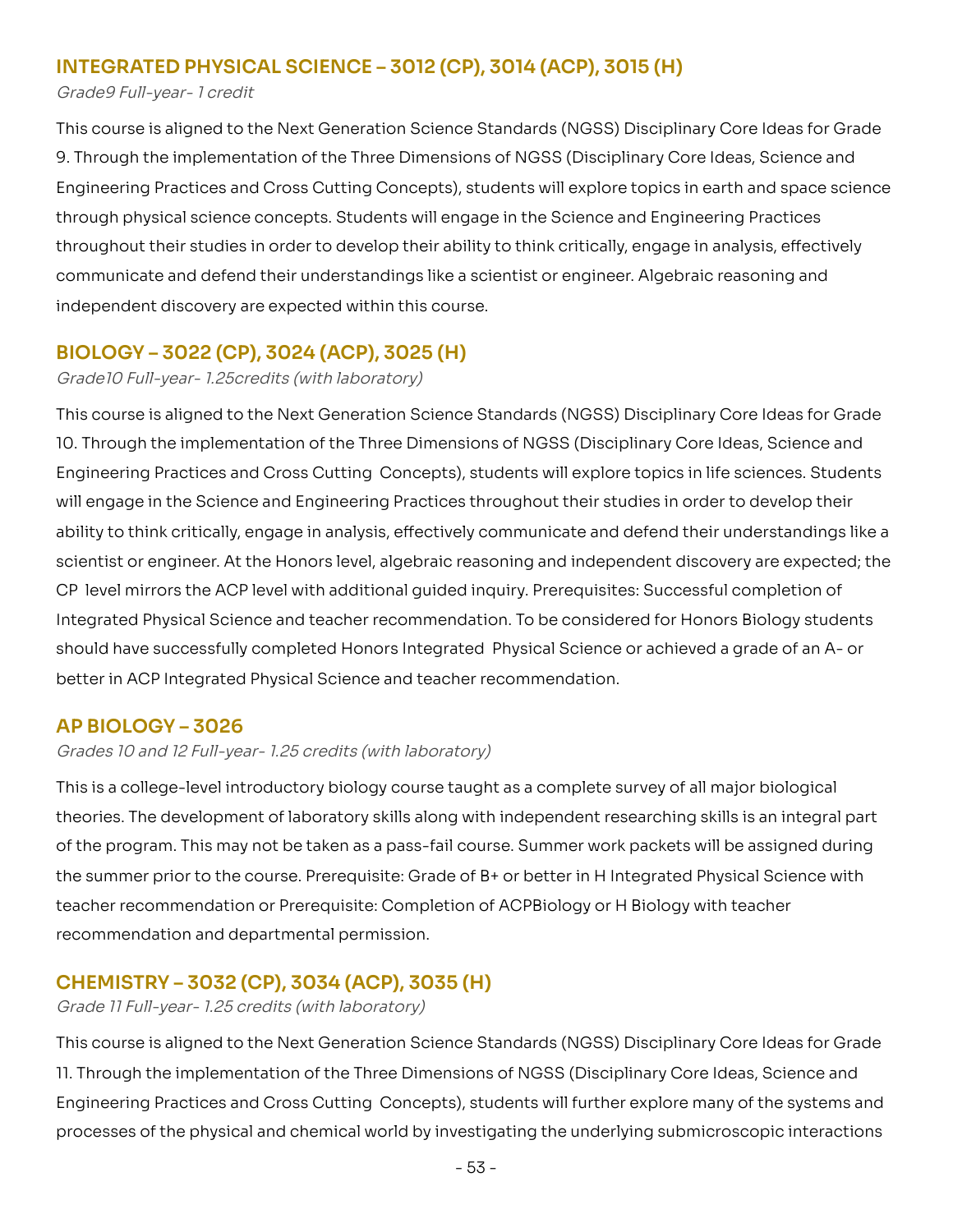## INTEGRATED PHYSICAL SCIENCE – 3012 (CP), 3014 (ACP), 3015 (H)

*Grade9 Full-year- 1 credit*

This course is aligned to the Next Generation Science Standards (NGSS) Disciplinary Core Ideas for Grade 9. Through the implementation of the Three Dimensions of NGSS (Disciplinary Core Ideas, Science and Engineering Practices and Cross Cutting Concepts), students will explore topics in earth and space science through physical science concepts. Students will engage in the Science and Engineering Practices throughout their studies in order to develop their ability to think critically, engage in analysis, effectively communicate and defend their understandings like a scientist or engineer. Algebraic reasoning and independent discovery are expected within this course.

## BIOLOGY – 3022 (CP), 3024 (ACP), 3025 (H)

*Grade10 Full-year- 1.25credits (with laboratory)*

This course is aligned to the Next Generation Science Standards (NGSS) Disciplinary Core Ideas for Grade 10. Through the implementation of the Three Dimensions of NGSS (Disciplinary Core Ideas, Science and Engineering Practices and Cross Cutting Concepts), students will explore topics in life sciences. Students will engage in the Science and Engineering Practices throughout their studies in order to develop their ability to think critically, engage in analysis, effectively communicate and defend their understandings like a scientist or engineer. At the Honors level, algebraic reasoning and independent discovery are expected; the CP level mirrors the ACP level with additional guided inquiry. Prerequisites: Successful completion of Integrated Physical Science and teacher recommendation. To be considered for Honors Biology students should have successfully completed Honors Integrated Physical Science or achieved a grade of an A- or better in ACP Integrated Physical Science and teacher recommendation.

## AP BIOLOGY – 3026

*Grades 10 and 12 Full-year- 1.25 credits (with laboratory)*

This is a college-level introductory biology course taught as a complete survey of all major biological theories. The development of laboratory skills along with independent researching skills is an integral part of the program. This may not be taken as a pass-fail course. Summer work packets will be assigned during the summer prior to the course. Prerequisite: Grade of B+ or better in H Integrated Physical Science with teacher recommendation or Prerequisite: Completion of ACPBiology or H Biology with teacher recommendation and departmental permission.

## CHEMISTRY – 3032 (CP), 3034 (ACP), 3035 (H)

*Grade 11 Full-year- 1.25 credits (with laboratory)*

This course is aligned to the Next Generation Science Standards (NGSS) Disciplinary Core Ideas for Grade 11. Through the implementation of the Three Dimensions of NGSS (Disciplinary Core Ideas, Science and Engineering Practices and Cross Cutting Concepts), students will further explore many of the systems and processes of the physical and chemical world by investigating the underlying submicroscopic interactions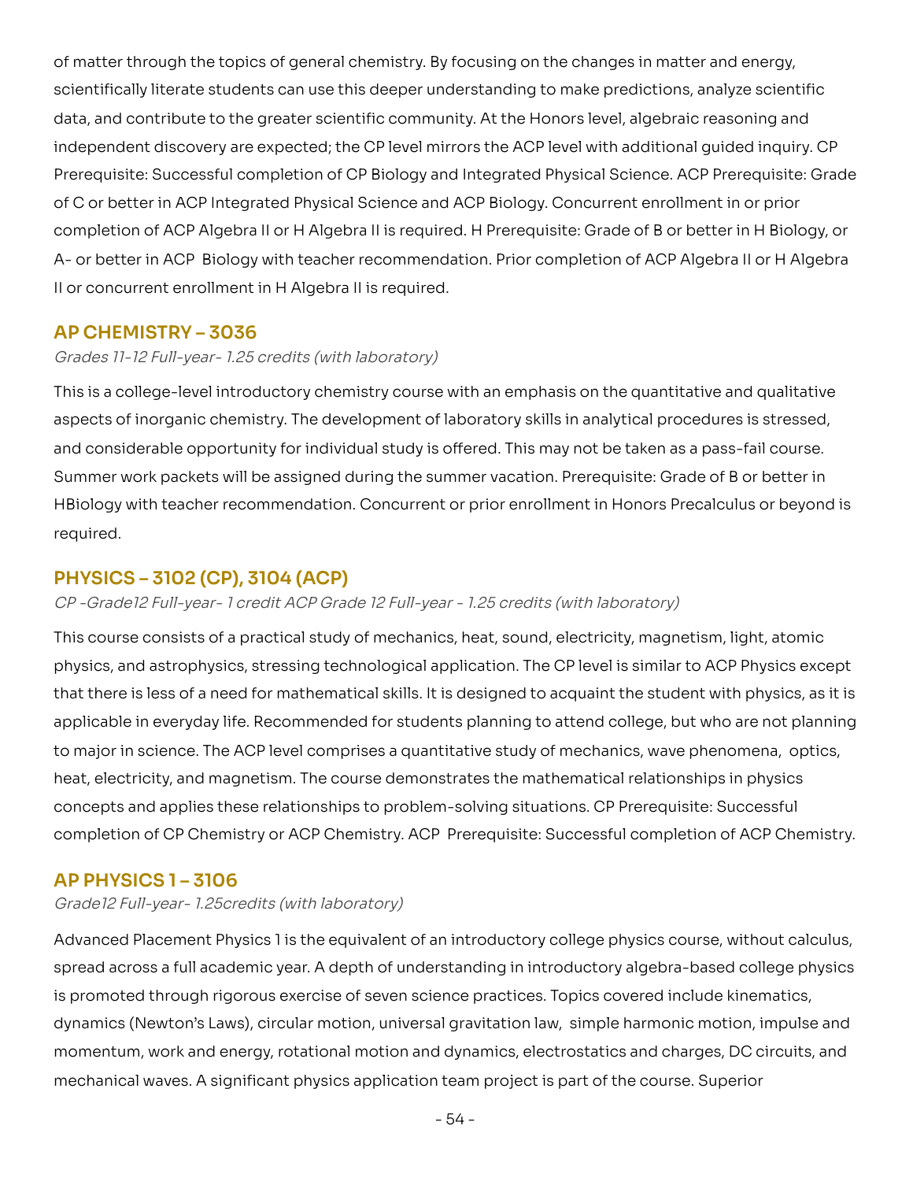of matter through the topics of general chemistry. By focusing on the changes in matter and energy, scientifically literate students can use this deeper understanding to make predictions, analyze scientific data, and contribute to the greater scientific community. At the Honors level, algebraic reasoning and independent discovery are expected; the CP level mirrors the ACP level with additional guided inquiry. CP Prerequisite: Successful completion of CP Biology and Integrated Physical Science. ACP Prerequisite: Grade of C or better in ACP Integrated Physical Science and ACP Biology. Concurrent enrollment in or prior completion of ACP Algebra II or H Algebra II is required. H Prerequisite: Grade of B or better in H Biology, or A- or better in ACP Biology with teacher recommendation. Prior completion of ACP Algebra II or H Algebra II or concurrent enrollment in H Algebra II is required.

## AP CHEMISTRY – 3036

*Grades 11-12 Full-year- 1.25 credits (with laboratory)*

This is a college-level introductory chemistry course with an emphasis on the quantitative and qualitative aspects of inorganic chemistry. The development of laboratory skills in analytical procedures is stressed, and considerable opportunity for individual study is offered. This may not be taken as a pass-fail course. Summer work packets will be assigned during the summer vacation. Prerequisite: Grade of B or better in HBiology with teacher recommendation. Concurrent or prior enrollment in Honors Precalculus or beyond is required.

## PHYSICS – 3102 (CP), 3104 (ACP)

*CP -Grade12 Full-year- 1 credit ACP Grade 12 Full-year - 1.25 credits (with laboratory)*

This course consists of a practical study of mechanics, heat, sound, electricity, magnetism, light, atomic physics, and astrophysics, stressing technological application. The CP level is similar to ACP Physics except that there is less of a need for mathematical skills. It is designed to acquaint the student with physics, as it is applicable in everyday life. Recommended for students planning to attend college, but who are not planning to major in science. The ACP level comprises a quantitative study of mechanics, wave phenomena, optics, heat, electricity, and magnetism. The course demonstrates the mathematical relationships in physics concepts and applies these relationships to problem-solving situations. CP Prerequisite: Successful completion of CP Chemistry or ACP Chemistry. ACP Prerequisite: Successful completion of ACP Chemistry.

## AP PHYSICS 1 – 3106

*Grade12 Full-year- 1.25credits (with laboratory)*

Advanced Placement Physics 1 is the equivalent of an introductory college physics course, without calculus, spread across a full academic year. A depth of understanding in introductory algebra-based college physics is promoted through rigorous exercise of seven science practices. Topics covered include kinematics, dynamics (Newton's Laws), circular motion, universal gravitation law, simple harmonic motion, impulse and momentum, work and energy, rotational motion and dynamics, electrostatics and charges, DC circuits, and mechanical waves. A significant physics application team project is part of the course. Superior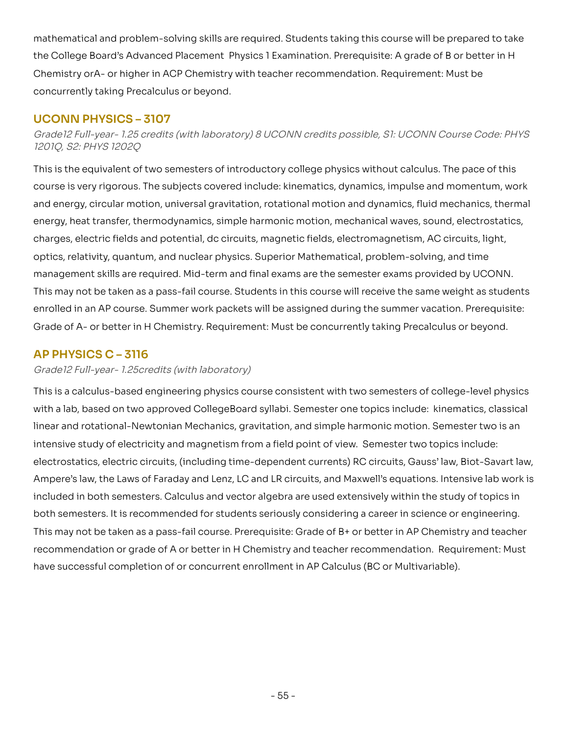mathematical and problem-solving skills are required. Students taking this course will be prepared to take the College Board's Advanced Placement Physics 1 Examination. Prerequisite: A grade of B or better in H Chemistry orA- or higher in ACP Chemistry with teacher recommendation. Requirement: Must be concurrently taking Precalculus or beyond.

## UCONN PHYSICS – 3107

*Grade12 Full-year- 1.25 credits (with laboratory) 8 UCONN credits possible, S1: UCONN Course Code: PHYS 1201Q, S2: PHYS 1202Q*

This is the equivalent of two semesters of introductory college physics without calculus. The pace of this course is very rigorous. The subjects covered include: kinematics, dynamics, impulse and momentum, work and energy, circular motion, universal gravitation, rotational motion and dynamics, fluid mechanics, thermal energy, heat transfer, thermodynamics, simple harmonic motion, mechanical waves, sound, electrostatics, charges, electric fields and potential, dc circuits, magnetic fields, electromagnetism, AC circuits, light, optics, relativity, quantum, and nuclear physics. Superior Mathematical, problem-solving, and time management skills are required. Mid-term and final exams are the semester exams provided by UCONN. This may not be taken as a pass-fail course. Students in this course will receive the same weight as students enrolled in an AP course. Summer work packets will be assigned during the summer vacation. Prerequisite: Grade of A- or better in H Chemistry. Requirement: Must be concurrently taking Precalculus or beyond.

## AP PHYSICS C – 3116

*Grade12 Full-year- 1.25credits (with laboratory)*

This is a calculus-based engineering physics course consistent with two semesters of college-level physics with a lab, based on two approved CollegeBoard syllabi. Semester one topics include: kinematics, classical linear and rotational-Newtonian Mechanics, gravitation, and simple harmonic motion. Semester two is an intensive study of electricity and magnetism from a field point of view. Semester two topics include: electrostatics, electric circuits, (including time-dependent currents) RC circuits, Gauss' law, Biot-Savart law, Ampere's law, the Laws of Faraday and Lenz, LC and LR circuits, and Maxwell's equations. Intensive lab work is included in both semesters. Calculus and vector algebra are used extensively within the study of topics in both semesters. It is recommended for students seriously considering a career in science or engineering. This may not be taken as a pass-fail course. Prerequisite: Grade of B+ or better in AP Chemistry and teacher recommendation or grade of A or better in H Chemistry and teacher recommendation. Requirement: Must have successful completion of or concurrent enrollment in AP Calculus (BC or Multivariable).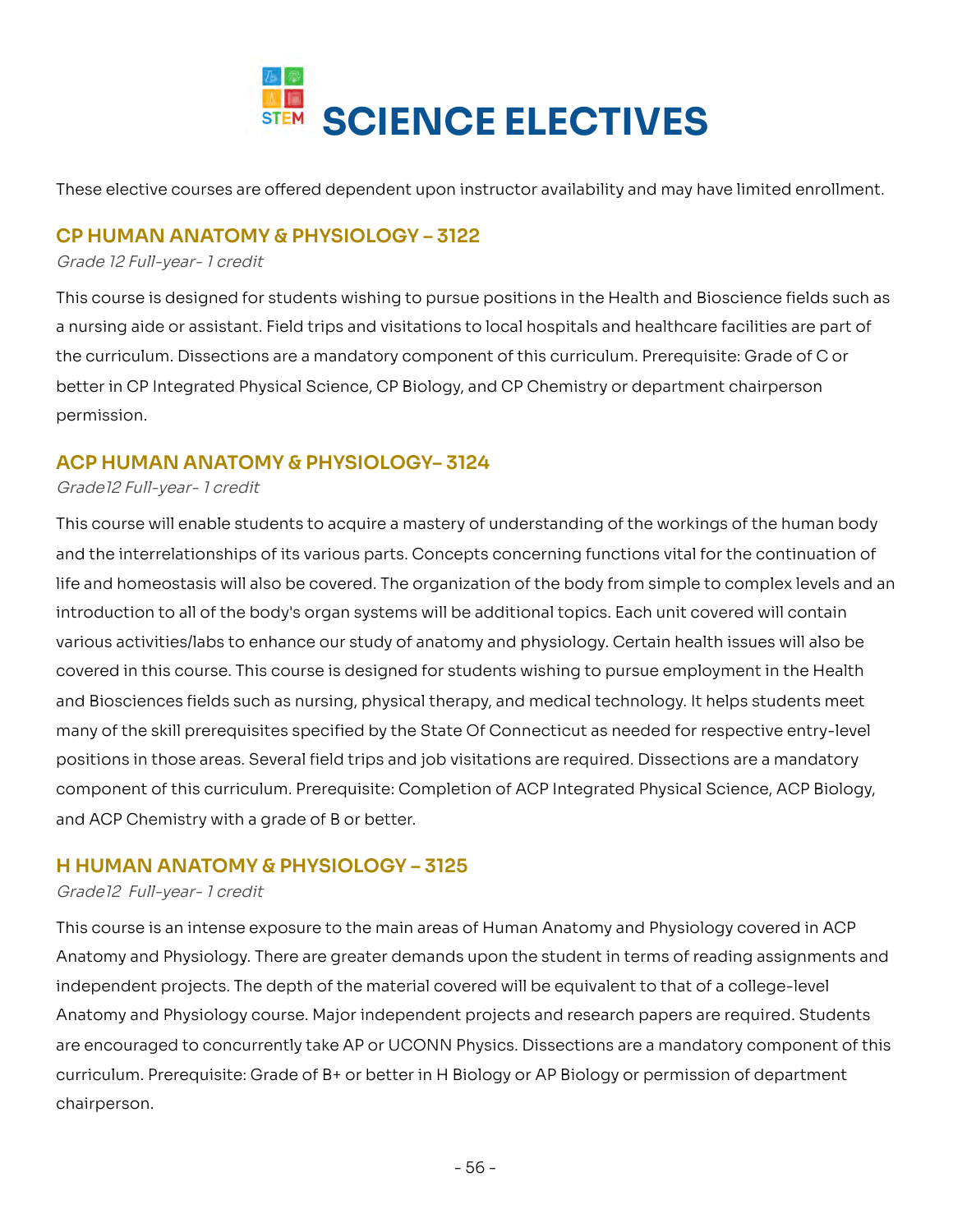# SCIENCE ELECTIVES

These elective courses are offered dependent upon instructor availability and may have limited enrollment.

## CP HUMAN ANATOMY & PHYSIOLOGY – 3122

*Grade 12 Full-year- 1 credit*

This course is designed for students wishing to pursue positions in the Health and Bioscience fields such as a nursing aide or assistant. Field trips and visitations to local hospitals and healthcare facilities are part of the curriculum. Dissections are a mandatory component of this curriculum. Prerequisite: Grade of C or better in CP Integrated Physical Science, CP Biology, and CP Chemistry or department chairperson permission.

## ACP HUMAN ANATOMY & PHYSIOLOGY– 3124

*Grade12 Full-year- 1 credit*

This course will enable students to acquire a mastery of understanding of the workings of the human body and the interrelationships of its various parts. Concepts concerning functions vital for the continuation of life and homeostasis will also be covered. The organization of the body from simple to complex levels and an introduction to all of the body's organ systems will be additional topics. Each unit covered will contain various activities/labs to enhance our study of anatomy and physiology. Certain health issues will also be covered in this course. This course is designed for students wishing to pursue employment in the Health and Biosciences fields such as nursing, physical therapy, and medical technology. It helps students meet many of the skill prerequisites specified by the State Of Connecticut as needed for respective entry-level positions in those areas. Several field trips and job visitations are required. Dissections are a mandatory component of this curriculum. Prerequisite: Completion of ACP Integrated Physical Science, ACP Biology, and ACP Chemistry with a grade of B or better.

## H HUMAN ANATOMY & PHYSIOLOGY – 3125

*Grade12 Full-year- 1 credit*

This course is an intense exposure to the main areas of Human Anatomy and Physiology covered in ACP Anatomy and Physiology. There are greater demands upon the student in terms of reading assignments and independent projects. The depth of the material covered will be equivalent to that of a college-level Anatomy and Physiology course. Major independent projects and research papers are required. Students are encouraged to concurrently take AP or UCONN Physics. Dissections are a mandatory component of this curriculum. Prerequisite: Grade of B+ or better in H Biology or AP Biology or permission of department chairperson.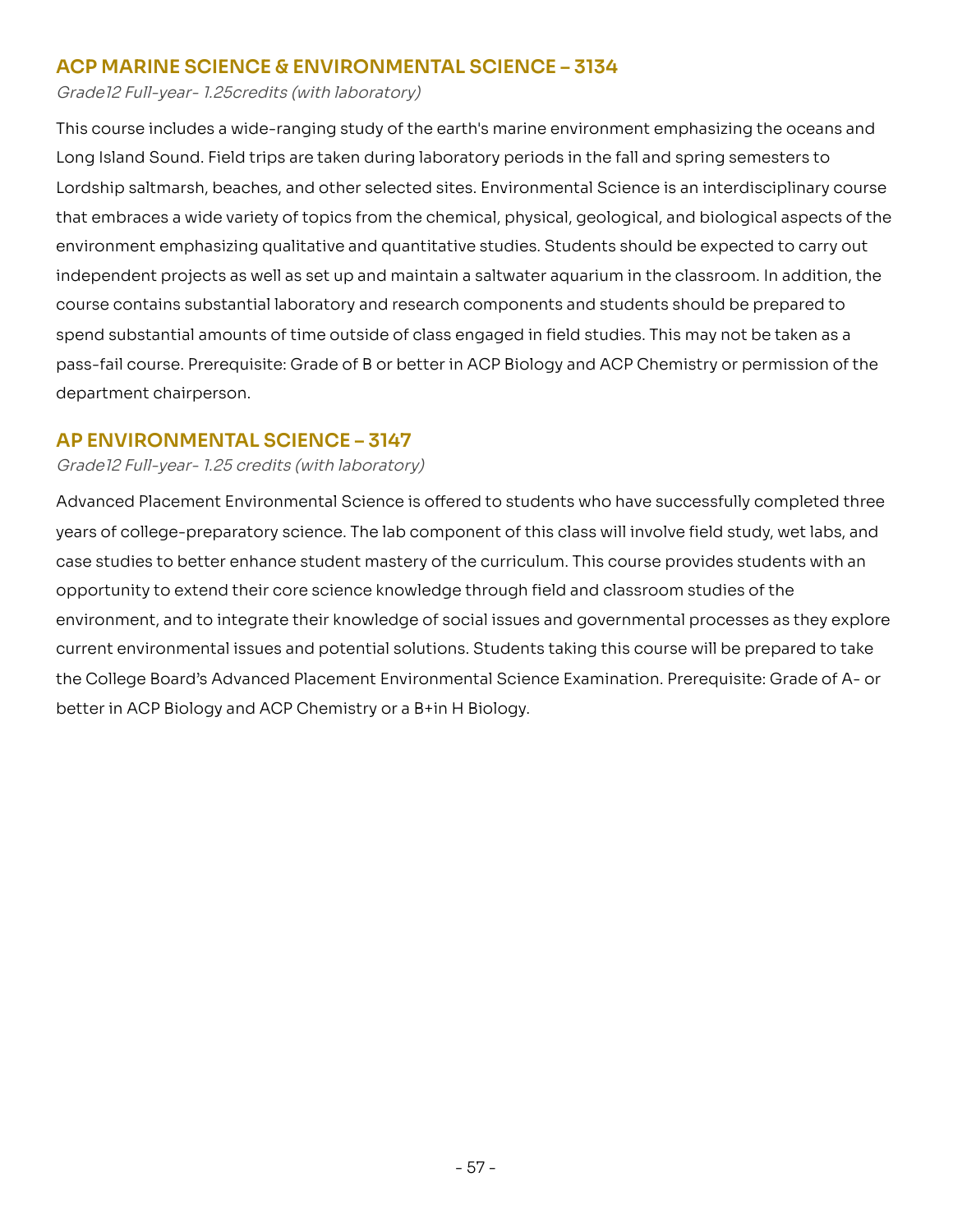## ACP MARINE SCIENCE & ENVIRONMENTAL SCIENCE – 3134

*Grade12 Full-year- 1.25credits (with laboratory)*

This course includes a wide-ranging study of the earth's marine environment emphasizing the oceans and Long Island Sound. Field trips are taken during laboratory periods in the fall and spring semesters to Lordship saltmarsh, beaches, and other selected sites. Environmental Science is an interdisciplinary course that embraces a wide variety of topics from the chemical, physical, geological, and biological aspects of the environment emphasizing qualitative and quantitative studies. Students should be expected to carry out independent projects as well as set up and maintain a saltwater aquarium in the classroom. In addition, the course contains substantial laboratory and research components and students should be prepared to spend substantial amounts of time outside of class engaged in field studies. This may not be taken as a pass-fail course. Prerequisite: Grade of B or better in ACP Biology and ACP Chemistry or permission of the department chairperson.

## AP ENVIRONMENTAL SCIENCE – 3147

*Grade12 Full-year- 1.25 credits (with laboratory)*

Advanced Placement Environmental Science is offered to students who have successfully completed three years of college-preparatory science. The lab component of this class will involve field study, wet labs, and case studies to better enhance student mastery of the curriculum. This course provides students with an opportunity to extend their core science knowledge through field and classroom studies of the environment, and to integrate their knowledge of social issues and governmental processes as they explore current environmental issues and potential solutions. Students taking this course will be prepared to take the College Board's Advanced Placement Environmental Science Examination. Prerequisite: Grade of A- or better in ACP Biology and ACP Chemistry or a B+in H Biology.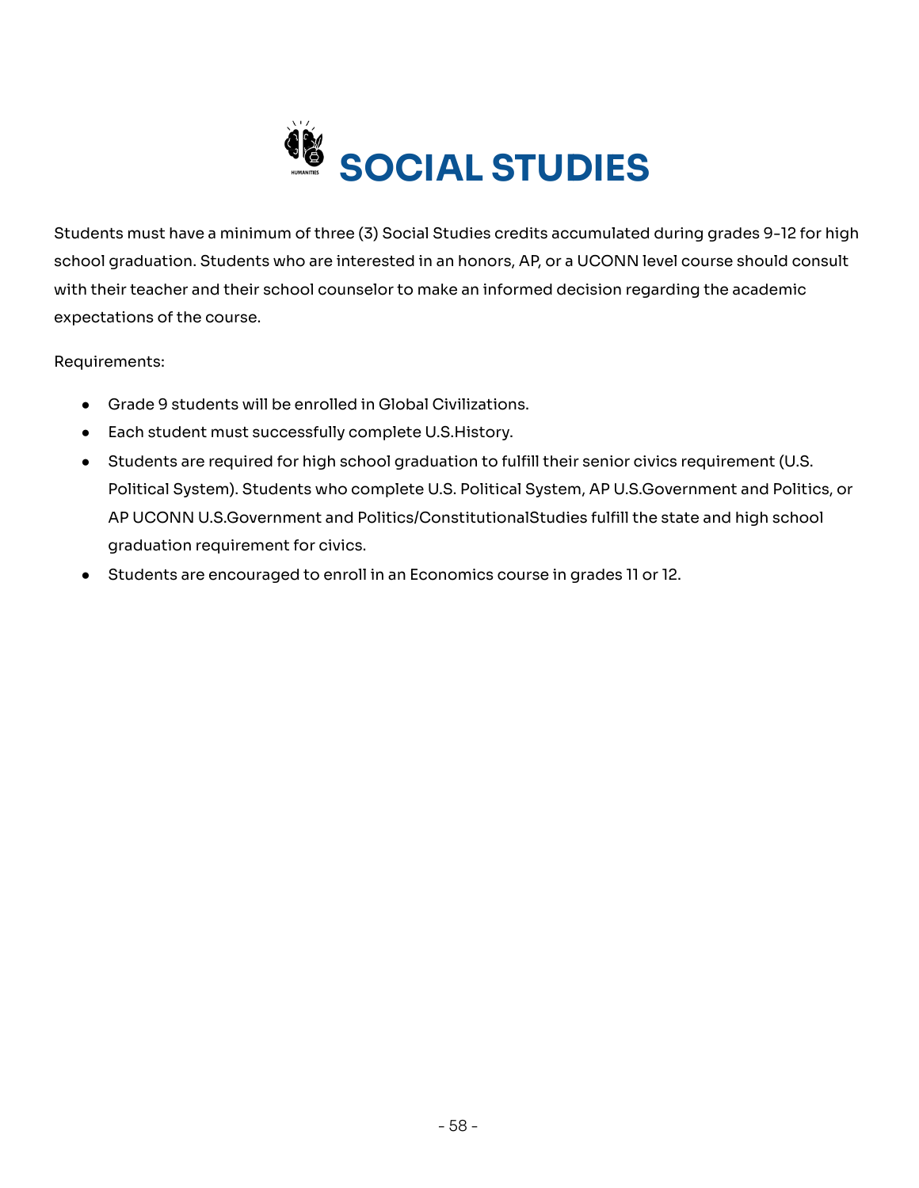# SOCIAL STUDIES

Students must have a minimum of three (3) Social Studies credits accumulated during grades 9-12 for high school graduation. Students who are interested in an honors, AP, or a UCONN level course should consult with their teacher and their school counselor to make an informed decision regarding the academic expectations of the course.

Requirements:

- Grade 9 students will be enrolled in Global Civilizations.
- Each student must successfully complete U.S.History.
- Students are required for high school graduation to fulfill their senior civics requirement (U.S. Political System). Students who complete U.S. Political System, AP U.S.Government and Politics, or AP UCONN U.S.Government and Politics/ConstitutionalStudies fulfill the state and high school graduation requirement for civics.
- Students are encouraged to enroll in an Economics course in grades 11 or 12.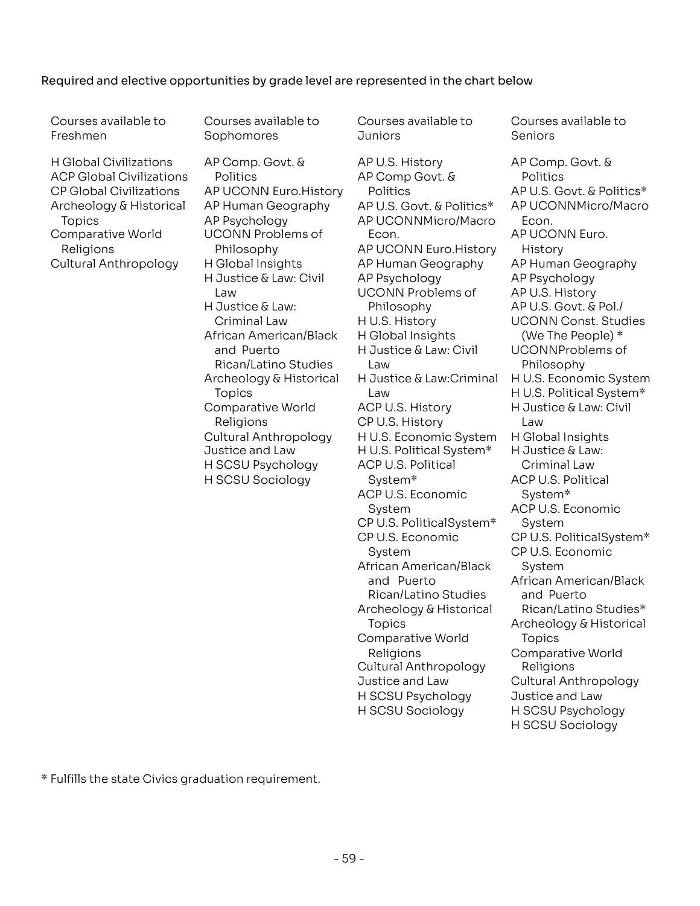Required and elective opportunities by grade level are represented in the chart below

| Courses available to Freshmen | Courses available to Sophomores | Courses available to Juniors | Courses available to Seniors |
|---|---|---|---|
| H Global Civilizations | AP Comp. Govt. & Politics | AP U.S. History | AP Comp. Govt. & Politics |
| ACP Global Civilizations | AP UCONN Euro.History | AP Comp Govt. & Politics | AP U.S. Govt. & Politics* |
| CP Global Civilizations | AP Human Geography | AP U.S. Govt. & Politics* | AP UCONNMicro/Macro Econ. |
| Archeology & Historical Topics | AP Psychology | AP UCONNMicro/Macro Econ. | AP UCONN Euro. History |
| Comparative World Religions | UCONN Problems of Philosophy | AP UCONN Euro.History | AP Human Geography |
| Cultural Anthropology | H Global Insights | AP Human Geography | AP Psychology |
| | H Justice & Law: Civil Law | AP Psychology | AP U.S. History |
| | H Justice & Law: Criminal Law | UCONN Problems of Philosophy | AP U.S. Govt. & Pol./ UCONN Const. Studies (We The People) * |
| | African American/Black and Puerto Rican/Latino Studies | H U.S. History | UCONNProblems of Philosophy |
| | Archeology & Historical Topics | H Global Insights | H U.S. Economic System |
| | Comparative World Religions | H Justice & Law: Civil Law | H U.S. Political System* |
| | Cultural Anthropology | H Justice & Law:Criminal Law | H Justice & Law: Civil Law |
| | Justice and Law | ACP U.S. History | H Global Insights |
| | H SCSU Psychology | CP U.S. History | H Justice & Law: Criminal Law |
| | H SCSU Sociology | H U.S. Economic System | ACP U.S. Political System* |
| | | H U.S. Political System* | ACP U.S. Economic System |
| | | ACP U.S. Political System* | CP U.S. PoliticalSystem* |
| | | ACP U.S. Economic System | CP U.S. Economic System |
| | | CP U.S. PoliticalSystem* | African American/Black and Puerto Rican/Latino Studies* |
| | | CP U.S. Economic System | Archeology & Historical Topics |
| | | African American/Black and Puerto Rican/Latino Studies | Comparative World Religions |
| | | Archeology & Historical Topics | Cultural Anthropology |
| | | Comparative World Religions | Justice and Law |
| | | Cultural Anthropology | H SCSU Psychology |
| | | Justice and Law | H SCSU Sociology |
| | | H SCSU Psychology | |
| | | H SCSU Sociology | |

* Fulfills the state Civics graduation requirement.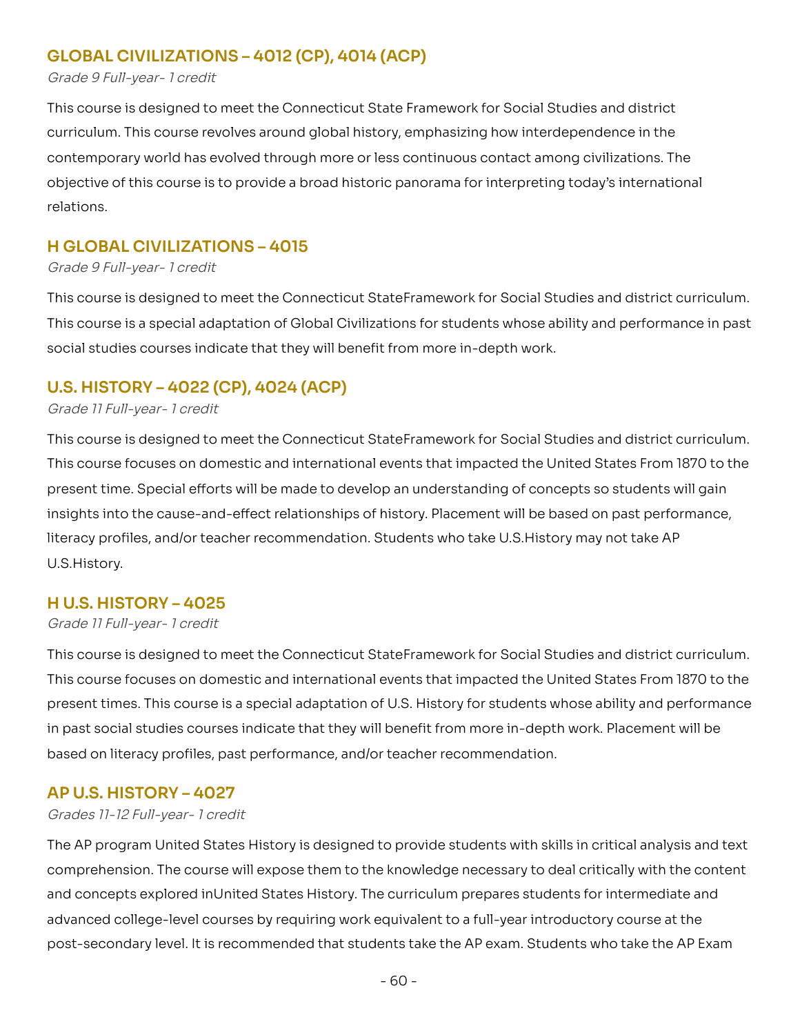## GLOBAL CIVILIZATIONS – 4012 (CP), 4014 (ACP)

*Grade 9 Full-year- 1 credit*

This course is designed to meet the Connecticut State Framework for Social Studies and district curriculum. This course revolves around global history, emphasizing how interdependence in the contemporary world has evolved through more or less continuous contact among civilizations. The objective of this course is to provide a broad historic panorama for interpreting today's international relations.

## H GLOBAL CIVILIZATIONS – 4015

*Grade 9 Full-year- 1 credit*

This course is designed to meet the Connecticut StateFramework for Social Studies and district curriculum. This course is a special adaptation of Global Civilizations for students whose ability and performance in past social studies courses indicate that they will benefit from more in-depth work.

## U.S. HISTORY – 4022 (CP), 4024 (ACP)

*Grade 11 Full-year- 1 credit*

This course is designed to meet the Connecticut StateFramework for Social Studies and district curriculum. This course focuses on domestic and international events that impacted the United States From 1870 to the present time. Special efforts will be made to develop an understanding of concepts so students will gain insights into the cause-and-effect relationships of history. Placement will be based on past performance, literacy profiles, and/or teacher recommendation. Students who take U.S.History may not take AP U.S.History.

## H U.S. HISTORY – 4025

*Grade 11 Full-year- 1 credit*

This course is designed to meet the Connecticut StateFramework for Social Studies and district curriculum. This course focuses on domestic and international events that impacted the United States From 1870 to the present times. This course is a special adaptation of U.S. History for students whose ability and performance in past social studies courses indicate that they will benefit from more in-depth work. Placement will be based on literacy profiles, past performance, and/or teacher recommendation.

## AP U.S. HISTORY – 4027

*Grades 11-12 Full-year- 1 credit*

The AP program United States History is designed to provide students with skills in critical analysis and text comprehension. The course will expose them to the knowledge necessary to deal critically with the content and concepts explored inUnited States History. The curriculum prepares students for intermediate and advanced college-level courses by requiring work equivalent to a full-year introductory course at the post-secondary level. It is recommended that students take the AP exam. Students who take the AP Exam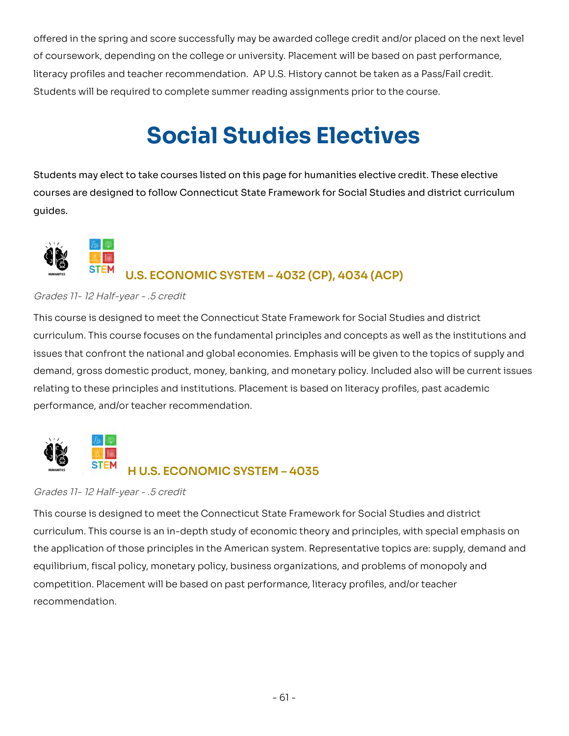offered in the spring and score successfully may be awarded college credit and/or placed on the next level of coursework, depending on the college or university. Placement will be based on past performance, literacy profiles and teacher recommendation. AP U.S. History cannot be taken as a Pass/Fail credit. Students will be required to complete summer reading assignments prior to the course.

# Social Studies Electives

Students may elect to take courses listed on this page for humanities elective credit. These elective courses are designed to follow Connecticut State Framework for Social Studies and district curriculum guides.

### U.S. ECONOMIC SYSTEM – 4032 (CP), 4034 (ACP)

*Grades 11- 12 Half-year - .5 credit*

This course is designed to meet the Connecticut State Framework for Social Studies and district curriculum. This course focuses on the fundamental principles and concepts as well as the institutions and issues that confront the national and global economies. Emphasis will be given to the topics of supply and demand, gross domestic product, money, banking, and monetary policy. Included also will be current issues relating to these principles and institutions. Placement is based on literacy profiles, past academic performance, and/or teacher recommendation.

### H U.S. ECONOMIC SYSTEM – 4035

*Grades 11- 12 Half-year - .5 credit*

This course is designed to meet the Connecticut State Framework for Social Studies and district curriculum. This course is an in-depth study of economic theory and principles, with special emphasis on the application of those principles in the American system. Representative topics are: supply, demand and equilibrium, fiscal policy, monetary policy, business organizations, and problems of monopoly and competition. Placement will be based on past performance, literacy profiles, and/or teacher recommendation.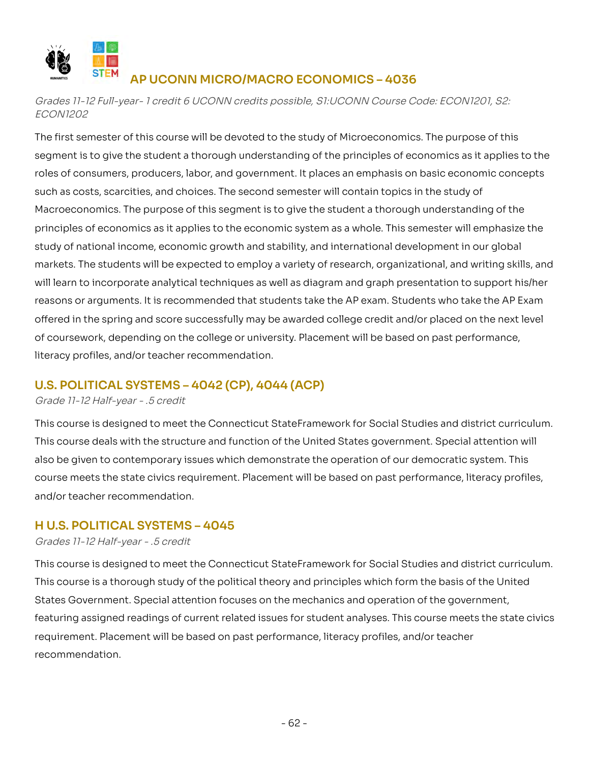## AP UCONN MICRO/MACRO ECONOMICS – 4036

*Grades 11-12 Full-year- 1 credit 6 UCONN credits possible, S1:UCONN Course Code: ECON1201, S2: ECON1202*

The first semester of this course will be devoted to the study of Microeconomics. The purpose of this segment is to give the student a thorough understanding of the principles of economics as it applies to the roles of consumers, producers, labor, and government. It places an emphasis on basic economic concepts such as costs, scarcities, and choices. The second semester will contain topics in the study of Macroeconomics. The purpose of this segment is to give the student a thorough understanding of the principles of economics as it applies to the economic system as a whole. This semester will emphasize the study of national income, economic growth and stability, and international development in our global markets. The students will be expected to employ a variety of research, organizational, and writing skills, and will learn to incorporate analytical techniques as well as diagram and graph presentation to support his/her reasons or arguments. It is recommended that students take the AP exam. Students who take the AP Exam offered in the spring and score successfully may be awarded college credit and/or placed on the next level of coursework, depending on the college or university. Placement will be based on past performance, literacy profiles, and/or teacher recommendation.

## U.S. POLITICAL SYSTEMS – 4042 (CP), 4044 (ACP)

*Grade 11-12 Half-year - .5 credit*

This course is designed to meet the Connecticut StateFramework for Social Studies and district curriculum. This course deals with the structure and function of the United States government. Special attention will also be given to contemporary issues which demonstrate the operation of our democratic system. This course meets the state civics requirement. Placement will be based on past performance, literacy profiles, and/or teacher recommendation.

## H U.S. POLITICAL SYSTEMS – 4045

*Grades 11-12 Half-year - .5 credit*

This course is designed to meet the Connecticut StateFramework for Social Studies and district curriculum. This course is a thorough study of the political theory and principles which form the basis of the United States Government. Special attention focuses on the mechanics and operation of the government, featuring assigned readings of current related issues for student analyses. This course meets the state civics requirement. Placement will be based on past performance, literacy profiles, and/or teacher recommendation.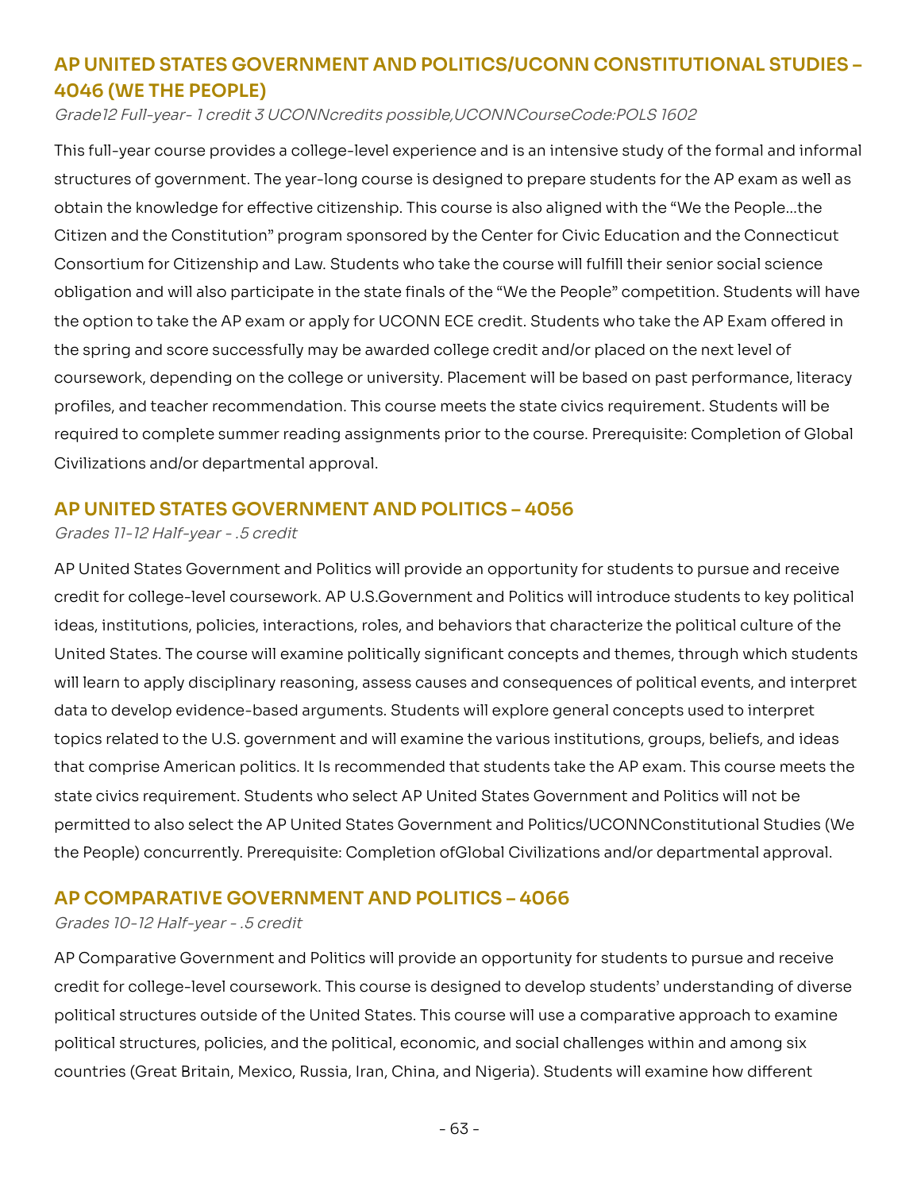## AP UNITED STATES GOVERNMENT AND POLITICS/UCONN CONSTITUTIONAL STUDIES – 4046 (WE THE PEOPLE)

*Grade12 Full-year- 1 credit 3 UCONNcredits possible,UCONNCourseCode:POLS 1602*

This full-year course provides a college-level experience and is an intensive study of the formal and informal structures of government. The year-long course is designed to prepare students for the AP exam as well as obtain the knowledge for effective citizenship. This course is also aligned with the "We the People...the Citizen and the Constitution" program sponsored by the Center for Civic Education and the Connecticut Consortium for Citizenship and Law. Students who take the course will fulfill their senior social science obligation and will also participate in the state finals of the "We the People" competition. Students will have the option to take the AP exam or apply for UCONN ECE credit. Students who take the AP Exam offered in the spring and score successfully may be awarded college credit and/or placed on the next level of coursework, depending on the college or university. Placement will be based on past performance, literacy profiles, and teacher recommendation. This course meets the state civics requirement. Students will be required to complete summer reading assignments prior to the course. Prerequisite: Completion of Global Civilizations and/or departmental approval.

## AP UNITED STATES GOVERNMENT AND POLITICS – 4056

*Grades 11-12 Half-year - .5 credit*

AP United States Government and Politics will provide an opportunity for students to pursue and receive credit for college-level coursework. AP U.S.Government and Politics will introduce students to key political ideas, institutions, policies, interactions, roles, and behaviors that characterize the political culture of the United States. The course will examine politically significant concepts and themes, through which students will learn to apply disciplinary reasoning, assess causes and consequences of political events, and interpret data to develop evidence-based arguments. Students will explore general concepts used to interpret topics related to the U.S. government and will examine the various institutions, groups, beliefs, and ideas that comprise American politics. It Is recommended that students take the AP exam. This course meets the state civics requirement. Students who select AP United States Government and Politics will not be permitted to also select the AP United States Government and Politics/UCONNConstitutional Studies (We the People) concurrently. Prerequisite: Completion ofGlobal Civilizations and/or departmental approval.

## AP COMPARATIVE GOVERNMENT AND POLITICS – 4066

*Grades 10-12 Half-year - .5 credit*

AP Comparative Government and Politics will provide an opportunity for students to pursue and receive credit for college-level coursework. This course is designed to develop students' understanding of diverse political structures outside of the United States. This course will use a comparative approach to examine political structures, policies, and the political, economic, and social challenges within and among six countries (Great Britain, Mexico, Russia, Iran, China, and Nigeria). Students will examine how different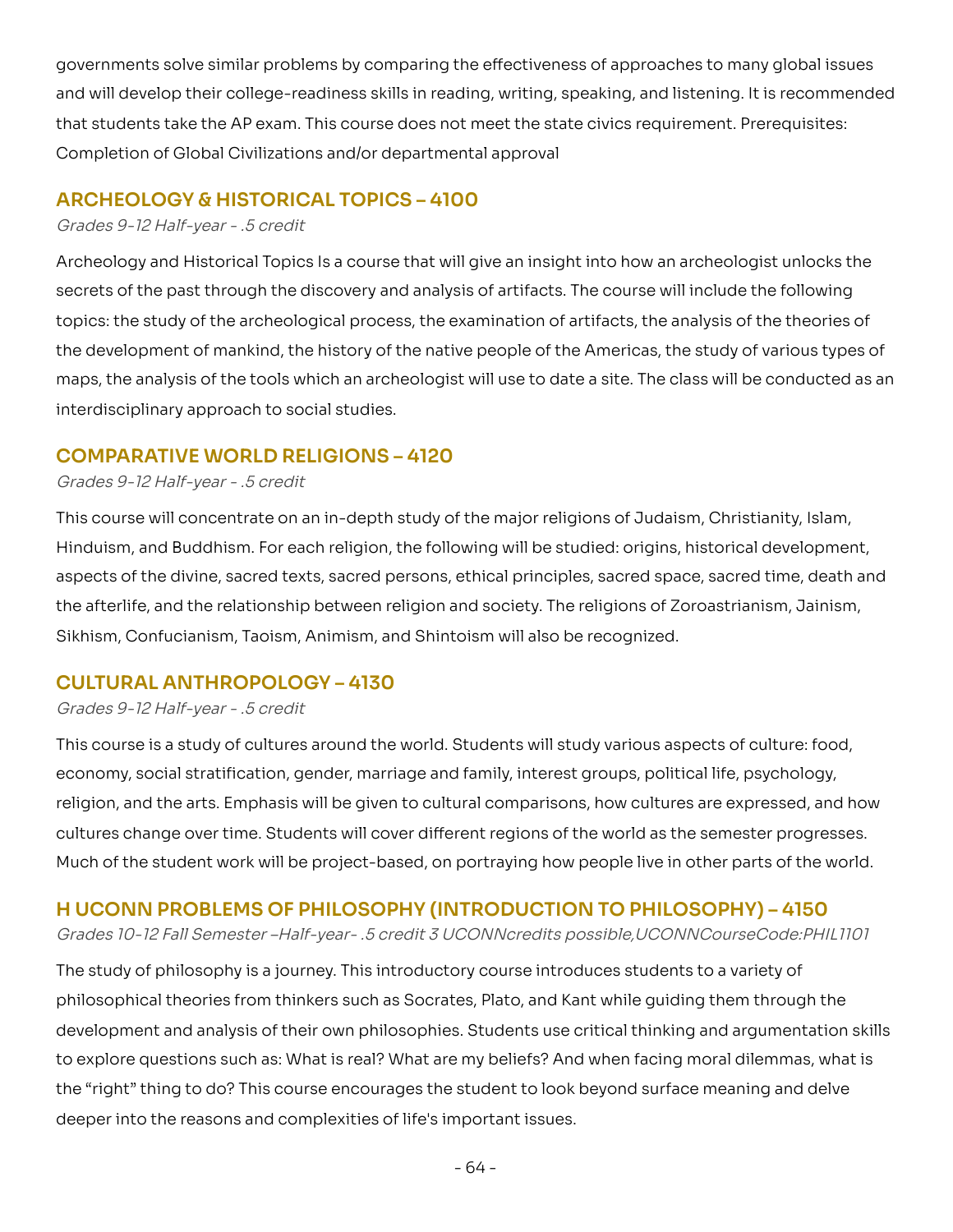governments solve similar problems by comparing the effectiveness of approaches to many global issues and will develop their college-readiness skills in reading, writing, speaking, and listening. It is recommended that students take the AP exam. This course does not meet the state civics requirement. Prerequisites: Completion of Global Civilizations and/or departmental approval

## ARCHEOLOGY & HISTORICAL TOPICS – 4100

*Grades 9-12 Half-year - .5 credit*

Archeology and Historical Topics Is a course that will give an insight into how an archeologist unlocks the secrets of the past through the discovery and analysis of artifacts. The course will include the following topics: the study of the archeological process, the examination of artifacts, the analysis of the theories of the development of mankind, the history of the native people of the Americas, the study of various types of maps, the analysis of the tools which an archeologist will use to date a site. The class will be conducted as an interdisciplinary approach to social studies.

## COMPARATIVE WORLD RELIGIONS – 4120

*Grades 9-12 Half-year - .5 credit*

This course will concentrate on an in-depth study of the major religions of Judaism, Christianity, Islam, Hinduism, and Buddhism. For each religion, the following will be studied: origins, historical development, aspects of the divine, sacred texts, sacred persons, ethical principles, sacred space, sacred time, death and the afterlife, and the relationship between religion and society. The religions of Zoroastrianism, Jainism, Sikhism, Confucianism, Taoism, Animism, and Shintoism will also be recognized.

## CULTURAL ANTHROPOLOGY – 4130

*Grades 9-12 Half-year - .5 credit*

This course is a study of cultures around the world. Students will study various aspects of culture: food, economy, social stratification, gender, marriage and family, interest groups, political life, psychology, religion, and the arts. Emphasis will be given to cultural comparisons, how cultures are expressed, and how cultures change over time. Students will cover different regions of the world as the semester progresses. Much of the student work will be project-based, on portraying how people live in other parts of the world.

## H UCONN PROBLEMS OF PHILOSOPHY (INTRODUCTION TO PHILOSOPHY) – 4150

*Grades 10-12 Fall Semester –Half-year- .5 credit 3 UCONNcredits possible,UCONNCourseCode:PHIL1101*

The study of philosophy is a journey. This introductory course introduces students to a variety of philosophical theories from thinkers such as Socrates, Plato, and Kant while guiding them through the development and analysis of their own philosophies. Students use critical thinking and argumentation skills to explore questions such as: What is real? What are my beliefs? And when facing moral dilemmas, what is the “right” thing to do? This course encourages the student to look beyond surface meaning and delve deeper into the reasons and complexities of life's important issues.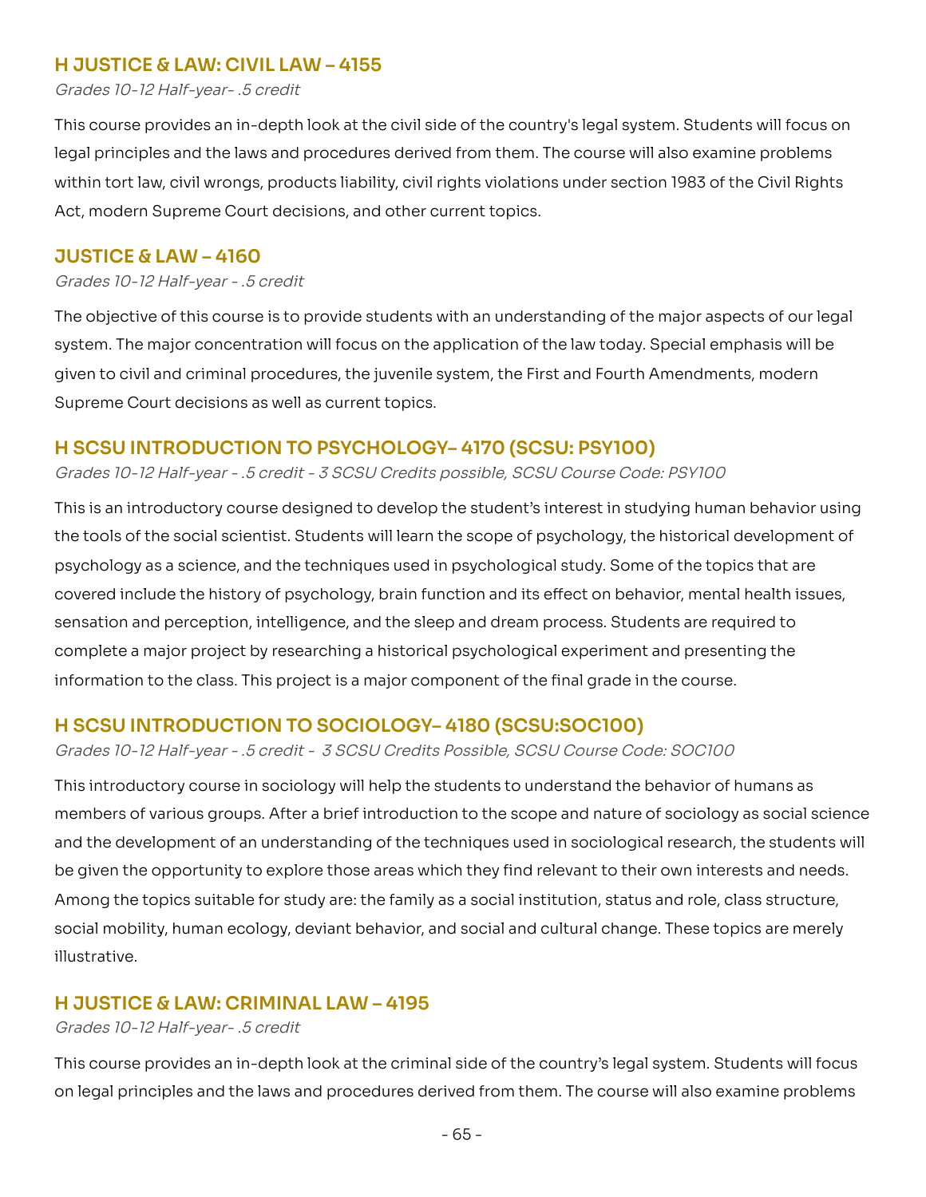## H JUSTICE & LAW: CIVIL LAW – 4155

*Grades 10-12 Half-year- .5 credit*

This course provides an in-depth look at the civil side of the country's legal system. Students will focus on legal principles and the laws and procedures derived from them. The course will also examine problems within tort law, civil wrongs, products liability, civil rights violations under section 1983 of the Civil Rights Act, modern Supreme Court decisions, and other current topics.

## JUSTICE & LAW – 4160

*Grades 10-12 Half-year - .5 credit*

The objective of this course is to provide students with an understanding of the major aspects of our legal system. The major concentration will focus on the application of the law today. Special emphasis will be given to civil and criminal procedures, the juvenile system, the First and Fourth Amendments, modern Supreme Court decisions as well as current topics.

## H SCSU INTRODUCTION TO PSYCHOLOGY– 4170 (SCSU: PSY100)

*Grades 10-12 Half-year - .5 credit - 3 SCSU Credits possible, SCSU Course Code: PSY100*

This is an introductory course designed to develop the student's interest in studying human behavior using the tools of the social scientist. Students will learn the scope of psychology, the historical development of psychology as a science, and the techniques used in psychological study. Some of the topics that are covered include the history of psychology, brain function and its effect on behavior, mental health issues, sensation and perception, intelligence, and the sleep and dream process. Students are required to complete a major project by researching a historical psychological experiment and presenting the information to the class. This project is a major component of the final grade in the course.

## H SCSU INTRODUCTION TO SOCIOLOGY– 4180 (SCSU:SOC100)

*Grades 10-12 Half-year - .5 credit - 3 SCSU Credits Possible, SCSU Course Code: SOC100*

This introductory course in sociology will help the students to understand the behavior of humans as members of various groups. After a brief introduction to the scope and nature of sociology as social science and the development of an understanding of the techniques used in sociological research, the students will be given the opportunity to explore those areas which they find relevant to their own interests and needs. Among the topics suitable for study are: the family as a social institution, status and role, class structure, social mobility, human ecology, deviant behavior, and social and cultural change. These topics are merely illustrative.

## H JUSTICE & LAW: CRIMINAL LAW – 4195

*Grades 10-12 Half-year- .5 credit*

This course provides an in-depth look at the criminal side of the country's legal system. Students will focus on legal principles and the laws and procedures derived from them. The course will also examine problems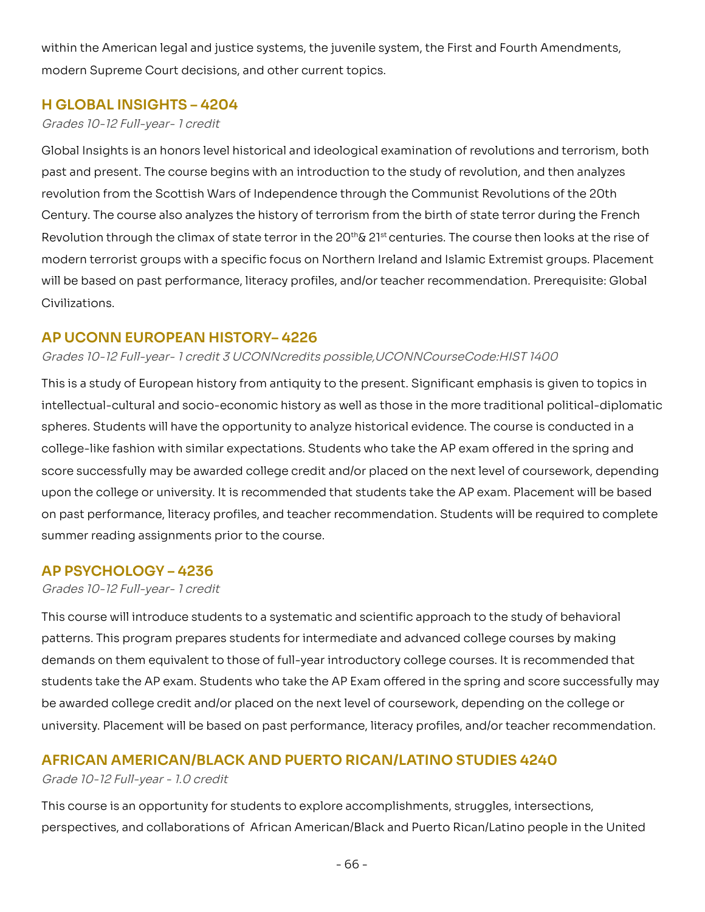within the American legal and justice systems, the juvenile system, the First and Fourth Amendments, modern Supreme Court decisions, and other current topics.

## H GLOBAL INSIGHTS – 4204

*Grades 10-12 Full-year- 1 credit*

Global Insights is an honors level historical and ideological examination of revolutions and terrorism, both past and present. The course begins with an introduction to the study of revolution, and then analyzes revolution from the Scottish Wars of Independence through the Communist Revolutions of the 20th Century. The course also analyzes the history of terrorism from the birth of state terror during the French Revolution through the climax of state terror in the 20th& 21st centuries. The course then looks at the rise of modern terrorist groups with a specific focus on Northern Ireland and Islamic Extremist groups. Placement will be based on past performance, literacy profiles, and/or teacher recommendation. Prerequisite: Global Civilizations.

## AP UCONN EUROPEAN HISTORY– 4226

*Grades 10-12 Full-year- 1 credit 3 UCONNcredits possible,UCONNCourseCode:HIST 1400*

This is a study of European history from antiquity to the present. Significant emphasis is given to topics in intellectual-cultural and socio-economic history as well as those in the more traditional political-diplomatic spheres. Students will have the opportunity to analyze historical evidence. The course is conducted in a college-like fashion with similar expectations. Students who take the AP exam offered in the spring and score successfully may be awarded college credit and/or placed on the next level of coursework, depending upon the college or university. It is recommended that students take the AP exam. Placement will be based on past performance, literacy profiles, and teacher recommendation. Students will be required to complete summer reading assignments prior to the course.

## AP PSYCHOLOGY – 4236

*Grades 10-12 Full-year- 1 credit*

This course will introduce students to a systematic and scientific approach to the study of behavioral patterns. This program prepares students for intermediate and advanced college courses by making demands on them equivalent to those of full-year introductory college courses. It is recommended that students take the AP exam. Students who take the AP Exam offered in the spring and score successfully may be awarded college credit and/or placed on the next level of coursework, depending on the college or university. Placement will be based on past performance, literacy profiles, and/or teacher recommendation.

## AFRICAN AMERICAN/BLACK AND PUERTO RICAN/LATINO STUDIES 4240

*Grade 10-12 Full-year - 1.0 credit*

This course is an opportunity for students to explore accomplishments, struggles, intersections, perspectives, and collaborations of African American/Black and Puerto Rican/Latino people in the United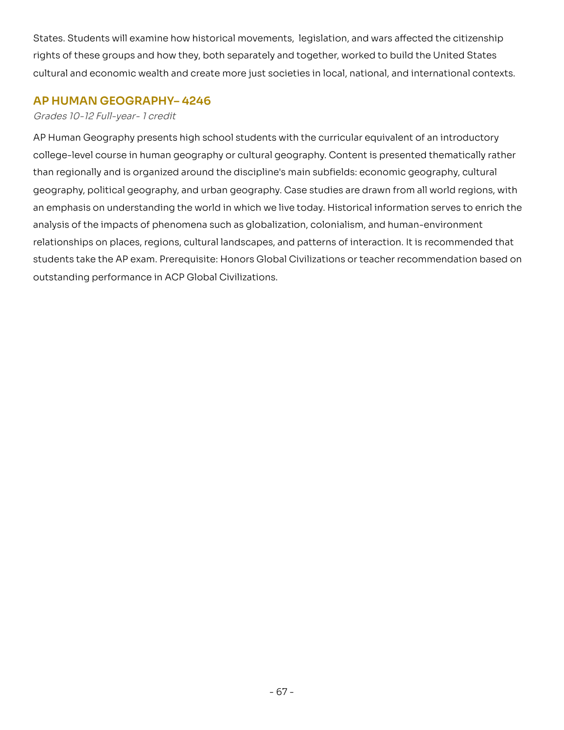States. Students will examine how historical movements,  legislation, and wars affected the citizenship rights of these groups and how they, both separately and together, worked to build the United States cultural and economic wealth and create more just societies in local, national, and international contexts.

## AP HUMAN GEOGRAPHY– 4246

*Grades 10-12 Full-year- 1 credit*

AP Human Geography presents high school students with the curricular equivalent of an introductory college-level course in human geography or cultural geography. Content is presented thematically rather than regionally and is organized around the discipline's main subfields: economic geography, cultural geography, political geography, and urban geography. Case studies are drawn from all world regions, with an emphasis on understanding the world in which we live today. Historical information serves to enrich the analysis of the impacts of phenomena such as globalization, colonialism, and human-environment relationships on places, regions, cultural landscapes, and patterns of interaction. It is recommended that students take the AP exam. Prerequisite: Honors Global Civilizations or teacher recommendation based on outstanding performance in ACP Global Civilizations.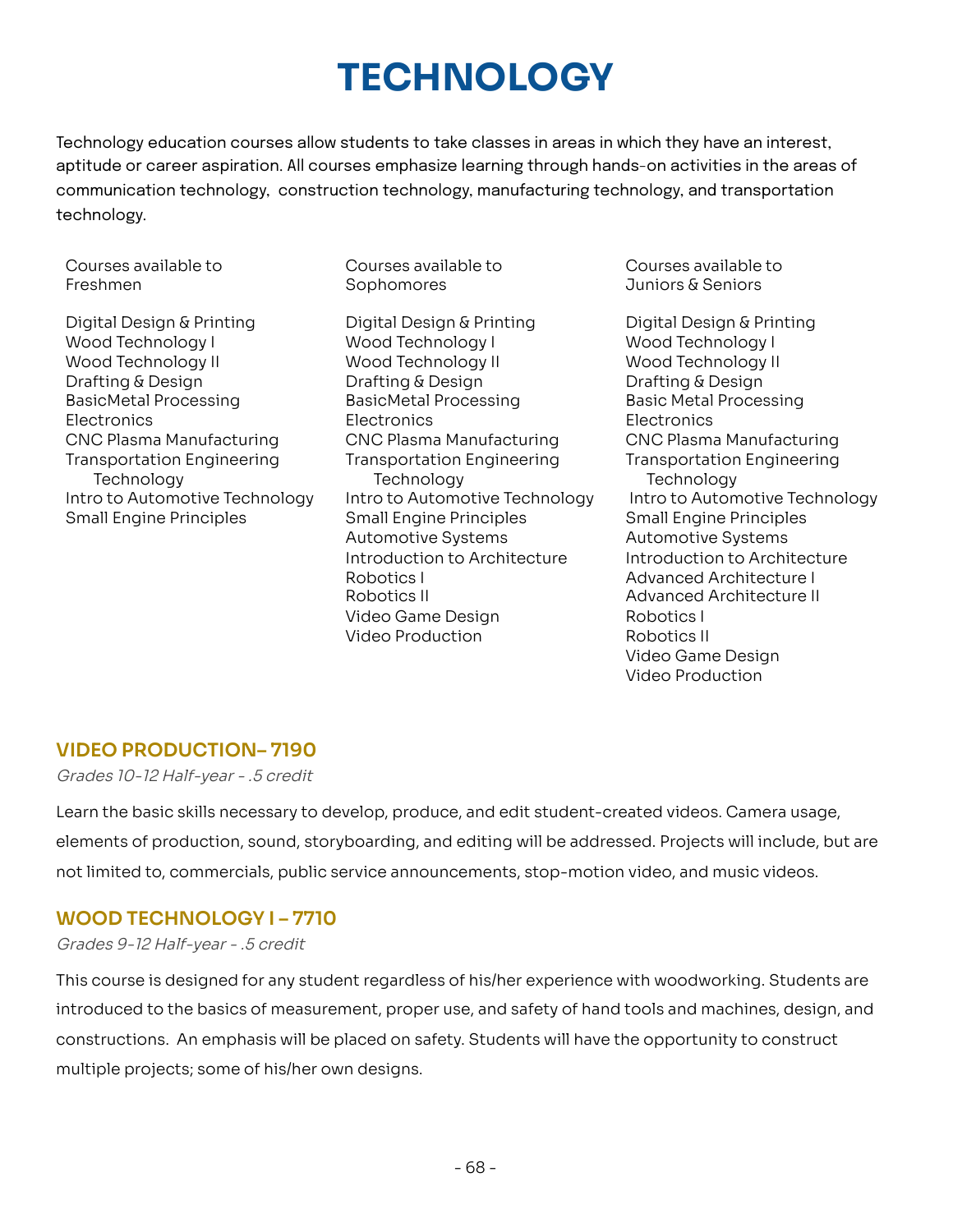# TECHNOLOGY

Technology education courses allow students to take classes in areas in which they have an interest, aptitude or career aspiration. All courses emphasize learning through hands-on activities in the areas of communication technology, construction technology, manufacturing technology, and transportation technology.

Courses available to Freshmen

- Digital Design & Printing
- Wood Technology I
- Wood Technology II
- Drafting & Design
- BasicMetal Processing
- Electronics
- CNC Plasma Manufacturing
- Transportation Engineering Technology
- Intro to Automotive Technology
- Small Engine Principles

Courses available to Sophomores

- Digital Design & Printing
- Wood Technology I
- Wood Technology II
- Drafting & Design
- BasicMetal Processing
- Electronics
- CNC Plasma Manufacturing
- Transportation Engineering Technology
- Intro to Automotive Technology
- Small Engine Principles
- Automotive Systems
- Introduction to Architecture
- Robotics I
- Robotics II
- Video Game Design
- Video Production

Courses available to Juniors & Seniors

- Digital Design & Printing
- Wood Technology I
- Wood Technology II
- Drafting & Design
- Basic Metal Processing
- Electronics
- CNC Plasma Manufacturing
- Transportation Engineering Technology
- Intro to Automotive Technology
- Small Engine Principles
- Automotive Systems
- Introduction to Architecture
- Advanced Architecture I
- Advanced Architecture II
- Robotics I
- Robotics II
- Video Game Design
- Video Production

## VIDEO PRODUCTION– 7190

*Grades 10-12 Half-year - .5 credit*

Learn the basic skills necessary to develop, produce, and edit student-created videos. Camera usage, elements of production, sound, storyboarding, and editing will be addressed. Projects will include, but are not limited to, commercials, public service announcements, stop-motion video, and music videos.

## WOOD TECHNOLOGY I – 7710

*Grades 9-12 Half-year - .5 credit*

This course is designed for any student regardless of his/her experience with woodworking. Students are introduced to the basics of measurement, proper use, and safety of hand tools and machines, design, and constructions. An emphasis will be placed on safety. Students will have the opportunity to construct multiple projects; some of his/her own designs.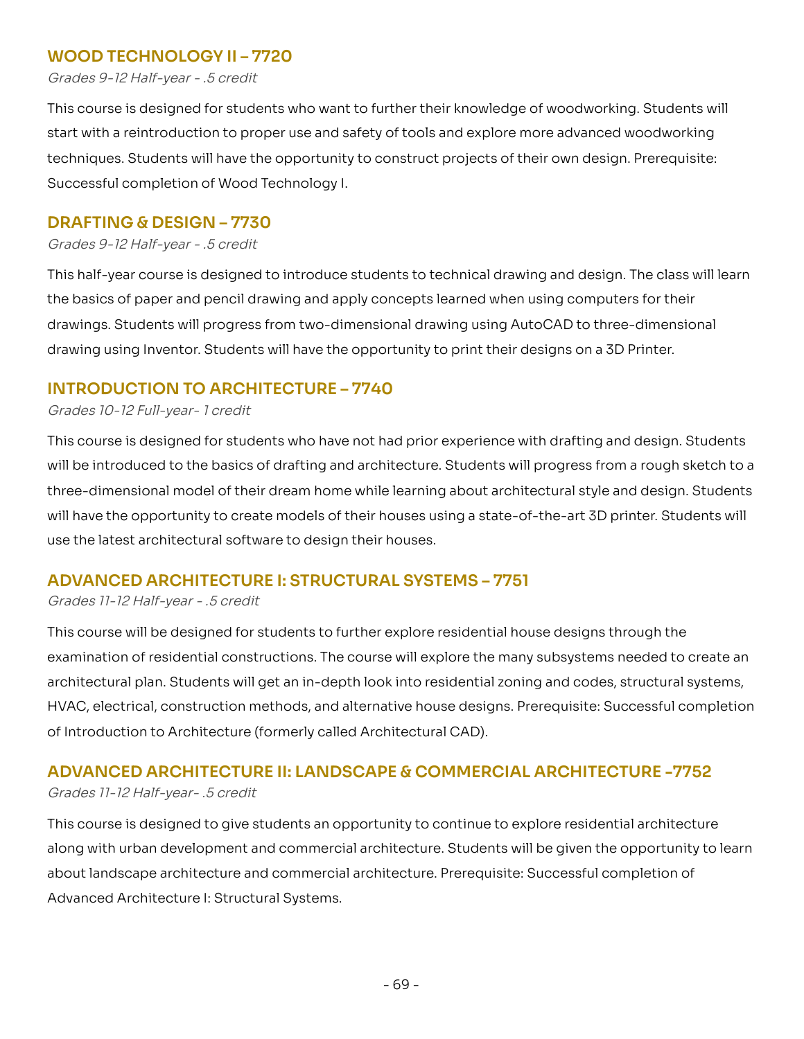## WOOD TECHNOLOGY II – 7720

*Grades 9-12 Half-year - .5 credit*

This course is designed for students who want to further their knowledge of woodworking. Students will start with a reintroduction to proper use and safety of tools and explore more advanced woodworking techniques. Students will have the opportunity to construct projects of their own design. Prerequisite: Successful completion of Wood Technology I.

## DRAFTING & DESIGN – 7730

*Grades 9-12 Half-year - .5 credit*

This half-year course is designed to introduce students to technical drawing and design. The class will learn the basics of paper and pencil drawing and apply concepts learned when using computers for their drawings. Students will progress from two-dimensional drawing using AutoCAD to three-dimensional drawing using Inventor. Students will have the opportunity to print their designs on a 3D Printer.

## INTRODUCTION TO ARCHITECTURE – 7740

*Grades 10-12 Full-year- 1 credit*

This course is designed for students who have not had prior experience with drafting and design. Students will be introduced to the basics of drafting and architecture. Students will progress from a rough sketch to a three-dimensional model of their dream home while learning about architectural style and design. Students will have the opportunity to create models of their houses using a state-of-the-art 3D printer. Students will use the latest architectural software to design their houses.

## ADVANCED ARCHITECTURE I: STRUCTURAL SYSTEMS – 7751

*Grades 11-12 Half-year - .5 credit*

This course will be designed for students to further explore residential house designs through the examination of residential constructions. The course will explore the many subsystems needed to create an architectural plan. Students will get an in-depth look into residential zoning and codes, structural systems, HVAC, electrical, construction methods, and alternative house designs. Prerequisite: Successful completion of Introduction to Architecture (formerly called Architectural CAD).

## ADVANCED ARCHITECTURE II: LANDSCAPE & COMMERCIAL ARCHITECTURE -7752

*Grades 11-12 Half-year- .5 credit*

This course is designed to give students an opportunity to continue to explore residential architecture along with urban development and commercial architecture. Students will be given the opportunity to learn about landscape architecture and commercial architecture. Prerequisite: Successful completion of Advanced Architecture I: Structural Systems.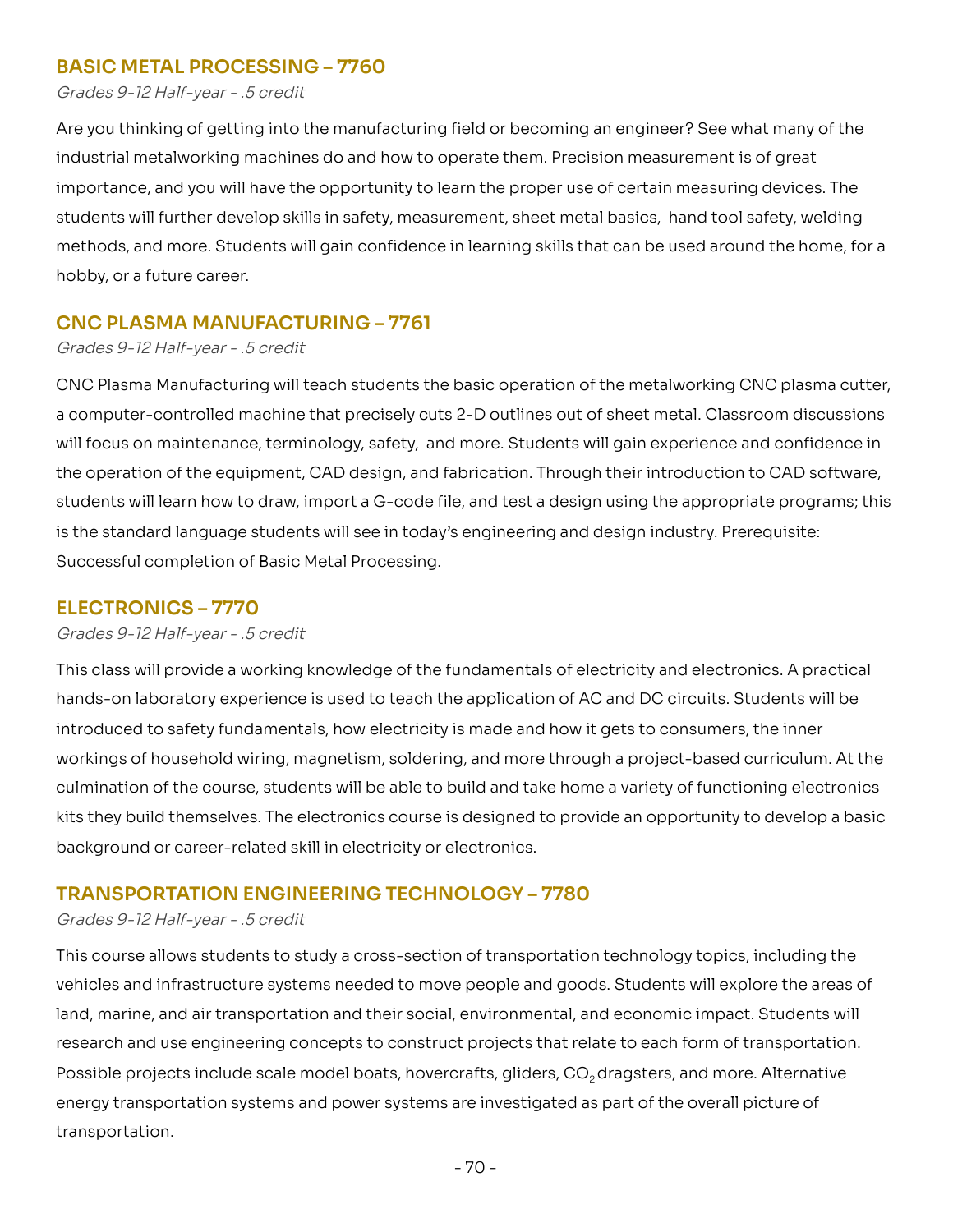## BASIC METAL PROCESSING – 7760

*Grades 9-12 Half-year - .5 credit*

Are you thinking of getting into the manufacturing field or becoming an engineer? See what many of the industrial metalworking machines do and how to operate them. Precision measurement is of great importance, and you will have the opportunity to learn the proper use of certain measuring devices. The students will further develop skills in safety, measurement, sheet metal basics, hand tool safety, welding methods, and more. Students will gain confidence in learning skills that can be used around the home, for a hobby, or a future career.

## CNC PLASMA MANUFACTURING – 7761

*Grades 9-12 Half-year - .5 credit*

CNC Plasma Manufacturing will teach students the basic operation of the metalworking CNC plasma cutter, a computer-controlled machine that precisely cuts 2-D outlines out of sheet metal. Classroom discussions will focus on maintenance, terminology, safety, and more. Students will gain experience and confidence in the operation of the equipment, CAD design, and fabrication. Through their introduction to CAD software, students will learn how to draw, import a G-code file, and test a design using the appropriate programs; this is the standard language students will see in today's engineering and design industry. Prerequisite: Successful completion of Basic Metal Processing.

## ELECTRONICS – 7770

*Grades 9-12 Half-year - .5 credit*

This class will provide a working knowledge of the fundamentals of electricity and electronics. A practical hands-on laboratory experience is used to teach the application of AC and DC circuits. Students will be introduced to safety fundamentals, how electricity is made and how it gets to consumers, the inner workings of household wiring, magnetism, soldering, and more through a project-based curriculum. At the culmination of the course, students will be able to build and take home a variety of functioning electronics kits they build themselves. The electronics course is designed to provide an opportunity to develop a basic background or career-related skill in electricity or electronics.

## TRANSPORTATION ENGINEERING TECHNOLOGY – 7780

*Grades 9-12 Half-year - .5 credit*

This course allows students to study a cross-section of transportation technology topics, including the vehicles and infrastructure systems needed to move people and goods. Students will explore the areas of land, marine, and air transportation and their social, environmental, and economic impact. Students will research and use engineering concepts to construct projects that relate to each form of transportation. Possible projects include scale model boats, hovercrafts, gliders, $CO_2$ dragsters, and more. Alternative energy transportation systems and power systems are investigated as part of the overall picture of transportation.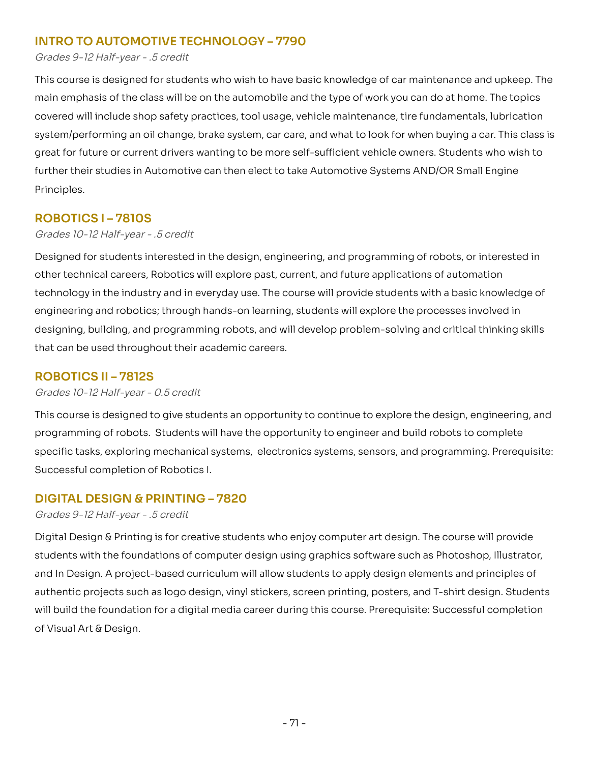## INTRO TO AUTOMOTIVE TECHNOLOGY – 7790

*Grades 9-12 Half-year - .5 credit*

This course is designed for students who wish to have basic knowledge of car maintenance and upkeep. The main emphasis of the class will be on the automobile and the type of work you can do at home. The topics covered will include shop safety practices, tool usage, vehicle maintenance, tire fundamentals, lubrication system/performing an oil change, brake system, car care, and what to look for when buying a car. This class is great for future or current drivers wanting to be more self-sufficient vehicle owners. Students who wish to further their studies in Automotive can then elect to take Automotive Systems AND/OR Small Engine Principles.

## ROBOTICS I – 7810S

*Grades 10-12 Half-year - .5 credit*

Designed for students interested in the design, engineering, and programming of robots, or interested in other technical careers, Robotics will explore past, current, and future applications of automation technology in the industry and in everyday use. The course will provide students with a basic knowledge of engineering and robotics; through hands-on learning, students will explore the processes involved in designing, building, and programming robots, and will develop problem-solving and critical thinking skills that can be used throughout their academic careers.

## ROBOTICS II – 7812S

*Grades 10-12 Half-year - 0.5 credit*

This course is designed to give students an opportunity to continue to explore the design, engineering, and programming of robots. Students will have the opportunity to engineer and build robots to complete specific tasks, exploring mechanical systems, electronics systems, sensors, and programming. Prerequisite: Successful completion of Robotics I.

## DIGITAL DESIGN & PRINTING – 7820

*Grades 9-12 Half-year - .5 credit*

Digital Design & Printing is for creative students who enjoy computer art design. The course will provide students with the foundations of computer design using graphics software such as Photoshop, Illustrator, and In Design. A project-based curriculum will allow students to apply design elements and principles of authentic projects such as logo design, vinyl stickers, screen printing, posters, and T-shirt design. Students will build the foundation for a digital media career during this course. Prerequisite: Successful completion of Visual Art & Design.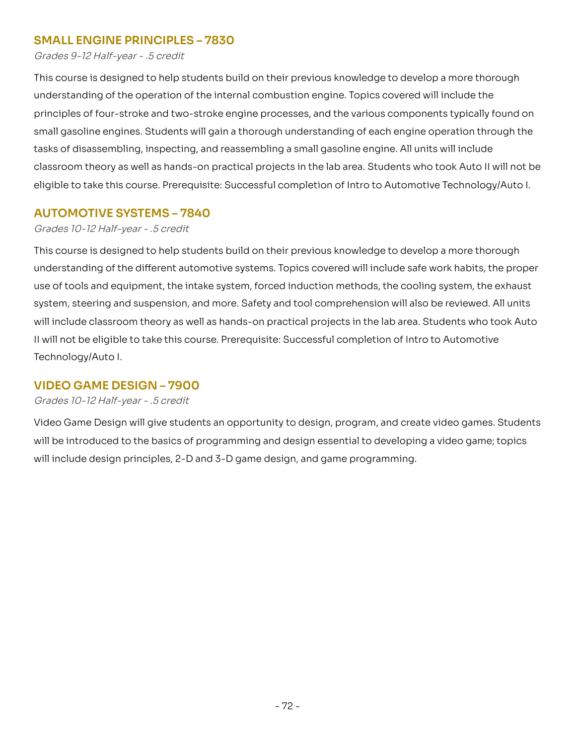## SMALL ENGINE PRINCIPLES – 7830

*Grades 9-12 Half-year - .5 credit*

This course is designed to help students build on their previous knowledge to develop a more thorough understanding of the operation of the internal combustion engine. Topics covered will include the principles of four-stroke and two-stroke engine processes, and the various components typically found on small gasoline engines. Students will gain a thorough understanding of each engine operation through the tasks of disassembling, inspecting, and reassembling a small gasoline engine. All units will include classroom theory as well as hands-on practical projects in the lab area. Students who took Auto II will not be eligible to take this course. Prerequisite: Successful completion of Intro to Automotive Technology/Auto I.

## AUTOMOTIVE SYSTEMS – 7840

*Grades 10-12 Half-year - .5 credit*

This course is designed to help students build on their previous knowledge to develop a more thorough understanding of the different automotive systems. Topics covered will include safe work habits, the proper use of tools and equipment, the intake system, forced induction methods, the cooling system, the exhaust system, steering and suspension, and more. Safety and tool comprehension will also be reviewed. All units will include classroom theory as well as hands-on practical projects in the lab area. Students who took Auto II will not be eligible to take this course. Prerequisite: Successful completion of Intro to Automotive Technology/Auto I.

## VIDEO GAME DESIGN – 7900

*Grades 10-12 Half-year - .5 credit*

Video Game Design will give students an opportunity to design, program, and create video games. Students will be introduced to the basics of programming and design essential to developing a video game; topics will include design principles, 2-D and 3-D game design, and game programming.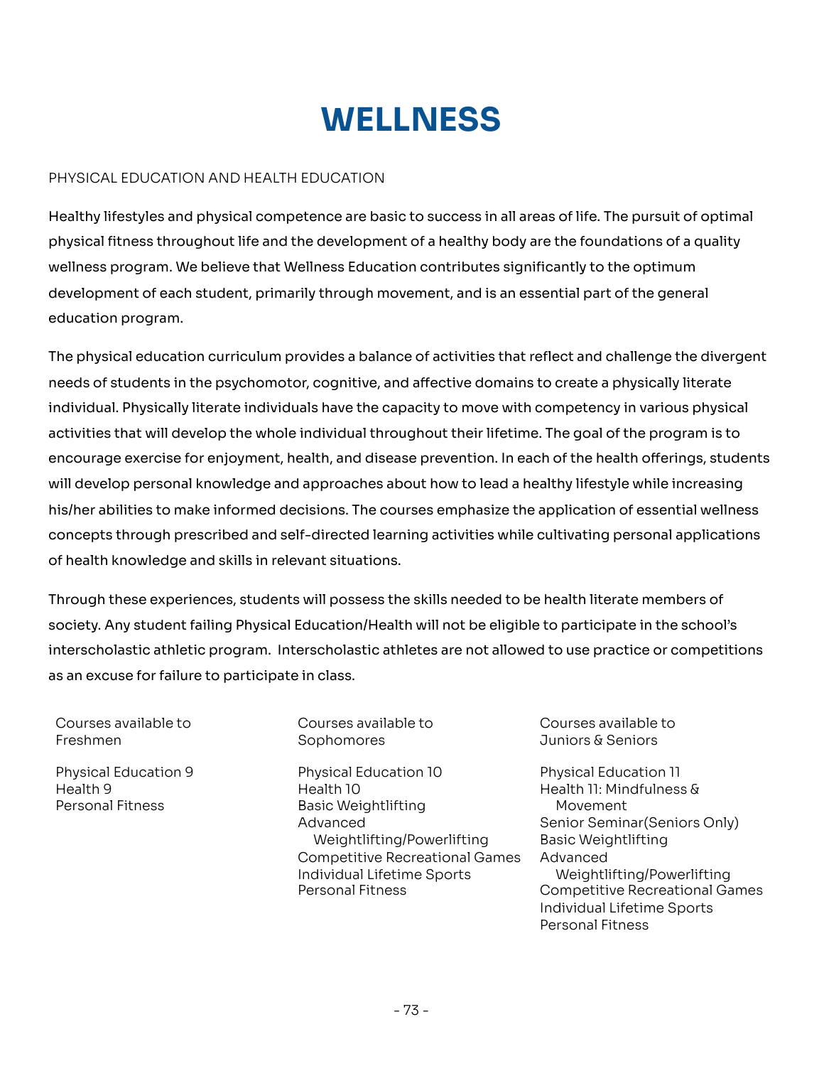# WELLNESS

PHYSICAL EDUCATION AND HEALTH EDUCATION

Healthy lifestyles and physical competence are basic to success in all areas of life. The pursuit of optimal physical fitness throughout life and the development of a healthy body are the foundations of a quality wellness program. We believe that Wellness Education contributes significantly to the optimum development of each student, primarily through movement, and is an essential part of the general education program.

The physical education curriculum provides a balance of activities that reflect and challenge the divergent needs of students in the psychomotor, cognitive, and affective domains to create a physically literate individual. Physically literate individuals have the capacity to move with competency in various physical activities that will develop the whole individual throughout their lifetime. The goal of the program is to encourage exercise for enjoyment, health, and disease prevention. In each of the health offerings, students will develop personal knowledge and approaches about how to lead a healthy lifestyle while increasing his/her abilities to make informed decisions. The courses emphasize the application of essential wellness concepts through prescribed and self-directed learning activities while cultivating personal applications of health knowledge and skills in relevant situations.

Through these experiences, students will possess the skills needed to be health literate members of society. Any student failing Physical Education/Health will not be eligible to participate in the school's interscholastic athletic program. Interscholastic athletes are not allowed to use practice or competitions as an excuse for failure to participate in class.

Courses available to Freshmen

- Physical Education 9
- Health 9
- Personal Fitness

Courses available to Sophomores

- Physical Education 10
- Health 10
- Basic Weightlifting
- Advanced Weightlifting/Powerlifting
- Competitive Recreational Games
- Individual Lifetime Sports
- Personal Fitness

Courses available to Juniors & Seniors

- Physical Education 11
- Health 11: Mindfulness & Movement
- Senior Seminar(Seniors Only)
- Basic Weightlifting
- Advanced Weightlifting/Powerlifting
- Competitive Recreational Games
- Individual Lifetime Sports
- Personal Fitness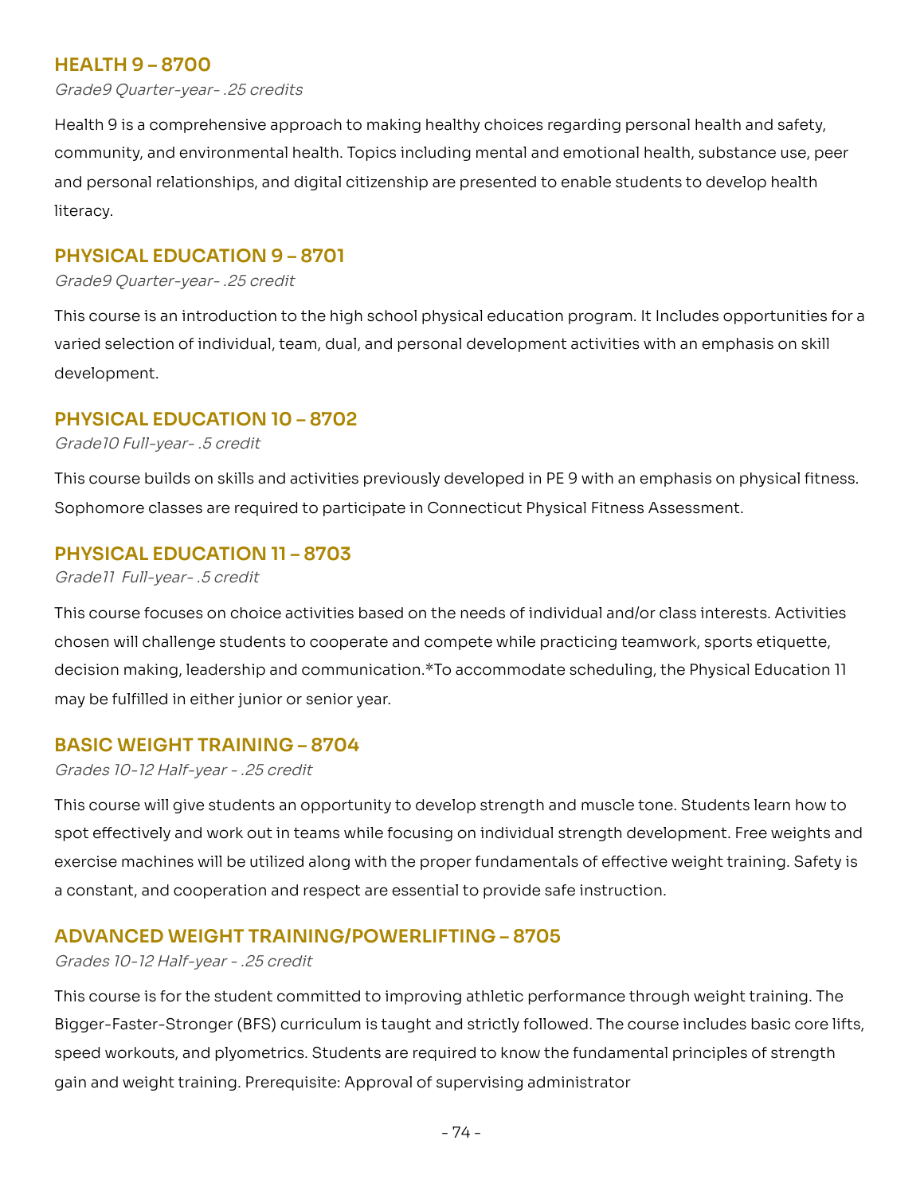## HEALTH 9 – 8700

*Grade9 Quarter-year- .25 credits*

Health 9 is a comprehensive approach to making healthy choices regarding personal health and safety, community, and environmental health. Topics including mental and emotional health, substance use, peer and personal relationships, and digital citizenship are presented to enable students to develop health literacy.

## PHYSICAL EDUCATION 9 – 8701

*Grade9 Quarter-year- .25 credit*

This course is an introduction to the high school physical education program. It Includes opportunities for a varied selection of individual, team, dual, and personal development activities with an emphasis on skill development.

## PHYSICAL EDUCATION 10 – 8702

*Grade10 Full-year- .5 credit*

This course builds on skills and activities previously developed in PE 9 with an emphasis on physical fitness. Sophomore classes are required to participate in Connecticut Physical Fitness Assessment.

## PHYSICAL EDUCATION 11 – 8703

*Grade11 Full-year- .5 credit*

This course focuses on choice activities based on the needs of individual and/or class interests. Activities chosen will challenge students to cooperate and compete while practicing teamwork, sports etiquette, decision making, leadership and communication.*To accommodate scheduling, the Physical Education 11 may be fulfilled in either junior or senior year.

## BASIC WEIGHT TRAINING – 8704

*Grades 10-12 Half-year - .25 credit*

This course will give students an opportunity to develop strength and muscle tone. Students learn how to spot effectively and work out in teams while focusing on individual strength development. Free weights and exercise machines will be utilized along with the proper fundamentals of effective weight training. Safety is a constant, and cooperation and respect are essential to provide safe instruction.

## ADVANCED WEIGHT TRAINING/POWERLIFTING – 8705

*Grades 10-12 Half-year - .25 credit*

This course is for the student committed to improving athletic performance through weight training. The Bigger-Faster-Stronger (BFS) curriculum is taught and strictly followed. The course includes basic core lifts, speed workouts, and plyometrics. Students are required to know the fundamental principles of strength gain and weight training. Prerequisite: Approval of supervising administrator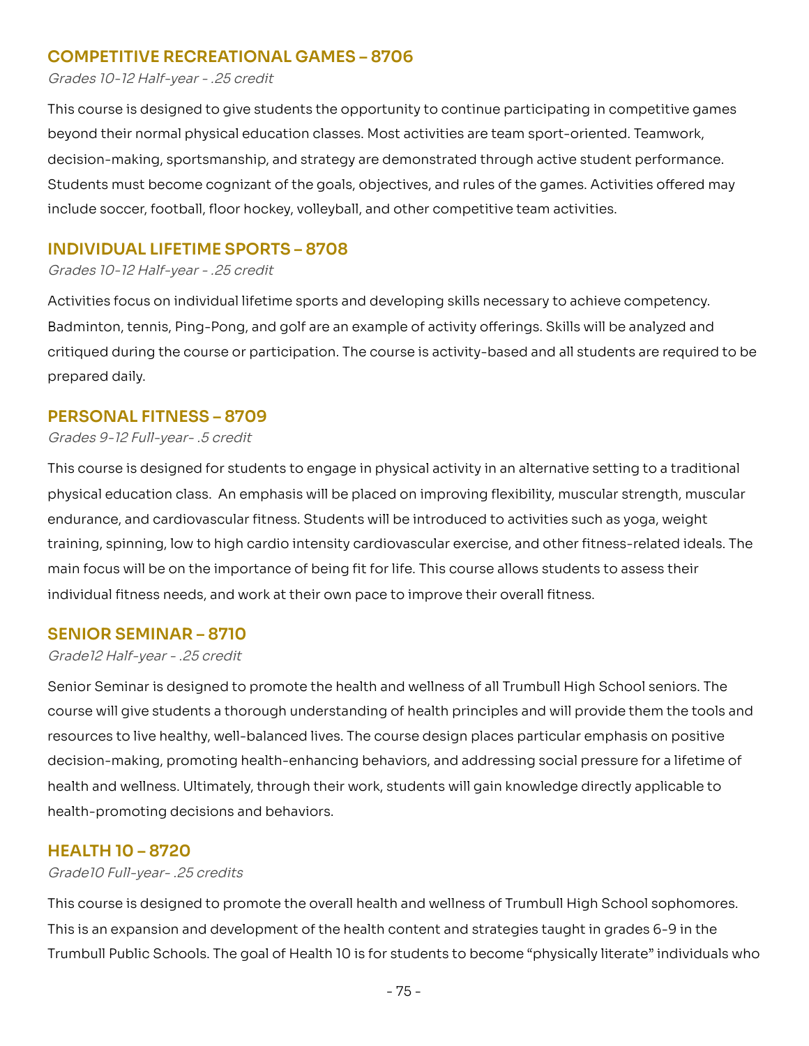## COMPETITIVE RECREATIONAL GAMES – 8706

*Grades 10-12 Half-year - .25 credit*

This course is designed to give students the opportunity to continue participating in competitive games beyond their normal physical education classes. Most activities are team sport-oriented. Teamwork, decision-making, sportsmanship, and strategy are demonstrated through active student performance. Students must become cognizant of the goals, objectives, and rules of the games. Activities offered may include soccer, football, floor hockey, volleyball, and other competitive team activities.

## INDIVIDUAL LIFETIME SPORTS – 8708

*Grades 10-12 Half-year - .25 credit*

Activities focus on individual lifetime sports and developing skills necessary to achieve competency. Badminton, tennis, Ping-Pong, and golf are an example of activity offerings. Skills will be analyzed and critiqued during the course or participation. The course is activity-based and all students are required to be prepared daily.

## PERSONAL FITNESS – 8709

*Grades 9-12 Full-year- .5 credit*

This course is designed for students to engage in physical activity in an alternative setting to a traditional physical education class. An emphasis will be placed on improving flexibility, muscular strength, muscular endurance, and cardiovascular fitness. Students will be introduced to activities such as yoga, weight training, spinning, low to high cardio intensity cardiovascular exercise, and other fitness-related ideals. The main focus will be on the importance of being fit for life. This course allows students to assess their individual fitness needs, and work at their own pace to improve their overall fitness.

## SENIOR SEMINAR – 8710

*Grade12 Half-year - .25 credit*

Senior Seminar is designed to promote the health and wellness of all Trumbull High School seniors. The course will give students a thorough understanding of health principles and will provide them the tools and resources to live healthy, well-balanced lives. The course design places particular emphasis on positive decision-making, promoting health-enhancing behaviors, and addressing social pressure for a lifetime of health and wellness. Ultimately, through their work, students will gain knowledge directly applicable to health-promoting decisions and behaviors.

## HEALTH 10 – 8720

*Grade10 Full-year- .25 credits*

This course is designed to promote the overall health and wellness of Trumbull High School sophomores. This is an expansion and development of the health content and strategies taught in grades 6-9 in the Trumbull Public Schools. The goal of Health 10 is for students to become "physically literate" individuals who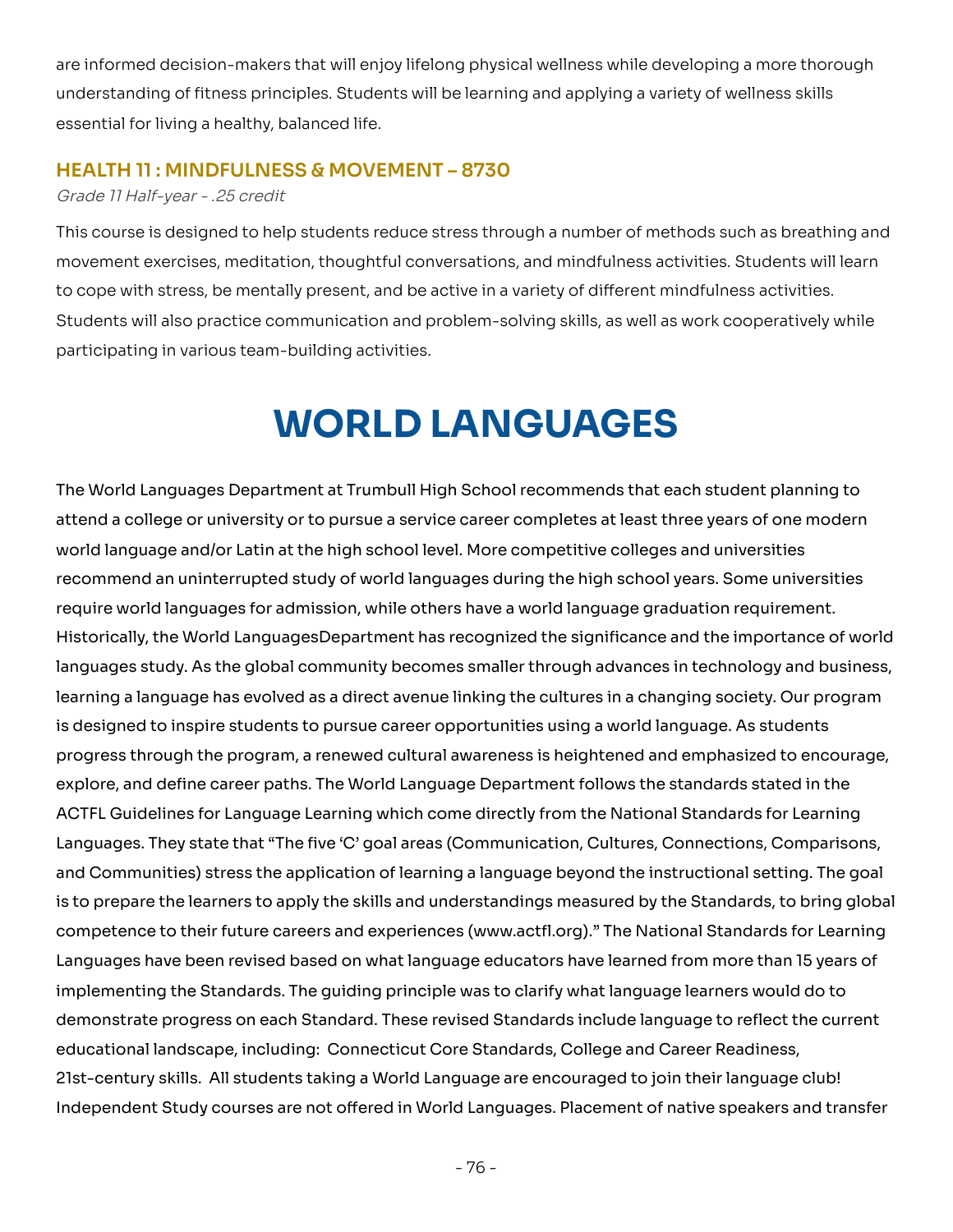are informed decision-makers that will enjoy lifelong physical wellness while developing a more thorough understanding of fitness principles. Students will be learning and applying a variety of wellness skills essential for living a healthy, balanced life.

### HEALTH 11 : MINDFULNESS & MOVEMENT – 8730

*Grade 11 Half-year - .25 credit*

This course is designed to help students reduce stress through a number of methods such as breathing and movement exercises, meditation, thoughtful conversations, and mindfulness activities. Students will learn to cope with stress, be mentally present, and be active in a variety of different mindfulness activities. Students will also practice communication and problem-solving skills, as well as work cooperatively while participating in various team-building activities.

# WORLD LANGUAGES

The World Languages Department at Trumbull High School recommends that each student planning to attend a college or university or to pursue a service career completes at least three years of one modern world language and/or Latin at the high school level. More competitive colleges and universities recommend an uninterrupted study of world languages during the high school years. Some universities require world languages for admission, while others have a world language graduation requirement. Historically, the World LanguagesDepartment has recognized the significance and the importance of world languages study. As the global community becomes smaller through advances in technology and business, learning a language has evolved as a direct avenue linking the cultures in a changing society. Our program is designed to inspire students to pursue career opportunities using a world language. As students progress through the program, a renewed cultural awareness is heightened and emphasized to encourage, explore, and define career paths. The World Language Department follows the standards stated in the ACTFL Guidelines for Language Learning which come directly from the National Standards for Learning Languages. They state that "The five 'C' goal areas (Communication, Cultures, Connections, Comparisons, and Communities) stress the application of learning a language beyond the instructional setting. The goal is to prepare the learners to apply the skills and understandings measured by the Standards, to bring global competence to their future careers and experiences (www.actfl.org)." The National Standards for Learning Languages have been revised based on what language educators have learned from more than 15 years of implementing the Standards. The guiding principle was to clarify what language learners would do to demonstrate progress on each Standard. These revised Standards include language to reflect the current educational landscape, including: Connecticut Core Standards, College and Career Readiness, 21st-century skills. All students taking a World Language are encouraged to join their language club! Independent Study courses are not offered in World Languages. Placement of native speakers and transfer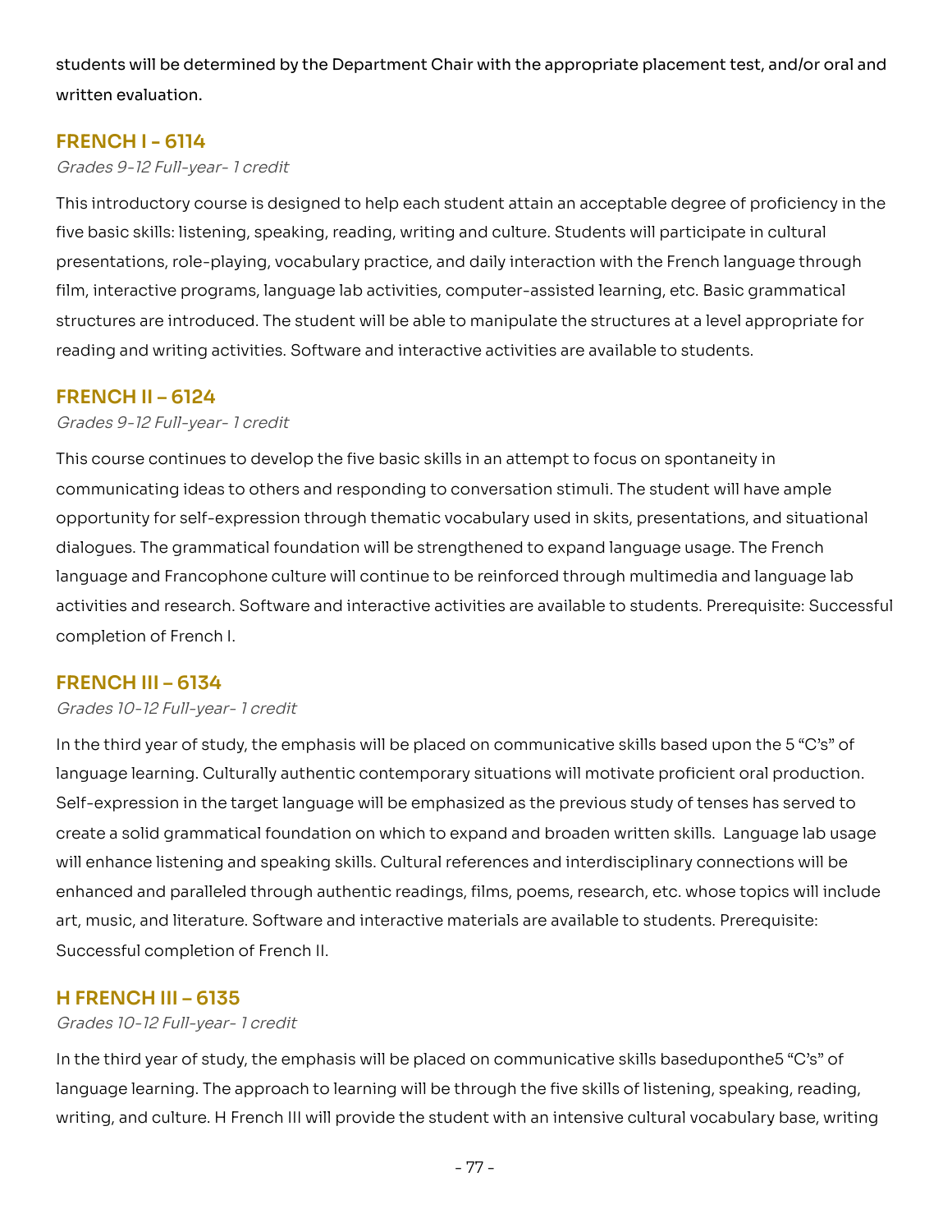students will be determined by the Department Chair with the appropriate placement test, and/or oral and written evaluation.

### FRENCH I - 6114

*Grades 9-12 Full-year- 1 credit*

This introductory course is designed to help each student attain an acceptable degree of proficiency in the five basic skills: listening, speaking, reading, writing and culture. Students will participate in cultural presentations, role-playing, vocabulary practice, and daily interaction with the French language through film, interactive programs, language lab activities, computer-assisted learning, etc. Basic grammatical structures are introduced. The student will be able to manipulate the structures at a level appropriate for reading and writing activities. Software and interactive activities are available to students.

### FRENCH II – 6124

*Grades 9-12 Full-year- 1 credit*

This course continues to develop the five basic skills in an attempt to focus on spontaneity in communicating ideas to others and responding to conversation stimuli. The student will have ample opportunity for self-expression through thematic vocabulary used in skits, presentations, and situational dialogues. The grammatical foundation will be strengthened to expand language usage. The French language and Francophone culture will continue to be reinforced through multimedia and language lab activities and research. Software and interactive activities are available to students. Prerequisite: Successful completion of French I.

### FRENCH III – 6134

*Grades 10-12 Full-year- 1 credit*

In the third year of study, the emphasis will be placed on communicative skills based upon the 5 "C's" of language learning. Culturally authentic contemporary situations will motivate proficient oral production. Self-expression in the target language will be emphasized as the previous study of tenses has served to create a solid grammatical foundation on which to expand and broaden written skills. Language lab usage will enhance listening and speaking skills. Cultural references and interdisciplinary connections will be enhanced and paralleled through authentic readings, films, poems, research, etc. whose topics will include art, music, and literature. Software and interactive materials are available to students. Prerequisite: Successful completion of French II.

### H FRENCH III – 6135

*Grades 10-12 Full-year- 1 credit*

In the third year of study, the emphasis will be placed on communicative skills baseduponthe5 "C's" of language learning. The approach to learning will be through the five skills of listening, speaking, reading, writing, and culture. H French III will provide the student with an intensive cultural vocabulary base, writing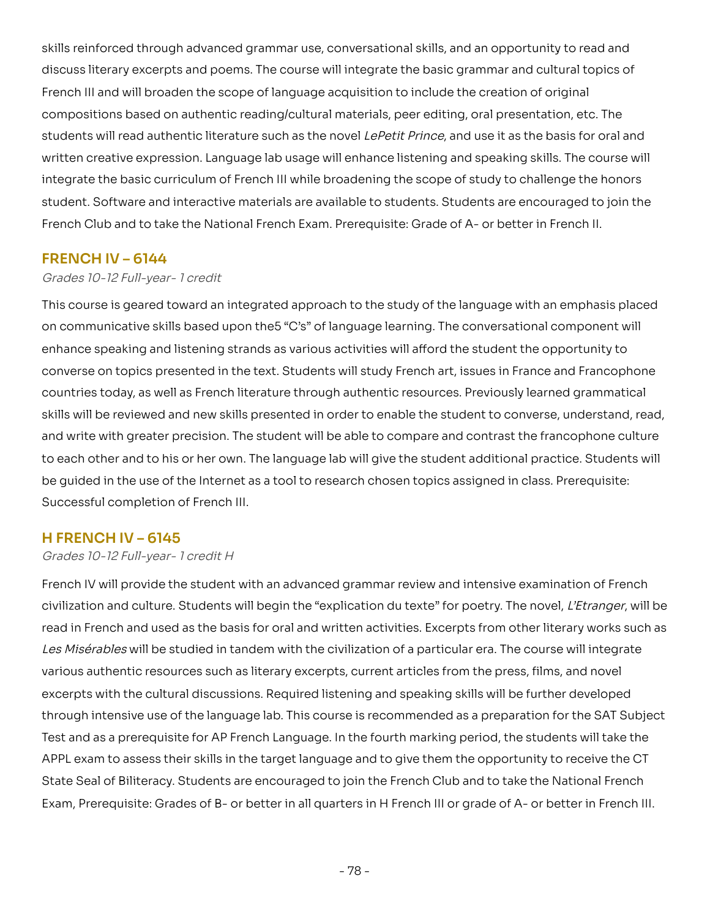skills reinforced through advanced grammar use, conversational skills, and an opportunity to read and discuss literary excerpts and poems. The course will integrate the basic grammar and cultural topics of French III and will broaden the scope of language acquisition to include the creation of original compositions based on authentic reading/cultural materials, peer editing, oral presentation, etc. The students will read authentic literature such as the novel *LePetit Prince*, and use it as the basis for oral and written creative expression. Language lab usage will enhance listening and speaking skills. The course will integrate the basic curriculum of French III while broadening the scope of study to challenge the honors student. Software and interactive materials are available to students. Students are encouraged to join the French Club and to take the National French Exam. Prerequisite: Grade of A- or better in French II.

## FRENCH IV – 6144

*Grades 10-12 Full-year- 1 credit*

This course is geared toward an integrated approach to the study of the language with an emphasis placed on communicative skills based upon the5 "C's" of language learning. The conversational component will enhance speaking and listening strands as various activities will afford the student the opportunity to converse on topics presented in the text. Students will study French art, issues in France and Francophone countries today, as well as French literature through authentic resources. Previously learned grammatical skills will be reviewed and new skills presented in order to enable the student to converse, understand, read, and write with greater precision. The student will be able to compare and contrast the francophone culture to each other and to his or her own. The language lab will give the student additional practice. Students will be guided in the use of the Internet as a tool to research chosen topics assigned in class. Prerequisite: Successful completion of French III.

## H FRENCH IV – 6145

*Grades 10-12 Full-year- 1 credit H*

French IV will provide the student with an advanced grammar review and intensive examination of French civilization and culture. Students will begin the "explication du texte" for poetry. The novel, *L'Etranger*, will be read in French and used as the basis for oral and written activities. Excerpts from other literary works such as *Les Misérables* will be studied in tandem with the civilization of a particular era. The course will integrate various authentic resources such as literary excerpts, current articles from the press, films, and novel excerpts with the cultural discussions. Required listening and speaking skills will be further developed through intensive use of the language lab. This course is recommended as a preparation for the SAT Subject Test and as a prerequisite for AP French Language. In the fourth marking period, the students will take the APPL exam to assess their skills in the target language and to give them the opportunity to receive the CT State Seal of Biliteracy. Students are encouraged to join the French Club and to take the National French Exam, Prerequisite: Grades of B- or better in all quarters in H French III or grade of A- or better in French III.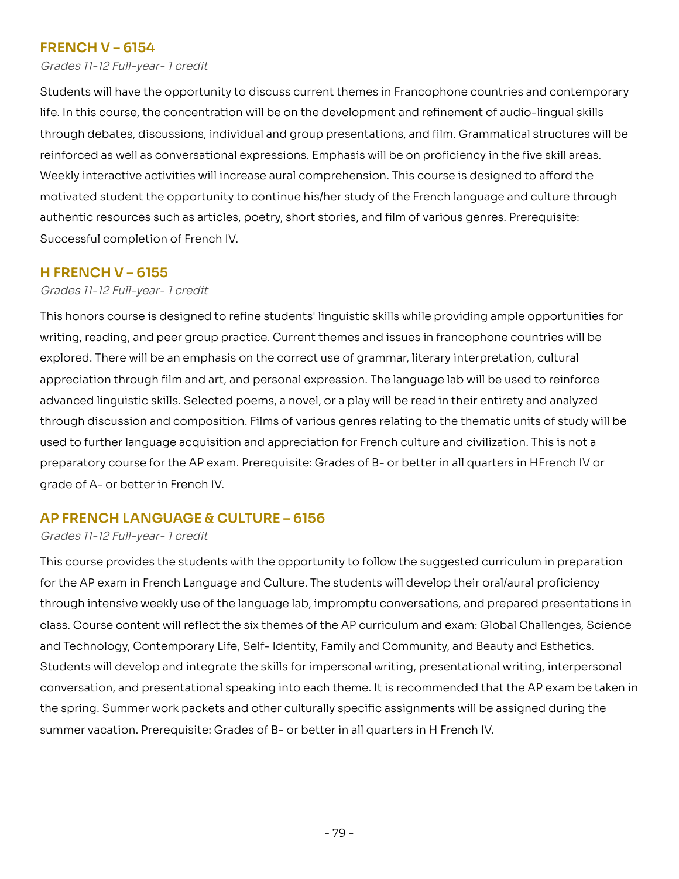## FRENCH V – 6154

*Grades 11-12 Full-year- 1 credit*

Students will have the opportunity to discuss current themes in Francophone countries and contemporary life. In this course, the concentration will be on the development and refinement of audio-lingual skills through debates, discussions, individual and group presentations, and film. Grammatical structures will be reinforced as well as conversational expressions. Emphasis will be on proficiency in the five skill areas. Weekly interactive activities will increase aural comprehension. This course is designed to afford the motivated student the opportunity to continue his/her study of the French language and culture through authentic resources such as articles, poetry, short stories, and film of various genres. Prerequisite: Successful completion of French IV.

## H FRENCH V – 6155

*Grades 11-12 Full-year- 1 credit*

This honors course is designed to refine students' linguistic skills while providing ample opportunities for writing, reading, and peer group practice. Current themes and issues in francophone countries will be explored. There will be an emphasis on the correct use of grammar, literary interpretation, cultural appreciation through film and art, and personal expression. The language lab will be used to reinforce advanced linguistic skills. Selected poems, a novel, or a play will be read in their entirety and analyzed through discussion and composition. Films of various genres relating to the thematic units of study will be used to further language acquisition and appreciation for French culture and civilization. This is not a preparatory course for the AP exam. Prerequisite: Grades of B- or better in all quarters in HFrench IV or grade of A- or better in French IV.

## AP FRENCH LANGUAGE & CULTURE – 6156

*Grades 11-12 Full-year- 1 credit*

This course provides the students with the opportunity to follow the suggested curriculum in preparation for the AP exam in French Language and Culture. The students will develop their oral/aural proficiency through intensive weekly use of the language lab, impromptu conversations, and prepared presentations in class. Course content will reflect the six themes of the AP curriculum and exam: Global Challenges, Science and Technology, Contemporary Life, Self- Identity, Family and Community, and Beauty and Esthetics. Students will develop and integrate the skills for impersonal writing, presentational writing, interpersonal conversation, and presentational speaking into each theme. It is recommended that the AP exam be taken in the spring. Summer work packets and other culturally specific assignments will be assigned during the summer vacation. Prerequisite: Grades of B- or better in all quarters in H French IV.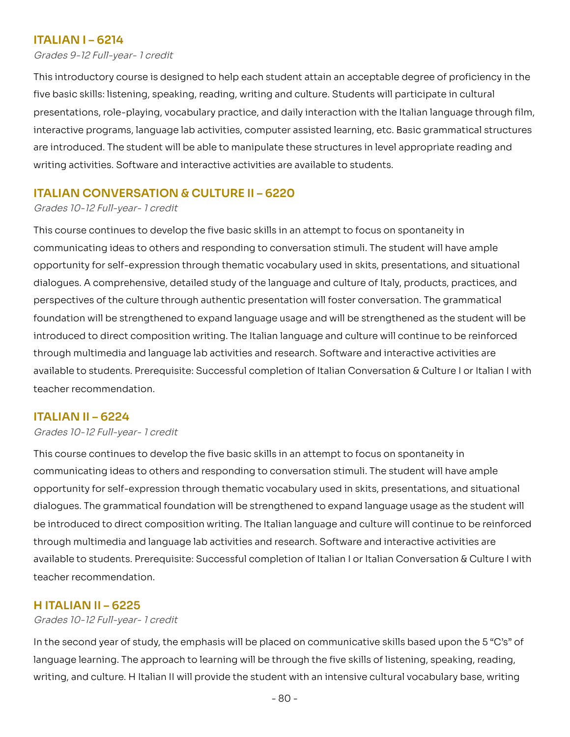## ITALIAN I – 6214

*Grades 9-12 Full-year- 1 credit*

This introductory course is designed to help each student attain an acceptable degree of proficiency in the five basic skills: listening, speaking, reading, writing and culture. Students will participate in cultural presentations, role-playing, vocabulary practice, and daily interaction with the Italian language through film, interactive programs, language lab activities, computer assisted learning, etc. Basic grammatical structures are introduced. The student will be able to manipulate these structures in level appropriate reading and writing activities. Software and interactive activities are available to students.

## ITALIAN CONVERSATION & CULTURE II – 6220

*Grades 10-12 Full-year- 1 credit*

This course continues to develop the five basic skills in an attempt to focus on spontaneity in communicating ideas to others and responding to conversation stimuli. The student will have ample opportunity for self-expression through thematic vocabulary used in skits, presentations, and situational dialogues. A comprehensive, detailed study of the language and culture of Italy, products, practices, and perspectives of the culture through authentic presentation will foster conversation. The grammatical foundation will be strengthened to expand language usage and will be strengthened as the student will be introduced to direct composition writing. The Italian language and culture will continue to be reinforced through multimedia and language lab activities and research. Software and interactive activities are available to students. Prerequisite: Successful completion of Italian Conversation & Culture I or Italian I with teacher recommendation.

## ITALIAN II – 6224

*Grades 10-12 Full-year- 1 credit*

This course continues to develop the five basic skills in an attempt to focus on spontaneity in communicating ideas to others and responding to conversation stimuli. The student will have ample opportunity for self-expression through thematic vocabulary used in skits, presentations, and situational dialogues. The grammatical foundation will be strengthened to expand language usage as the student will be introduced to direct composition writing. The Italian language and culture will continue to be reinforced through multimedia and language lab activities and research. Software and interactive activities are available to students. Prerequisite: Successful completion of Italian I or Italian Conversation & Culture I with teacher recommendation.

## H ITALIAN II – 6225

*Grades 10-12 Full-year- 1 credit*

In the second year of study, the emphasis will be placed on communicative skills based upon the 5 "C's" of language learning. The approach to learning will be through the five skills of listening, speaking, reading, writing, and culture. H Italian II will provide the student with an intensive cultural vocabulary base, writing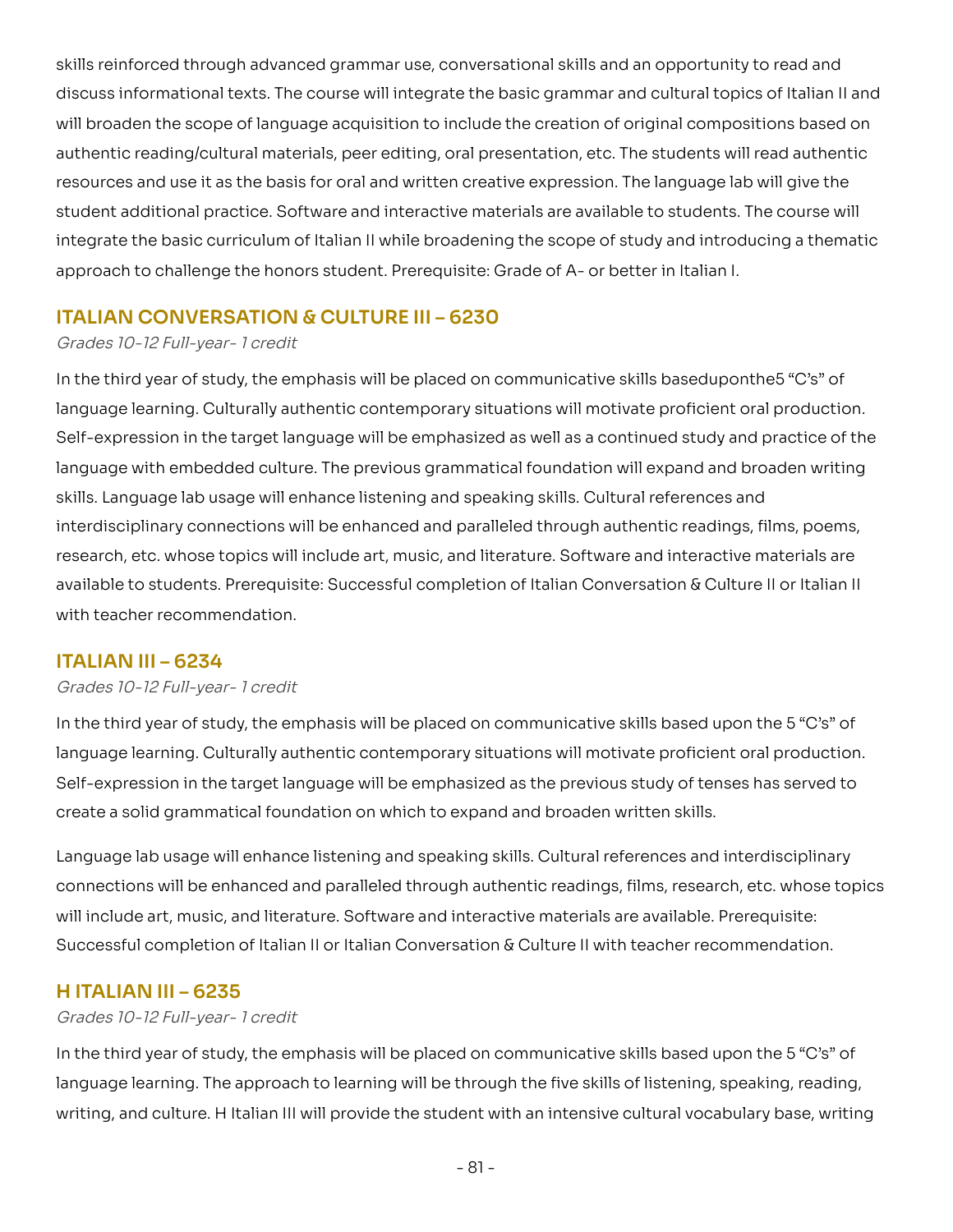skills reinforced through advanced grammar use, conversational skills and an opportunity to read and discuss informational texts. The course will integrate the basic grammar and cultural topics of Italian II and will broaden the scope of language acquisition to include the creation of original compositions based on authentic reading/cultural materials, peer editing, oral presentation, etc. The students will read authentic resources and use it as the basis for oral and written creative expression. The language lab will give the student additional practice. Software and interactive materials are available to students. The course will integrate the basic curriculum of Italian II while broadening the scope of study and introducing a thematic approach to challenge the honors student. Prerequisite: Grade of A- or better in Italian I.

## ITALIAN CONVERSATION & CULTURE III – 6230

*Grades 10-12 Full-year- 1 credit*

In the third year of study, the emphasis will be placed on communicative skills baseduponthe5 "C's" of language learning. Culturally authentic contemporary situations will motivate proficient oral production. Self-expression in the target language will be emphasized as well as a continued study and practice of the language with embedded culture. The previous grammatical foundation will expand and broaden writing skills. Language lab usage will enhance listening and speaking skills. Cultural references and interdisciplinary connections will be enhanced and paralleled through authentic readings, films, poems, research, etc. whose topics will include art, music, and literature. Software and interactive materials are available to students. Prerequisite: Successful completion of Italian Conversation & Culture II or Italian II with teacher recommendation.

## ITALIAN III – 6234

*Grades 10-12 Full-year- 1 credit*

In the third year of study, the emphasis will be placed on communicative skills based upon the 5 "C's" of language learning. Culturally authentic contemporary situations will motivate proficient oral production. Self-expression in the target language will be emphasized as the previous study of tenses has served to create a solid grammatical foundation on which to expand and broaden written skills.

Language lab usage will enhance listening and speaking skills. Cultural references and interdisciplinary connections will be enhanced and paralleled through authentic readings, films, research, etc. whose topics will include art, music, and literature. Software and interactive materials are available. Prerequisite: Successful completion of Italian II or Italian Conversation & Culture II with teacher recommendation.

## H ITALIAN III – 6235

*Grades 10-12 Full-year- 1 credit*

In the third year of study, the emphasis will be placed on communicative skills based upon the 5 "C's" of language learning. The approach to learning will be through the five skills of listening, speaking, reading, writing, and culture. H Italian III will provide the student with an intensive cultural vocabulary base, writing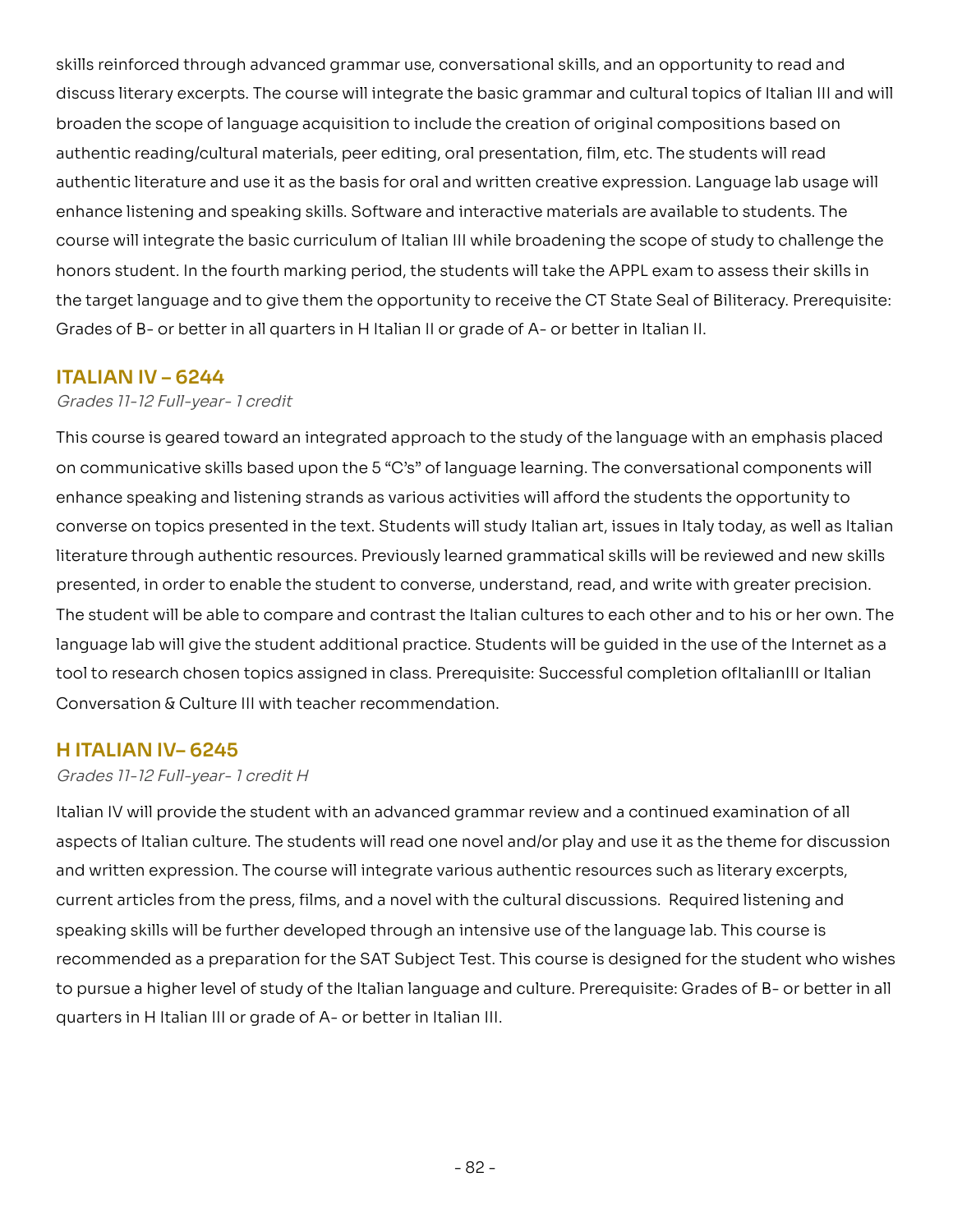skills reinforced through advanced grammar use, conversational skills, and an opportunity to read and discuss literary excerpts. The course will integrate the basic grammar and cultural topics of Italian III and will broaden the scope of language acquisition to include the creation of original compositions based on authentic reading/cultural materials, peer editing, oral presentation, film, etc. The students will read authentic literature and use it as the basis for oral and written creative expression. Language lab usage will enhance listening and speaking skills. Software and interactive materials are available to students. The course will integrate the basic curriculum of Italian III while broadening the scope of study to challenge the honors student. In the fourth marking period, the students will take the APPL exam to assess their skills in the target language and to give them the opportunity to receive the CT State Seal of Biliteracy. Prerequisite: Grades of B- or better in all quarters in H Italian II or grade of A- or better in Italian II.

## ITALIAN IV – 6244

*Grades 11-12 Full-year- 1 credit*

This course is geared toward an integrated approach to the study of the language with an emphasis placed on communicative skills based upon the 5 "C's" of language learning. The conversational components will enhance speaking and listening strands as various activities will afford the students the opportunity to converse on topics presented in the text. Students will study Italian art, issues in Italy today, as well as Italian literature through authentic resources. Previously learned grammatical skills will be reviewed and new skills presented, in order to enable the student to converse, understand, read, and write with greater precision. The student will be able to compare and contrast the Italian cultures to each other and to his or her own. The language lab will give the student additional practice. Students will be guided in the use of the Internet as a tool to research chosen topics assigned in class. Prerequisite: Successful completion ofItalianIII or Italian Conversation & Culture III with teacher recommendation.

## H ITALIAN IV– 6245

*Grades 11-12 Full-year- 1 credit H*

Italian IV will provide the student with an advanced grammar review and a continued examination of all aspects of Italian culture. The students will read one novel and/or play and use it as the theme for discussion and written expression. The course will integrate various authentic resources such as literary excerpts, current articles from the press, films, and a novel with the cultural discussions. Required listening and speaking skills will be further developed through an intensive use of the language lab. This course is recommended as a preparation for the SAT Subject Test. This course is designed for the student who wishes to pursue a higher level of study of the Italian language and culture. Prerequisite: Grades of B- or better in all quarters in H Italian III or grade of A- or better in Italian III.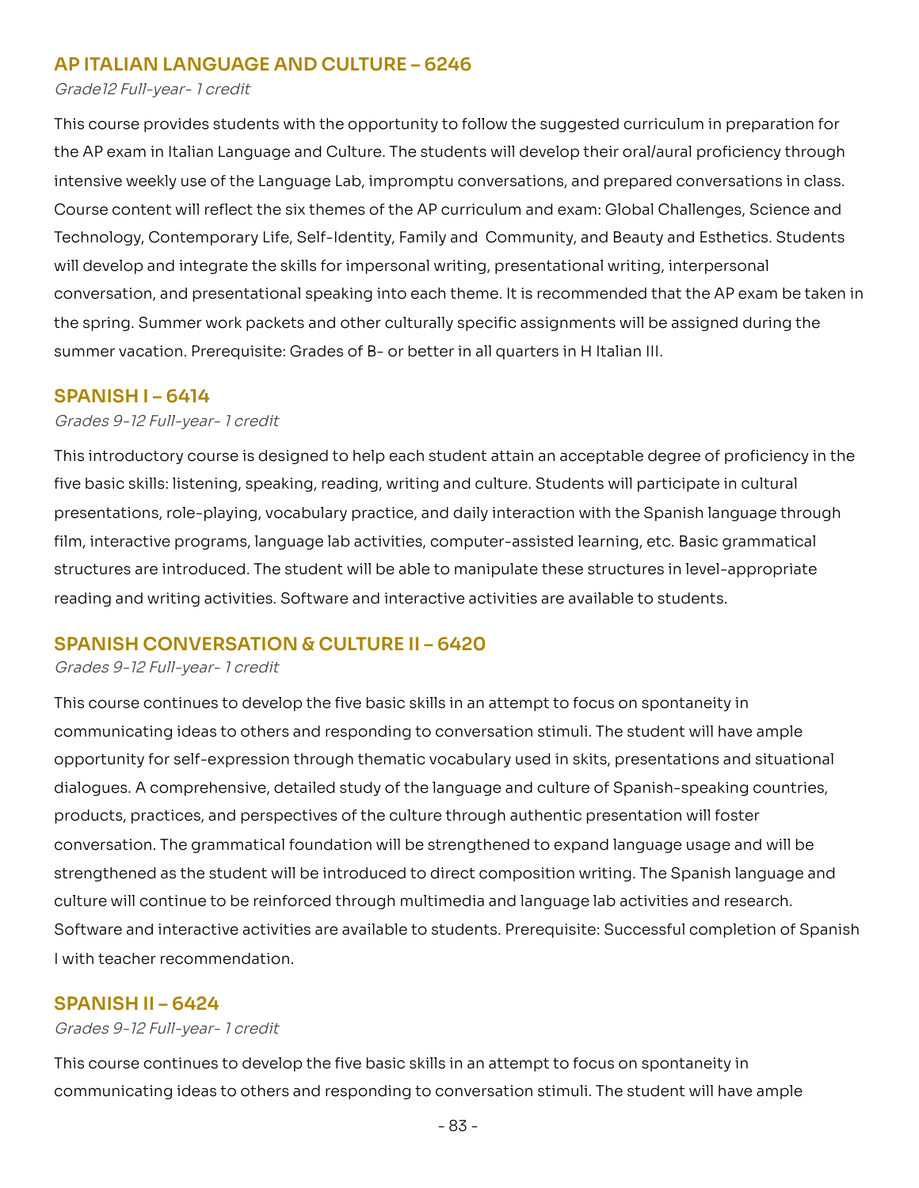## AP ITALIAN LANGUAGE AND CULTURE – 6246

*Grade12 Full-year- 1 credit*

This course provides students with the opportunity to follow the suggested curriculum in preparation for the AP exam in Italian Language and Culture. The students will develop their oral/aural proficiency through intensive weekly use of the Language Lab, impromptu conversations, and prepared conversations in class. Course content will reflect the six themes of the AP curriculum and exam: Global Challenges, Science and Technology, Contemporary Life, Self-Identity, Family and Community, and Beauty and Esthetics. Students will develop and integrate the skills for impersonal writing, presentational writing, interpersonal conversation, and presentational speaking into each theme. It is recommended that the AP exam be taken in the spring. Summer work packets and other culturally specific assignments will be assigned during the summer vacation. Prerequisite: Grades of B- or better in all quarters in H Italian III.

## SPANISH I – 6414

*Grades 9-12 Full-year- 1 credit*

This introductory course is designed to help each student attain an acceptable degree of proficiency in the five basic skills: listening, speaking, reading, writing and culture. Students will participate in cultural presentations, role-playing, vocabulary practice, and daily interaction with the Spanish language through film, interactive programs, language lab activities, computer-assisted learning, etc. Basic grammatical structures are introduced. The student will be able to manipulate these structures in level-appropriate reading and writing activities. Software and interactive activities are available to students.

## SPANISH CONVERSATION & CULTURE II – 6420

*Grades 9-12 Full-year- 1 credit*

This course continues to develop the five basic skills in an attempt to focus on spontaneity in communicating ideas to others and responding to conversation stimuli. The student will have ample opportunity for self-expression through thematic vocabulary used in skits, presentations and situational dialogues. A comprehensive, detailed study of the language and culture of Spanish-speaking countries, products, practices, and perspectives of the culture through authentic presentation will foster conversation. The grammatical foundation will be strengthened to expand language usage and will be strengthened as the student will be introduced to direct composition writing. The Spanish language and culture will continue to be reinforced through multimedia and language lab activities and research. Software and interactive activities are available to students. Prerequisite: Successful completion of Spanish I with teacher recommendation.

## SPANISH II – 6424

*Grades 9-12 Full-year- 1 credit*

This course continues to develop the five basic skills in an attempt to focus on spontaneity in communicating ideas to others and responding to conversation stimuli. The student will have ample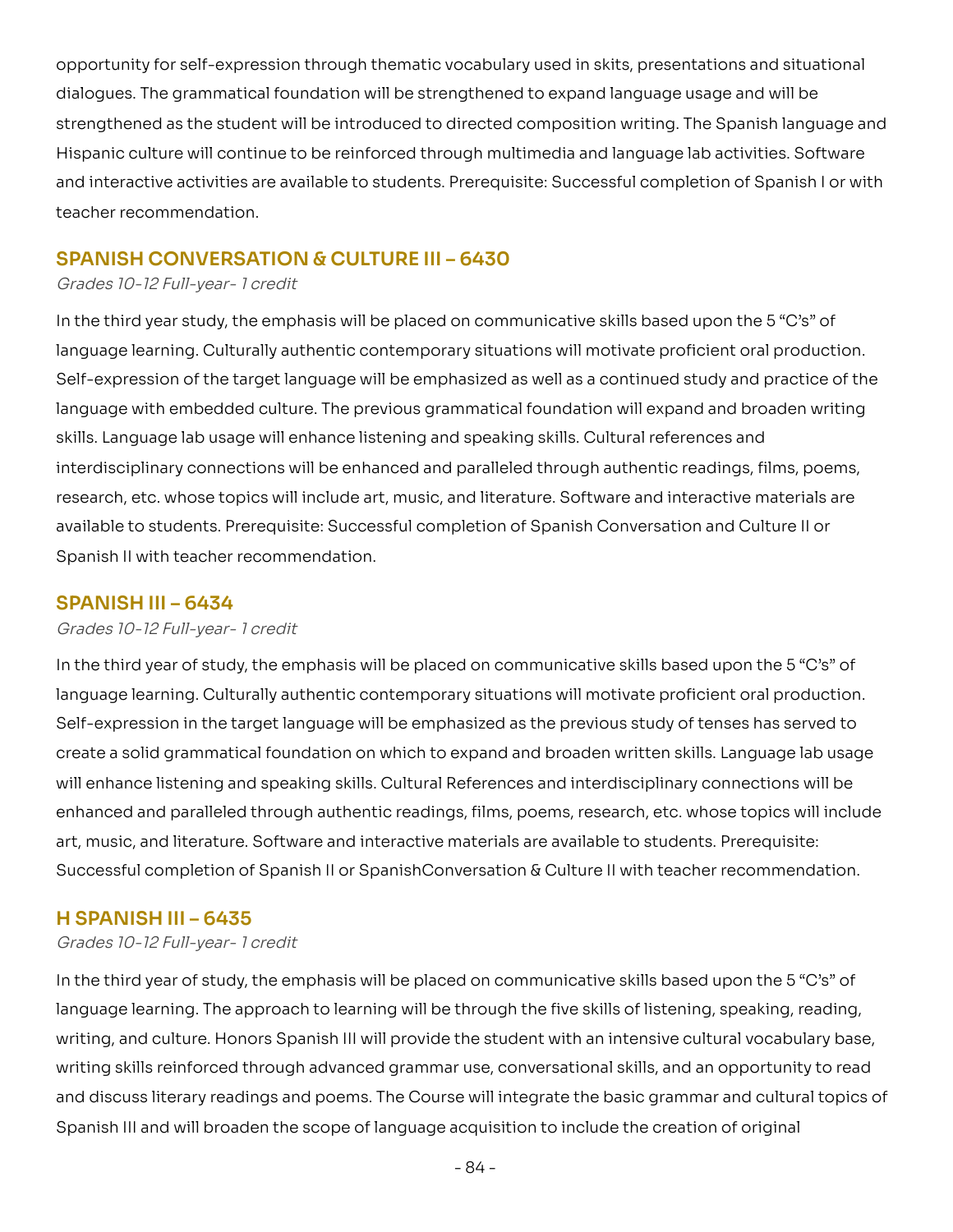opportunity for self-expression through thematic vocabulary used in skits, presentations and situational dialogues. The grammatical foundation will be strengthened to expand language usage and will be strengthened as the student will be introduced to directed composition writing. The Spanish language and Hispanic culture will continue to be reinforced through multimedia and language lab activities. Software and interactive activities are available to students. Prerequisite: Successful completion of Spanish I or with teacher recommendation.

## SPANISH CONVERSATION & CULTURE III – 6430

*Grades 10-12 Full-year- 1 credit*

In the third year study, the emphasis will be placed on communicative skills based upon the 5 "C's" of language learning. Culturally authentic contemporary situations will motivate proficient oral production. Self-expression of the target language will be emphasized as well as a continued study and practice of the language with embedded culture. The previous grammatical foundation will expand and broaden writing skills. Language lab usage will enhance listening and speaking skills. Cultural references and interdisciplinary connections will be enhanced and paralleled through authentic readings, films, poems, research, etc. whose topics will include art, music, and literature. Software and interactive materials are available to students. Prerequisite: Successful completion of Spanish Conversation and Culture II or Spanish II with teacher recommendation.

## SPANISH III – 6434

*Grades 10-12 Full-year- 1 credit*

In the third year of study, the emphasis will be placed on communicative skills based upon the 5 "C's" of language learning. Culturally authentic contemporary situations will motivate proficient oral production. Self-expression in the target language will be emphasized as the previous study of tenses has served to create a solid grammatical foundation on which to expand and broaden written skills. Language lab usage will enhance listening and speaking skills. Cultural References and interdisciplinary connections will be enhanced and paralleled through authentic readings, films, poems, research, etc. whose topics will include art, music, and literature. Software and interactive materials are available to students. Prerequisite: Successful completion of Spanish II or SpanishConversation & Culture II with teacher recommendation.

## H SPANISH III – 6435

*Grades 10-12 Full-year- 1 credit*

In the third year of study, the emphasis will be placed on communicative skills based upon the 5 "C's" of language learning. The approach to learning will be through the five skills of listening, speaking, reading, writing, and culture. Honors Spanish III will provide the student with an intensive cultural vocabulary base, writing skills reinforced through advanced grammar use, conversational skills, and an opportunity to read and discuss literary readings and poems. The Course will integrate the basic grammar and cultural topics of Spanish III and will broaden the scope of language acquisition to include the creation of original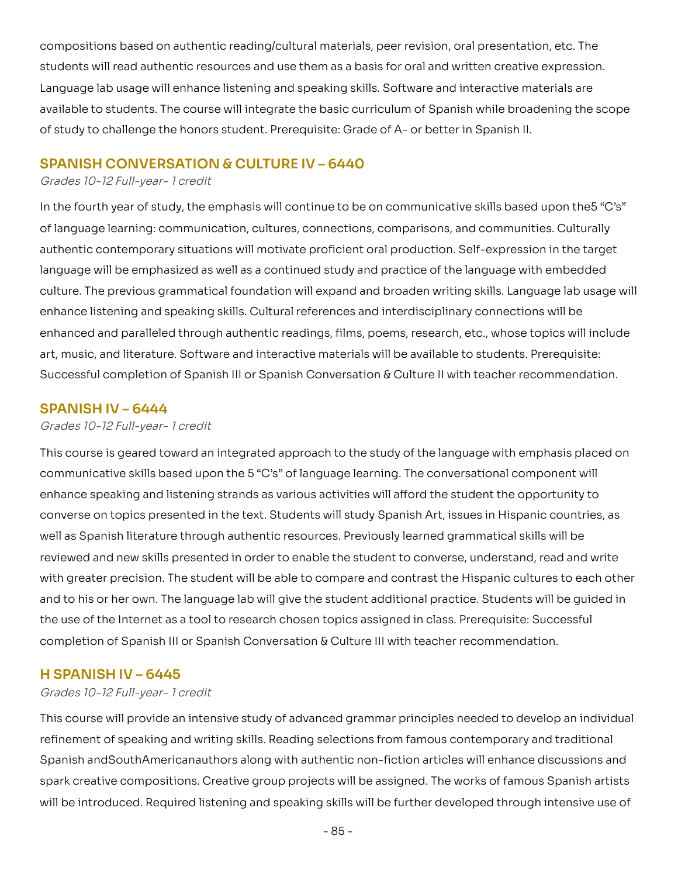compositions based on authentic reading/cultural materials, peer revision, oral presentation, etc. The students will read authentic resources and use them as a basis for oral and written creative expression. Language lab usage will enhance listening and speaking skills. Software and interactive materials are available to students. The course will integrate the basic curriculum of Spanish while broadening the scope of study to challenge the honors student. Prerequisite: Grade of A- or better in Spanish II.

## SPANISH CONVERSATION & CULTURE IV – 6440

*Grades 10-12 Full-year- 1 credit*

In the fourth year of study, the emphasis will continue to be on communicative skills based upon the5 "C's" of language learning: communication, cultures, connections, comparisons, and communities. Culturally authentic contemporary situations will motivate proficient oral production. Self-expression in the target language will be emphasized as well as a continued study and practice of the language with embedded culture. The previous grammatical foundation will expand and broaden writing skills. Language lab usage will enhance listening and speaking skills. Cultural references and interdisciplinary connections will be enhanced and paralleled through authentic readings, films, poems, research, etc., whose topics will include art, music, and literature. Software and interactive materials will be available to students. Prerequisite: Successful completion of Spanish III or Spanish Conversation & Culture II with teacher recommendation.

## SPANISH IV – 6444

*Grades 10-12 Full-year- 1 credit*

This course is geared toward an integrated approach to the study of the language with emphasis placed on communicative skills based upon the 5 "C's" of language learning. The conversational component will enhance speaking and listening strands as various activities will afford the student the opportunity to converse on topics presented in the text. Students will study Spanish Art, issues in Hispanic countries, as well as Spanish literature through authentic resources. Previously learned grammatical skills will be reviewed and new skills presented in order to enable the student to converse, understand, read and write with greater precision. The student will be able to compare and contrast the Hispanic cultures to each other and to his or her own. The language lab will give the student additional practice. Students will be guided in the use of the Internet as a tool to research chosen topics assigned in class. Prerequisite: Successful completion of Spanish III or Spanish Conversation & Culture III with teacher recommendation.

## H SPANISH IV – 6445

*Grades 10-12 Full-year- 1 credit*

This course will provide an intensive study of advanced grammar principles needed to develop an individual refinement of speaking and writing skills. Reading selections from famous contemporary and traditional Spanish andSouthAmericanauthors along with authentic non-fiction articles will enhance discussions and spark creative compositions. Creative group projects will be assigned. The works of famous Spanish artists will be introduced. Required listening and speaking skills will be further developed through intensive use of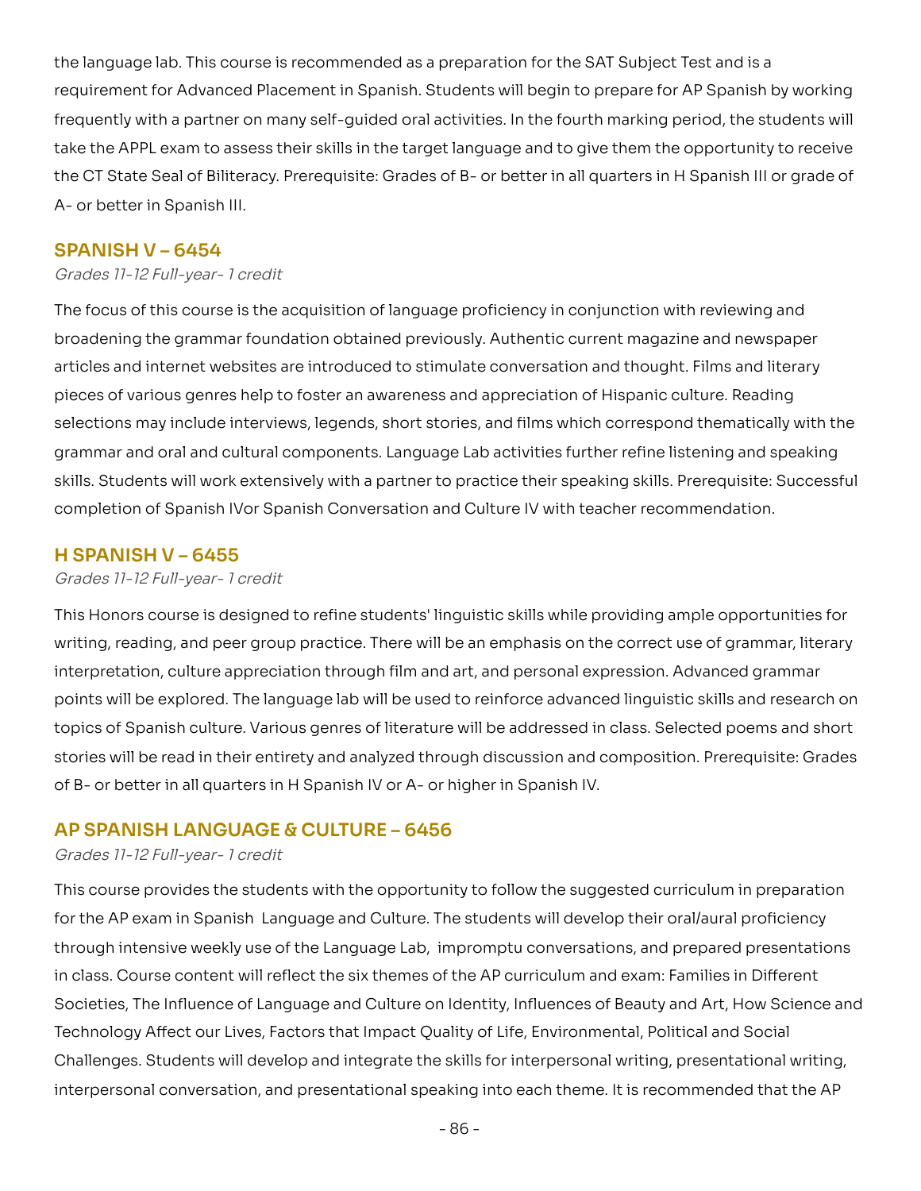the language lab. This course is recommended as a preparation for the SAT Subject Test and is a requirement for Advanced Placement in Spanish. Students will begin to prepare for AP Spanish by working frequently with a partner on many self-guided oral activities. In the fourth marking period, the students will take the APPL exam to assess their skills in the target language and to give them the opportunity to receive the CT State Seal of Biliteracy. Prerequisite: Grades of B- or better in all quarters in H Spanish III or grade of A- or better in Spanish III.

## SPANISH V – 6454

*Grades 11-12 Full-year- 1 credit*

The focus of this course is the acquisition of language proficiency in conjunction with reviewing and broadening the grammar foundation obtained previously. Authentic current magazine and newspaper articles and internet websites are introduced to stimulate conversation and thought. Films and literary pieces of various genres help to foster an awareness and appreciation of Hispanic culture. Reading selections may include interviews, legends, short stories, and films which correspond thematically with the grammar and oral and cultural components. Language Lab activities further refine listening and speaking skills. Students will work extensively with a partner to practice their speaking skills. Prerequisite: Successful completion of Spanish IVor Spanish Conversation and Culture IV with teacher recommendation.

## H SPANISH V – 6455

*Grades 11-12 Full-year- 1 credit*

This Honors course is designed to refine students' linguistic skills while providing ample opportunities for writing, reading, and peer group practice. There will be an emphasis on the correct use of grammar, literary interpretation, culture appreciation through film and art, and personal expression. Advanced grammar points will be explored. The language lab will be used to reinforce advanced linguistic skills and research on topics of Spanish culture. Various genres of literature will be addressed in class. Selected poems and short stories will be read in their entirety and analyzed through discussion and composition. Prerequisite: Grades of B- or better in all quarters in H Spanish IV or A- or higher in Spanish IV.

## AP SPANISH LANGUAGE & CULTURE – 6456

*Grades 11-12 Full-year- 1 credit*

This course provides the students with the opportunity to follow the suggested curriculum in preparation for the AP exam in Spanish Language and Culture. The students will develop their oral/aural proficiency through intensive weekly use of the Language Lab, impromptu conversations, and prepared presentations in class. Course content will reflect the six themes of the AP curriculum and exam: Families in Different Societies, The Influence of Language and Culture on Identity, Influences of Beauty and Art, How Science and Technology Affect our Lives, Factors that Impact Quality of Life, Environmental, Political and Social Challenges. Students will develop and integrate the skills for interpersonal writing, presentational writing, interpersonal conversation, and presentational speaking into each theme. It is recommended that the AP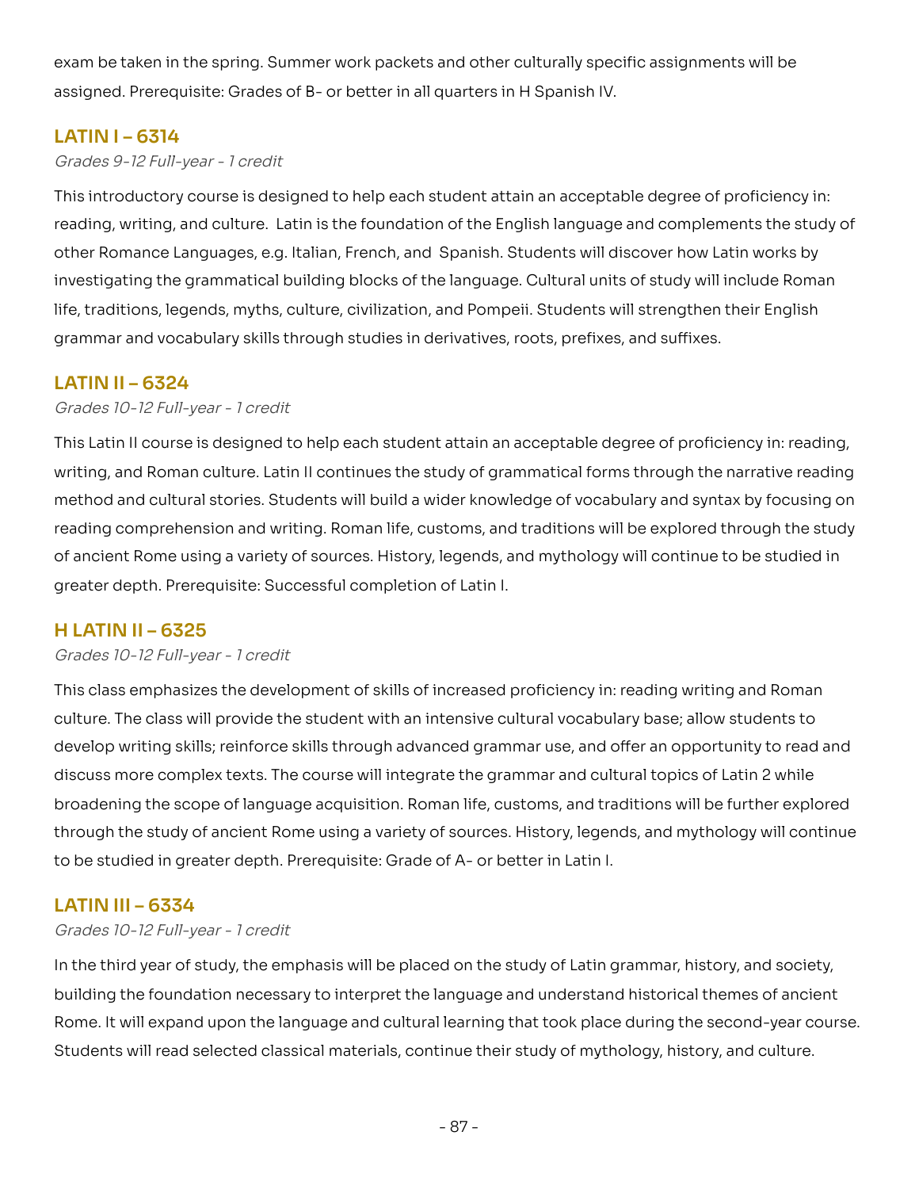exam be taken in the spring. Summer work packets and other culturally specific assignments will be assigned. Prerequisite: Grades of B- or better in all quarters in H Spanish IV.

## LATIN I – 6314

*Grades 9-12 Full-year - 1 credit*

This introductory course is designed to help each student attain an acceptable degree of proficiency in: reading, writing, and culture. Latin is the foundation of the English language and complements the study of other Romance Languages, e.g. Italian, French, and Spanish. Students will discover how Latin works by investigating the grammatical building blocks of the language. Cultural units of study will include Roman life, traditions, legends, myths, culture, civilization, and Pompeii. Students will strengthen their English grammar and vocabulary skills through studies in derivatives, roots, prefixes, and suffixes.

## LATIN II – 6324

*Grades 10-12 Full-year - 1 credit*

This Latin II course is designed to help each student attain an acceptable degree of proficiency in: reading, writing, and Roman culture. Latin II continues the study of grammatical forms through the narrative reading method and cultural stories. Students will build a wider knowledge of vocabulary and syntax by focusing on reading comprehension and writing. Roman life, customs, and traditions will be explored through the study of ancient Rome using a variety of sources. History, legends, and mythology will continue to be studied in greater depth. Prerequisite: Successful completion of Latin I.

## H LATIN II – 6325

*Grades 10-12 Full-year - 1 credit*

This class emphasizes the development of skills of increased proficiency in: reading writing and Roman culture. The class will provide the student with an intensive cultural vocabulary base; allow students to develop writing skills; reinforce skills through advanced grammar use, and offer an opportunity to read and discuss more complex texts. The course will integrate the grammar and cultural topics of Latin 2 while broadening the scope of language acquisition. Roman life, customs, and traditions will be further explored through the study of ancient Rome using a variety of sources. History, legends, and mythology will continue to be studied in greater depth. Prerequisite: Grade of A- or better in Latin I.

## LATIN III – 6334

*Grades 10-12 Full-year - 1 credit*

In the third year of study, the emphasis will be placed on the study of Latin grammar, history, and society, building the foundation necessary to interpret the language and understand historical themes of ancient Rome. It will expand upon the language and cultural learning that took place during the second-year course. Students will read selected classical materials, continue their study of mythology, history, and culture.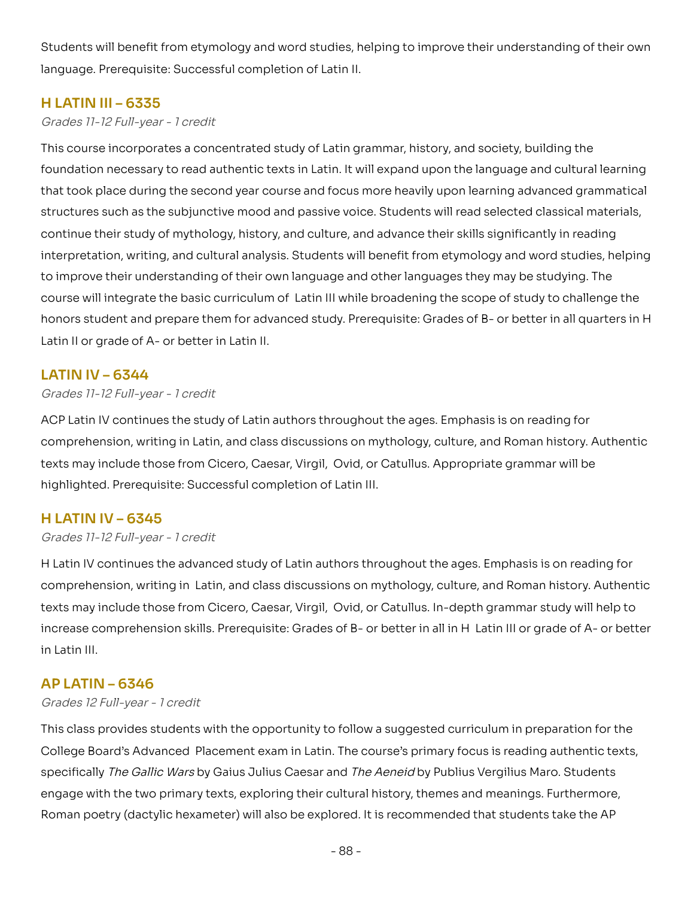Students will benefit from etymology and word studies, helping to improve their understanding of their own language. Prerequisite: Successful completion of Latin II.

## H LATIN III – 6335

*Grades 11-12 Full-year - 1 credit*

This course incorporates a concentrated study of Latin grammar, history, and society, building the foundation necessary to read authentic texts in Latin. It will expand upon the language and cultural learning that took place during the second year course and focus more heavily upon learning advanced grammatical structures such as the subjunctive mood and passive voice. Students will read selected classical materials, continue their study of mythology, history, and culture, and advance their skills significantly in reading interpretation, writing, and cultural analysis. Students will benefit from etymology and word studies, helping to improve their understanding of their own language and other languages they may be studying. The course will integrate the basic curriculum of Latin III while broadening the scope of study to challenge the honors student and prepare them for advanced study. Prerequisite: Grades of B- or better in all quarters in H Latin II or grade of A- or better in Latin II.

## LATIN IV – 6344

*Grades 11-12 Full-year - 1 credit*

ACP Latin IV continues the study of Latin authors throughout the ages. Emphasis is on reading for comprehension, writing in Latin, and class discussions on mythology, culture, and Roman history. Authentic texts may include those from Cicero, Caesar, Virgil, Ovid, or Catullus. Appropriate grammar will be highlighted. Prerequisite: Successful completion of Latin III.

## H LATIN IV – 6345

*Grades 11-12 Full-year - 1 credit*

H Latin IV continues the advanced study of Latin authors throughout the ages. Emphasis is on reading for comprehension, writing in Latin, and class discussions on mythology, culture, and Roman history. Authentic texts may include those from Cicero, Caesar, Virgil, Ovid, or Catullus. In-depth grammar study will help to increase comprehension skills. Prerequisite: Grades of B- or better in all in H Latin III or grade of A- or better in Latin III.

## AP LATIN – 6346

*Grades 12 Full-year - 1 credit*

This class provides students with the opportunity to follow a suggested curriculum in preparation for the College Board's Advanced Placement exam in Latin. The course's primary focus is reading authentic texts, specifically *The Gallic Wars* by Gaius Julius Caesar and *The Aeneid* by Publius Vergilius Maro. Students engage with the two primary texts, exploring their cultural history, themes and meanings. Furthermore, Roman poetry (dactylic hexameter) will also be explored. It is recommended that students take the AP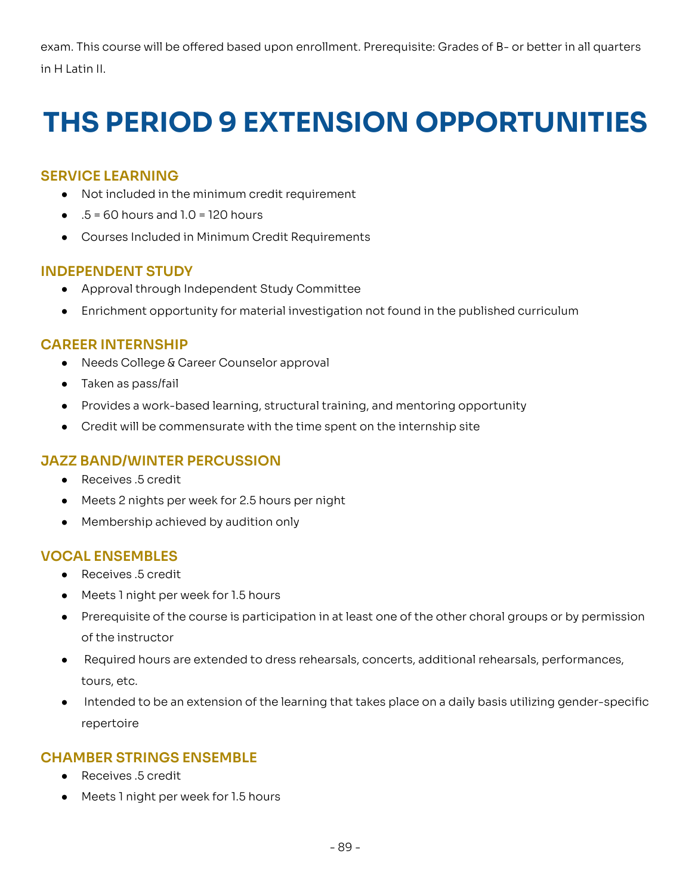exam. This course will be offered based upon enrollment. Prerequisite: Grades of B- or better in all quarters in H Latin II.

# THS PERIOD 9 EXTENSION OPPORTUNITIES

### SERVICE LEARNING

- Not included in the minimum credit requirement
- .5 = 60 hours and 1.0 = 120 hours
- Courses Included in Minimum Credit Requirements

### INDEPENDENT STUDY

- Approval through Independent Study Committee
- Enrichment opportunity for material investigation not found in the published curriculum

### CAREER INTERNSHIP

- Needs College & Career Counselor approval
- Taken as pass/fail
- Provides a work-based learning, structural training, and mentoring opportunity
- Credit will be commensurate with the time spent on the internship site

### JAZZ BAND/WINTER PERCUSSION

- Receives .5 credit
- Meets 2 nights per week for 2.5 hours per night
- Membership achieved by audition only

### VOCAL ENSEMBLES

- Receives .5 credit
- Meets 1 night per week for 1.5 hours
- Prerequisite of the course is participation in at least one of the other choral groups or by permission of the instructor
- Required hours are extended to dress rehearsals, concerts, additional rehearsals, performances, tours, etc.
- Intended to be an extension of the learning that takes place on a daily basis utilizing gender-specific repertoire

### CHAMBER STRINGS ENSEMBLE

- Receives .5 credit
- Meets 1 night per week for 1.5 hours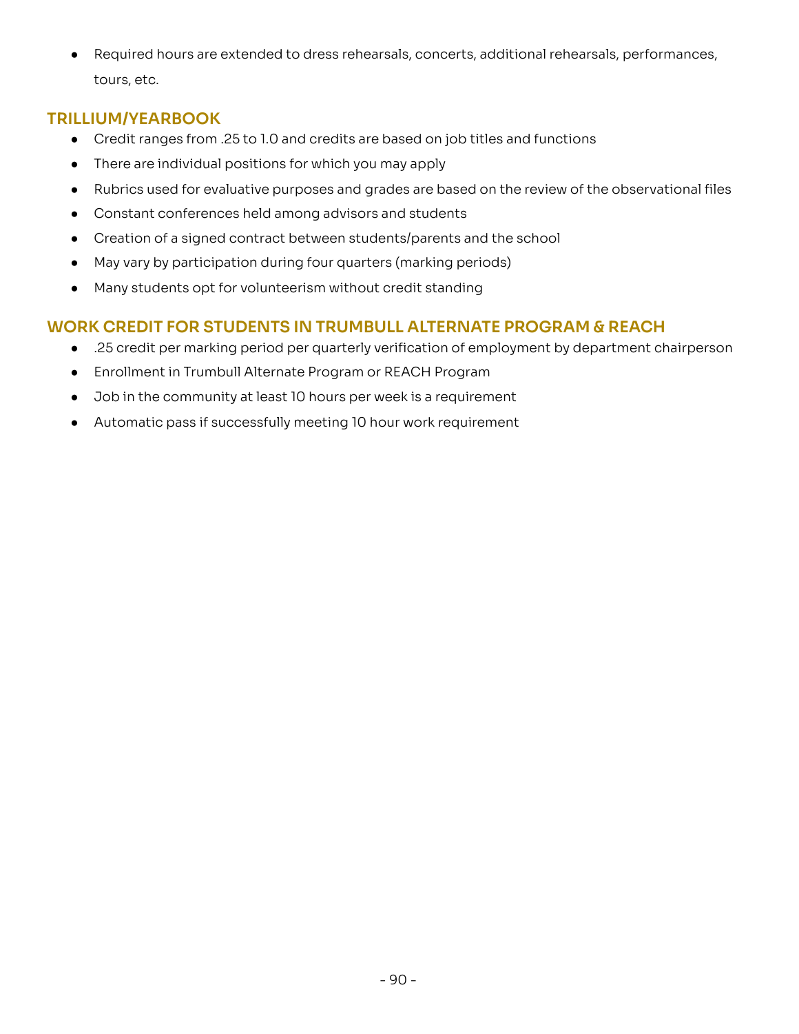- Required hours are extended to dress rehearsals, concerts, additional rehearsals, performances, tours, etc.

## TRILLIUM/YEARBOOK

- Credit ranges from .25 to 1.0 and credits are based on job titles and functions
- There are individual positions for which you may apply
- Rubrics used for evaluative purposes and grades are based on the review of the observational files
- Constant conferences held among advisors and students
- Creation of a signed contract between students/parents and the school
- May vary by participation during four quarters (marking periods)
- Many students opt for volunteerism without credit standing

## WORK CREDIT FOR STUDENTS IN TRUMBULL ALTERNATE PROGRAM & REACH

- .25 credit per marking period per quarterly verification of employment by department chairperson
- Enrollment in Trumbull Alternate Program or REACH Program
- Job in the community at least 10 hours per week is a requirement
- Automatic pass if successfully meeting 10 hour work requirement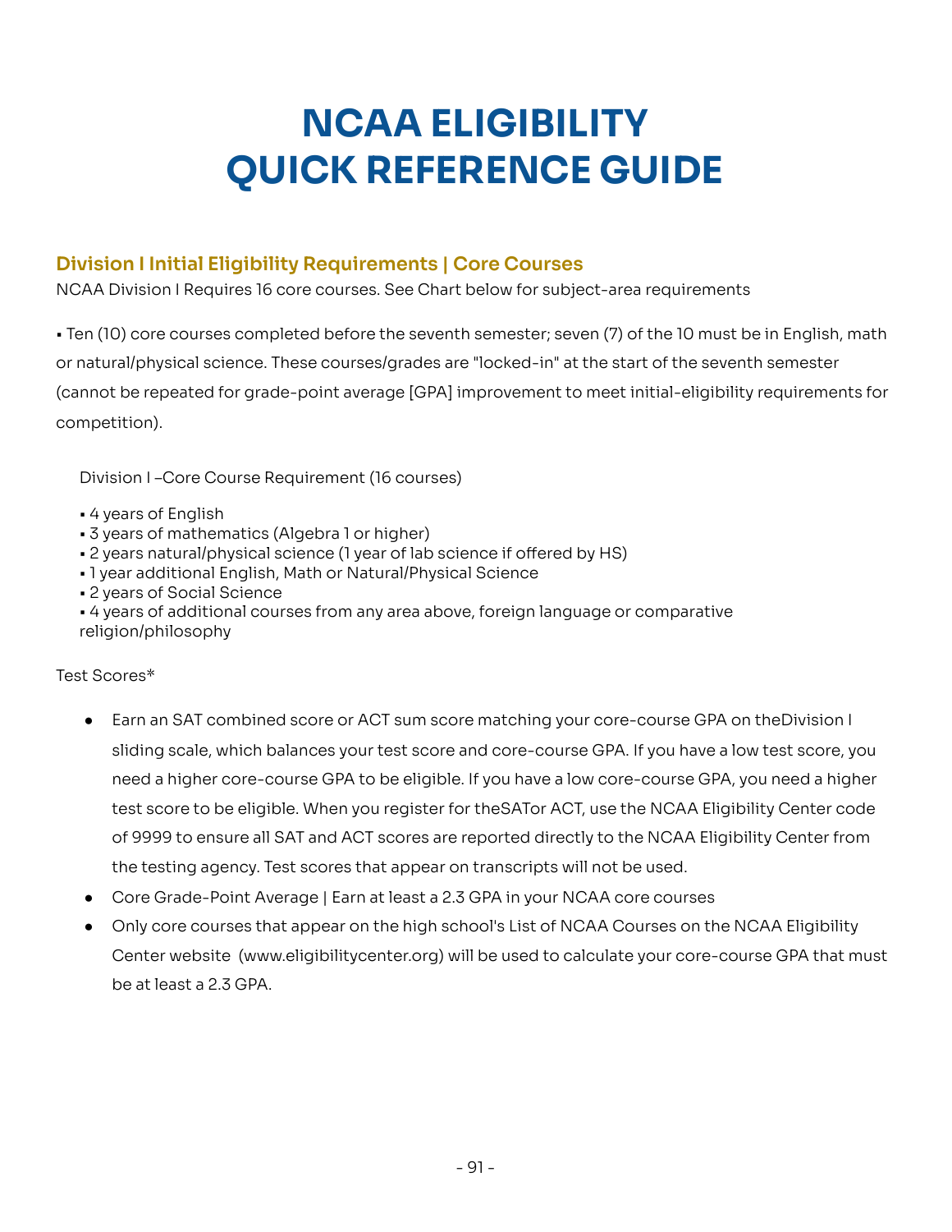# NCAA ELIGIBILITY QUICK REFERENCE GUIDE

## Division I Initial Eligibility Requirements | Core Courses

NCAA Division I Requires 16 core courses. See Chart below for subject-area requirements

▪ Ten (10) core courses completed before the seventh semester; seven (7) of the 10 must be in English, math or natural/physical science. These courses/grades are "locked-in" at the start of the seventh semester (cannot be repeated for grade-point average [GPA] improvement to meet initial-eligibility requirements for competition).

Division I –Core Course Requirement (16 courses)

- ▪ 4 years of English
- ▪ 3 years of mathematics (Algebra 1 or higher)
- ▪ 2 years natural/physical science (1 year of lab science if offered by HS)
- ▪ 1 year additional English, Math or Natural/Physical Science
- ▪ 2 years of Social Science
- ▪ 4 years of additional courses from any area above, foreign language or comparative religion/philosophy

Test Scores*

- Earn an SAT combined score or ACT sum score matching your core-course GPA on theDivision I sliding scale, which balances your test score and core-course GPA. If you have a low test score, you need a higher core-course GPA to be eligible. If you have a low core-course GPA, you need a higher test score to be eligible. When you register for theSATor ACT, use the NCAA Eligibility Center code of 9999 to ensure all SAT and ACT scores are reported directly to the NCAA Eligibility Center from the testing agency. Test scores that appear on transcripts will not be used.
- Core Grade-Point Average | Earn at least a 2.3 GPA in your NCAA core courses
- Only core courses that appear on the high school's List of NCAA Courses on the NCAA Eligibility Center website (www.eligibilitycenter.org) will be used to calculate your core-course GPA that must be at least a 2.3 GPA.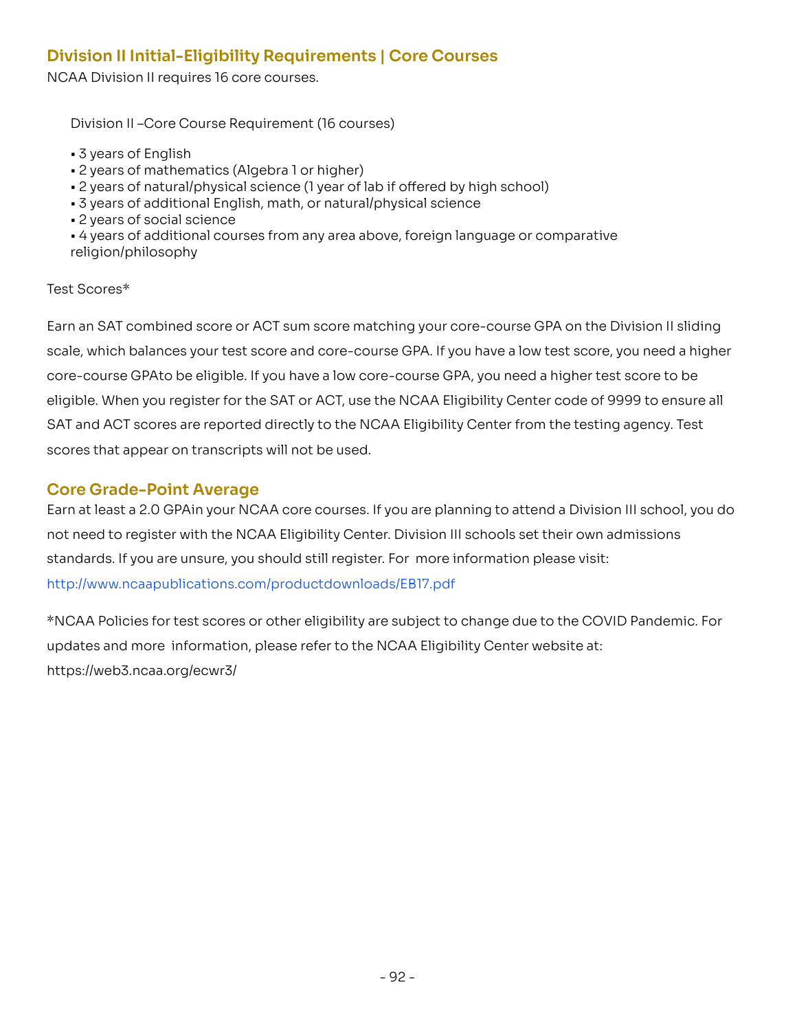## Division II Initial-Eligibility Requirements | Core Courses

NCAA Division II requires 16 core courses.

Division II –Core Course Requirement (16 courses)

- 3 years of English
- 2 years of mathematics (Algebra 1 or higher)
- 2 years of natural/physical science (1 year of lab if offered by high school)
- 3 years of additional English, math, or natural/physical science
- 2 years of social science
- 4 years of additional courses from any area above, foreign language or comparative religion/philosophy

Test Scores*

Earn an SAT combined score or ACT sum score matching your core-course GPA on the Division II sliding scale, which balances your test score and core-course GPA. If you have a low test score, you need a higher core-course GPAto be eligible. If you have a low core-course GPA, you need a higher test score to be eligible. When you register for the SAT or ACT, use the NCAA Eligibility Center code of 9999 to ensure all SAT and ACT scores are reported directly to the NCAA Eligibility Center from the testing agency. Test scores that appear on transcripts will not be used.

## Core Grade-Point Average

Earn at least a 2.0 GPAin your NCAA core courses. If you are planning to attend a Division III school, you do not need to register with the NCAA Eligibility Center. Division III schools set their own admissions standards. If you are unsure, you should still register. For more information please visit: http://www.ncaapublications.com/productdownloads/EB17.pdf

*NCAA Policies for test scores or other eligibility are subject to change due to the COVID Pandemic. For updates and more information, please refer to the NCAA Eligibility Center website at: https://web3.ncaa.org/ecwr3/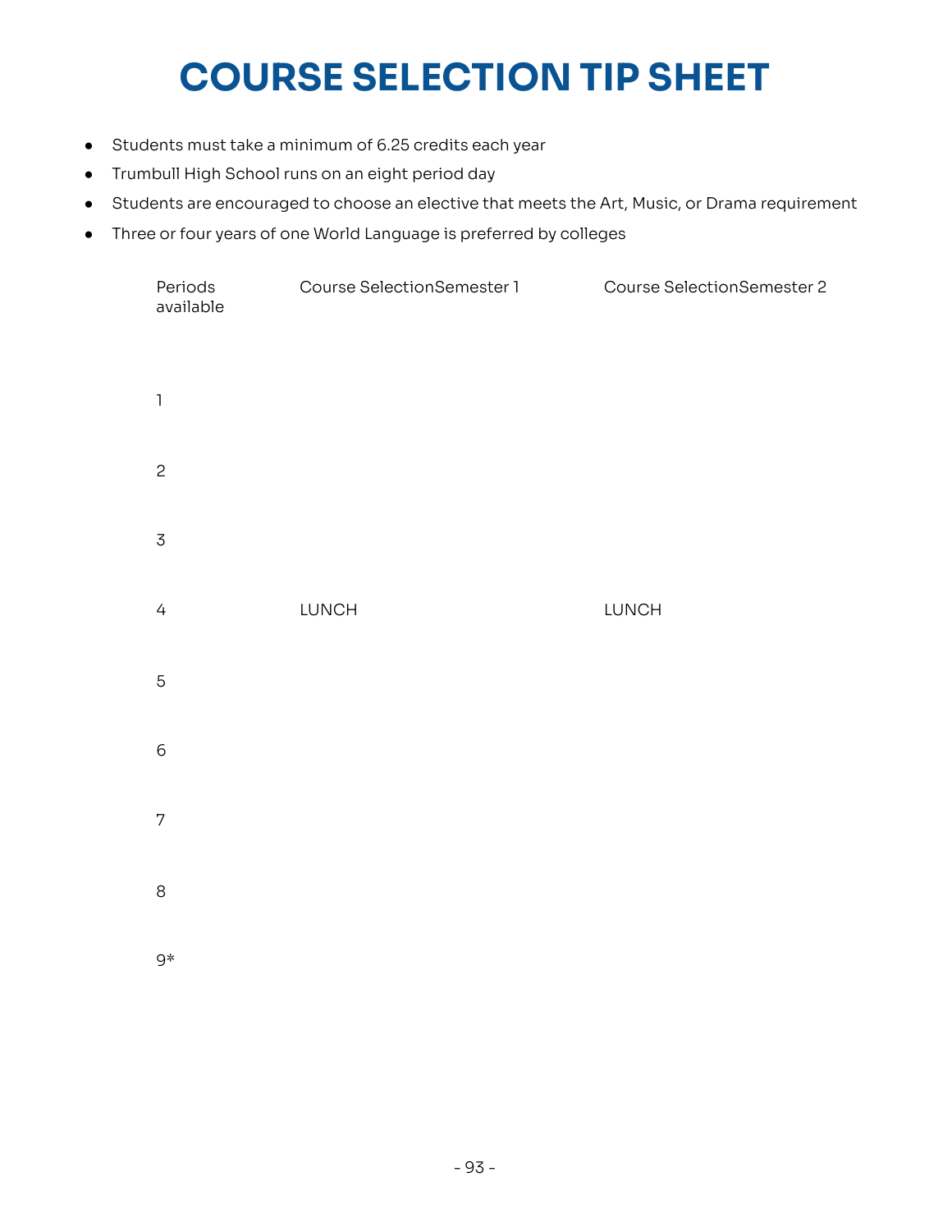# COURSE SELECTION TIP SHEET

- Students must take a minimum of 6.25 credits each year
- Trumbull High School runs on an eight period day
- Students are encouraged to choose an elective that meets the Art, Music, or Drama requirement
- Three or four years of one World Language is preferred by colleges

| Periods available | Course SelectionSemester 1 | Course SelectionSemester 2 |
|---|---|---|
| 1 | | |
| 2 | | |
| 3 | | |
| 4 | LUNCH | LUNCH |
| 5 | | |
| 6 | | |
| 7 | | |
| 8 | | |
| 9* | | |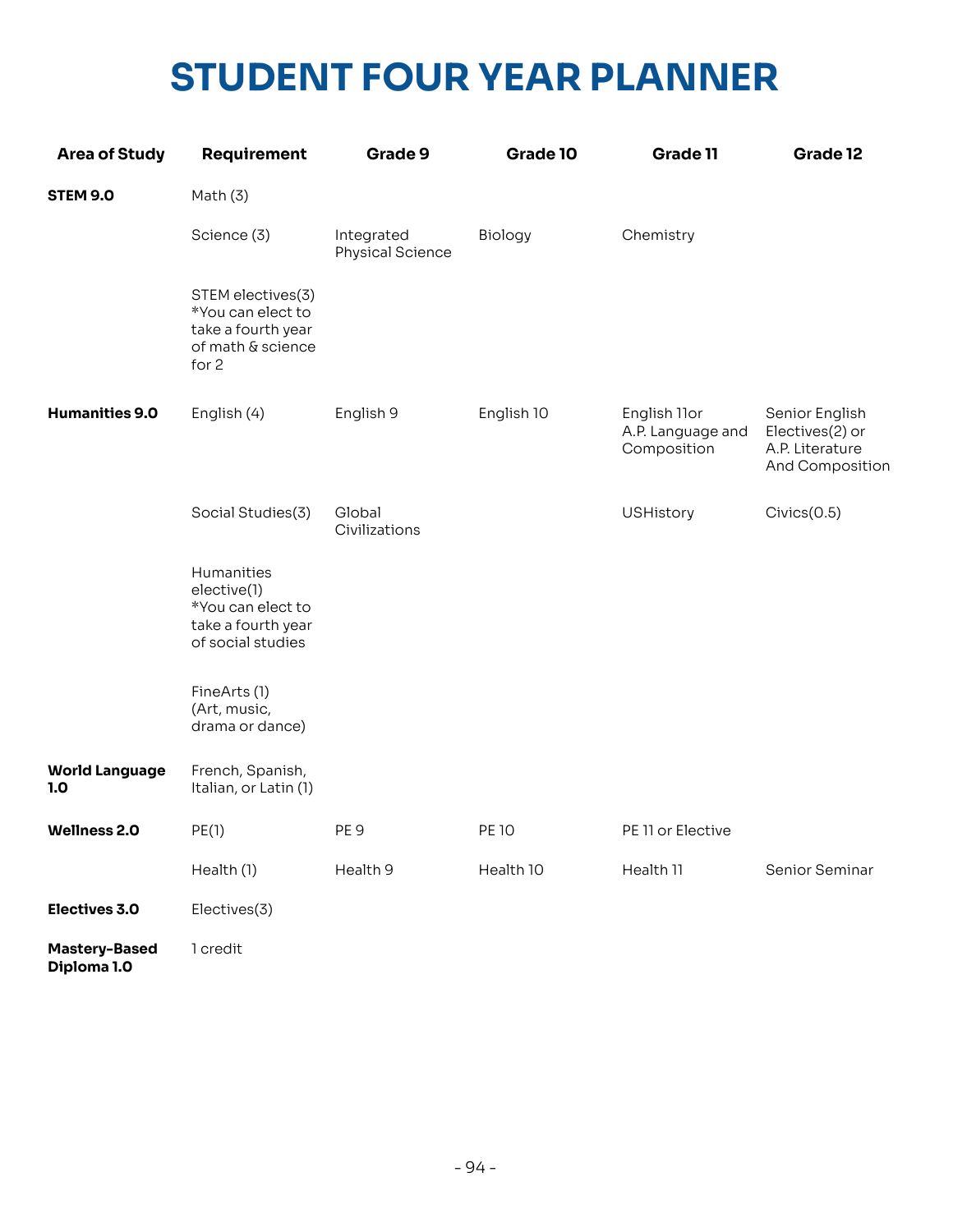# STUDENT FOUR YEAR PLANNER

| Area of Study | Requirement | Grade 9 | Grade 10 | Grade 11 | Grade 12 |
|---|---|---|---|---|---|
| **STEM 9.0** | Math (3) | | | | |
| | Science (3) | Integrated Physical Science | Biology | Chemistry | |
| | STEM electives(3) *You can elect to take a fourth year of math & science for 2 | | | | |
| **Humanities 9.0** | English (4) | English 9 | English 10 | English 11or A.P. Language and Composition | Senior English Electives(2) or A.P. Literature And Composition |
| | Social Studies(3) | Global Civilizations | | USHistory | Civics(0.5) |
| | Humanities elective(1) *You can elect to take a fourth year of social studies | | | | |
| | FineArts (1) (Art, music, drama or dance) | | | | |
| **World Language 1.0** | French, Spanish, Italian, or Latin (1) | | | | |
| **Wellness 2.0** | PE(1) | PE 9 | PE 10 | PE 11 or Elective | |
| | Health (1) | Health 9 | Health 10 | Health 11 | Senior Seminar |
| **Electives 3.0** | Electives(3) | | | | |
| **Mastery-Based Diploma 1.0** | 1 credit | | | | |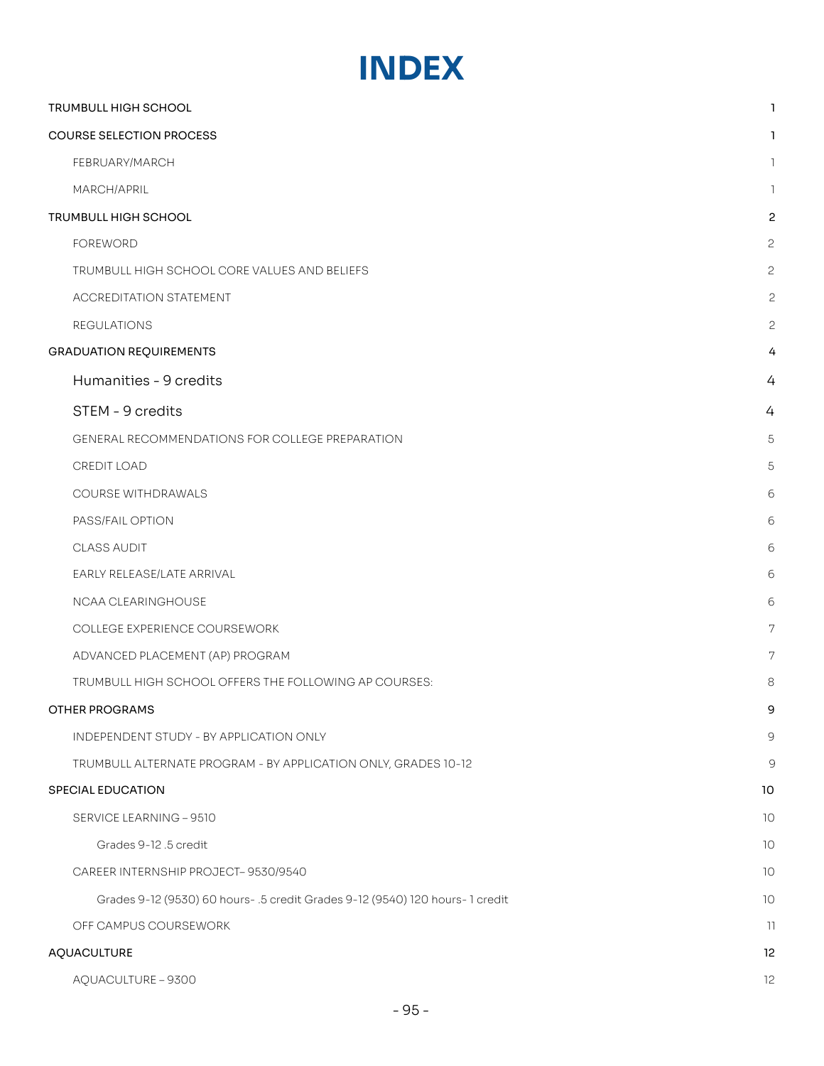# INDEX

| | |
|---|---|
| TRUMBULL HIGH SCHOOL | 1 |
| COURSE SELECTION PROCESS | 1 |
| FEBRUARY/MARCH | 1 |
| MARCH/APRIL | 1 |
| TRUMBULL HIGH SCHOOL | 2 |
| FOREWORD | 2 |
| TRUMBULL HIGH SCHOOL CORE VALUES AND BELIEFS | 2 |
| ACCREDITATION STATEMENT | 2 |
| REGULATIONS | 2 |
| GRADUATION REQUIREMENTS | 4 |
| Humanities - 9 credits | 4 |
| STEM - 9 credits | 4 |
| GENERAL RECOMMENDATIONS FOR COLLEGE PREPARATION | 5 |
| CREDIT LOAD | 5 |
| COURSE WITHDRAWALS | 6 |
| PASS/FAIL OPTION | 6 |
| CLASS AUDIT | 6 |
| EARLY RELEASE/LATE ARRIVAL | 6 |
| NCAA CLEARINGHOUSE | 6 |
| COLLEGE EXPERIENCE COURSEWORK | 7 |
| ADVANCED PLACEMENT (AP) PROGRAM | 7 |
| TRUMBULL HIGH SCHOOL OFFERS THE FOLLOWING AP COURSES: | 8 |
| OTHER PROGRAMS | 9 |
| INDEPENDENT STUDY - BY APPLICATION ONLY | 9 |
| TRUMBULL ALTERNATE PROGRAM - BY APPLICATION ONLY, GRADES 10-12 | 9 |
| SPECIAL EDUCATION | 10 |
| SERVICE LEARNING – 9510 | 10 |
| Grades 9-12 .5 credit | 10 |
| CAREER INTERNSHIP PROJECT– 9530/9540 | 10 |
| Grades 9-12 (9530) 60 hours- .5 credit Grades 9-12 (9540) 120 hours- 1 credit | 10 |
| OFF CAMPUS COURSEWORK | 11 |
| AQUACULTURE | 12 |
| AQUACULTURE – 9300 | 12 |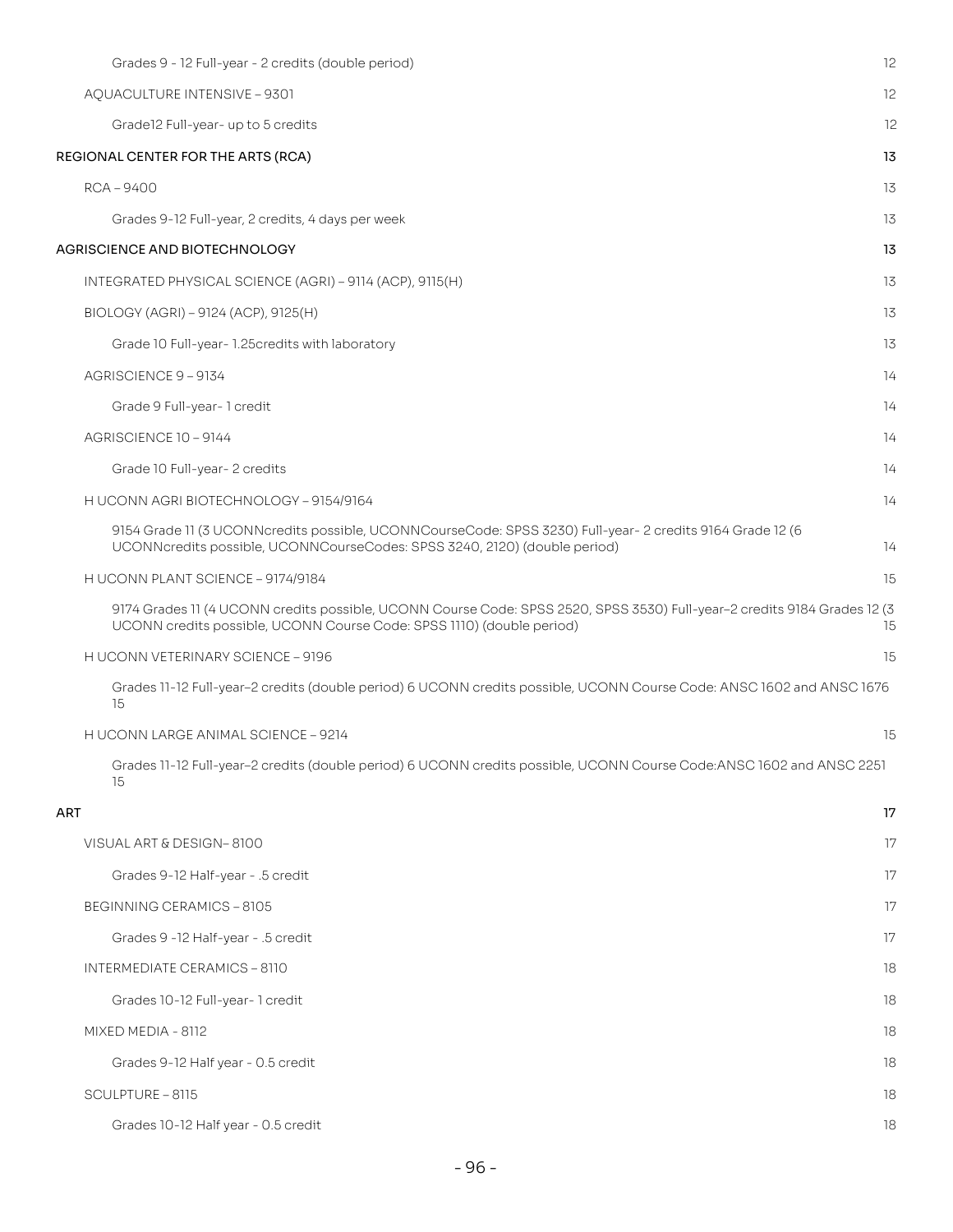Grades 9 - 12 Full-year - 2 credits (double period) 12

AQUACULTURE INTENSIVE – 9301 12

Grade12 Full-year- up to 5 credits 12

REGIONAL CENTER FOR THE ARTS (RCA) 13

RCA – 9400 13

Grades 9-12 Full-year, 2 credits, 4 days per week 13

AGRISCIENCE AND BIOTECHNOLOGY 13

INTEGRATED PHYSICAL SCIENCE (AGRI) – 9114 (ACP), 9115(H) 13

BIOLOGY (AGRI) – 9124 (ACP), 9125(H) 13

Grade 10 Full-year- 1.25credits with laboratory 13

AGRISCIENCE 9 – 9134 14

Grade 9 Full-year- 1 credit 14

AGRISCIENCE 10 – 9144 14

Grade 10 Full-year- 2 credits 14

H UCONN AGRI BIOTECHNOLOGY – 9154/9164 14

9154 Grade 11 (3 UCONNcredits possible, UCONNCourseCode: SPSS 3230) Full-year- 2 credits 9164 Grade 12 (6 UCONNcredits possible, UCONNCourseCodes: SPSS 3240, 2120) (double period) 14

H UCONN PLANT SCIENCE – 9174/9184 15

9174 Grades 11 (4 UCONN credits possible, UCONN Course Code: SPSS 2520, SPSS 3530) Full-year–2 credits 9184 Grades 12 (3 UCONN credits possible, UCONN Course Code: SPSS 1110) (double period) 15

H UCONN VETERINARY SCIENCE – 9196 15

Grades 11-12 Full-year–2 credits (double period) 6 UCONN credits possible, UCONN Course Code: ANSC 1602 and ANSC 1676 15

H UCONN LARGE ANIMAL SCIENCE – 9214 15

Grades 11-12 Full-year–2 credits (double period) 6 UCONN credits possible, UCONN Course Code:ANSC 1602 and ANSC 2251 15

ART 17

VISUAL ART & DESIGN– 8100 17

Grades 9-12 Half-year - .5 credit 17

BEGINNING CERAMICS – 8105 17

Grades 9 -12 Half-year - .5 credit 17

INTERMEDIATE CERAMICS – 8110 18

Grades 10-12 Full-year- 1 credit 18

MIXED MEDIA - 8112 18

Grades 9-12 Half year - 0.5 credit 18

SCULPTURE – 8115 18

Grades 10-12 Half year - 0.5 credit 18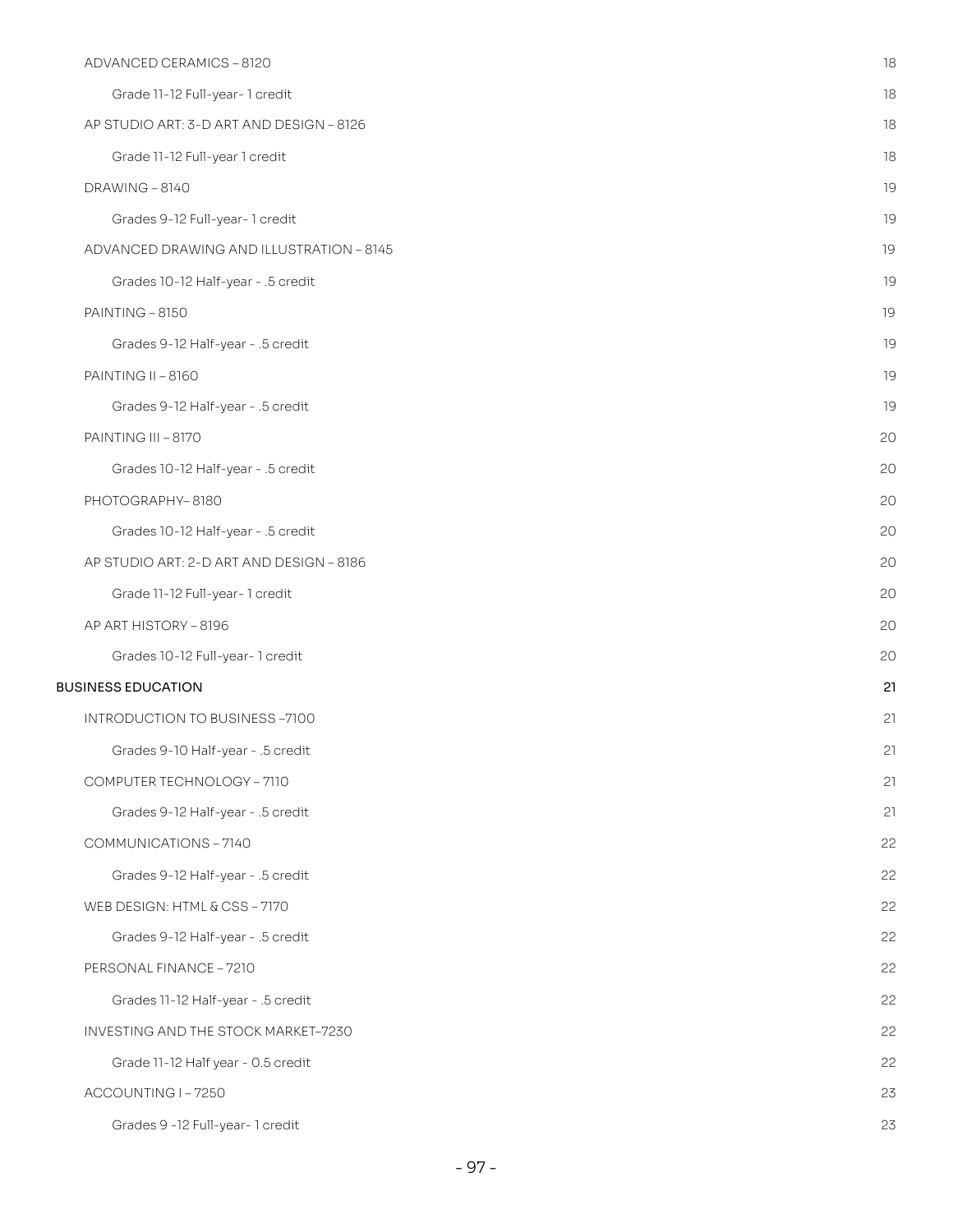ADVANCED CERAMICS – 8120 18

Grade 11-12 Full-year- 1 credit 18

AP STUDIO ART: 3-D ART AND DESIGN – 8126 18

Grade 11-12 Full-year 1 credit 18

DRAWING – 8140 19

Grades 9-12 Full-year- 1 credit 19

ADVANCED DRAWING AND ILLUSTRATION – 8145 19

Grades 10-12 Half-year - .5 credit 19

PAINTING – 8150 19

Grades 9-12 Half-year - .5 credit 19

PAINTING II – 8160 19

Grades 9-12 Half-year - .5 credit 19

PAINTING III – 8170 20

Grades 10-12 Half-year - .5 credit 20

PHOTOGRAPHY– 8180 20

Grades 10-12 Half-year - .5 credit 20

AP STUDIO ART: 2-D ART AND DESIGN – 8186 20

Grade 11-12 Full-year- 1 credit 20

AP ART HISTORY – 8196 20

Grades 10-12 Full-year- 1 credit 20

BUSINESS EDUCATION 21

INTRODUCTION TO BUSINESS –7100 21

Grades 9-10 Half-year - .5 credit 21

COMPUTER TECHNOLOGY – 7110 21

Grades 9-12 Half-year - .5 credit 21

COMMUNICATIONS – 7140 22

Grades 9-12 Half-year - .5 credit 22

WEB DESIGN: HTML & CSS – 7170 22

Grades 9-12 Half-year - .5 credit 22

PERSONAL FINANCE – 7210 22

Grades 11-12 Half-year - .5 credit 22

INVESTING AND THE STOCK MARKET–7230 22

Grade 11-12 Half year - 0.5 credit 22

ACCOUNTING I – 7250 23

Grades 9 -12 Full-year- 1 credit 23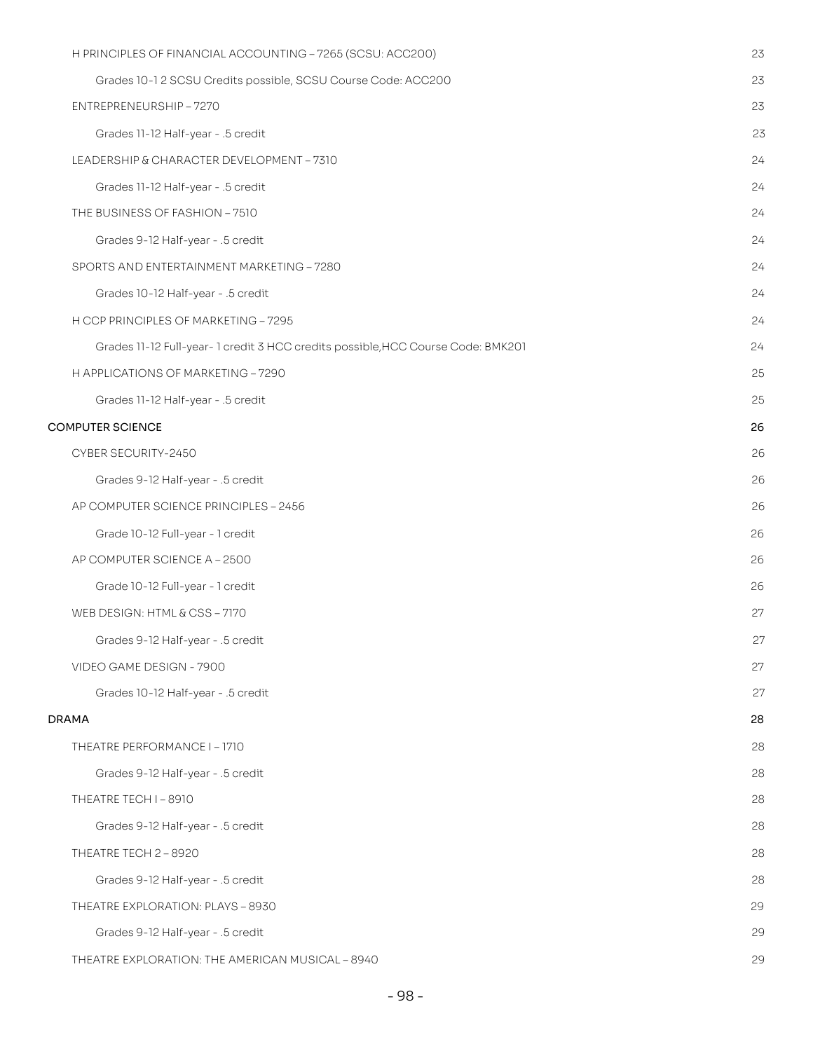H PRINCIPLES OF FINANCIAL ACCOUNTING – 7265 (SCSU: ACC200) 23

Grades 10-1 2 SCSU Credits possible, SCSU Course Code: ACC200 23

ENTREPRENEURSHIP – 7270 23

Grades 11-12 Half-year - .5 credit 23

LEADERSHIP & CHARACTER DEVELOPMENT – 7310 24

Grades 11-12 Half-year - .5 credit 24

THE BUSINESS OF FASHION – 7510 24

Grades 9-12 Half-year - .5 credit 24

SPORTS AND ENTERTAINMENT MARKETING – 7280 24

Grades 10-12 Half-year - .5 credit 24

H CCP PRINCIPLES OF MARKETING – 7295 24

Grades 11-12 Full-year- 1 credit 3 HCC credits possible,HCC Course Code: BMK201 24

H APPLICATIONS OF MARKETING – 7290 25

Grades 11-12 Half-year - .5 credit 25

COMPUTER SCIENCE 26

CYBER SECURITY-2450 26

Grades 9-12 Half-year - .5 credit 26

AP COMPUTER SCIENCE PRINCIPLES – 2456 26

Grade 10-12 Full-year - 1 credit 26

AP COMPUTER SCIENCE A – 2500 26

Grade 10-12 Full-year - 1 credit 26

WEB DESIGN: HTML & CSS – 7170 27

Grades 9-12 Half-year - .5 credit 27

VIDEO GAME DESIGN - 7900 27

Grades 10-12 Half-year - .5 credit 27

DRAMA 28

THEATRE PERFORMANCE I – 1710 28

Grades 9-12 Half-year - .5 credit 28

THEATRE TECH I – 8910 28

Grades 9-12 Half-year - .5 credit 28

THEATRE TECH 2 – 8920 28

Grades 9-12 Half-year - .5 credit 28

THEATRE EXPLORATION: PLAYS – 8930 29

Grades 9-12 Half-year - .5 credit 29

THEATRE EXPLORATION: THE AMERICAN MUSICAL – 8940 29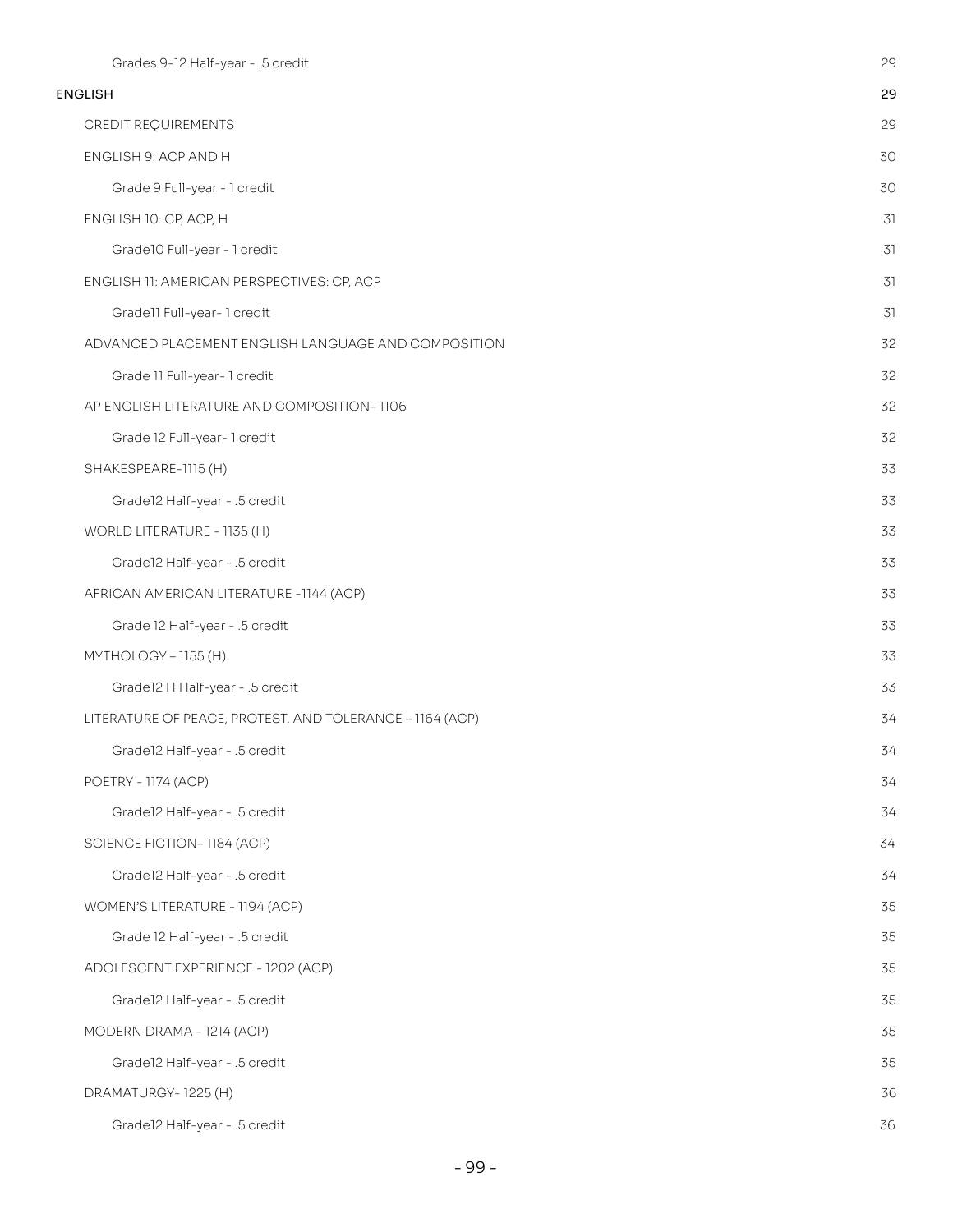Grades 9-12 Half-year - .5 credit 29

ENGLISH 29

CREDIT REQUIREMENTS 29

ENGLISH 9: ACP AND H 30

Grade 9 Full-year - 1 credit 30

ENGLISH 10: CP, ACP, H 31

Grade10 Full-year - 1 credit 31

ENGLISH 11: AMERICAN PERSPECTIVES: CP, ACP 31

Grade11 Full-year- 1 credit 31

ADVANCED PLACEMENT ENGLISH LANGUAGE AND COMPOSITION 32

Grade 11 Full-year- 1 credit 32

AP ENGLISH LITERATURE AND COMPOSITION– 1106 32

Grade 12 Full-year- 1 credit 32

SHAKESPEARE-1115 (H) 33

Grade12 Half-year - .5 credit 33

WORLD LITERATURE - 1135 (H) 33

Grade12 Half-year - .5 credit 33

AFRICAN AMERICAN LITERATURE -1144 (ACP) 33

Grade 12 Half-year - .5 credit 33

MYTHOLOGY – 1155 (H) 33

Grade12 H Half-year - .5 credit 33

LITERATURE OF PEACE, PROTEST, AND TOLERANCE – 1164 (ACP) 34

Grade12 Half-year - .5 credit 34

POETRY - 1174 (ACP) 34

Grade12 Half-year - .5 credit 34

SCIENCE FICTION– 1184 (ACP) 34

Grade12 Half-year - .5 credit 34

WOMEN'S LITERATURE - 1194 (ACP) 35

Grade 12 Half-year - .5 credit 35

ADOLESCENT EXPERIENCE - 1202 (ACP) 35

Grade12 Half-year - .5 credit 35

MODERN DRAMA - 1214 (ACP) 35

Grade12 Half-year - .5 credit 35

DRAMATURGY- 1225 (H) 36

Grade12 Half-year - .5 credit 36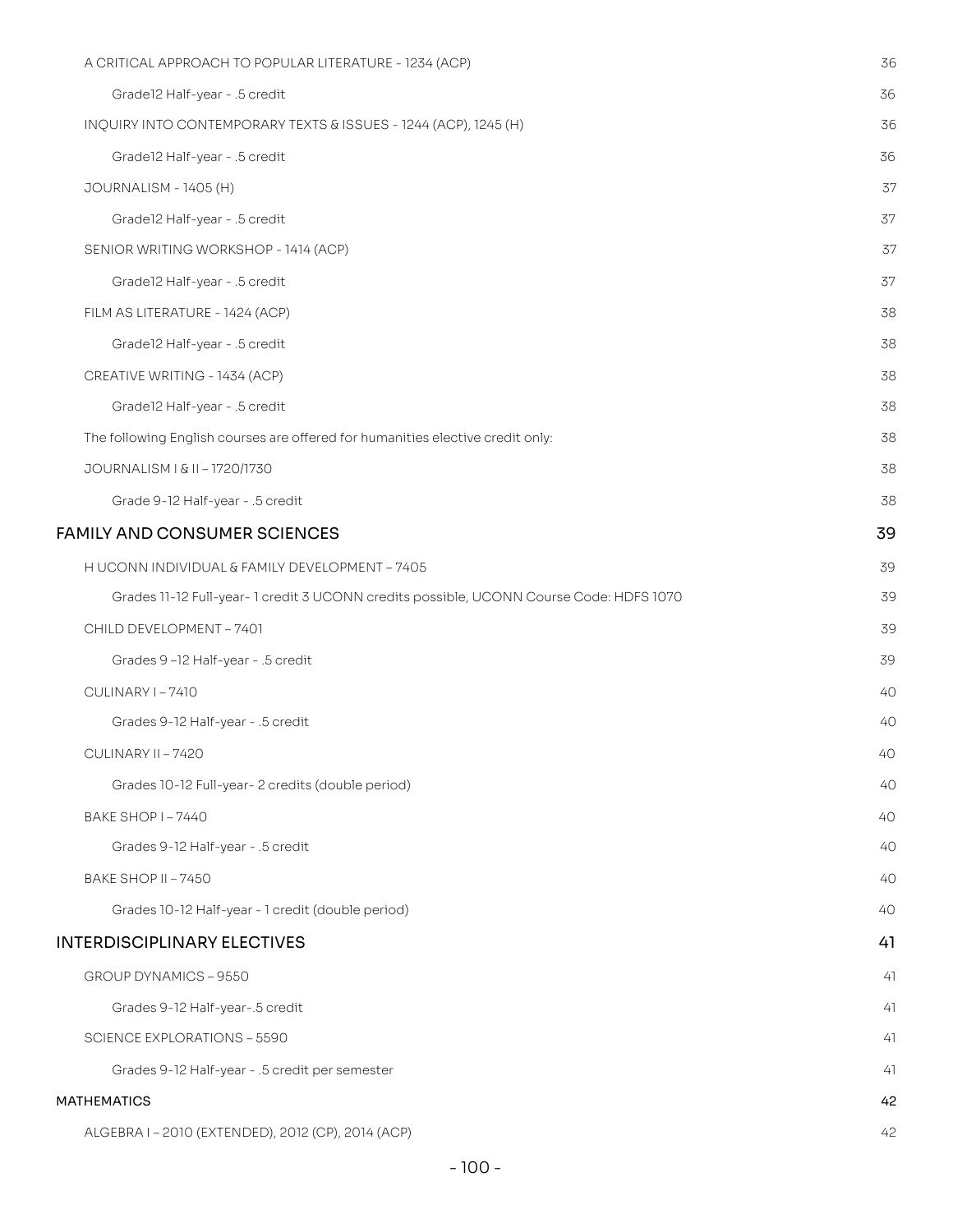A CRITICAL APPROACH TO POPULAR LITERATURE - 1234 (ACP) 36

Grade12 Half-year - .5 credit 36

INQUIRY INTO CONTEMPORARY TEXTS & ISSUES - 1244 (ACP), 1245 (H) 36

Grade12 Half-year - .5 credit 36

JOURNALISM - 1405 (H) 37

Grade12 Half-year - .5 credit 37

SENIOR WRITING WORKSHOP - 1414 (ACP) 37

Grade12 Half-year - .5 credit 37

FILM AS LITERATURE - 1424 (ACP) 38

Grade12 Half-year - .5 credit 38

CREATIVE WRITING - 1434 (ACP) 38

Grade12 Half-year - .5 credit 38

The following English courses are offered for humanities elective credit only: 38

JOURNALISM I & II – 1720/1730 38

Grade 9-12 Half-year - .5 credit 38

## FAMILY AND CONSUMER SCIENCES 39

H UCONN INDIVIDUAL & FAMILY DEVELOPMENT – 7405 39

Grades 11-12 Full-year- 1 credit 3 UCONN credits possible, UCONN Course Code: HDFS 1070 39

CHILD DEVELOPMENT – 7401 39

Grades 9 –12 Half-year - .5 credit 39

CULINARY I – 7410 40

Grades 9-12 Half-year - .5 credit 40

CULINARY II – 7420 40

Grades 10-12 Full-year- 2 credits (double period) 40

BAKE SHOP I – 7440 40

Grades 9-12 Half-year - .5 credit 40

BAKE SHOP II – 7450 40

Grades 10-12 Half-year - 1 credit (double period) 40

## INTERDISCIPLINARY ELECTIVES 41

GROUP DYNAMICS – 9550 41

Grades 9-12 Half-year-.5 credit 41

SCIENCE EXPLORATIONS – 5590 41

Grades 9-12 Half-year - .5 credit per semester 41

MATHEMATICS 42

ALGEBRA I – 2010 (EXTENDED), 2012 (CP), 2014 (ACP) 42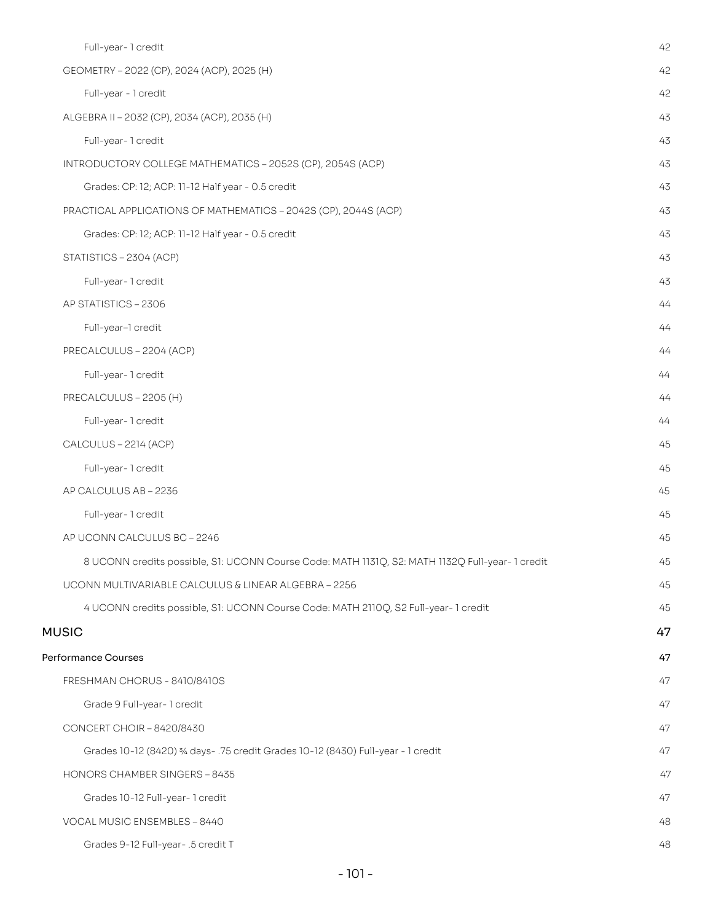Full-year- 1 credit 42

GEOMETRY – 2022 (CP), 2024 (ACP), 2025 (H) 42

Full-year - 1 credit 42

ALGEBRA II – 2032 (CP), 2034 (ACP), 2035 (H) 43

Full-year- 1 credit 43

INTRODUCTORY COLLEGE MATHEMATICS – 2052S (CP), 2054S (ACP) 43

Grades: CP: 12; ACP: 11-12 Half year - 0.5 credit 43

PRACTICAL APPLICATIONS OF MATHEMATICS – 2042S (CP), 2044S (ACP) 43

Grades: CP: 12; ACP: 11-12 Half year - 0.5 credit 43

STATISTICS – 2304 (ACP) 43

Full-year- 1 credit 43

AP STATISTICS – 2306 44

Full-year–1 credit 44

PRECALCULUS – 2204 (ACP) 44

Full-year- 1 credit 44

PRECALCULUS – 2205 (H) 44

Full-year- 1 credit 44

CALCULUS – 2214 (ACP) 45

Full-year- 1 credit 45

AP CALCULUS AB – 2236 45

Full-year- 1 credit 45

AP UCONN CALCULUS BC – 2246 45

8 UCONN credits possible, S1: UCONN Course Code: MATH 1131Q, S2: MATH 1132Q Full-year- 1 credit 45

UCONN MULTIVARIABLE CALCULUS & LINEAR ALGEBRA – 2256 45

4 UCONN credits possible, S1: UCONN Course Code: MATH 2110Q, S2 Full-year- 1 credit 45

## MUSIC 47

### Performance Courses 47

FRESHMAN CHORUS - 8410/8410S 47

Grade 9 Full-year- 1 credit 47

CONCERT CHOIR – 8420/8430 47

Grades 10-12 (8420) ¾ days- .75 credit Grades 10-12 (8430) Full-year - 1 credit 47

HONORS CHAMBER SINGERS – 8435 47

Grades 10-12 Full-year- 1 credit 47

VOCAL MUSIC ENSEMBLES – 8440 48

Grades 9-12 Full-year- .5 credit T 48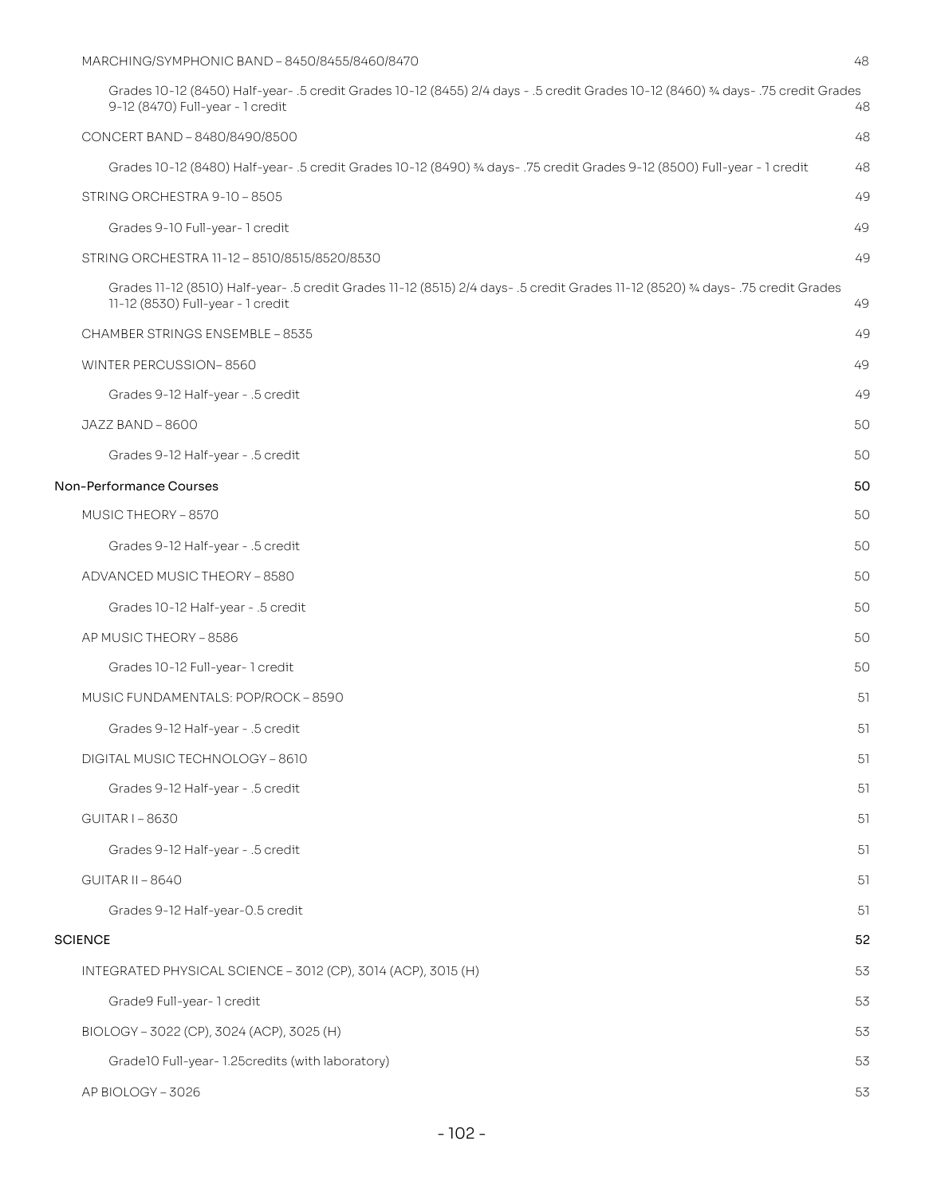MARCHING/SYMPHONIC BAND – 8450/8455/8460/8470 48

Grades 10-12 (8450) Half-year- .5 credit Grades 10-12 (8455) 2/4 days - .5 credit Grades 10-12 (8460) ¾ days- .75 credit Grades 9-12 (8470) Full-year - 1 credit 48

CONCERT BAND – 8480/8490/8500 48

Grades 10-12 (8480) Half-year- .5 credit Grades 10-12 (8490) ¾ days- .75 credit Grades 9-12 (8500) Full-year - 1 credit 48

STRING ORCHESTRA 9-10 – 8505 49

Grades 9-10 Full-year- 1 credit 49

STRING ORCHESTRA 11-12 – 8510/8515/8520/8530 49

Grades 11-12 (8510) Half-year- .5 credit Grades 11-12 (8515) 2/4 days- .5 credit Grades 11-12 (8520) ¾ days- .75 credit Grades 11-12 (8530) Full-year - 1 credit 49

CHAMBER STRINGS ENSEMBLE – 8535 49

WINTER PERCUSSION– 8560 49

Grades 9-12 Half-year - .5 credit 49

JAZZ BAND – 8600 50

Grades 9-12 Half-year - .5 credit 50

Non-Performance Courses 50

MUSIC THEORY – 8570 50

Grades 9-12 Half-year - .5 credit 50

ADVANCED MUSIC THEORY – 8580 50

Grades 10-12 Half-year - .5 credit 50

AP MUSIC THEORY – 8586 50

Grades 10-12 Full-year- 1 credit 50

MUSIC FUNDAMENTALS: POP/ROCK – 8590 51

Grades 9-12 Half-year - .5 credit 51

DIGITAL MUSIC TECHNOLOGY – 8610 51

Grades 9-12 Half-year - .5 credit 51

GUITAR I – 8630 51

Grades 9-12 Half-year - .5 credit 51

GUITAR II – 8640 51

Grades 9-12 Half-year-0.5 credit 51

SCIENCE 52

INTEGRATED PHYSICAL SCIENCE – 3012 (CP), 3014 (ACP), 3015 (H) 53

Grade9 Full-year- 1 credit 53

BIOLOGY – 3022 (CP), 3024 (ACP), 3025 (H) 53

Grade10 Full-year- 1.25credits (with laboratory) 53

AP BIOLOGY – 3026 53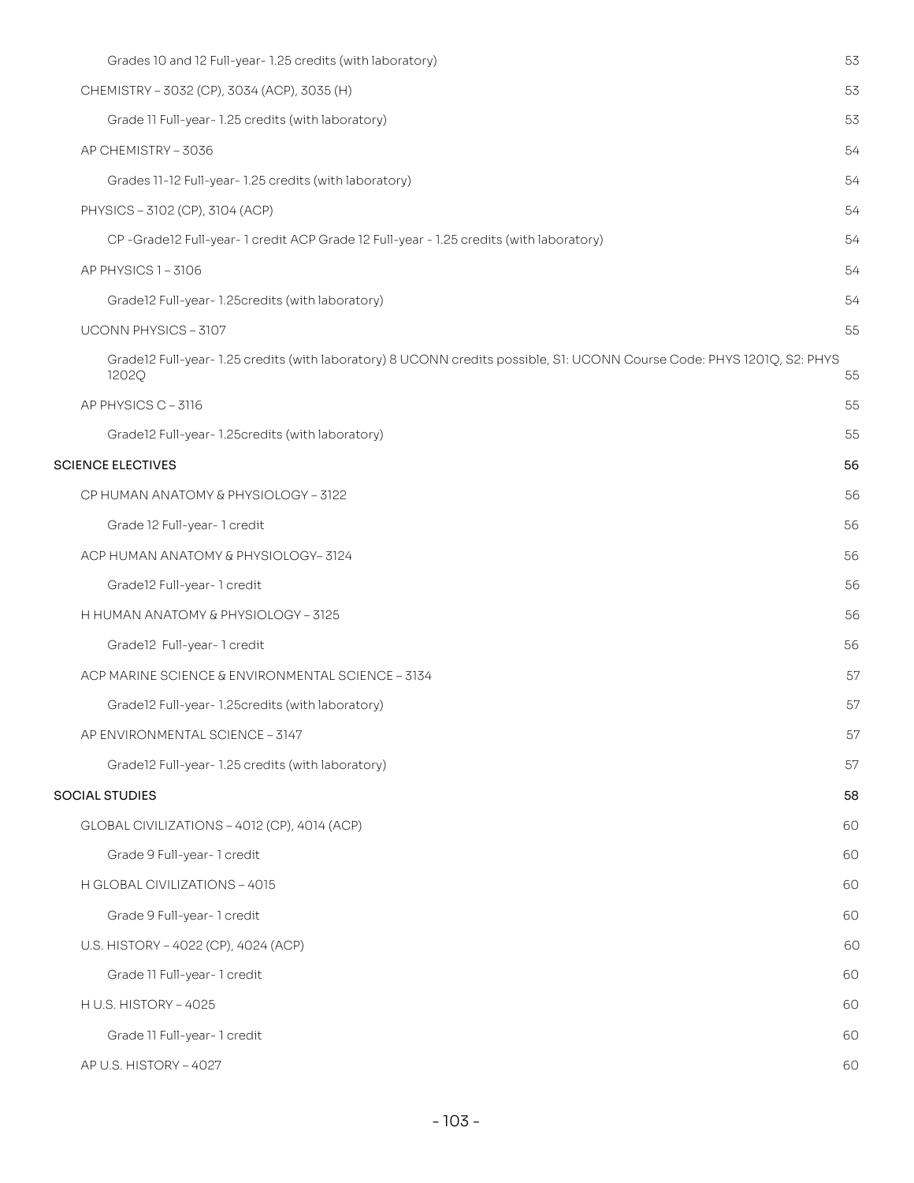- Grades 10 and 12 Full-year- 1.25 credits (with laboratory) 53
- CHEMISTRY – 3032 (CP), 3034 (ACP), 3035 (H) 53
  - Grade 11 Full-year- 1.25 credits (with laboratory) 53
- AP CHEMISTRY – 3036 54
  - Grades 11-12 Full-year- 1.25 credits (with laboratory) 54
- PHYSICS – 3102 (CP), 3104 (ACP) 54
  - CP -Grade12 Full-year- 1 credit ACP Grade 12 Full-year - 1.25 credits (with laboratory) 54
- AP PHYSICS 1 – 3106 54
  - Grade12 Full-year- 1.25credits (with laboratory) 54
- UCONN PHYSICS – 3107 55
  - Grade12 Full-year- 1.25 credits (with laboratory) 8 UCONN credits possible, S1: UCONN Course Code: PHYS 1201Q, S2: PHYS 1202Q 55
- AP PHYSICS C – 3116 55
  - Grade12 Full-year- 1.25credits (with laboratory) 55

SCIENCE ELECTIVES 56

- CP HUMAN ANATOMY & PHYSIOLOGY – 3122 56
  - Grade 12 Full-year- 1 credit 56
- ACP HUMAN ANATOMY & PHYSIOLOGY– 3124 56
  - Grade12 Full-year- 1 credit 56
- H HUMAN ANATOMY & PHYSIOLOGY – 3125 56
  - Grade12 Full-year- 1 credit 56
- ACP MARINE SCIENCE & ENVIRONMENTAL SCIENCE – 3134 57
  - Grade12 Full-year- 1.25credits (with laboratory) 57
- AP ENVIRONMENTAL SCIENCE – 3147 57
  - Grade12 Full-year- 1.25 credits (with laboratory) 57

SOCIAL STUDIES 58

- GLOBAL CIVILIZATIONS – 4012 (CP), 4014 (ACP) 60
  - Grade 9 Full-year- 1 credit 60
- H GLOBAL CIVILIZATIONS – 4015 60
  - Grade 9 Full-year- 1 credit 60
- U.S. HISTORY – 4022 (CP), 4024 (ACP) 60
  - Grade 11 Full-year- 1 credit 60
- H U.S. HISTORY – 4025 60
  - Grade 11 Full-year- 1 credit 60
- AP U.S. HISTORY – 4027 60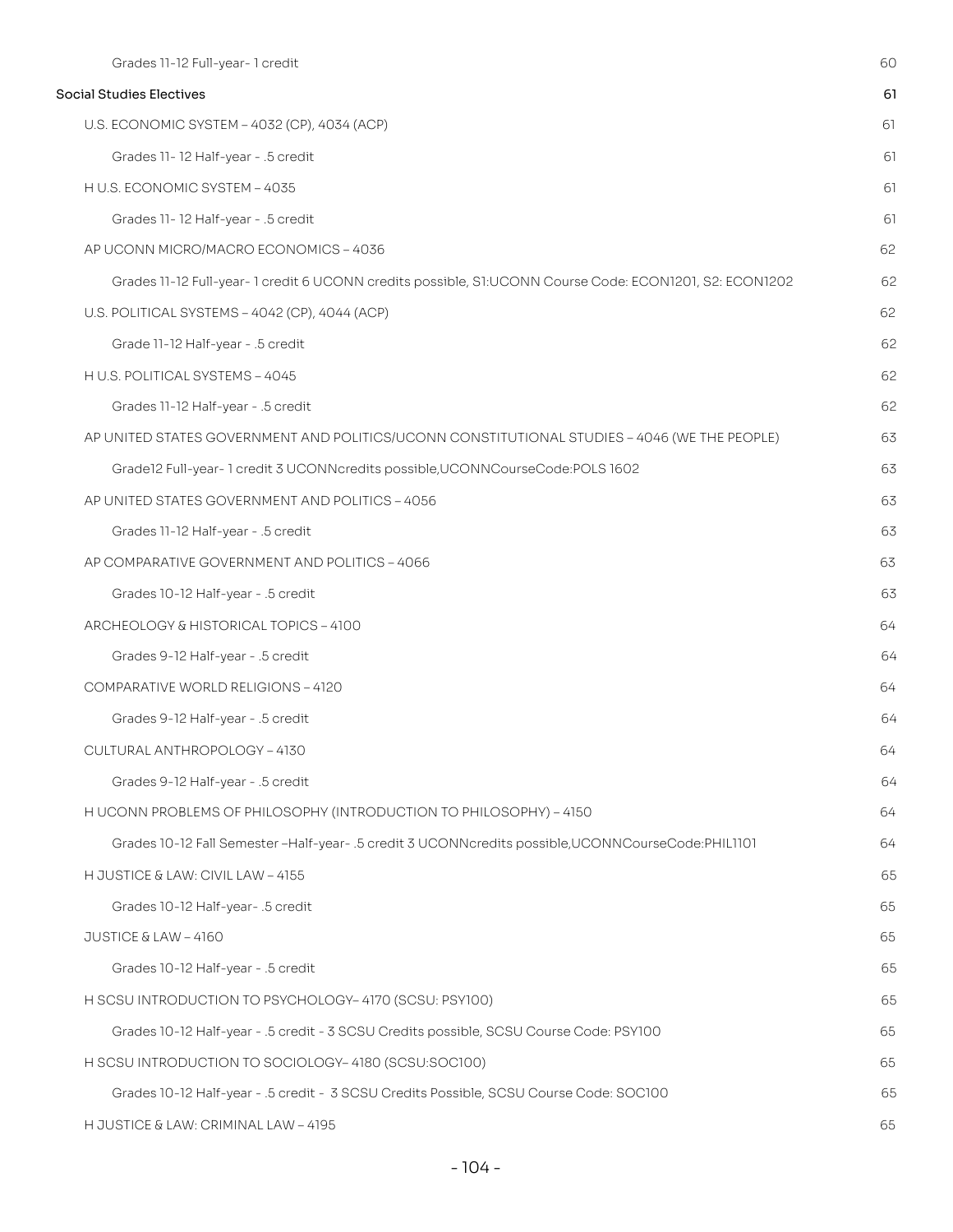Grades 11-12 Full-year- 1 credit 60

Social Studies Electives 61

U.S. ECONOMIC SYSTEM – 4032 (CP), 4034 (ACP) 61

Grades 11- 12 Half-year - .5 credit 61

H U.S. ECONOMIC SYSTEM – 4035 61

Grades 11- 12 Half-year - .5 credit 61

AP UCONN MICRO/MACRO ECONOMICS – 4036 62

Grades 11-12 Full-year- 1 credit 6 UCONN credits possible, S1:UCONN Course Code: ECON1201, S2: ECON1202 62

U.S. POLITICAL SYSTEMS – 4042 (CP), 4044 (ACP) 62

Grade 11-12 Half-year - .5 credit 62

H U.S. POLITICAL SYSTEMS – 4045 62

Grades 11-12 Half-year - .5 credit 62

AP UNITED STATES GOVERNMENT AND POLITICS/UCONN CONSTITUTIONAL STUDIES – 4046 (WE THE PEOPLE) 63

Grade12 Full-year- 1 credit 3 UCONNcredits possible,UCONNCourseCode:POLS 1602 63

AP UNITED STATES GOVERNMENT AND POLITICS – 4056 63

Grades 11-12 Half-year - .5 credit 63

AP COMPARATIVE GOVERNMENT AND POLITICS – 4066 63

Grades 10-12 Half-year - .5 credit 63

ARCHEOLOGY & HISTORICAL TOPICS – 4100 64

Grades 9-12 Half-year - .5 credit 64

COMPARATIVE WORLD RELIGIONS – 4120 64

Grades 9-12 Half-year - .5 credit 64

CULTURAL ANTHROPOLOGY – 4130 64

Grades 9-12 Half-year - .5 credit 64

H UCONN PROBLEMS OF PHILOSOPHY (INTRODUCTION TO PHILOSOPHY) – 4150 64

Grades 10-12 Fall Semester –Half-year- .5 credit 3 UCONNcredits possible,UCONNCourseCode:PHIL1101 64

H JUSTICE & LAW: CIVIL LAW – 4155 65

Grades 10-12 Half-year- .5 credit 65

JUSTICE & LAW – 4160 65

Grades 10-12 Half-year - .5 credit 65

H SCSU INTRODUCTION TO PSYCHOLOGY– 4170 (SCSU: PSY100) 65

Grades 10-12 Half-year - .5 credit - 3 SCSU Credits possible, SCSU Course Code: PSY100 65

H SCSU INTRODUCTION TO SOCIOLOGY– 4180 (SCSU:SOC100) 65

Grades 10-12 Half-year - .5 credit - 3 SCSU Credits Possible, SCSU Course Code: SOC100 65

H JUSTICE & LAW: CRIMINAL LAW – 4195 65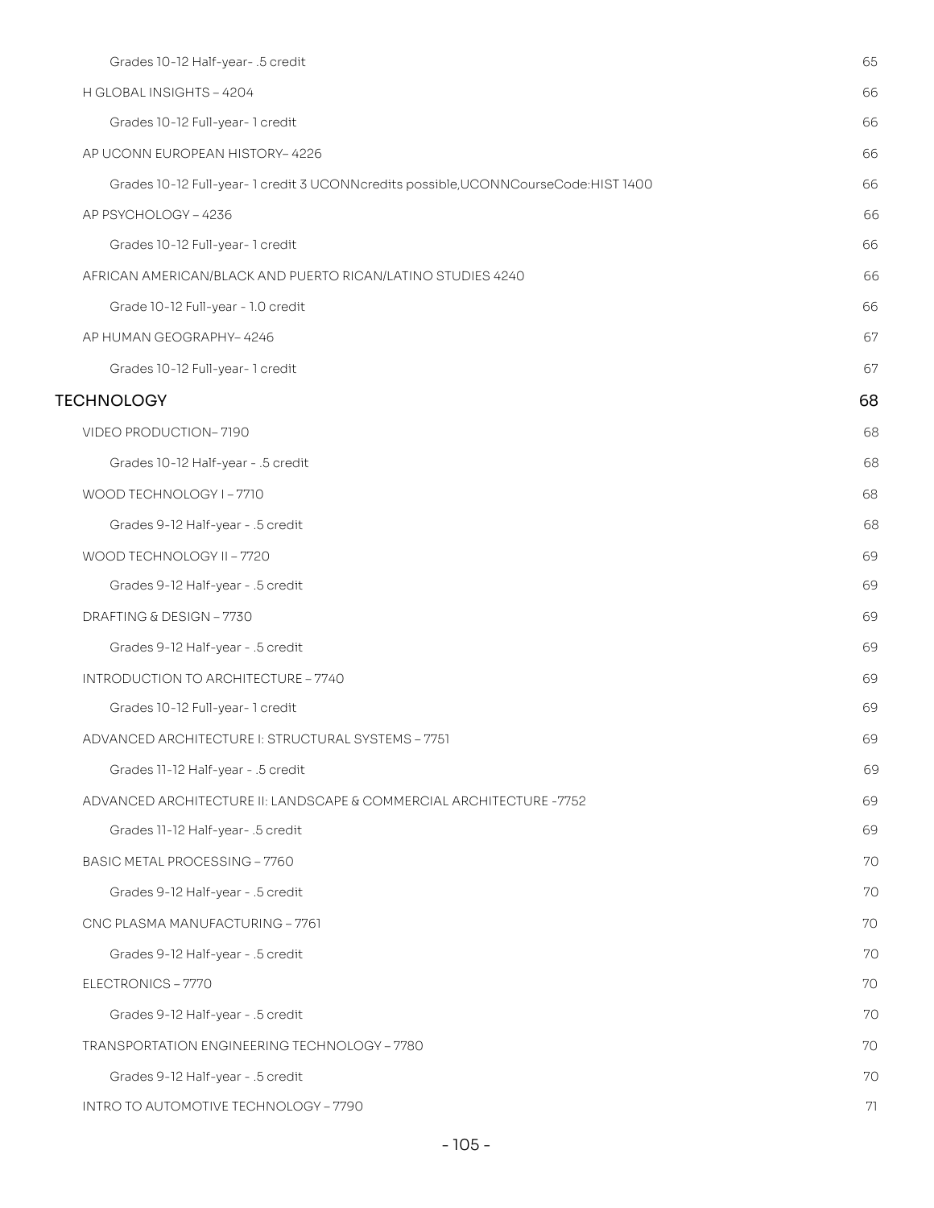Grades 10-12 Half-year- .5 credit 65

H GLOBAL INSIGHTS – 4204 66

Grades 10-12 Full-year- 1 credit 66

AP UCONN EUROPEAN HISTORY– 4226 66

Grades 10-12 Full-year- 1 credit 3 UCONNcredits possible,UCONNCourseCode:HIST 1400 66

AP PSYCHOLOGY – 4236 66

Grades 10-12 Full-year- 1 credit 66

AFRICAN AMERICAN/BLACK AND PUERTO RICAN/LATINO STUDIES 4240 66

Grade 10-12 Full-year - 1.0 credit 66

AP HUMAN GEOGRAPHY– 4246 67

Grades 10-12 Full-year- 1 credit 67

TECHNOLOGY 68

VIDEO PRODUCTION– 7190 68

Grades 10-12 Half-year - .5 credit 68

WOOD TECHNOLOGY I – 7710 68

Grades 9-12 Half-year - .5 credit 68

WOOD TECHNOLOGY II – 7720 69

Grades 9-12 Half-year - .5 credit 69

DRAFTING & DESIGN – 7730 69

Grades 9-12 Half-year - .5 credit 69

INTRODUCTION TO ARCHITECTURE – 7740 69

Grades 10-12 Full-year- 1 credit 69

ADVANCED ARCHITECTURE I: STRUCTURAL SYSTEMS – 7751 69

Grades 11-12 Half-year - .5 credit 69

ADVANCED ARCHITECTURE II: LANDSCAPE & COMMERCIAL ARCHITECTURE -7752 69

Grades 11-12 Half-year- .5 credit 69

BASIC METAL PROCESSING – 7760 70

Grades 9-12 Half-year - .5 credit 70

CNC PLASMA MANUFACTURING – 7761 70

Grades 9-12 Half-year - .5 credit 70

ELECTRONICS – 7770 70

Grades 9-12 Half-year - .5 credit 70

TRANSPORTATION ENGINEERING TECHNOLOGY – 7780 70

Grades 9-12 Half-year - .5 credit 70

INTRO TO AUTOMOTIVE TECHNOLOGY – 7790 71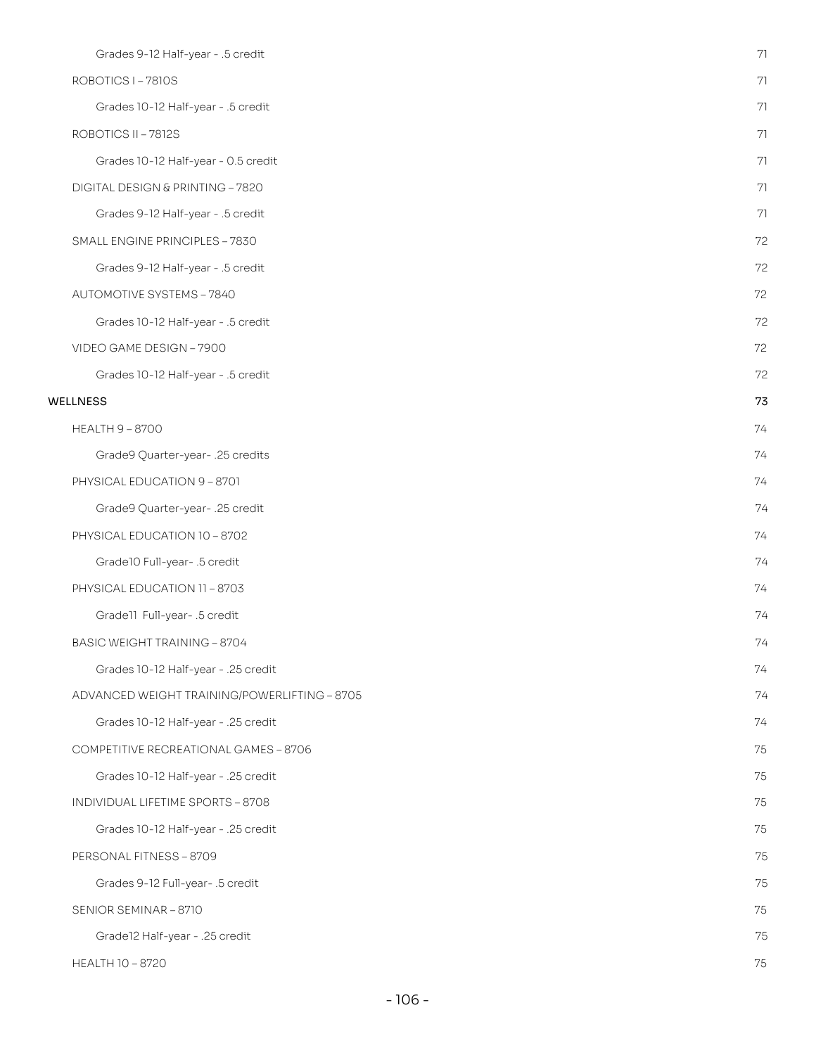Grades 9-12 Half-year - .5 credit 71

ROBOTICS I – 7810S 71

Grades 10-12 Half-year - .5 credit 71

ROBOTICS II – 7812S 71

Grades 10-12 Half-year - 0.5 credit 71

DIGITAL DESIGN & PRINTING – 7820 71

Grades 9-12 Half-year - .5 credit 71

SMALL ENGINE PRINCIPLES – 7830 72

Grades 9-12 Half-year - .5 credit 72

AUTOMOTIVE SYSTEMS – 7840 72

Grades 10-12 Half-year - .5 credit 72

VIDEO GAME DESIGN – 7900 72

Grades 10-12 Half-year - .5 credit 72

WELLNESS 73

HEALTH 9 – 8700 74

Grade9 Quarter-year- .25 credits 74

PHYSICAL EDUCATION 9 – 8701 74

Grade9 Quarter-year- .25 credit 74

PHYSICAL EDUCATION 10 – 8702 74

Grade10 Full-year- .5 credit 74

PHYSICAL EDUCATION 11 – 8703 74

Grade11 Full-year- .5 credit 74

BASIC WEIGHT TRAINING – 8704 74

Grades 10-12 Half-year - .25 credit 74

ADVANCED WEIGHT TRAINING/POWERLIFTING – 8705 74

Grades 10-12 Half-year - .25 credit 74

COMPETITIVE RECREATIONAL GAMES – 8706 75

Grades 10-12 Half-year - .25 credit 75

INDIVIDUAL LIFETIME SPORTS – 8708 75

Grades 10-12 Half-year - .25 credit 75

PERSONAL FITNESS – 8709 75

Grades 9-12 Full-year- .5 credit 75

SENIOR SEMINAR – 8710 75

Grade12 Half-year - .25 credit 75

HEALTH 10 – 8720 75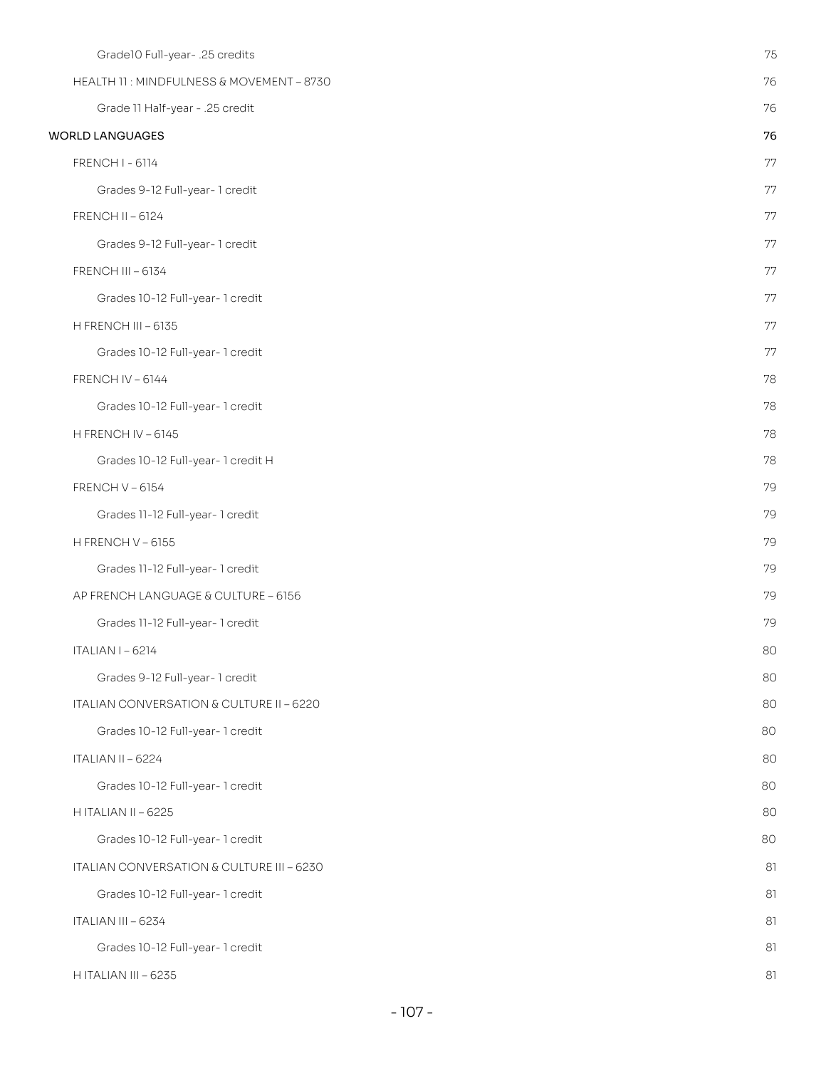Grade10 Full-year- .25 credits 75

HEALTH 11 : MINDFULNESS & MOVEMENT – 8730 76

Grade 11 Half-year - .25 credit 76

WORLD LANGUAGES 76

FRENCH I - 6114 77

Grades 9-12 Full-year- 1 credit 77

FRENCH II – 6124 77

Grades 9-12 Full-year- 1 credit 77

FRENCH III – 6134 77

Grades 10-12 Full-year- 1 credit 77

H FRENCH III – 6135 77

Grades 10-12 Full-year- 1 credit 77

FRENCH IV – 6144 78

Grades 10-12 Full-year- 1 credit 78

H FRENCH IV – 6145 78

Grades 10-12 Full-year- 1 credit H 78

FRENCH V – 6154 79

Grades 11-12 Full-year- 1 credit 79

H FRENCH V – 6155 79

Grades 11-12 Full-year- 1 credit 79

AP FRENCH LANGUAGE & CULTURE – 6156 79

Grades 11-12 Full-year- 1 credit 79

ITALIAN I – 6214 80

Grades 9-12 Full-year- 1 credit 80

ITALIAN CONVERSATION & CULTURE II – 6220 80

Grades 10-12 Full-year- 1 credit 80

ITALIAN II – 6224 80

Grades 10-12 Full-year- 1 credit 80

H ITALIAN II – 6225 80

Grades 10-12 Full-year- 1 credit 80

ITALIAN CONVERSATION & CULTURE III – 6230 81

Grades 10-12 Full-year- 1 credit 81

ITALIAN III – 6234 81

Grades 10-12 Full-year- 1 credit 81

H ITALIAN III – 6235 81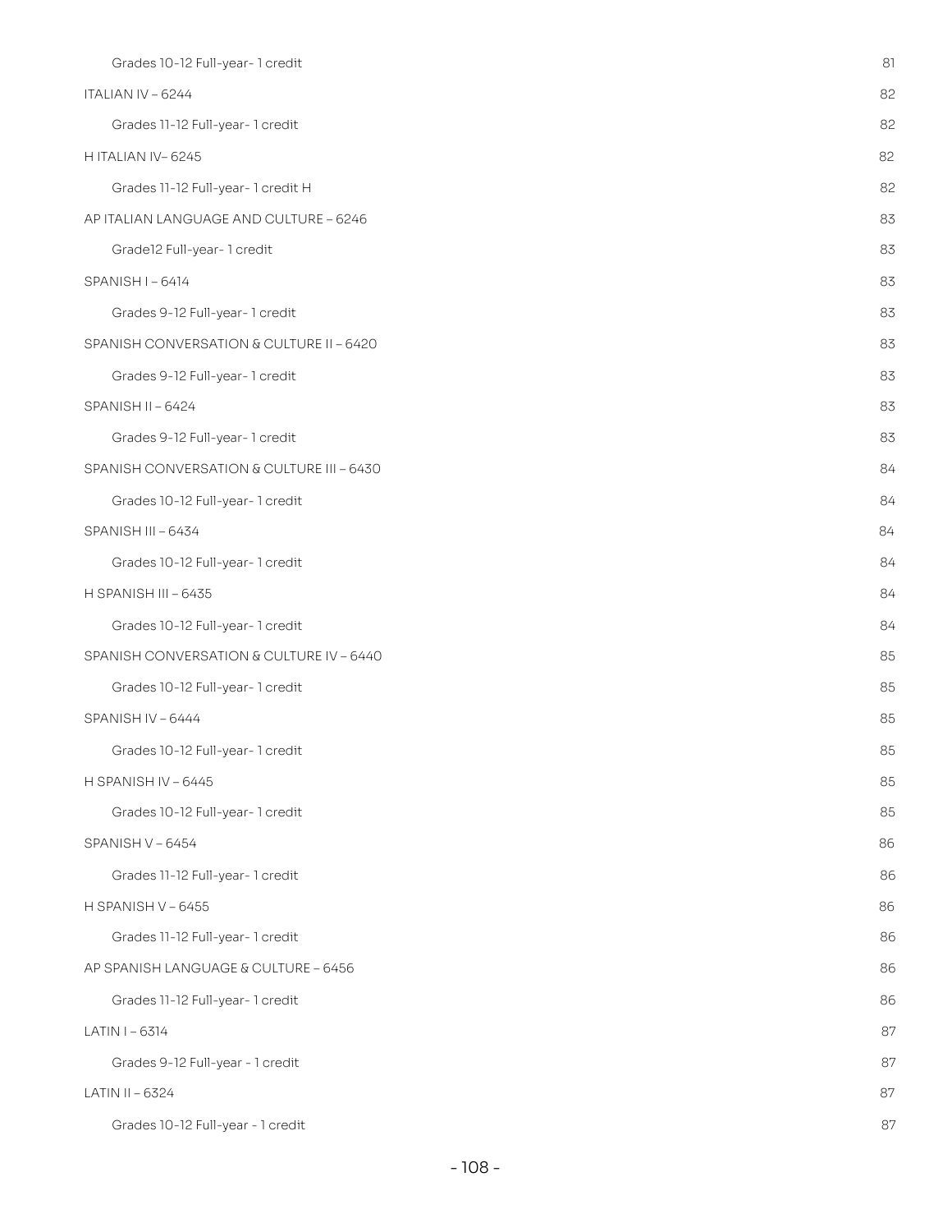Grades 10-12 Full-year- 1 credit 81

ITALIAN IV – 6244 82

Grades 11-12 Full-year- 1 credit 82

H ITALIAN IV– 6245 82

Grades 11-12 Full-year- 1 credit H 82

AP ITALIAN LANGUAGE AND CULTURE – 6246 83

Grade12 Full-year- 1 credit 83

SPANISH I – 6414 83

Grades 9-12 Full-year- 1 credit 83

SPANISH CONVERSATION & CULTURE II – 6420 83

Grades 9-12 Full-year- 1 credit 83

SPANISH II – 6424 83

Grades 9-12 Full-year- 1 credit 83

SPANISH CONVERSATION & CULTURE III – 6430 84

Grades 10-12 Full-year- 1 credit 84

SPANISH III – 6434 84

Grades 10-12 Full-year- 1 credit 84

H SPANISH III – 6435 84

Grades 10-12 Full-year- 1 credit 84

SPANISH CONVERSATION & CULTURE IV – 6440 85

Grades 10-12 Full-year- 1 credit 85

SPANISH IV – 6444 85

Grades 10-12 Full-year- 1 credit 85

H SPANISH IV – 6445 85

Grades 10-12 Full-year- 1 credit 85

SPANISH V – 6454 86

Grades 11-12 Full-year- 1 credit 86

H SPANISH V – 6455 86

Grades 11-12 Full-year- 1 credit 86

AP SPANISH LANGUAGE & CULTURE – 6456 86

Grades 11-12 Full-year- 1 credit 86

LATIN I – 6314 87

Grades 9-12 Full-year - 1 credit 87

LATIN II – 6324 87

Grades 10-12 Full-year - 1 credit 87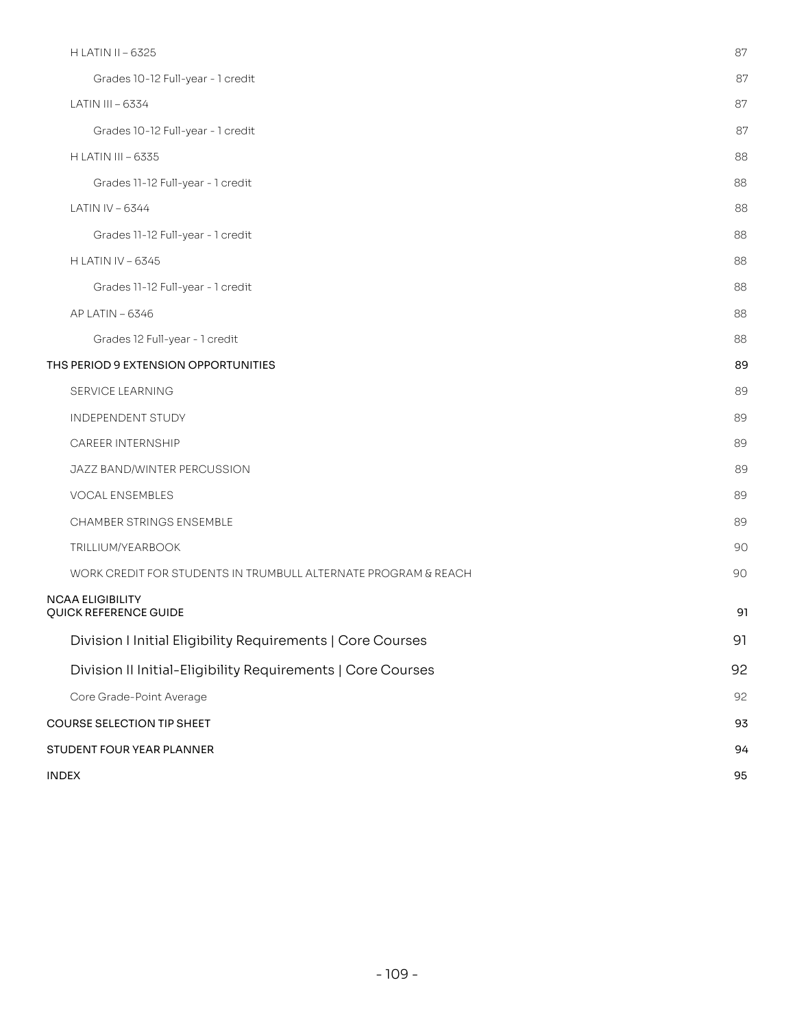H LATIN II – 6325 87

Grades 10-12 Full-year - 1 credit 87

LATIN III – 6334 87

Grades 10-12 Full-year - 1 credit 87

H LATIN III – 6335 88

Grades 11-12 Full-year - 1 credit 88

LATIN IV – 6344 88

Grades 11-12 Full-year - 1 credit 88

H LATIN IV – 6345 88

Grades 11-12 Full-year - 1 credit 88

AP LATIN – 6346 88

Grades 12 Full-year - 1 credit 88

THS PERIOD 9 EXTENSION OPPORTUNITIES 89

SERVICE LEARNING 89

INDEPENDENT STUDY 89

CAREER INTERNSHIP 89

JAZZ BAND/WINTER PERCUSSION 89

VOCAL ENSEMBLES 89

CHAMBER STRINGS ENSEMBLE 89

TRILLIUM/YEARBOOK 90

WORK CREDIT FOR STUDENTS IN TRUMBULL ALTERNATE PROGRAM & REACH 90

NCAA ELIGIBILITY
QUICK REFERENCE GUIDE 91

Division I Initial Eligibility Requirements | Core Courses 91

Division II Initial-Eligibility Requirements | Core Courses 92

Core Grade-Point Average 92

COURSE SELECTION TIP SHEET 93

STUDENT FOUR YEAR PLANNER 94

INDEX 95